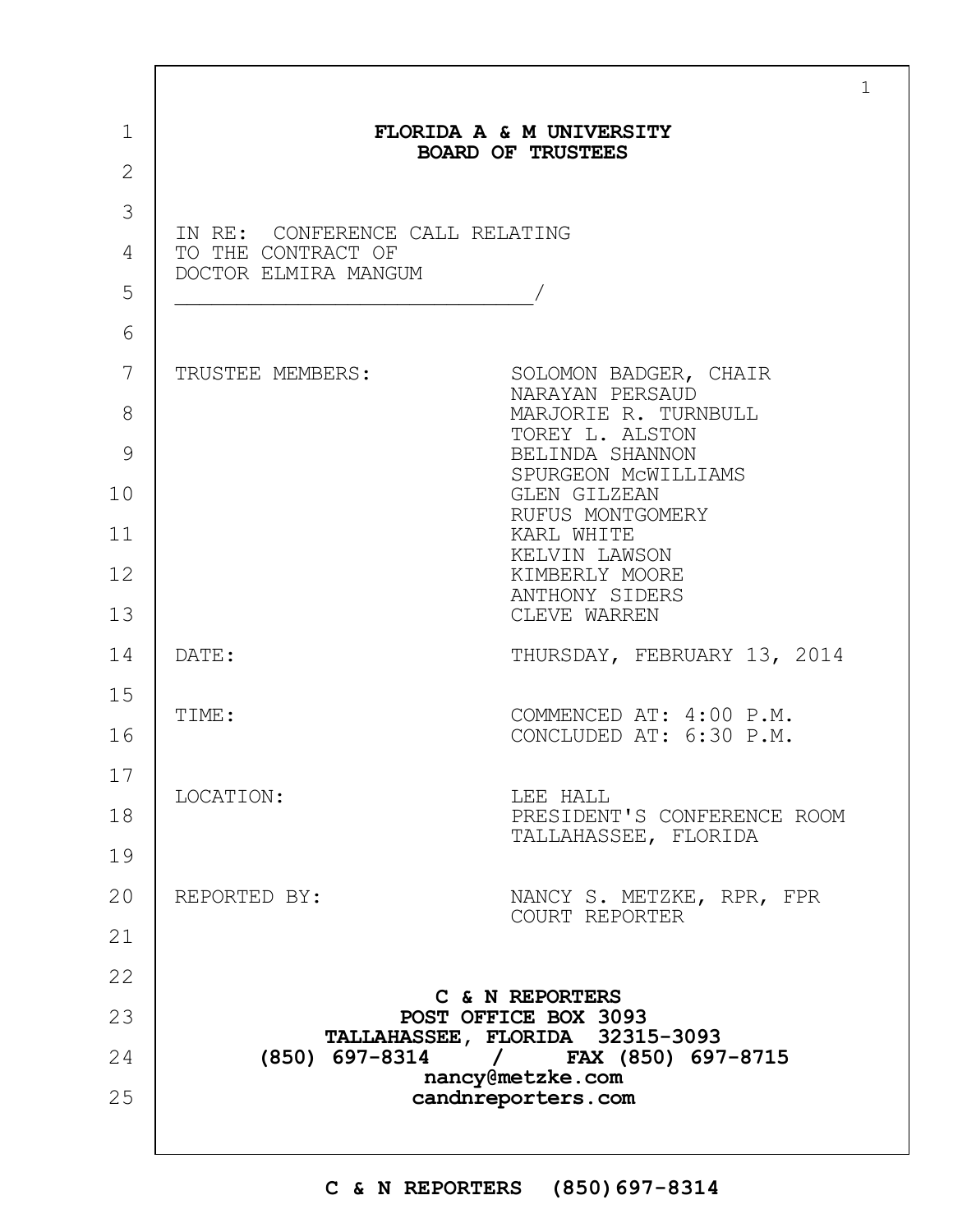# FLORIDA A & M UNIVERSITY
## BOARD OF TRUSTEES

IN RE: CONFERENCE CALL RELATING TO THE CONTRACT OF DOCTOR ELMIRA MANGUM
______________________________/

| | |
|---|---|
| TRUSTEE MEMBERS: | SOLOMON BADGER, CHAIR<br>NARAYAN PERSAUD<br>MARJORIE R. TURNBULL<br>TOREY L. ALSTON<br>BELINDA SHANNON<br>SPURGEON McWILLIAMS<br>GLEN GILZEAN<br>RUFUS MONTGOMERY<br>KARL WHITE<br>KELVIN LAWSON<br>KIMBERLY MOORE<br>ANTHONY SIDERS<br>CLEVE WARREN |
| DATE: | THURSDAY, FEBRUARY 13, 2014 |
| TIME: | COMMENCED AT: 4:00 P.M.<br>CONCLUDED AT: 6:30 P.M. |
| LOCATION: | LEE HALL<br>PRESIDENT'S CONFERENCE ROOM<br>TALLAHASSEE, FLORIDA |
| REPORTED BY: | NANCY S. METZKE, RPR, FPR<br>COURT REPORTER |

**C & N REPORTERS**
**POST OFFICE BOX 3093**
**TALLAHASSEE, FLORIDA 32315-3093**
**(850) 697-8314 / FAX (850) 697-8715**
**nancy@metzke.com**
**candnreporters.com**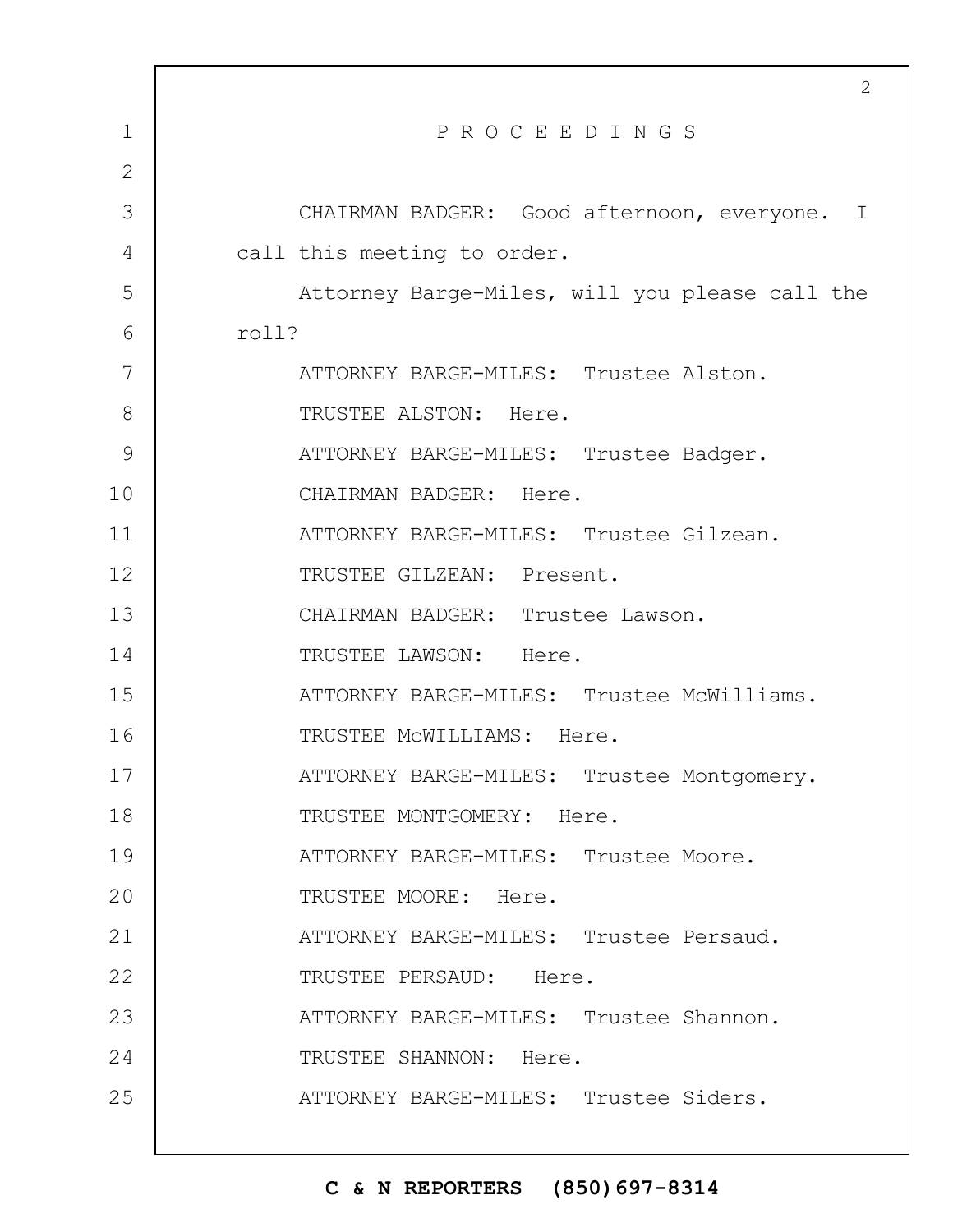# P R O C E E D I N G S

CHAIRMAN BADGER: Good afternoon, everyone. I call this meeting to order.

Attorney Barge-Miles, will you please call the roll?

ATTORNEY BARGE-MILES: Trustee Alston.

TRUSTEE ALSTON: Here.

ATTORNEY BARGE-MILES: Trustee Badger.

CHAIRMAN BADGER: Here.

ATTORNEY BARGE-MILES: Trustee Gilzean.

TRUSTEE GILZEAN: Present.

CHAIRMAN BADGER: Trustee Lawson.

TRUSTEE LAWSON: Here.

ATTORNEY BARGE-MILES: Trustee McWilliams.

TRUSTEE McWILLIAMS: Here.

ATTORNEY BARGE-MILES: Trustee Montgomery.

TRUSTEE MONTGOMERY: Here.

ATTORNEY BARGE-MILES: Trustee Moore.

TRUSTEE MOORE: Here.

ATTORNEY BARGE-MILES: Trustee Persaud.

TRUSTEE PERSAUD: Here.

ATTORNEY BARGE-MILES: Trustee Shannon.

TRUSTEE SHANNON: Here.

ATTORNEY BARGE-MILES: Trustee Siders.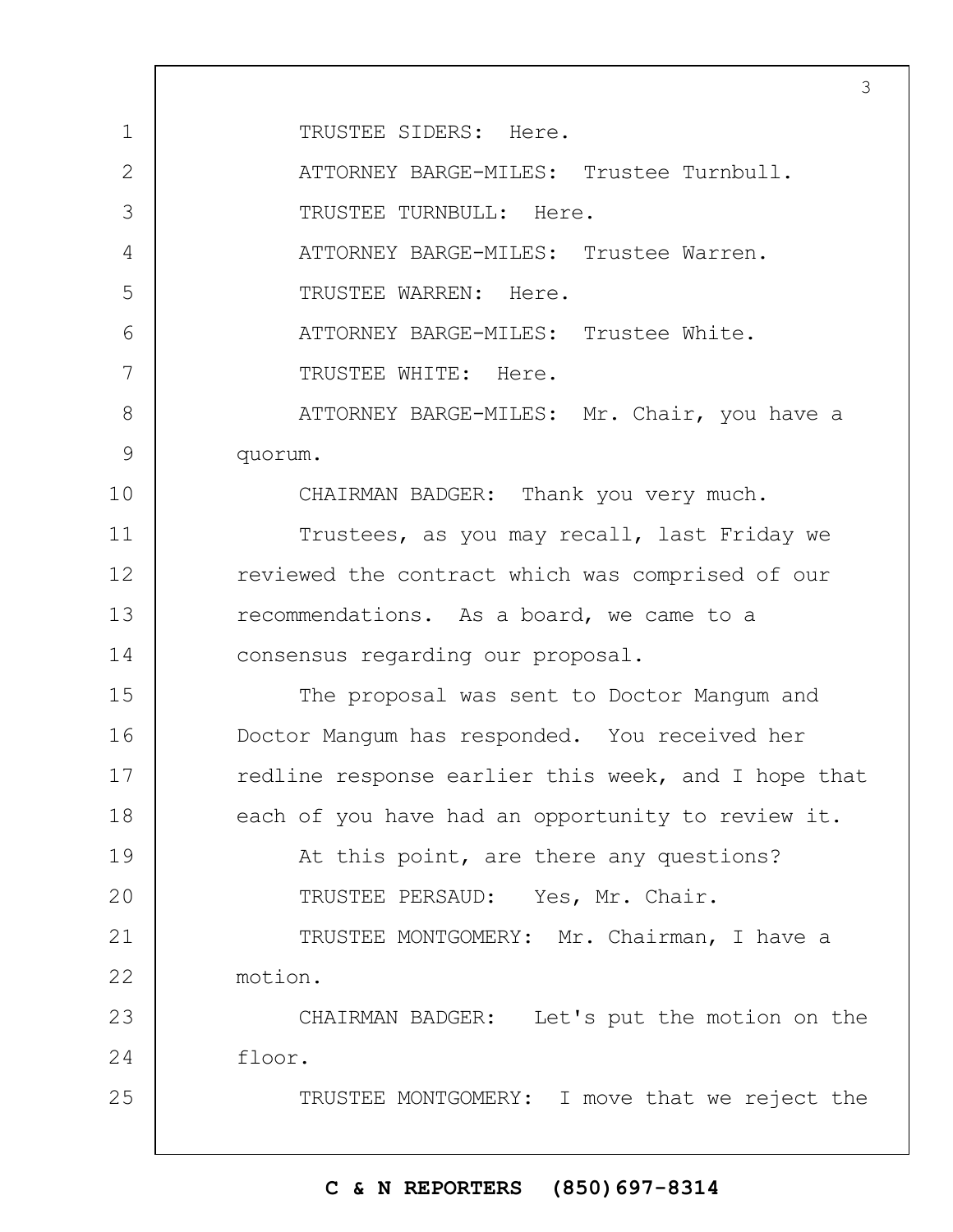TRUSTEE SIDERS: Here.

ATTORNEY BARGE-MILES: Trustee Turnbull.

TRUSTEE TURNBULL: Here.

ATTORNEY BARGE-MILES: Trustee Warren.

TRUSTEE WARREN: Here.

ATTORNEY BARGE-MILES: Trustee White.

TRUSTEE WHITE: Here.

ATTORNEY BARGE-MILES: Mr. Chair, you have a quorum.

CHAIRMAN BADGER: Thank you very much.

Trustees, as you may recall, last Friday we reviewed the contract which was comprised of our recommendations. As a board, we came to a consensus regarding our proposal.

The proposal was sent to Doctor Mangum and Doctor Mangum has responded. You received her redline response earlier this week, and I hope that each of you have had an opportunity to review it.

At this point, are there any questions?

TRUSTEE PERSAUD: Yes, Mr. Chair.

TRUSTEE MONTGOMERY: Mr. Chairman, I have a motion.

CHAIRMAN BADGER: Let's put the motion on the floor.

TRUSTEE MONTGOMERY: I move that we reject the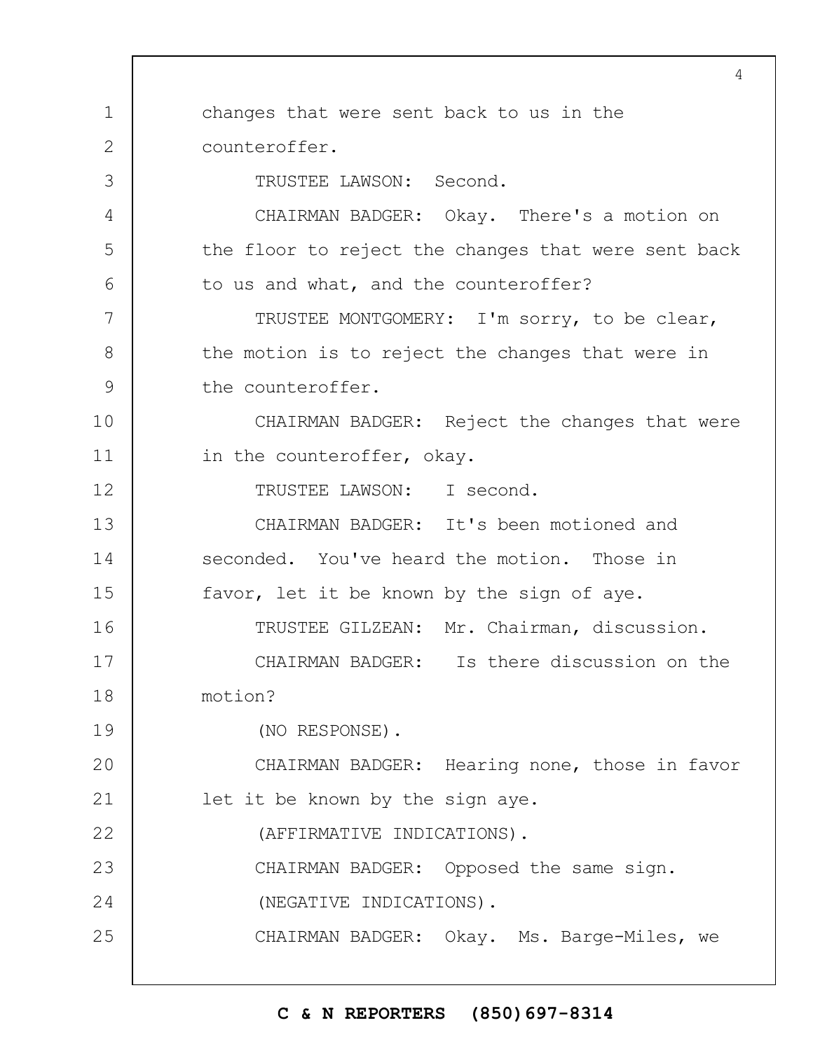changes that were sent back to us in the counteroffer.

TRUSTEE LAWSON: Second.

CHAIRMAN BADGER: Okay. There's a motion on the floor to reject the changes that were sent back to us and what, and the counteroffer?

TRUSTEE MONTGOMERY: I'm sorry, to be clear, the motion is to reject the changes that were in the counteroffer.

CHAIRMAN BADGER: Reject the changes that were in the counteroffer, okay.

TRUSTEE LAWSON: I second.

CHAIRMAN BADGER: It's been motioned and seconded. You've heard the motion. Those in favor, let it be known by the sign of aye.

TRUSTEE GILZEAN: Mr. Chairman, discussion.

CHAIRMAN BADGER: Is there discussion on the motion?

(NO RESPONSE).

CHAIRMAN BADGER: Hearing none, those in favor let it be known by the sign aye.

(AFFIRMATIVE INDICATIONS).

CHAIRMAN BADGER: Opposed the same sign.

(NEGATIVE INDICATIONS).

CHAIRMAN BADGER: Okay. Ms. Barge-Miles, we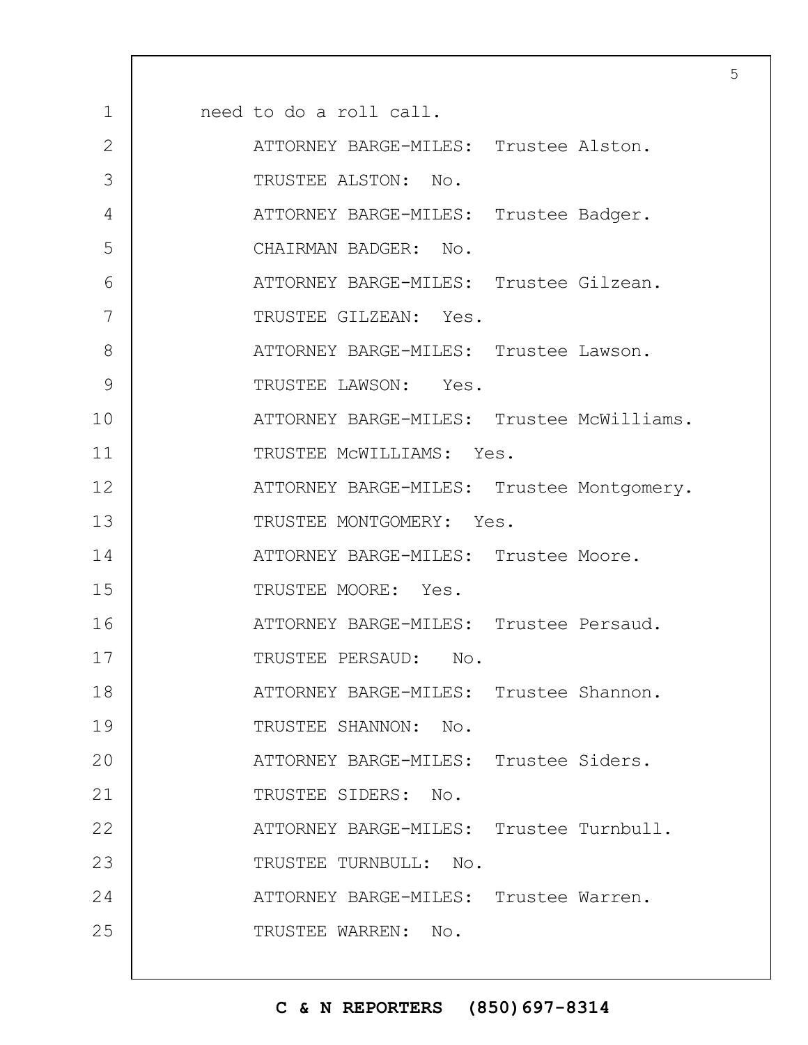need to do a roll call.

ATTORNEY BARGE-MILES: Trustee Alston.

TRUSTEE ALSTON: No.

ATTORNEY BARGE-MILES: Trustee Badger.

CHAIRMAN BADGER: No.

ATTORNEY BARGE-MILES: Trustee Gilzean.

TRUSTEE GILZEAN: Yes.

ATTORNEY BARGE-MILES: Trustee Lawson.

TRUSTEE LAWSON: Yes.

ATTORNEY BARGE-MILES: Trustee McWilliams.

TRUSTEE McWILLIAMS: Yes.

ATTORNEY BARGE-MILES: Trustee Montgomery.

TRUSTEE MONTGOMERY: Yes.

ATTORNEY BARGE-MILES: Trustee Moore.

TRUSTEE MOORE: Yes.

ATTORNEY BARGE-MILES: Trustee Persaud.

TRUSTEE PERSAUD: No.

ATTORNEY BARGE-MILES: Trustee Shannon.

TRUSTEE SHANNON: No.

ATTORNEY BARGE-MILES: Trustee Siders.

TRUSTEE SIDERS: No.

ATTORNEY BARGE-MILES: Trustee Turnbull.

TRUSTEE TURNBULL: No.

ATTORNEY BARGE-MILES: Trustee Warren.

TRUSTEE WARREN: No.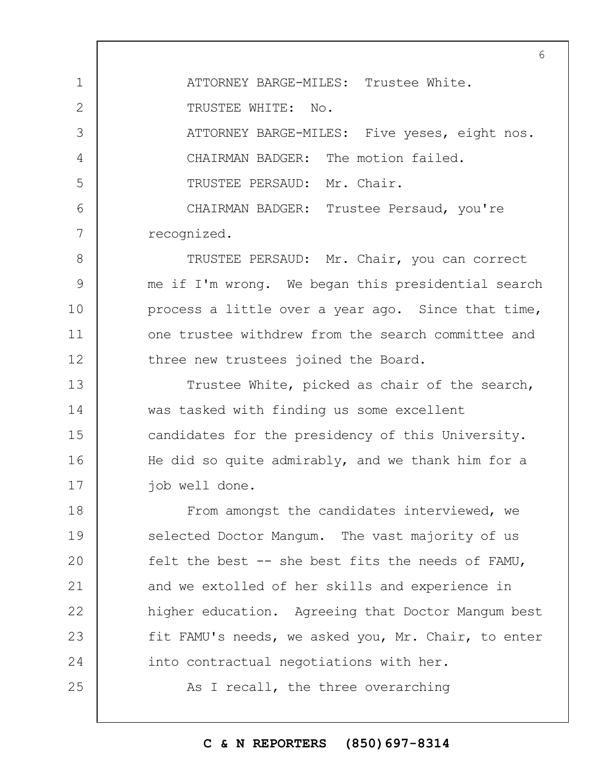ATTORNEY BARGE-MILES: Trustee White.

TRUSTEE WHITE: No.

ATTORNEY BARGE-MILES: Five yeses, eight nos.

CHAIRMAN BADGER: The motion failed.

TRUSTEE PERSAUD: Mr. Chair.

CHAIRMAN BADGER: Trustee Persaud, you're recognized.

TRUSTEE PERSAUD: Mr. Chair, you can correct me if I'm wrong. We began this presidential search process a little over a year ago. Since that time, one trustee withdrew from the search committee and three new trustees joined the Board.

Trustee White, picked as chair of the search, was tasked with finding us some excellent candidates for the presidency of this University. He did so quite admirably, and we thank him for a job well done.

From amongst the candidates interviewed, we selected Doctor Mangum. The vast majority of us felt the best -- she best fits the needs of FAMU, and we extolled of her skills and experience in higher education. Agreeing that Doctor Mangum best fit FAMU's needs, we asked you, Mr. Chair, to enter into contractual negotiations with her.

As I recall, the three overarching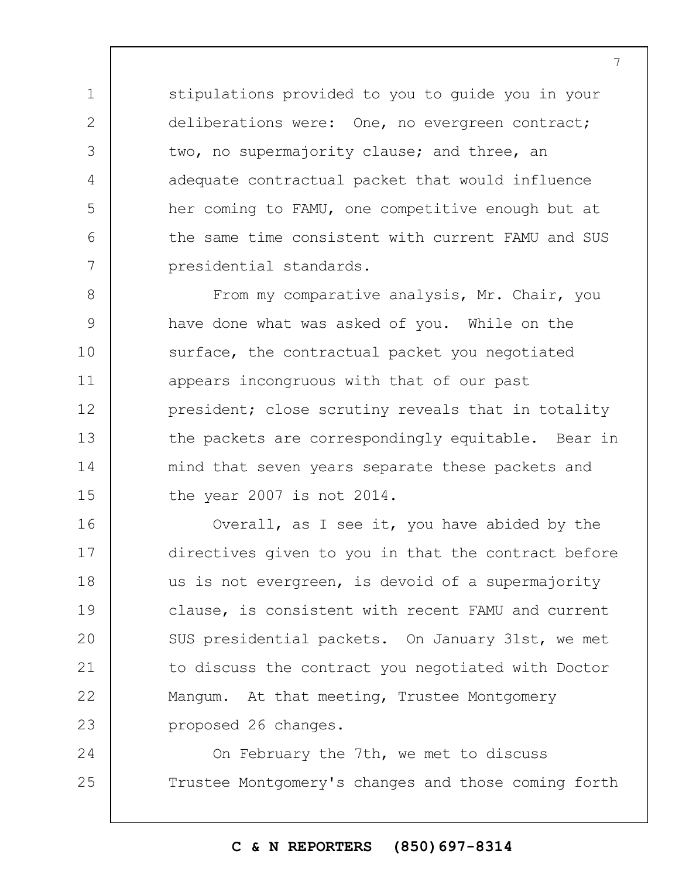stipulations provided to you to guide you in your deliberations were: One, no evergreen contract; two, no supermajority clause; and three, an adequate contractual packet that would influence her coming to FAMU, one competitive enough but at the same time consistent with current FAMU and SUS presidential standards.

From my comparative analysis, Mr. Chair, you have done what was asked of you. While on the surface, the contractual packet you negotiated appears incongruous with that of our past president; close scrutiny reveals that in totality the packets are correspondingly equitable. Bear in mind that seven years separate these packets and the year 2007 is not 2014.

Overall, as I see it, you have abided by the directives given to you in that the contract before us is not evergreen, is devoid of a supermajority clause, is consistent with recent FAMU and current SUS presidential packets. On January 31st, we met to discuss the contract you negotiated with Doctor Mangum. At that meeting, Trustee Montgomery proposed 26 changes.

On February the 7th, we met to discuss Trustee Montgomery's changes and those coming forth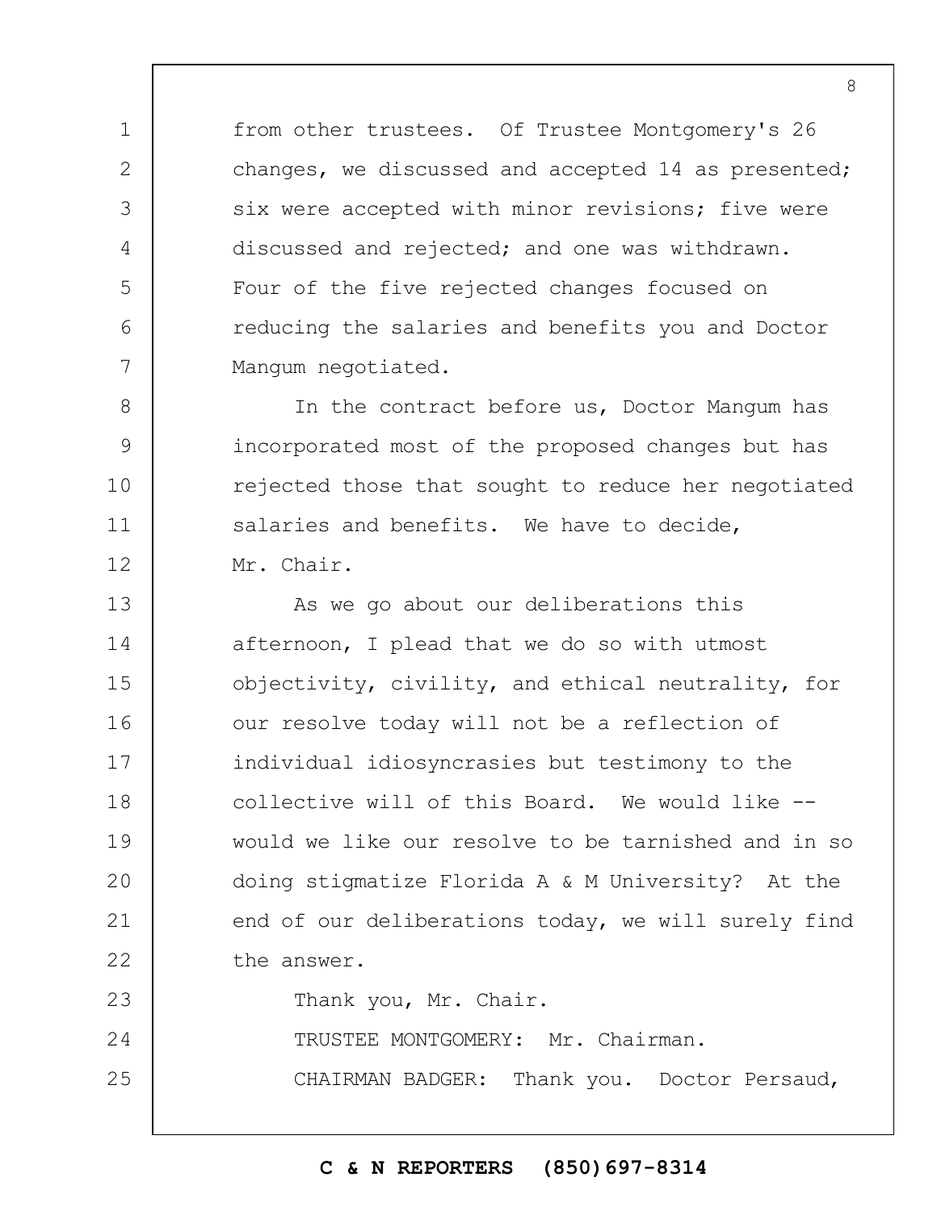from other trustees. Of Trustee Montgomery's 26 changes, we discussed and accepted 14 as presented; six were accepted with minor revisions; five were discussed and rejected; and one was withdrawn. Four of the five rejected changes focused on reducing the salaries and benefits you and Doctor Mangum negotiated.

In the contract before us, Doctor Mangum has incorporated most of the proposed changes but has rejected those that sought to reduce her negotiated salaries and benefits. We have to decide, Mr. Chair.

As we go about our deliberations this afternoon, I plead that we do so with utmost objectivity, civility, and ethical neutrality, for our resolve today will not be a reflection of individual idiosyncrasies but testimony to the collective will of this Board. We would like -- would we like our resolve to be tarnished and in so doing stigmatize Florida A & M University? At the end of our deliberations today, we will surely find the answer.

Thank you, Mr. Chair.

TRUSTEE MONTGOMERY: Mr. Chairman.

CHAIRMAN BADGER: Thank you. Doctor Persaud,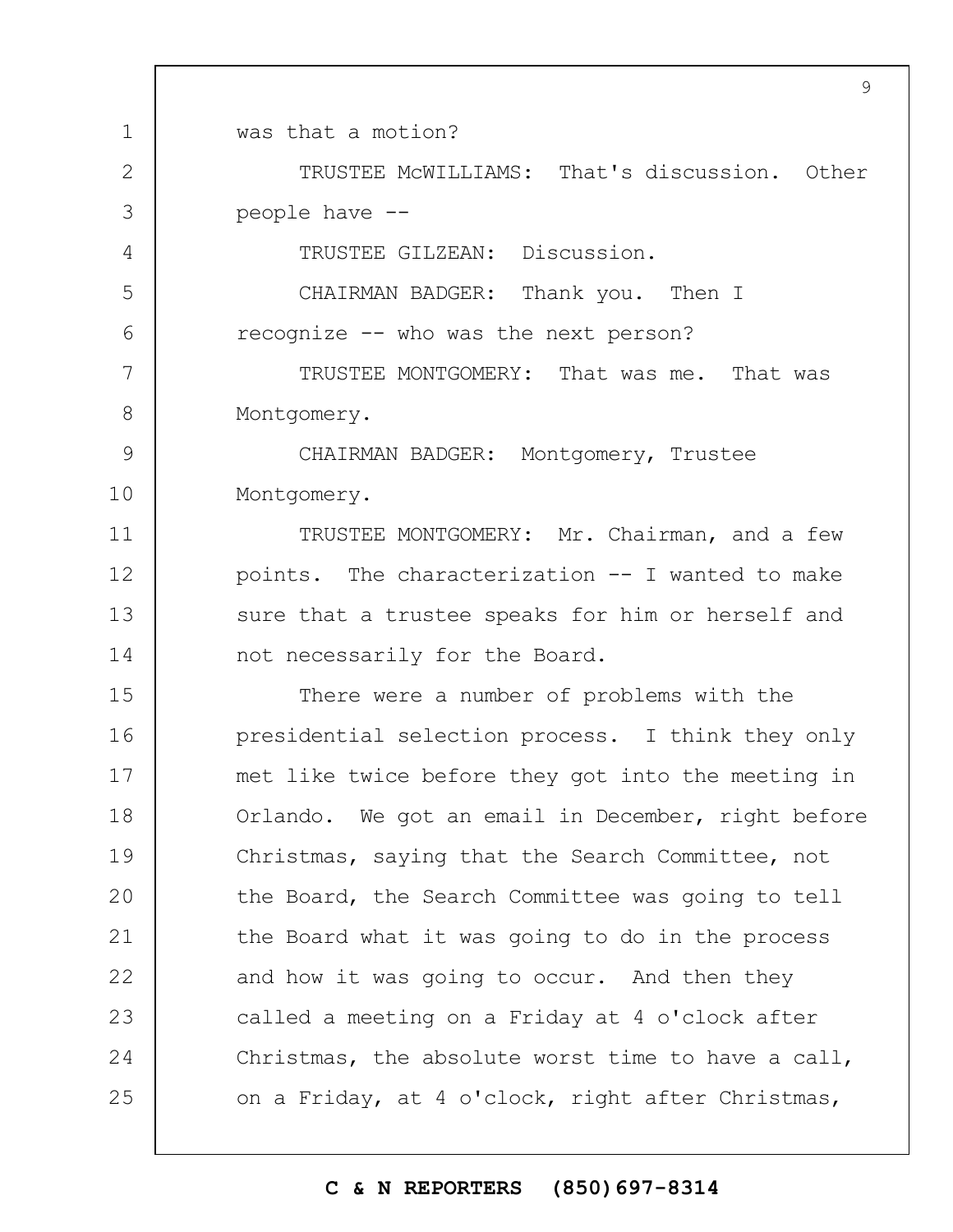was that a motion?

TRUSTEE McWILLIAMS: That's discussion. Other people have --

TRUSTEE GILZEAN: Discussion.

CHAIRMAN BADGER: Thank you. Then I recognize -- who was the next person?

TRUSTEE MONTGOMERY: That was me. That was Montgomery.

CHAIRMAN BADGER: Montgomery, Trustee Montgomery.

TRUSTEE MONTGOMERY: Mr. Chairman, and a few points. The characterization -- I wanted to make sure that a trustee speaks for him or herself and not necessarily for the Board.

There were a number of problems with the presidential selection process. I think they only met like twice before they got into the meeting in Orlando. We got an email in December, right before Christmas, saying that the Search Committee, not the Board, the Search Committee was going to tell the Board what it was going to do in the process and how it was going to occur. And then they called a meeting on a Friday at 4 o'clock after Christmas, the absolute worst time to have a call, on a Friday, at 4 o'clock, right after Christmas,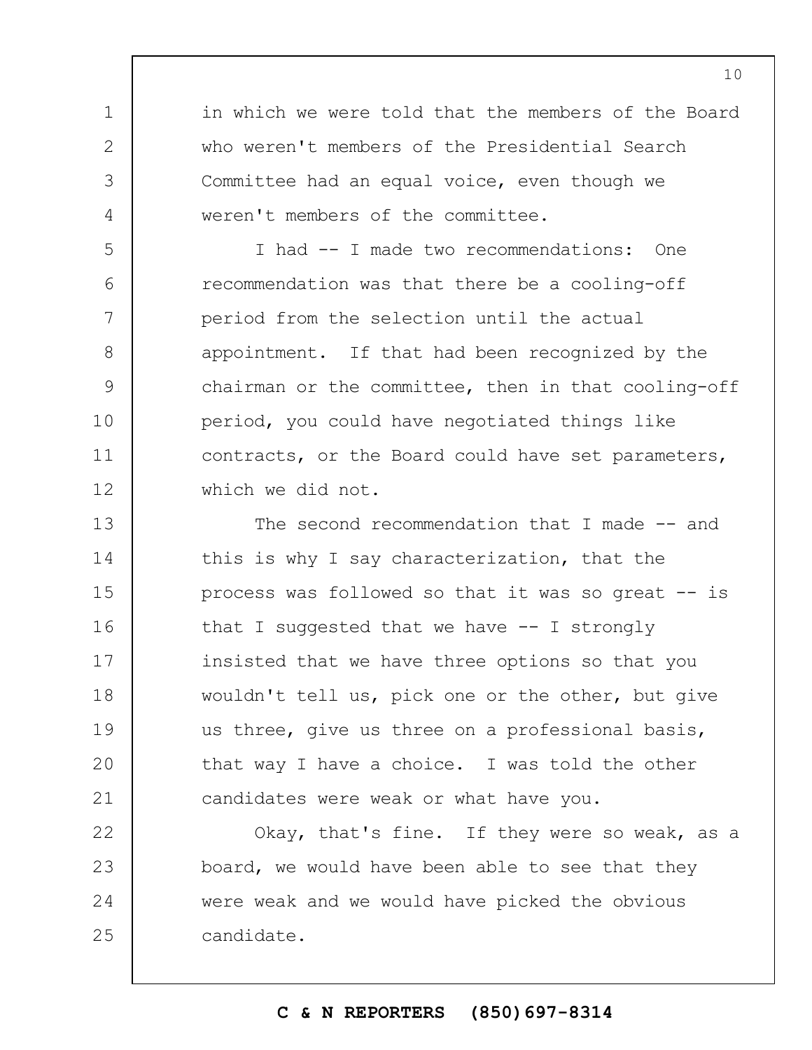in which we were told that the members of the Board who weren't members of the Presidential Search Committee had an equal voice, even though we weren't members of the committee.

I had -- I made two recommendations: One recommendation was that there be a cooling-off period from the selection until the actual appointment. If that had been recognized by the chairman or the committee, then in that cooling-off period, you could have negotiated things like contracts, or the Board could have set parameters, which we did not.

The second recommendation that I made -- and this is why I say characterization, that the process was followed so that it was so great -- is that I suggested that we have -- I strongly insisted that we have three options so that you wouldn't tell us, pick one or the other, but give us three, give us three on a professional basis, that way I have a choice. I was told the other candidates were weak or what have you.

Okay, that's fine. If they were so weak, as a board, we would have been able to see that they were weak and we would have picked the obvious candidate.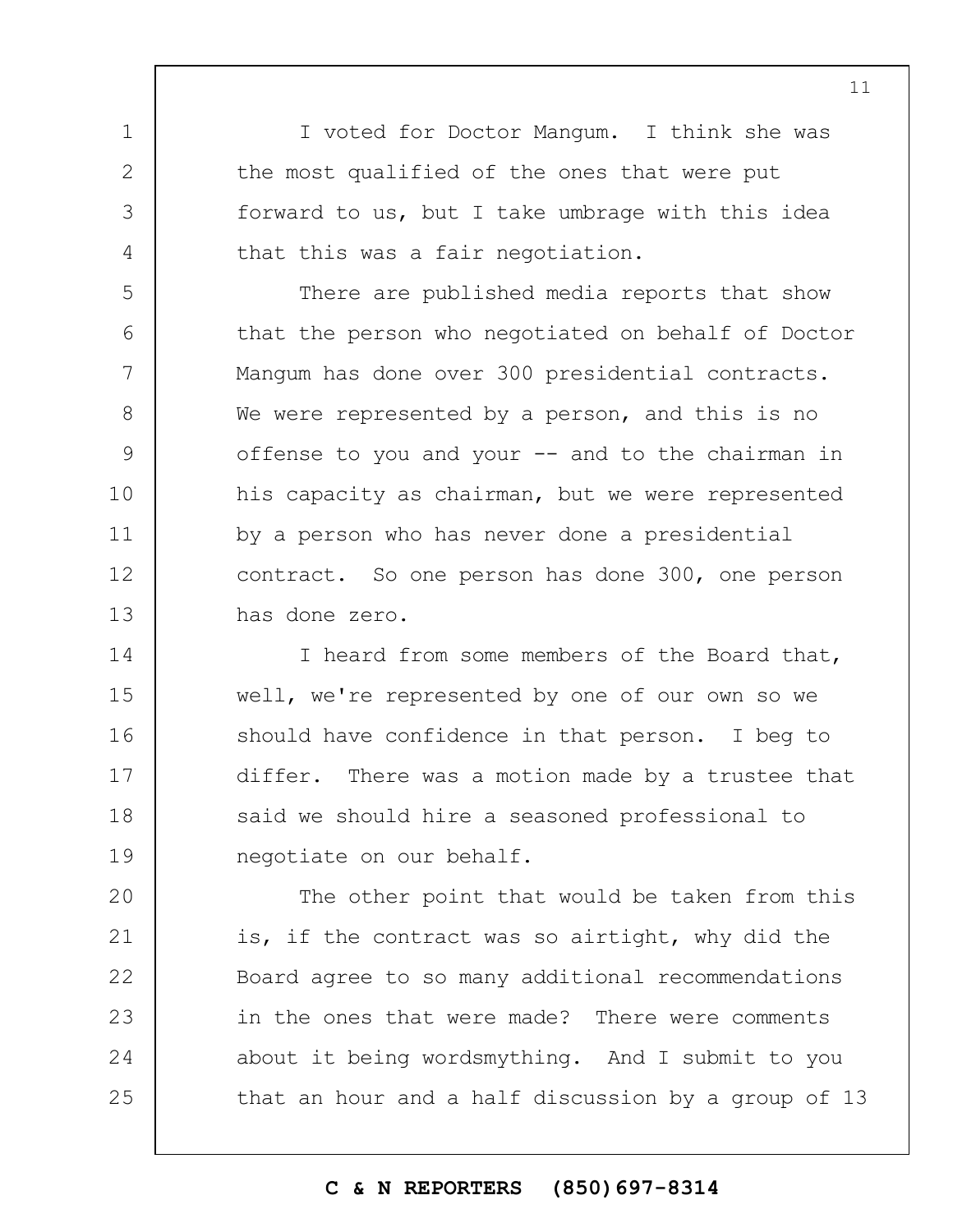I voted for Doctor Mangum. I think she was the most qualified of the ones that were put forward to us, but I take umbrage with this idea that this was a fair negotiation.

There are published media reports that show that the person who negotiated on behalf of Doctor Mangum has done over 300 presidential contracts. We were represented by a person, and this is no offense to you and your -- and to the chairman in his capacity as chairman, but we were represented by a person who has never done a presidential contract. So one person has done 300, one person has done zero.

I heard from some members of the Board that, well, we're represented by one of our own so we should have confidence in that person. I beg to differ. There was a motion made by a trustee that said we should hire a seasoned professional to negotiate on our behalf.

The other point that would be taken from this is, if the contract was so airtight, why did the Board agree to so many additional recommendations in the ones that were made? There were comments about it being wordsmything. And I submit to you that an hour and a half discussion by a group of 13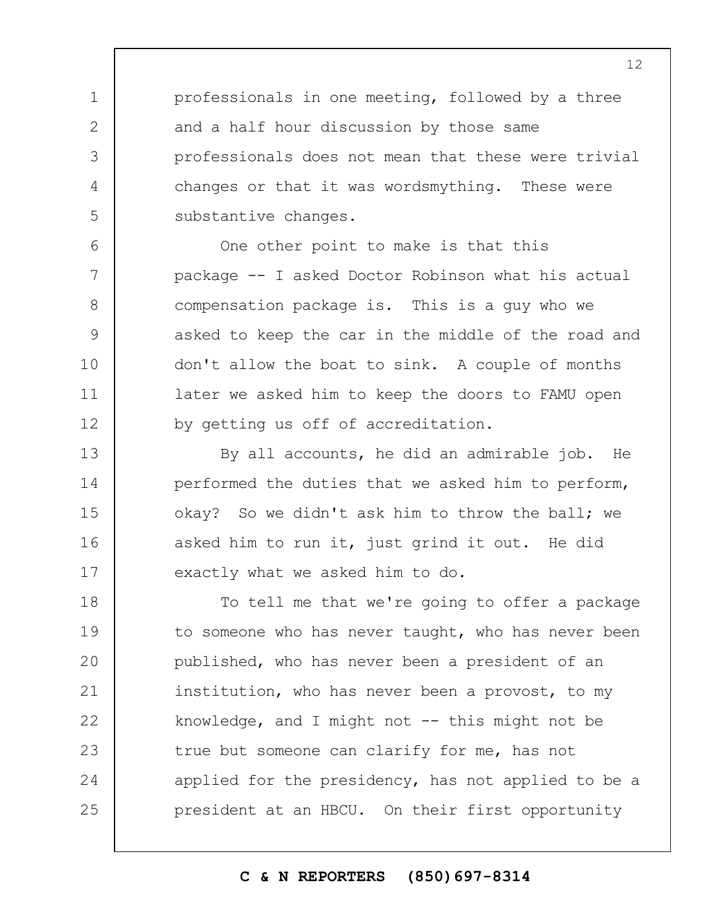professionals in one meeting, followed by a three and a half hour discussion by those same professionals does not mean that these were trivial changes or that it was wordsmything. These were substantive changes.

One other point to make is that this package -- I asked Doctor Robinson what his actual compensation package is. This is a guy who we asked to keep the car in the middle of the road and don't allow the boat to sink. A couple of months later we asked him to keep the doors to FAMU open by getting us off of accreditation.

By all accounts, he did an admirable job. He performed the duties that we asked him to perform, okay? So we didn't ask him to throw the ball; we asked him to run it, just grind it out. He did exactly what we asked him to do.

To tell me that we're going to offer a package to someone who has never taught, who has never been published, who has never been a president of an institution, who has never been a provost, to my knowledge, and I might not -- this might not be true but someone can clarify for me, has not applied for the presidency, has not applied to be a president at an HBCU. On their first opportunity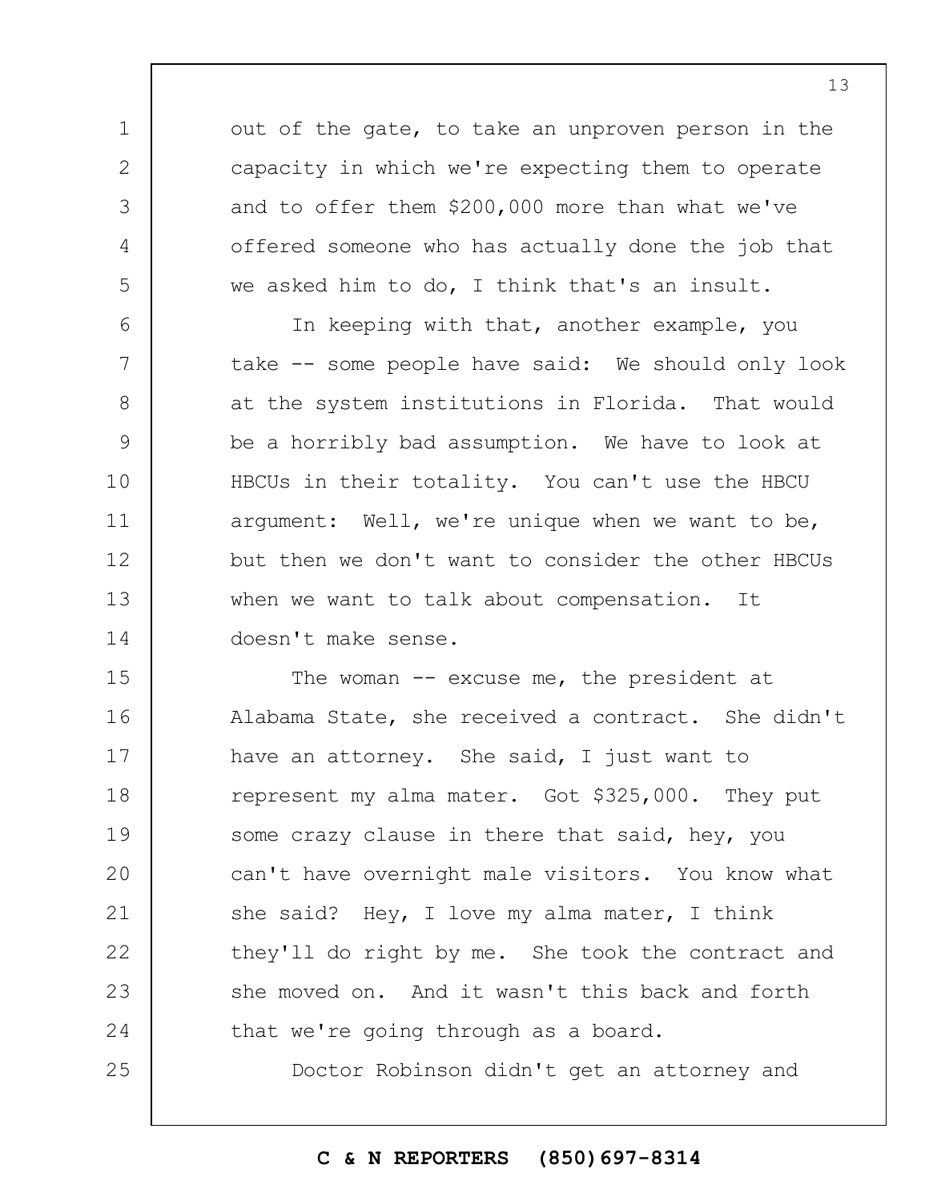out of the gate, to take an unproven person in the capacity in which we're expecting them to operate and to offer them $200,000 more than what we've offered someone who has actually done the job that we asked him to do, I think that's an insult.

In keeping with that, another example, you take -- some people have said: We should only look at the system institutions in Florida. That would be a horribly bad assumption. We have to look at HBCUs in their totality. You can't use the HBCU argument: Well, we're unique when we want to be, but then we don't want to consider the other HBCUs when we want to talk about compensation. It doesn't make sense.

The woman -- excuse me, the president at Alabama State, she received a contract. She didn't have an attorney. She said, I just want to represent my alma mater. Got $325,000. They put some crazy clause in there that said, hey, you can't have overnight male visitors. You know what she said? Hey, I love my alma mater, I think they'll do right by me. She took the contract and she moved on. And it wasn't this back and forth that we're going through as a board.

Doctor Robinson didn't get an attorney and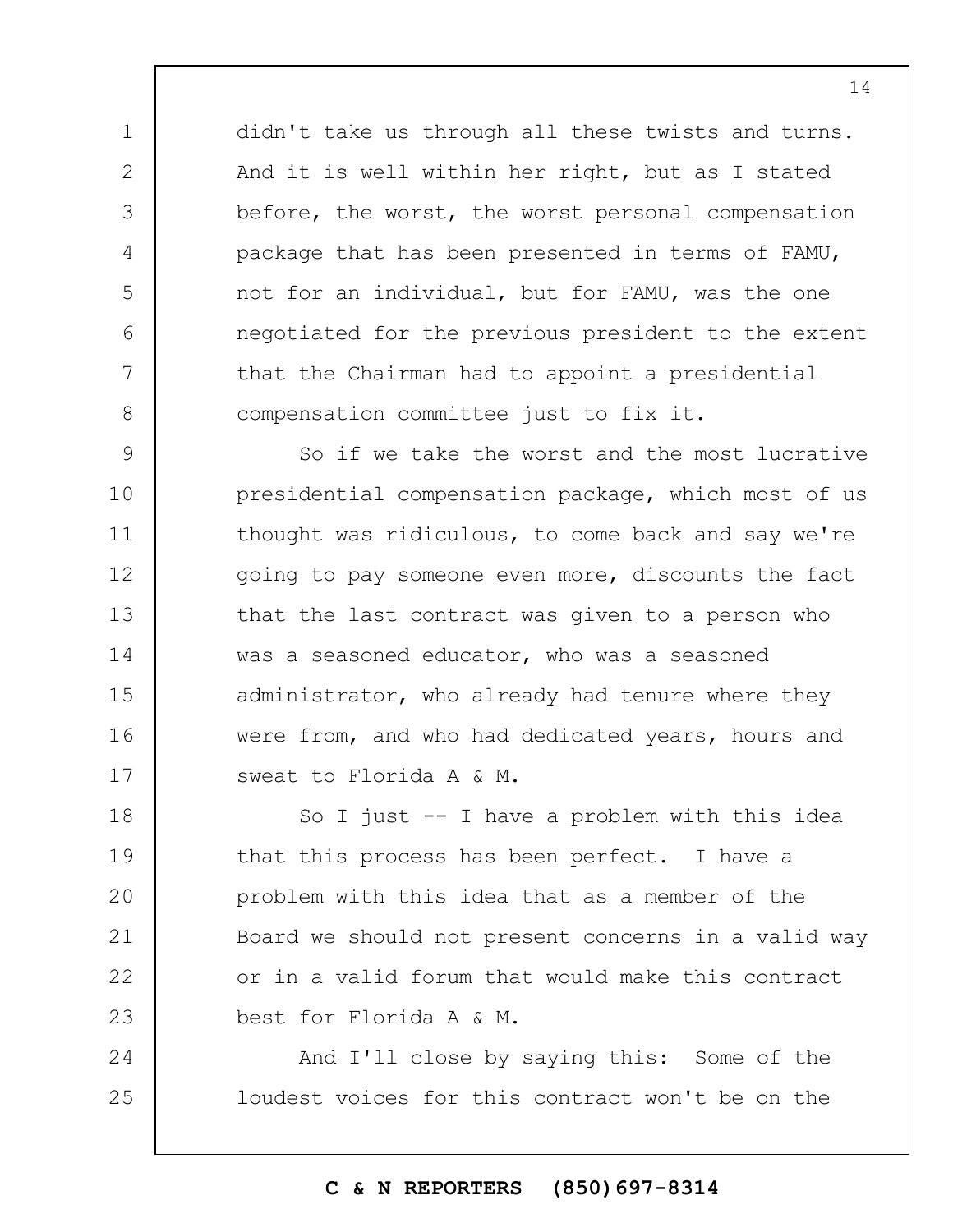didn't take us through all these twists and turns. And it is well within her right, but as I stated before, the worst, the worst personal compensation package that has been presented in terms of FAMU, not for an individual, but for FAMU, was the one negotiated for the previous president to the extent that the Chairman had to appoint a presidential compensation committee just to fix it.

So if we take the worst and the most lucrative presidential compensation package, which most of us thought was ridiculous, to come back and say we're going to pay someone even more, discounts the fact that the last contract was given to a person who was a seasoned educator, who was a seasoned administrator, who already had tenure where they were from, and who had dedicated years, hours and sweat to Florida A & M.

So I just -- I have a problem with this idea that this process has been perfect. I have a problem with this idea that as a member of the Board we should not present concerns in a valid way or in a valid forum that would make this contract best for Florida A & M.

And I'll close by saying this: Some of the loudest voices for this contract won't be on the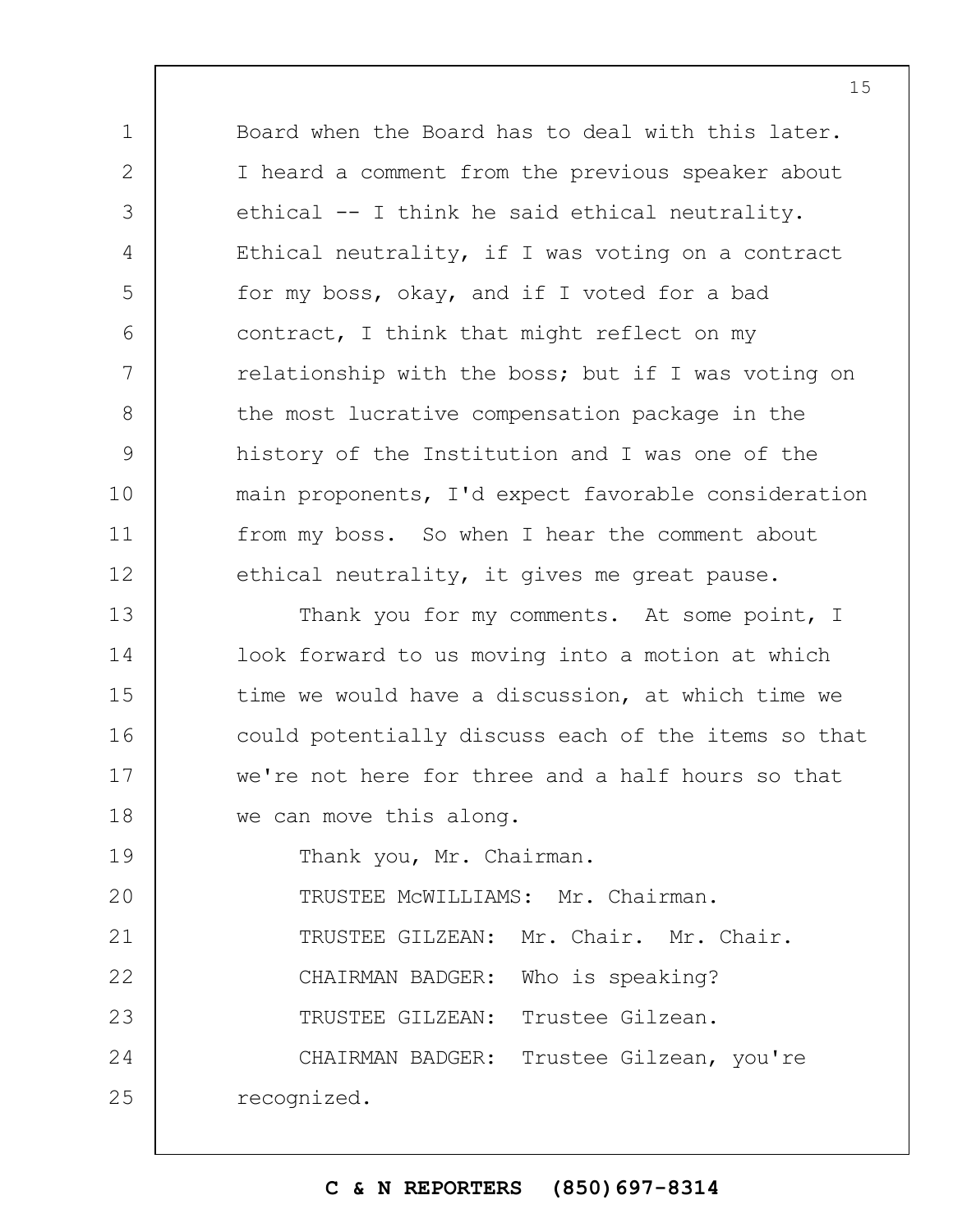Board when the Board has to deal with this later. I heard a comment from the previous speaker about ethical -- I think he said ethical neutrality. Ethical neutrality, if I was voting on a contract for my boss, okay, and if I voted for a bad contract, I think that might reflect on my relationship with the boss; but if I was voting on the most lucrative compensation package in the history of the Institution and I was one of the main proponents, I'd expect favorable consideration from my boss. So when I hear the comment about ethical neutrality, it gives me great pause.

Thank you for my comments. At some point, I look forward to us moving into a motion at which time we would have a discussion, at which time we could potentially discuss each of the items so that we're not here for three and a half hours so that we can move this along.

Thank you, Mr. Chairman.

TRUSTEE McWILLIAMS: Mr. Chairman.

TRUSTEE GILZEAN: Mr. Chair. Mr. Chair.

CHAIRMAN BADGER: Who is speaking?

TRUSTEE GILZEAN: Trustee Gilzean.

CHAIRMAN BADGER: Trustee Gilzean, you're recognized.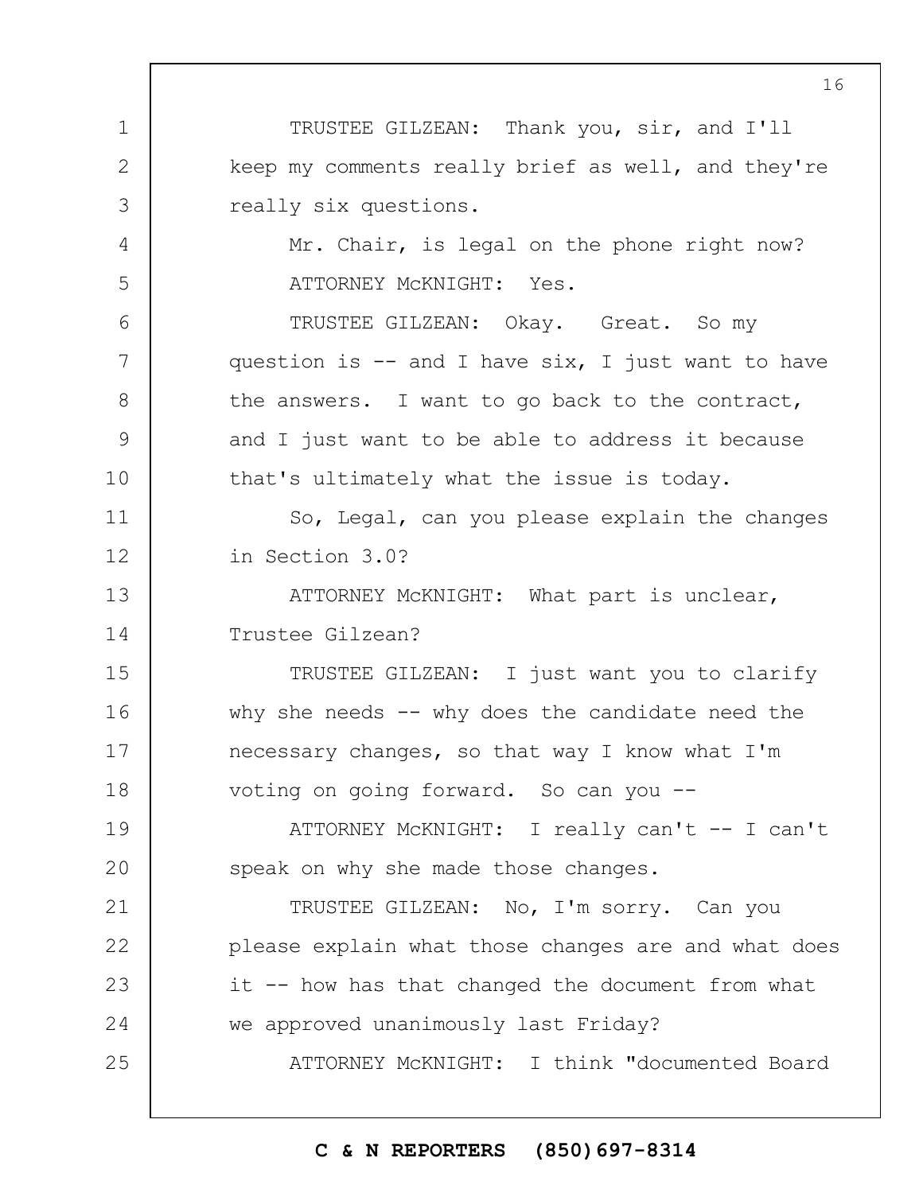TRUSTEE GILZEAN: Thank you, sir, and I'll keep my comments really brief as well, and they're really six questions.

Mr. Chair, is legal on the phone right now?

ATTORNEY McKNIGHT: Yes.

TRUSTEE GILZEAN: Okay. Great. So my question is -- and I have six, I just want to have the answers. I want to go back to the contract, and I just want to be able to address it because that's ultimately what the issue is today.

So, Legal, can you please explain the changes in Section 3.0?

ATTORNEY McKNIGHT: What part is unclear, Trustee Gilzean?

TRUSTEE GILZEAN: I just want you to clarify why she needs -- why does the candidate need the necessary changes, so that way I know what I'm voting on going forward. So can you --

ATTORNEY McKNIGHT: I really can't -- I can't speak on why she made those changes.

TRUSTEE GILZEAN: No, I'm sorry. Can you please explain what those changes are and what does it -- how has that changed the document from what we approved unanimously last Friday?

ATTORNEY McKNIGHT: I think "documented Board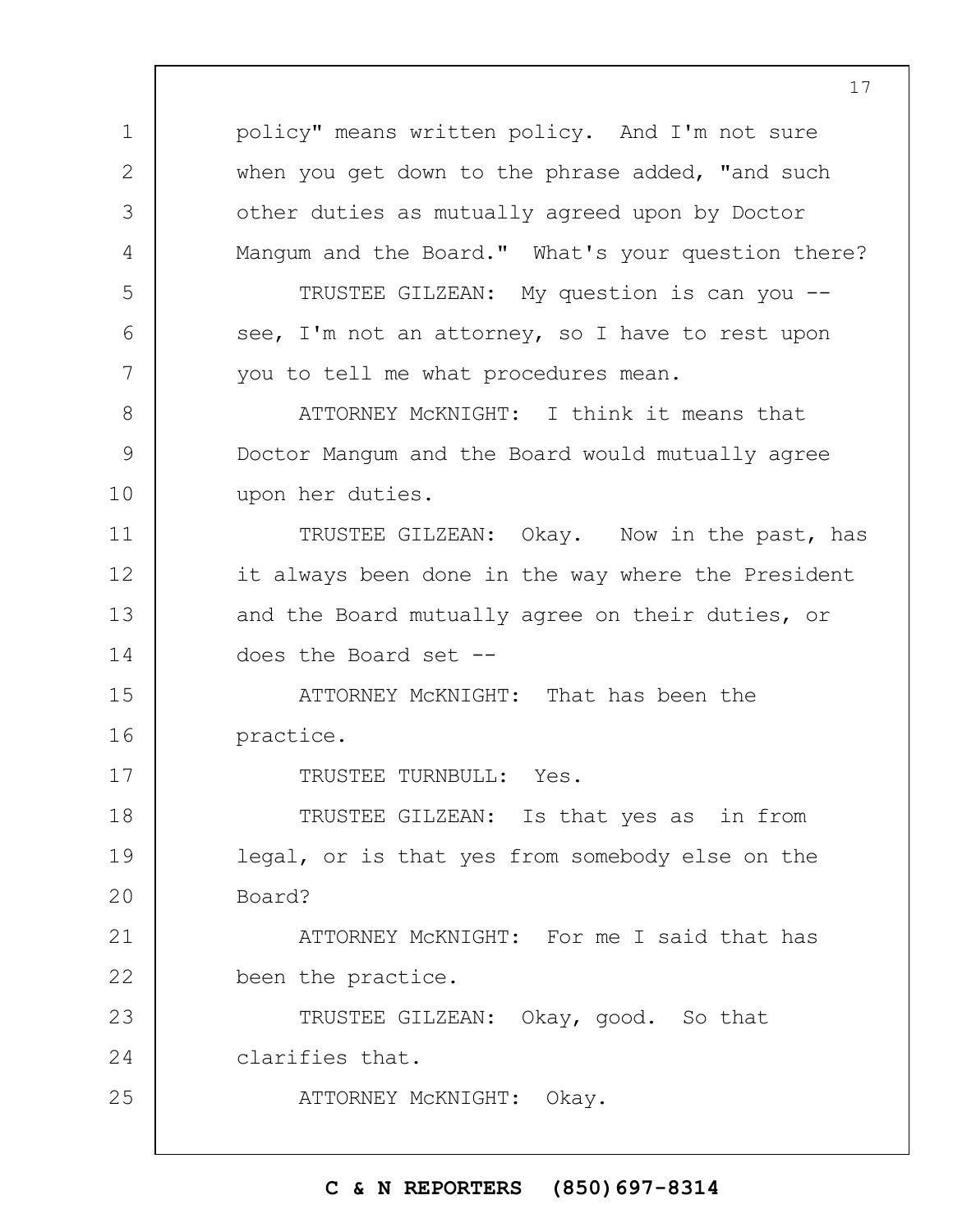policy" means written policy. And I'm not sure when you get down to the phrase added, "and such other duties as mutually agreed upon by Doctor Mangum and the Board." What's your question there?

TRUSTEE GILZEAN: My question is can you -- see, I'm not an attorney, so I have to rest upon you to tell me what procedures mean.

ATTORNEY McKNIGHT: I think it means that Doctor Mangum and the Board would mutually agree upon her duties.

TRUSTEE GILZEAN: Okay. Now in the past, has it always been done in the way where the President and the Board mutually agree on their duties, or does the Board set --

ATTORNEY McKNIGHT: That has been the practice.

TRUSTEE TURNBULL: Yes.

TRUSTEE GILZEAN: Is that yes as in from legal, or is that yes from somebody else on the Board?

ATTORNEY McKNIGHT: For me I said that has been the practice.

TRUSTEE GILZEAN: Okay, good. So that clarifies that.

ATTORNEY McKNIGHT: Okay.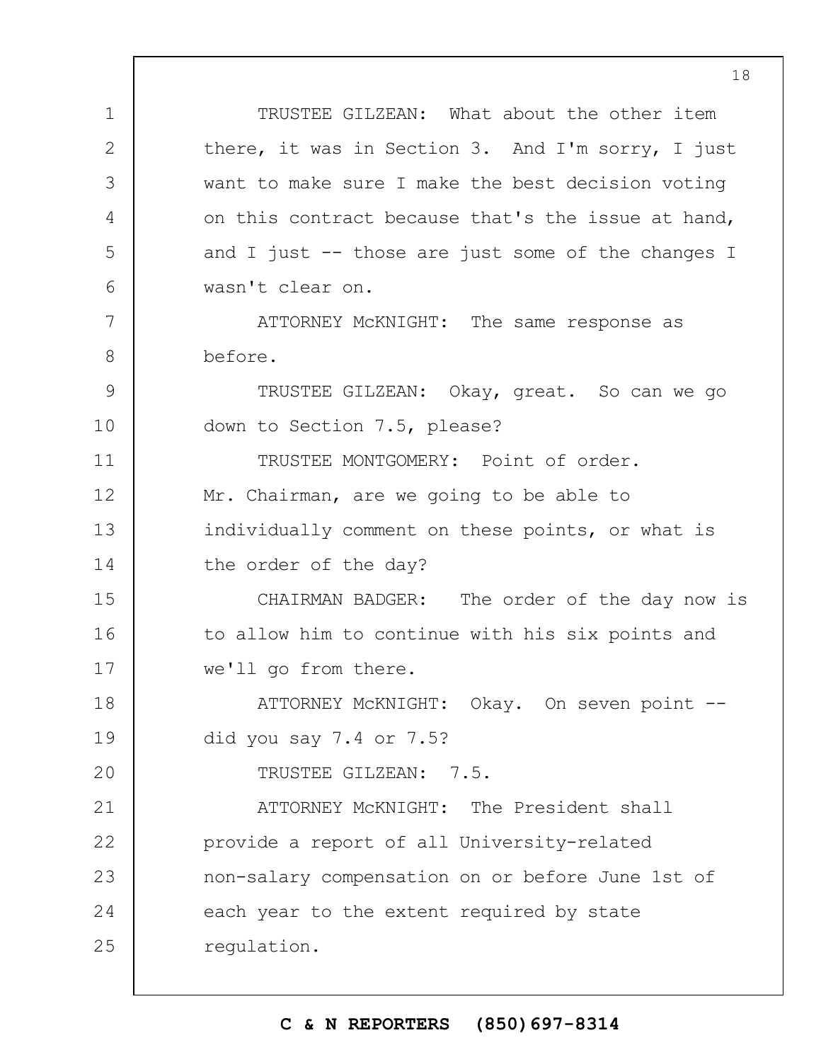TRUSTEE GILZEAN: What about the other item there, it was in Section 3. And I'm sorry, I just want to make sure I make the best decision voting on this contract because that's the issue at hand, and I just -- those are just some of the changes I wasn't clear on.

ATTORNEY McKNIGHT: The same response as before.

TRUSTEE GILZEAN: Okay, great. So can we go down to Section 7.5, please?

TRUSTEE MONTGOMERY: Point of order. Mr. Chairman, are we going to be able to individually comment on these points, or what is the order of the day?

CHAIRMAN BADGER: The order of the day now is to allow him to continue with his six points and we'll go from there.

ATTORNEY McKNIGHT: Okay. On seven point -- did you say 7.4 or 7.5?

TRUSTEE GILZEAN: 7.5.

ATTORNEY McKNIGHT: The President shall provide a report of all University-related non-salary compensation on or before June 1st of each year to the extent required by state regulation.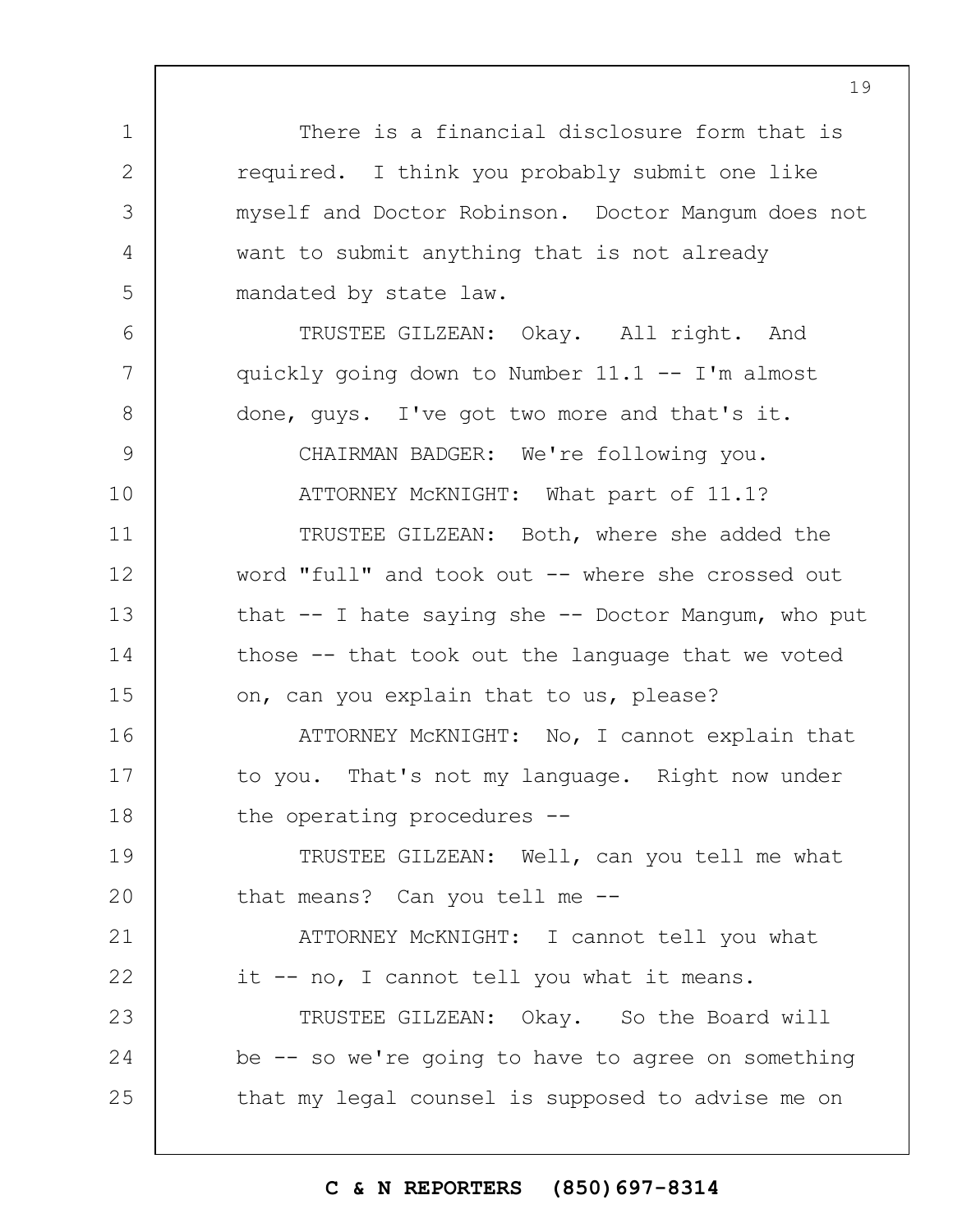There is a financial disclosure form that is required. I think you probably submit one like myself and Doctor Robinson. Doctor Mangum does not want to submit anything that is not already mandated by state law.

TRUSTEE GILZEAN: Okay. All right. And quickly going down to Number 11.1 -- I'm almost done, guys. I've got two more and that's it.

CHAIRMAN BADGER: We're following you.

ATTORNEY McKNIGHT: What part of 11.1?

TRUSTEE GILZEAN: Both, where she added the word "full" and took out -- where she crossed out that -- I hate saying she -- Doctor Mangum, who put those -- that took out the language that we voted on, can you explain that to us, please?

ATTORNEY McKNIGHT: No, I cannot explain that to you. That's not my language. Right now under the operating procedures --

TRUSTEE GILZEAN: Well, can you tell me what that means? Can you tell me --

ATTORNEY McKNIGHT: I cannot tell you what it -- no, I cannot tell you what it means.

TRUSTEE GILZEAN: Okay. So the Board will be -- so we're going to have to agree on something that my legal counsel is supposed to advise me on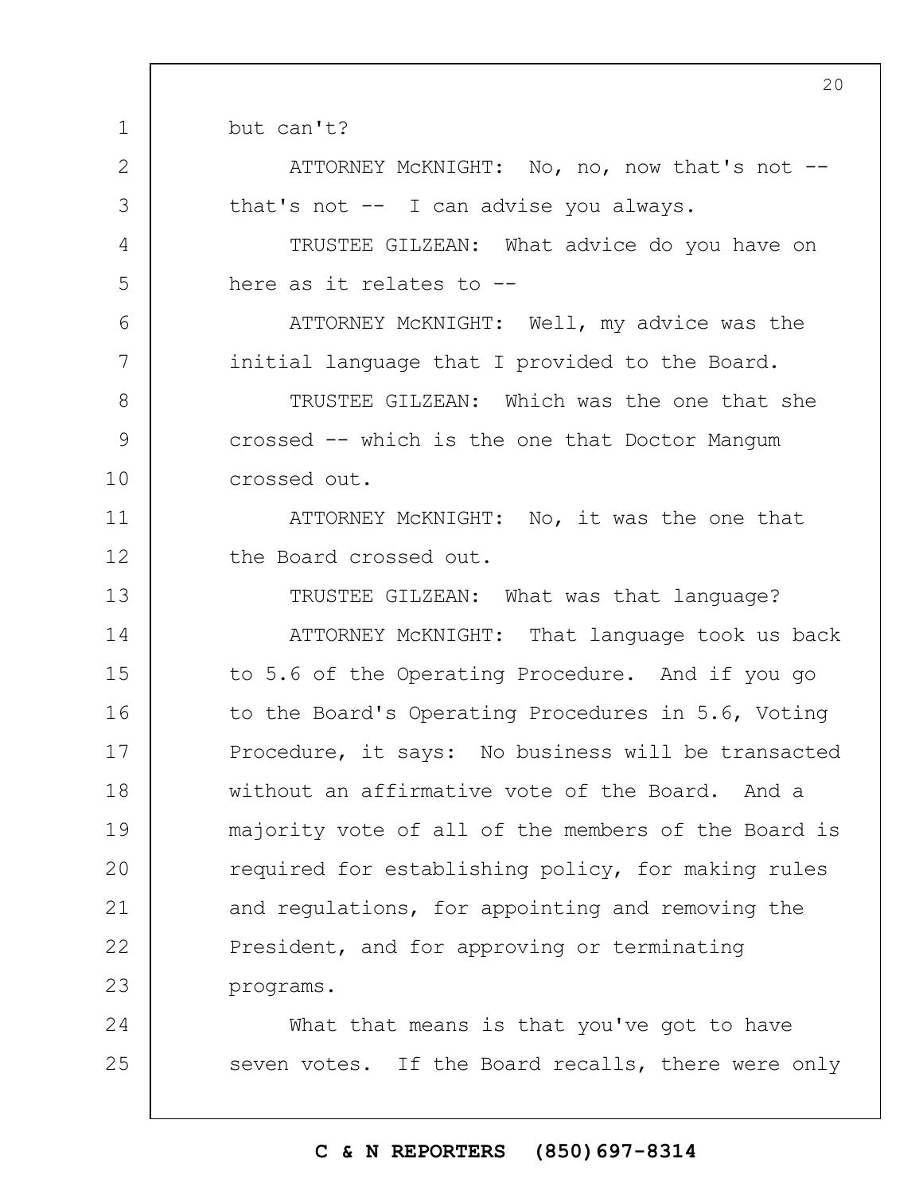but can't?

ATTORNEY McKNIGHT: No, no, now that's not -- that's not -- I can advise you always.

TRUSTEE GILZEAN: What advice do you have on here as it relates to --

ATTORNEY McKNIGHT: Well, my advice was the initial language that I provided to the Board.

TRUSTEE GILZEAN: Which was the one that she crossed -- which is the one that Doctor Mangum crossed out.

ATTORNEY McKNIGHT: No, it was the one that the Board crossed out.

TRUSTEE GILZEAN: What was that language?

ATTORNEY McKNIGHT: That language took us back to 5.6 of the Operating Procedure. And if you go to the Board's Operating Procedures in 5.6, Voting Procedure, it says: No business will be transacted without an affirmative vote of the Board. And a majority vote of all of the members of the Board is required for establishing policy, for making rules and regulations, for appointing and removing the President, and for approving or terminating programs.

What that means is that you've got to have seven votes. If the Board recalls, there were only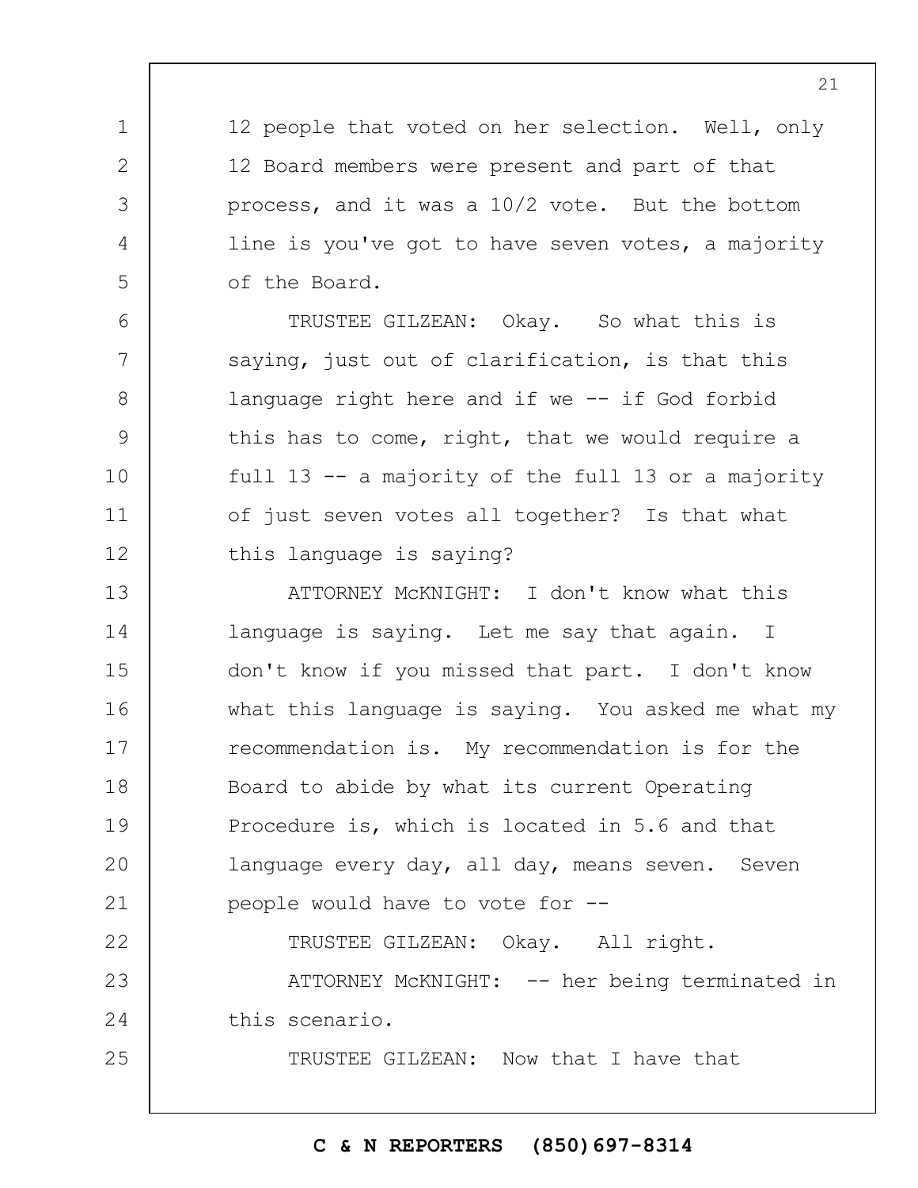12 people that voted on her selection. Well, only 12 Board members were present and part of that process, and it was a 10/2 vote. But the bottom line is you've got to have seven votes, a majority of the Board.

TRUSTEE GILZEAN: Okay. So what this is saying, just out of clarification, is that this language right here and if we -- if God forbid this has to come, right, that we would require a full 13 -- a majority of the full 13 or a majority of just seven votes all together? Is that what this language is saying?

ATTORNEY McKNIGHT: I don't know what this language is saying. Let me say that again. I don't know if you missed that part. I don't know what this language is saying. You asked me what my recommendation is. My recommendation is for the Board to abide by what its current Operating Procedure is, which is located in 5.6 and that language every day, all day, means seven. Seven people would have to vote for --

TRUSTEE GILZEAN: Okay. All right.

ATTORNEY McKNIGHT: -- her being terminated in this scenario.

TRUSTEE GILZEAN: Now that I have that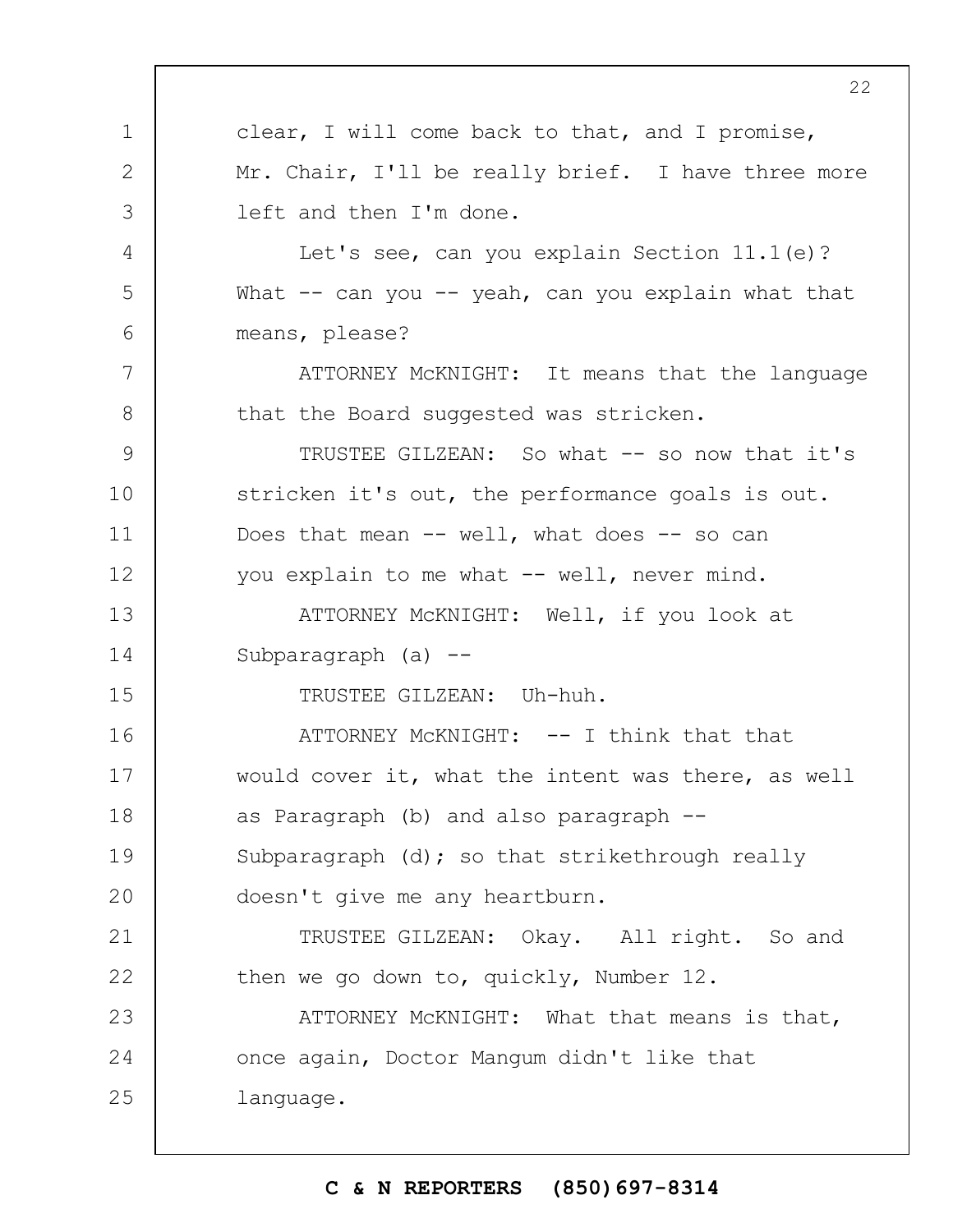clear, I will come back to that, and I promise, Mr. Chair, I'll be really brief. I have three more left and then I'm done.

Let's see, can you explain Section 11.1(e)? What -- can you -- yeah, can you explain what that means, please?

ATTORNEY McKNIGHT: It means that the language that the Board suggested was stricken.

TRUSTEE GILZEAN: So what -- so now that it's stricken it's out, the performance goals is out. Does that mean -- well, what does -- so can you explain to me what -- well, never mind.

ATTORNEY McKNIGHT: Well, if you look at Subparagraph (a) --

TRUSTEE GILZEAN: Uh-huh.

ATTORNEY McKNIGHT: -- I think that that would cover it, what the intent was there, as well as Paragraph (b) and also paragraph -- Subparagraph (d); so that strikethrough really doesn't give me any heartburn.

TRUSTEE GILZEAN: Okay. All right. So and then we go down to, quickly, Number 12.

ATTORNEY McKNIGHT: What that means is that, once again, Doctor Mangum didn't like that language.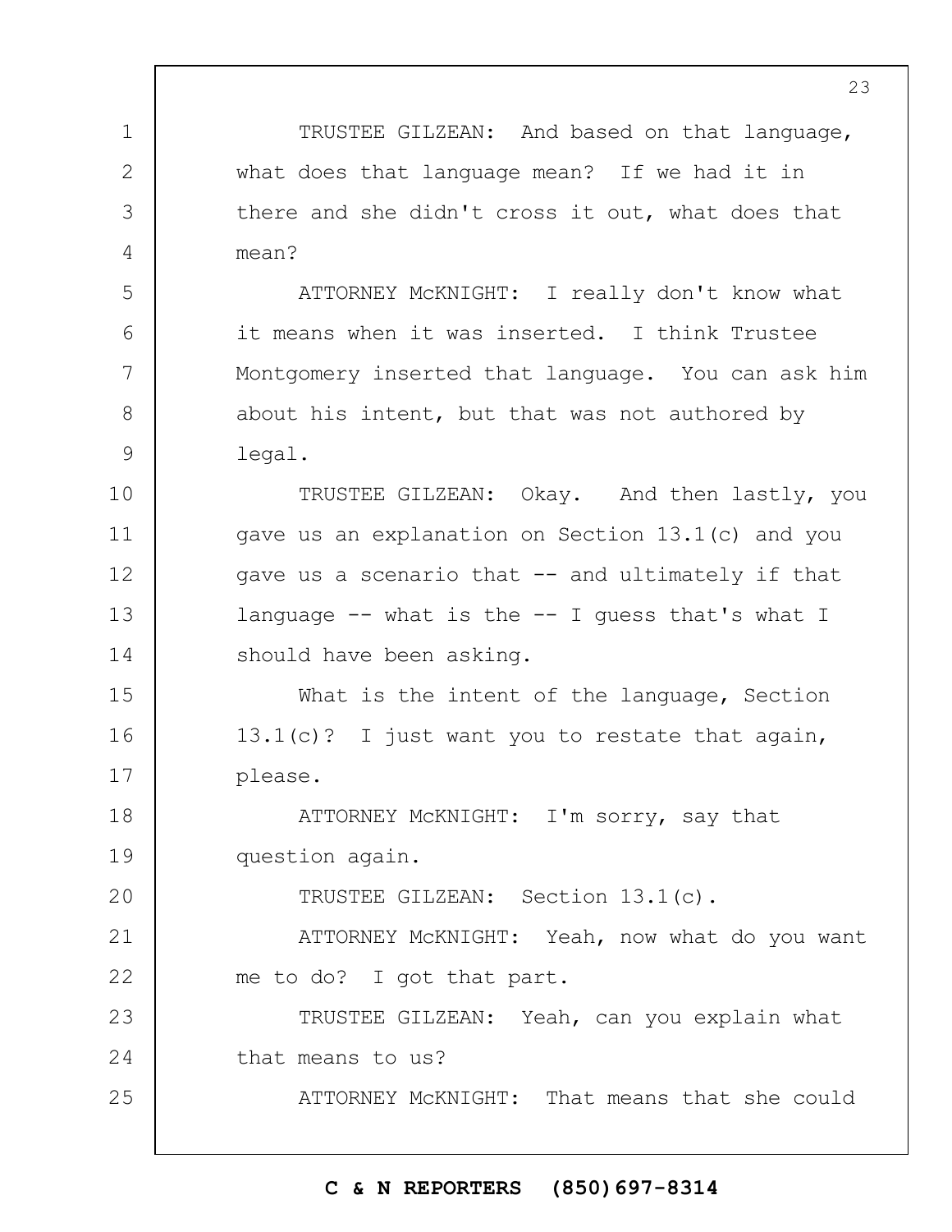TRUSTEE GILZEAN: And based on that language, what does that language mean? If we had it in there and she didn't cross it out, what does that mean?

ATTORNEY McKNIGHT: I really don't know what it means when it was inserted. I think Trustee Montgomery inserted that language. You can ask him about his intent, but that was not authored by legal.

TRUSTEE GILZEAN: Okay. And then lastly, you gave us an explanation on Section 13.1(c) and you gave us a scenario that -- and ultimately if that language -- what is the -- I guess that's what I should have been asking.

What is the intent of the language, Section 13.1(c)? I just want you to restate that again, please.

ATTORNEY McKNIGHT: I'm sorry, say that question again.

TRUSTEE GILZEAN: Section 13.1(c).

ATTORNEY McKNIGHT: Yeah, now what do you want me to do? I got that part.

TRUSTEE GILZEAN: Yeah, can you explain what that means to us?

ATTORNEY McKNIGHT: That means that she could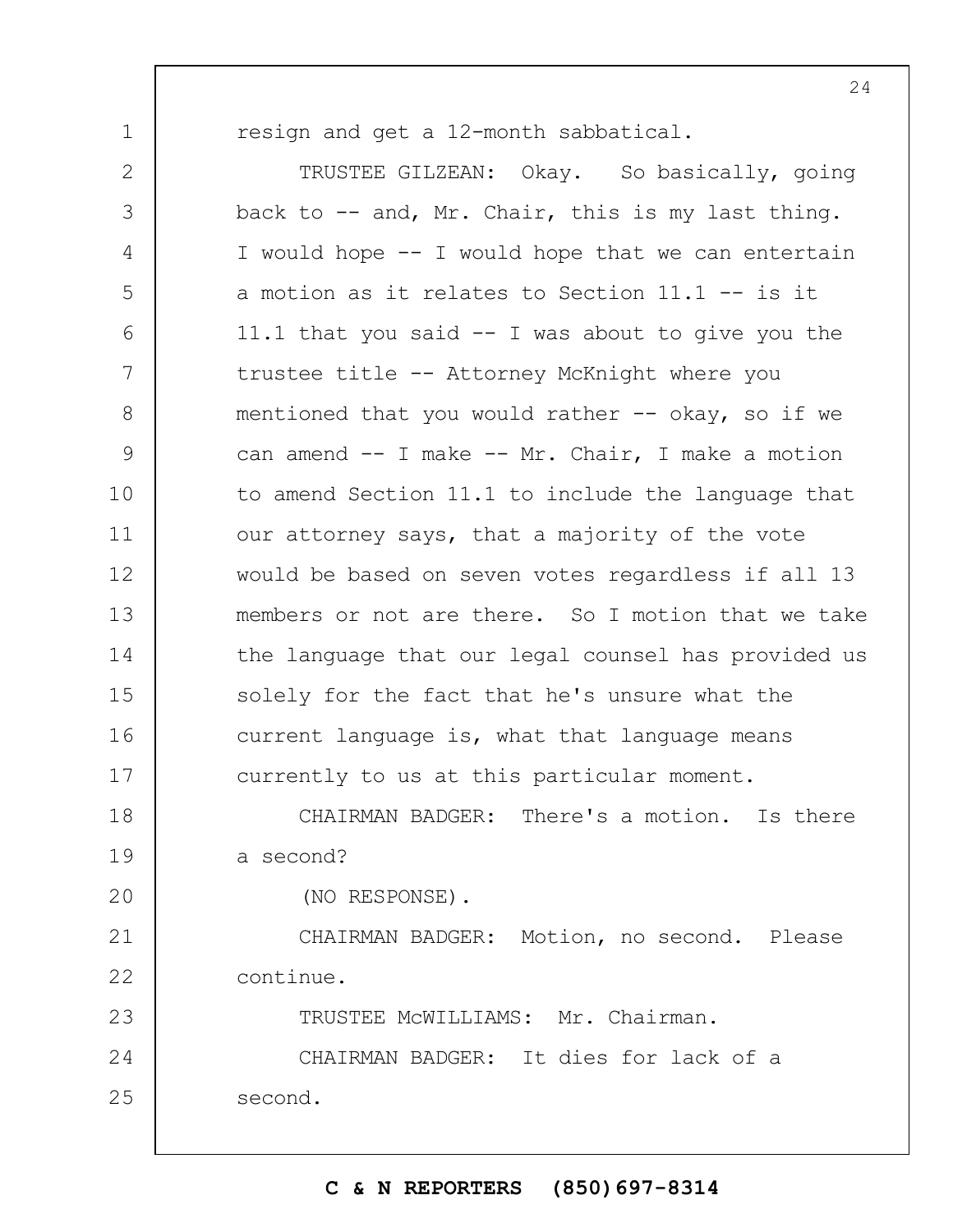resign and get a 12-month sabbatical.

TRUSTEE GILZEAN: Okay. So basically, going back to -- and, Mr. Chair, this is my last thing. I would hope -- I would hope that we can entertain a motion as it relates to Section 11.1 -- is it 11.1 that you said -- I was about to give you the trustee title -- Attorney McKnight where you mentioned that you would rather -- okay, so if we can amend -- I make -- Mr. Chair, I make a motion to amend Section 11.1 to include the language that our attorney says, that a majority of the vote would be based on seven votes regardless if all 13 members or not are there. So I motion that we take the language that our legal counsel has provided us solely for the fact that he's unsure what the current language is, what that language means currently to us at this particular moment.

CHAIRMAN BADGER: There's a motion. Is there a second?

(NO RESPONSE).

CHAIRMAN BADGER: Motion, no second. Please continue.

TRUSTEE McWILLIAMS: Mr. Chairman.

CHAIRMAN BADGER: It dies for lack of a second.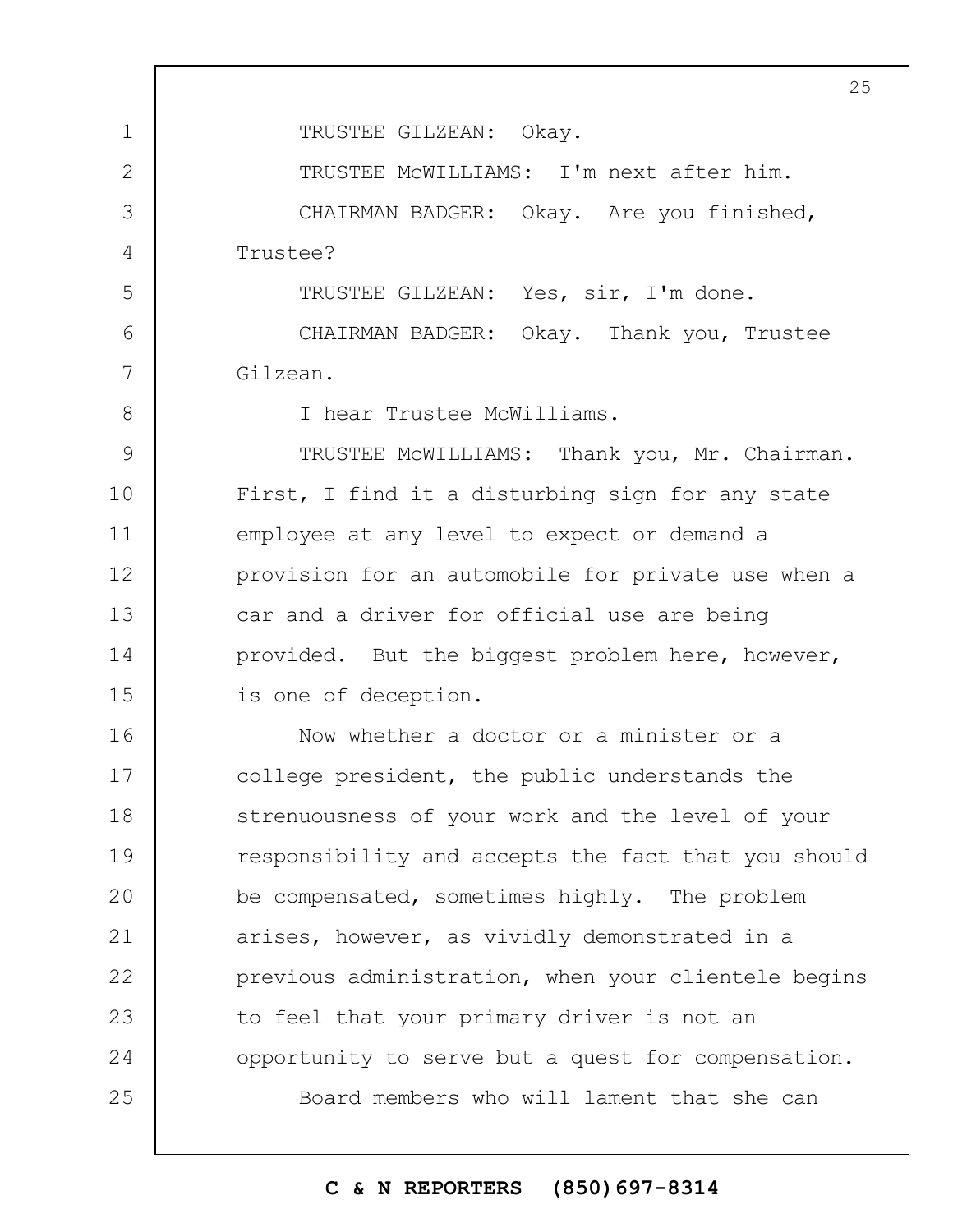TRUSTEE GILZEAN: Okay.

TRUSTEE McWILLIAMS: I'm next after him.

CHAIRMAN BADGER: Okay. Are you finished, Trustee?

TRUSTEE GILZEAN: Yes, sir, I'm done.

CHAIRMAN BADGER: Okay. Thank you, Trustee Gilzean.

I hear Trustee McWilliams.

TRUSTEE McWILLIAMS: Thank you, Mr. Chairman. First, I find it a disturbing sign for any state employee at any level to expect or demand a provision for an automobile for private use when a car and a driver for official use are being provided. But the biggest problem here, however, is one of deception.

Now whether a doctor or a minister or a college president, the public understands the strenuousness of your work and the level of your responsibility and accepts the fact that you should be compensated, sometimes highly. The problem arises, however, as vividly demonstrated in a previous administration, when your clientele begins to feel that your primary driver is not an opportunity to serve but a quest for compensation.

Board members who will lament that she can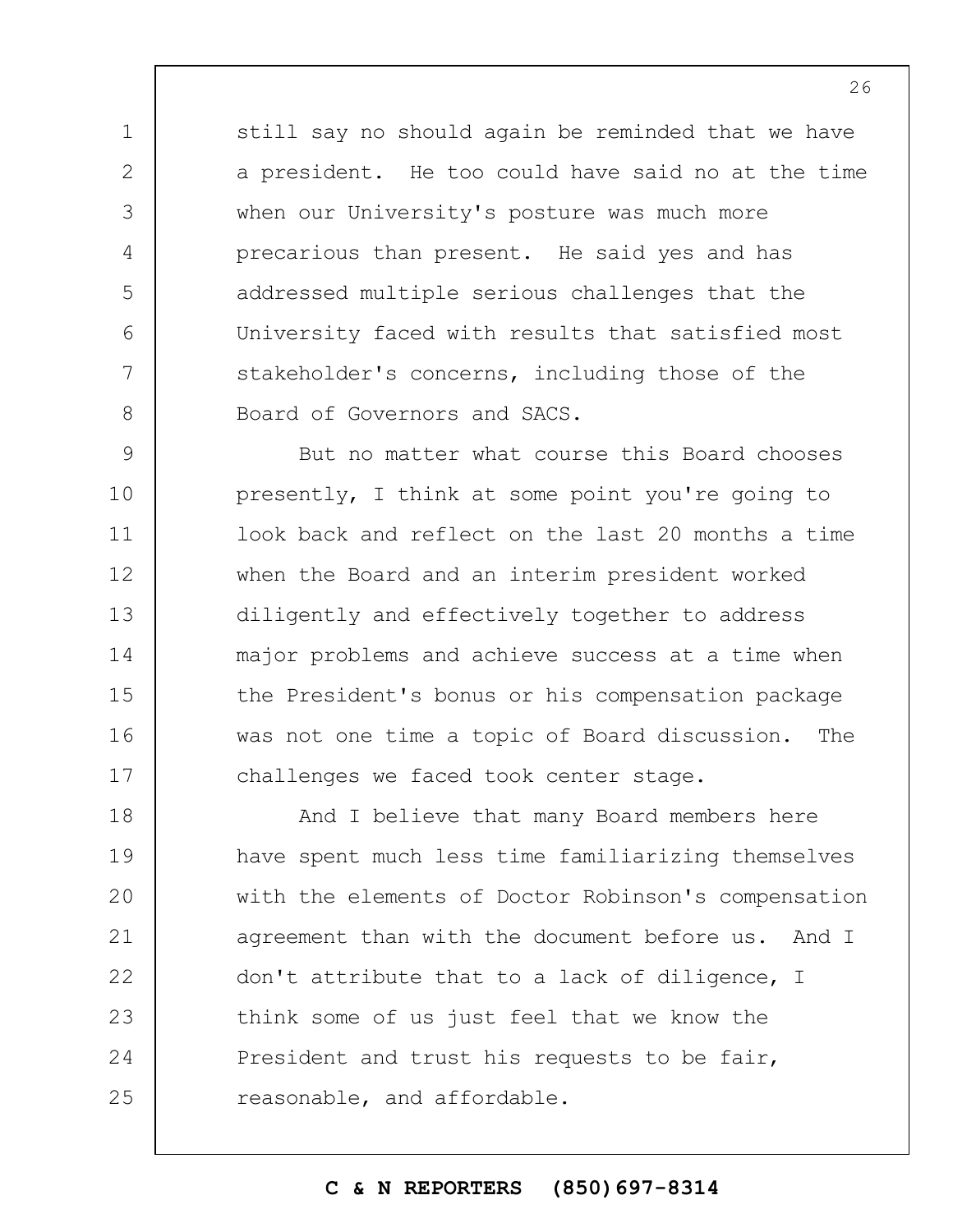still say no should again be reminded that we have a president. He too could have said no at the time when our University's posture was much more precarious than present. He said yes and has addressed multiple serious challenges that the University faced with results that satisfied most stakeholder's concerns, including those of the Board of Governors and SACS.

But no matter what course this Board chooses presently, I think at some point you're going to look back and reflect on the last 20 months a time when the Board and an interim president worked diligently and effectively together to address major problems and achieve success at a time when the President's bonus or his compensation package was not one time a topic of Board discussion. The challenges we faced took center stage.

And I believe that many Board members here have spent much less time familiarizing themselves with the elements of Doctor Robinson's compensation agreement than with the document before us. And I don't attribute that to a lack of diligence, I think some of us just feel that we know the President and trust his requests to be fair, reasonable, and affordable.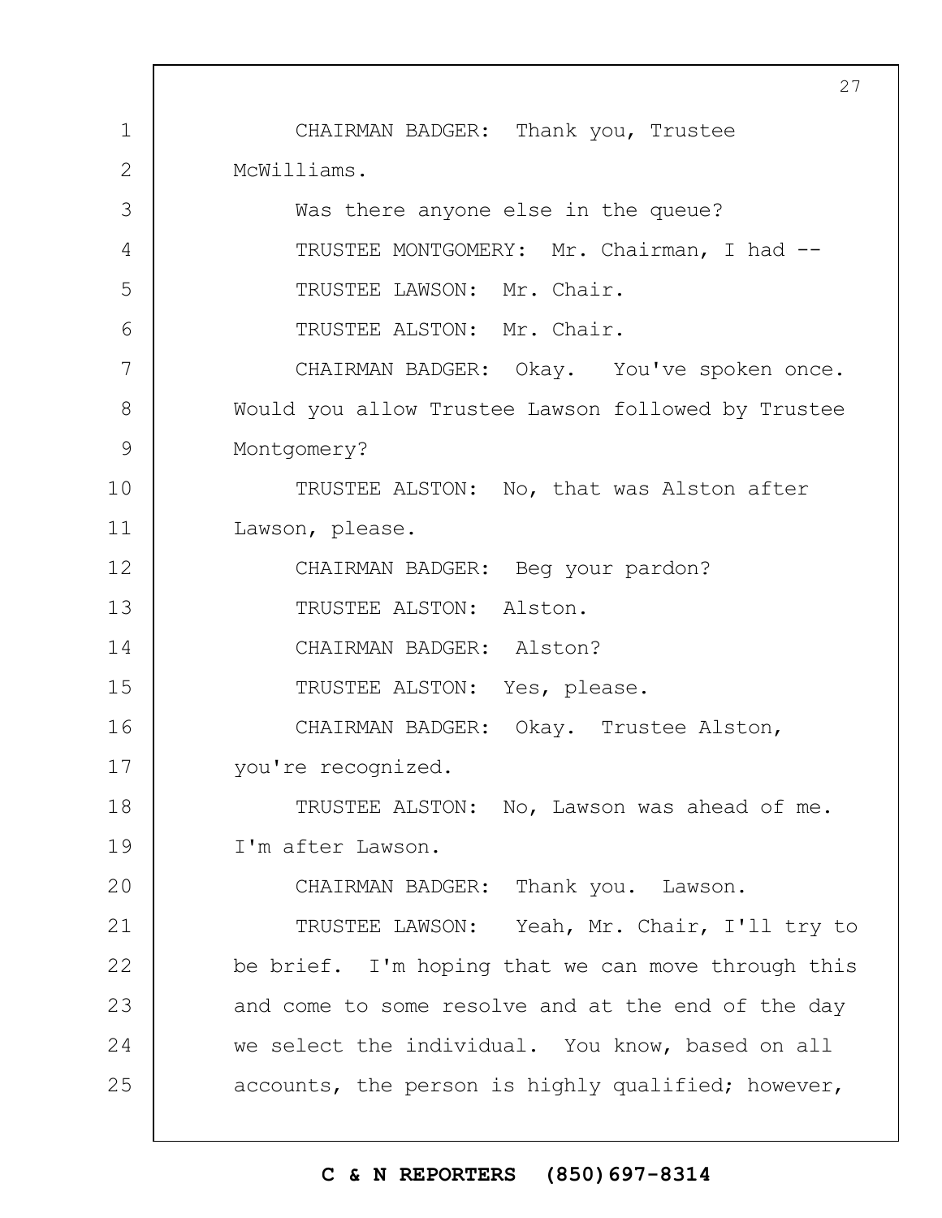CHAIRMAN BADGER: Thank you, Trustee McWilliams.

Was there anyone else in the queue?

TRUSTEE MONTGOMERY: Mr. Chairman, I had --

TRUSTEE LAWSON: Mr. Chair.

TRUSTEE ALSTON: Mr. Chair.

CHAIRMAN BADGER: Okay. You've spoken once. Would you allow Trustee Lawson followed by Trustee Montgomery?

TRUSTEE ALSTON: No, that was Alston after Lawson, please.

CHAIRMAN BADGER: Beg your pardon?

TRUSTEE ALSTON: Alston.

CHAIRMAN BADGER: Alston?

TRUSTEE ALSTON: Yes, please.

CHAIRMAN BADGER: Okay. Trustee Alston, you're recognized.

TRUSTEE ALSTON: No, Lawson was ahead of me. I'm after Lawson.

CHAIRMAN BADGER: Thank you. Lawson.

TRUSTEE LAWSON: Yeah, Mr. Chair, I'll try to be brief. I'm hoping that we can move through this and come to some resolve and at the end of the day we select the individual. You know, based on all accounts, the person is highly qualified; however,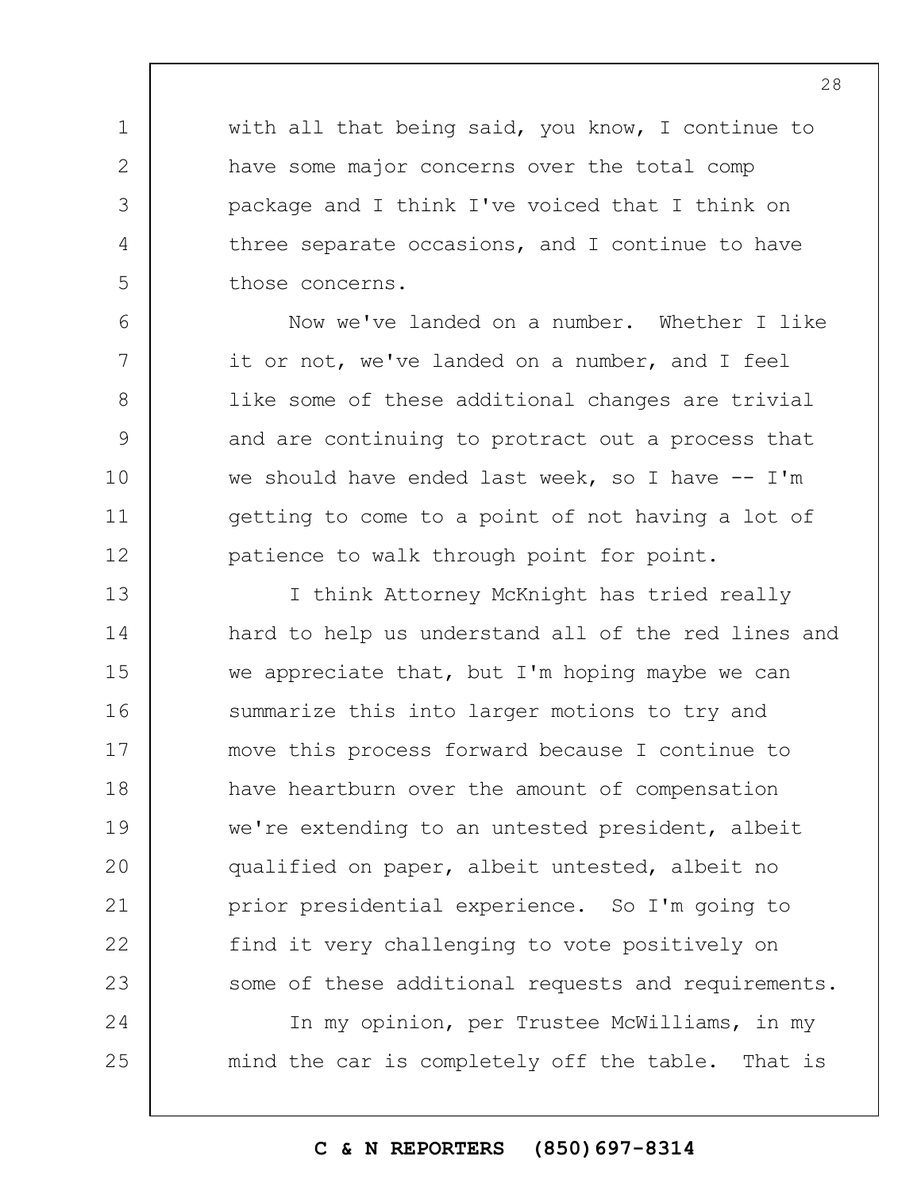with all that being said, you know, I continue to have some major concerns over the total comp package and I think I've voiced that I think on three separate occasions, and I continue to have those concerns.

Now we've landed on a number. Whether I like it or not, we've landed on a number, and I feel like some of these additional changes are trivial and are continuing to protract out a process that we should have ended last week, so I have -- I'm getting to come to a point of not having a lot of patience to walk through point for point.

I think Attorney McKnight has tried really hard to help us understand all of the red lines and we appreciate that, but I'm hoping maybe we can summarize this into larger motions to try and move this process forward because I continue to have heartburn over the amount of compensation we're extending to an untested president, albeit qualified on paper, albeit untested, albeit no prior presidential experience. So I'm going to find it very challenging to vote positively on some of these additional requests and requirements.

In my opinion, per Trustee McWilliams, in my mind the car is completely off the table. That is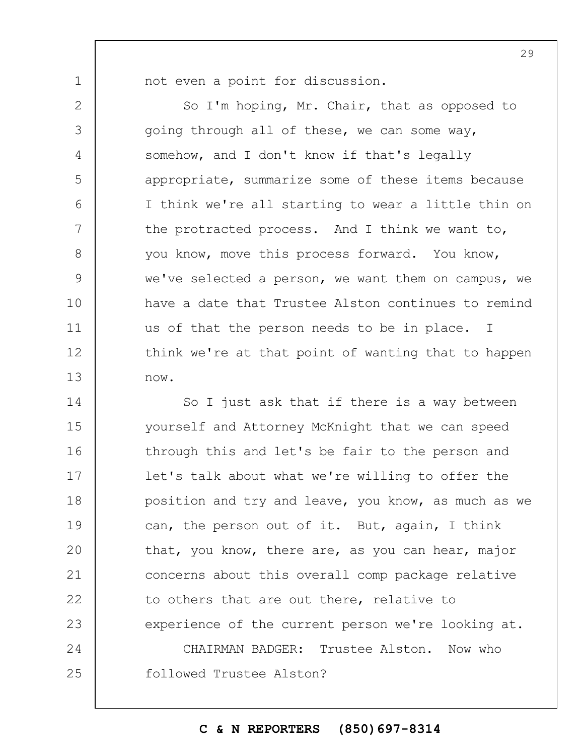not even a point for discussion.

So I'm hoping, Mr. Chair, that as opposed to going through all of these, we can some way, somehow, and I don't know if that's legally appropriate, summarize some of these items because I think we're all starting to wear a little thin on the protracted process. And I think we want to, you know, move this process forward. You know, we've selected a person, we want them on campus, we have a date that Trustee Alston continues to remind us of that the person needs to be in place. I think we're at that point of wanting that to happen now.

So I just ask that if there is a way between yourself and Attorney McKnight that we can speed through this and let's be fair to the person and let's talk about what we're willing to offer the position and try and leave, you know, as much as we can, the person out of it. But, again, I think that, you know, there are, as you can hear, major concerns about this overall comp package relative to others that are out there, relative to experience of the current person we're looking at.

CHAIRMAN BADGER: Trustee Alston. Now who followed Trustee Alston?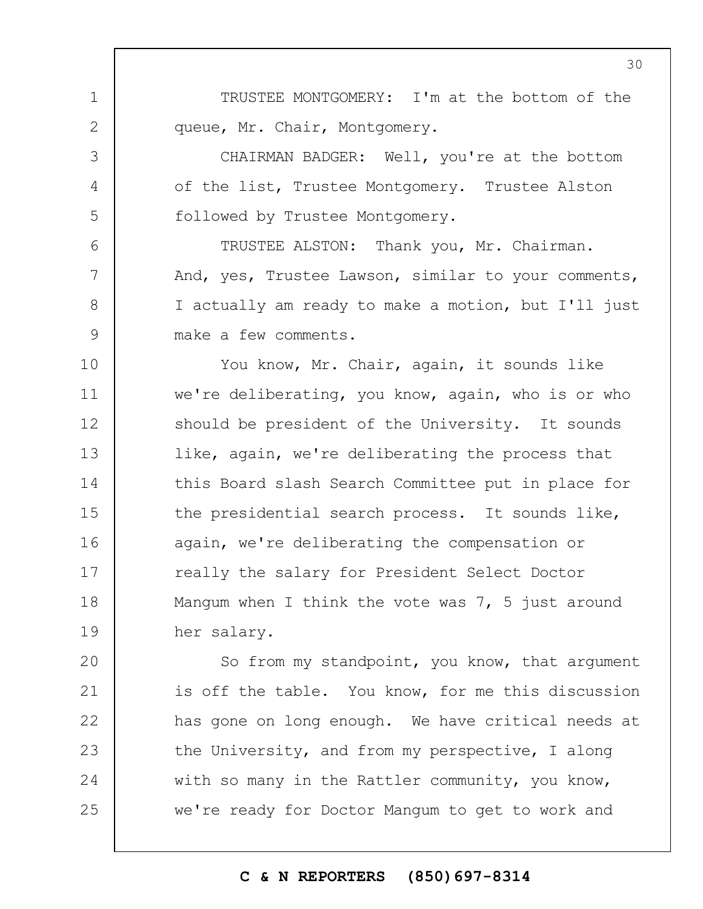TRUSTEE MONTGOMERY: I'm at the bottom of the queue, Mr. Chair, Montgomery.

CHAIRMAN BADGER: Well, you're at the bottom of the list, Trustee Montgomery. Trustee Alston followed by Trustee Montgomery.

TRUSTEE ALSTON: Thank you, Mr. Chairman. And, yes, Trustee Lawson, similar to your comments, I actually am ready to make a motion, but I'll just make a few comments.

You know, Mr. Chair, again, it sounds like we're deliberating, you know, again, who is or who should be president of the University. It sounds like, again, we're deliberating the process that this Board slash Search Committee put in place for the presidential search process. It sounds like, again, we're deliberating the compensation or really the salary for President Select Doctor Mangum when I think the vote was 7, 5 just around her salary.

So from my standpoint, you know, that argument is off the table. You know, for me this discussion has gone on long enough. We have critical needs at the University, and from my perspective, I along with so many in the Rattler community, you know, we're ready for Doctor Mangum to get to work and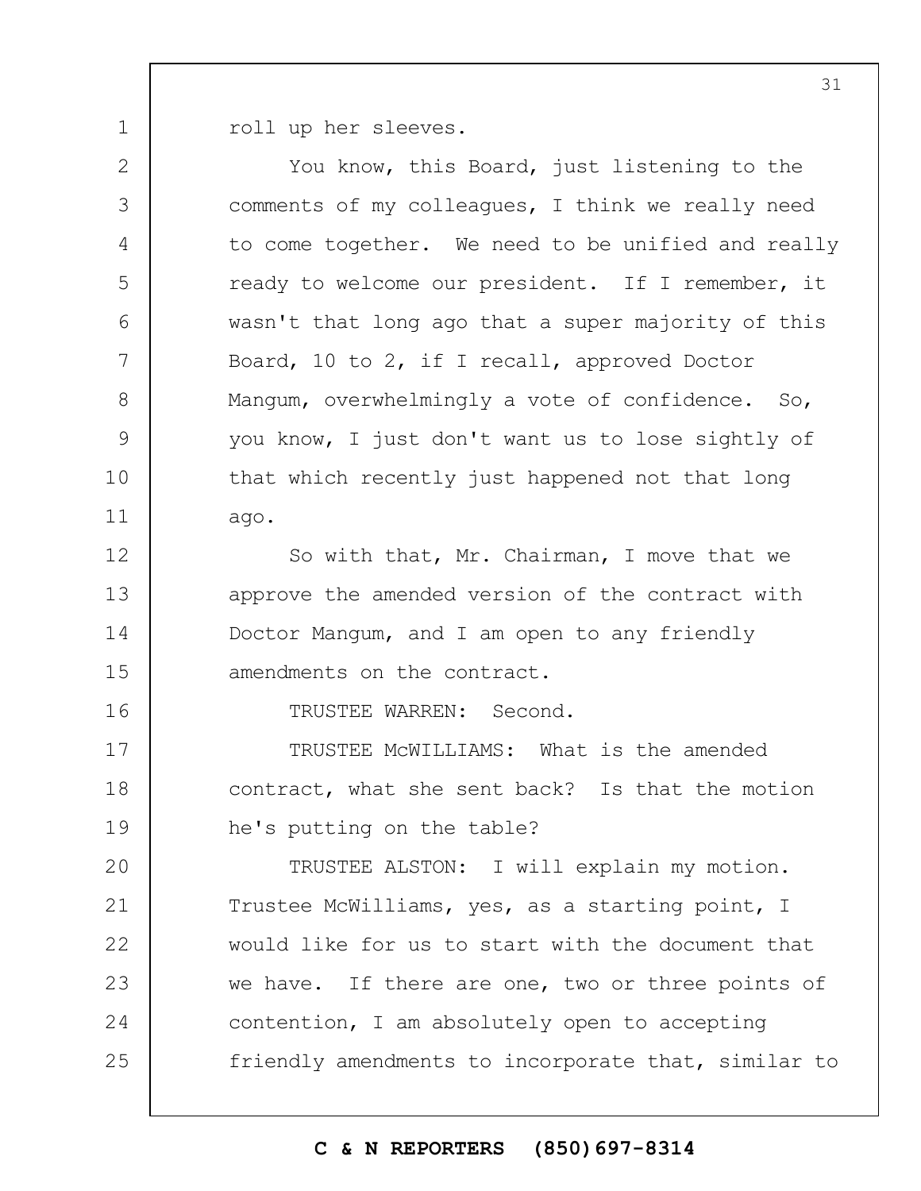roll up her sleeves.

You know, this Board, just listening to the comments of my colleagues, I think we really need to come together. We need to be unified and really ready to welcome our president. If I remember, it wasn't that long ago that a super majority of this Board, 10 to 2, if I recall, approved Doctor Mangum, overwhelmingly a vote of confidence. So, you know, I just don't want us to lose sightly of that which recently just happened not that long ago.

So with that, Mr. Chairman, I move that we approve the amended version of the contract with Doctor Mangum, and I am open to any friendly amendments on the contract.

TRUSTEE WARREN: Second.

TRUSTEE McWILLIAMS: What is the amended contract, what she sent back? Is that the motion he's putting on the table?

TRUSTEE ALSTON: I will explain my motion. Trustee McWilliams, yes, as a starting point, I would like for us to start with the document that we have. If there are one, two or three points of contention, I am absolutely open to accepting friendly amendments to incorporate that, similar to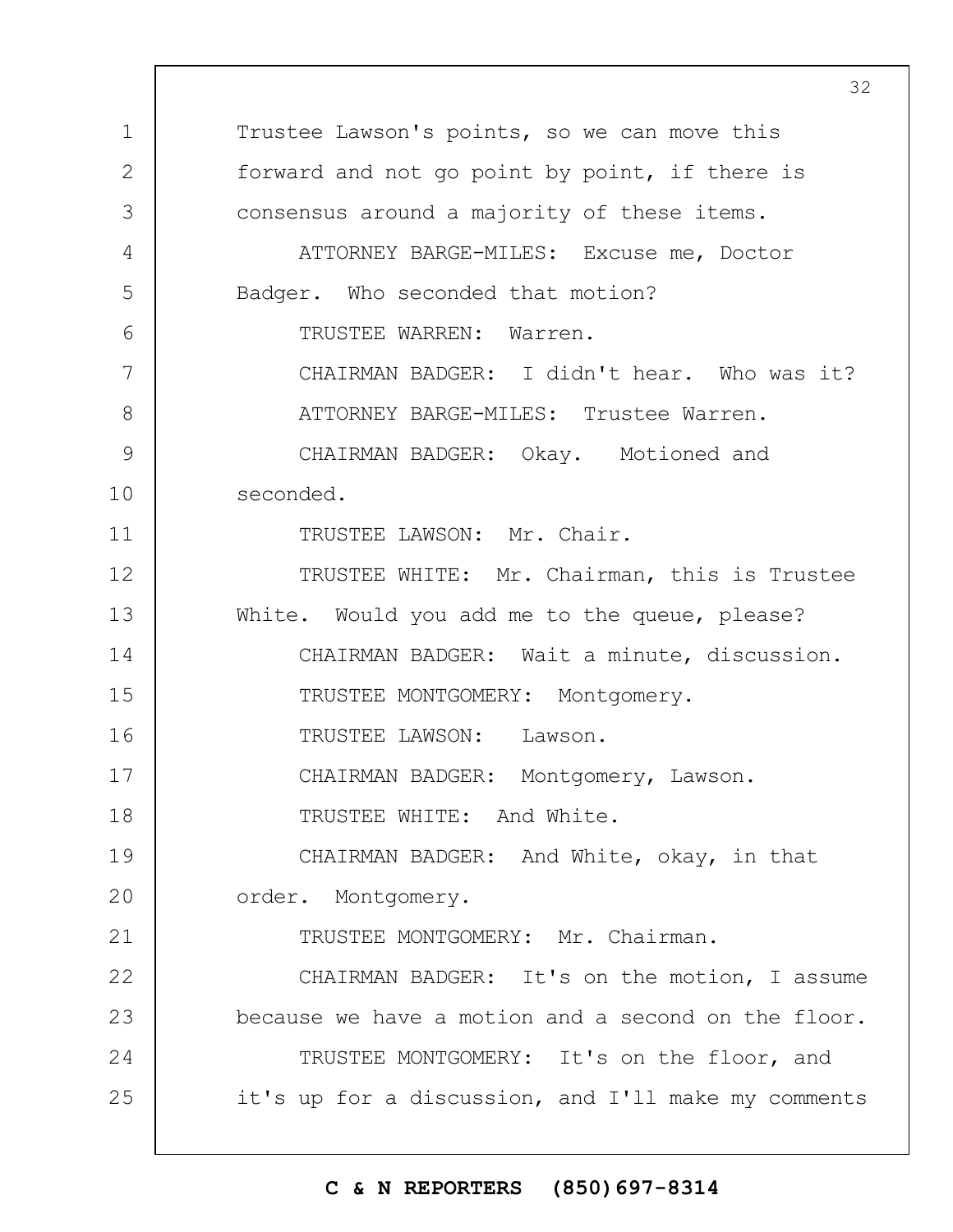Trustee Lawson's points, so we can move this forward and not go point by point, if there is consensus around a majority of these items.

ATTORNEY BARGE-MILES: Excuse me, Doctor Badger. Who seconded that motion?

TRUSTEE WARREN: Warren.

CHAIRMAN BADGER: I didn't hear. Who was it?

ATTORNEY BARGE-MILES: Trustee Warren.

CHAIRMAN BADGER: Okay. Motioned and seconded.

TRUSTEE LAWSON: Mr. Chair.

TRUSTEE WHITE: Mr. Chairman, this is Trustee White. Would you add me to the queue, please?

CHAIRMAN BADGER: Wait a minute, discussion.

TRUSTEE MONTGOMERY: Montgomery.

TRUSTEE LAWSON: Lawson.

CHAIRMAN BADGER: Montgomery, Lawson.

TRUSTEE WHITE: And White.

CHAIRMAN BADGER: And White, okay, in that order. Montgomery.

TRUSTEE MONTGOMERY: Mr. Chairman.

CHAIRMAN BADGER: It's on the motion, I assume because we have a motion and a second on the floor.

TRUSTEE MONTGOMERY: It's on the floor, and it's up for a discussion, and I'll make my comments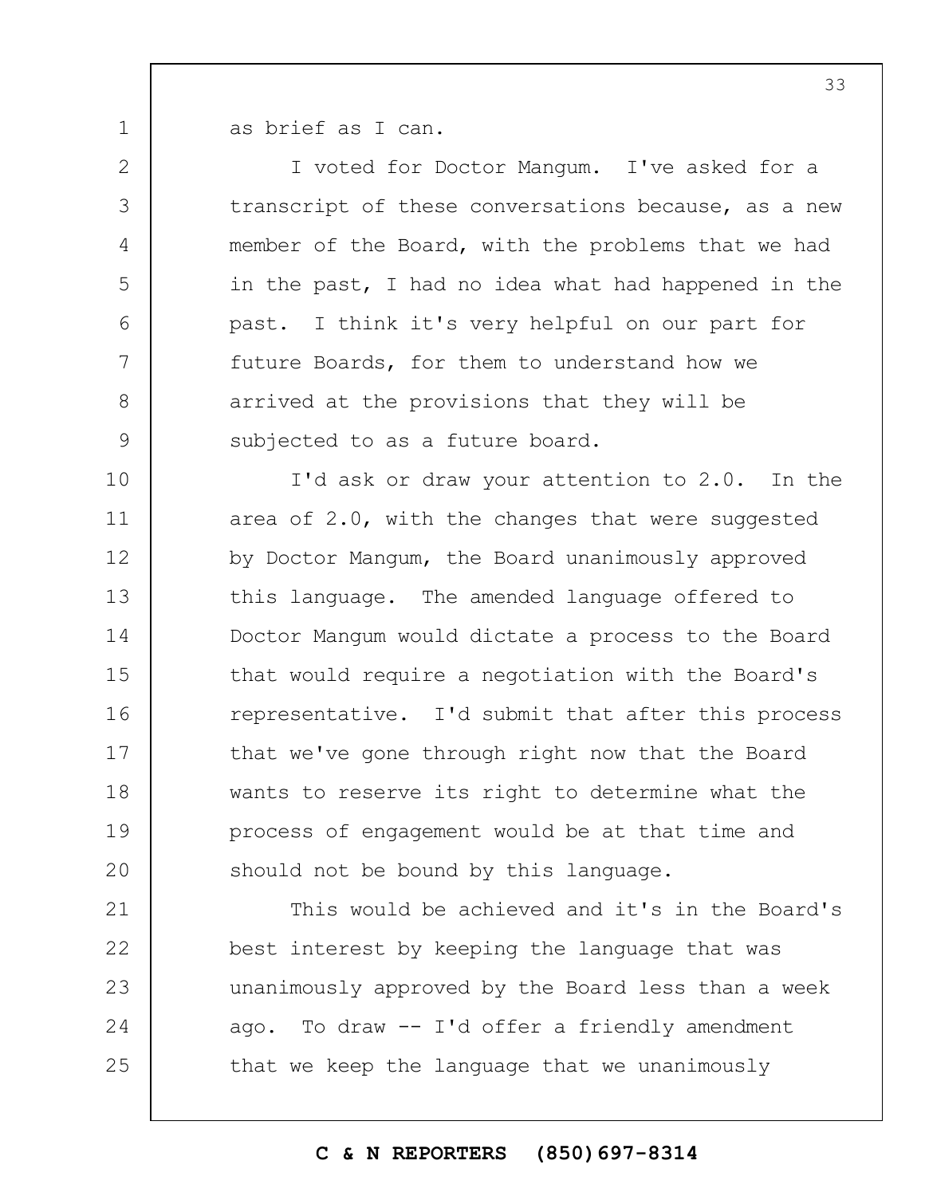as brief as I can.

I voted for Doctor Mangum. I've asked for a transcript of these conversations because, as a new member of the Board, with the problems that we had in the past, I had no idea what had happened in the past. I think it's very helpful on our part for future Boards, for them to understand how we arrived at the provisions that they will be subjected to as a future board.

I'd ask or draw your attention to 2.0. In the area of 2.0, with the changes that were suggested by Doctor Mangum, the Board unanimously approved this language. The amended language offered to Doctor Mangum would dictate a process to the Board that would require a negotiation with the Board's representative. I'd submit that after this process that we've gone through right now that the Board wants to reserve its right to determine what the process of engagement would be at that time and should not be bound by this language.

This would be achieved and it's in the Board's best interest by keeping the language that was unanimously approved by the Board less than a week ago. To draw -- I'd offer a friendly amendment that we keep the language that we unanimously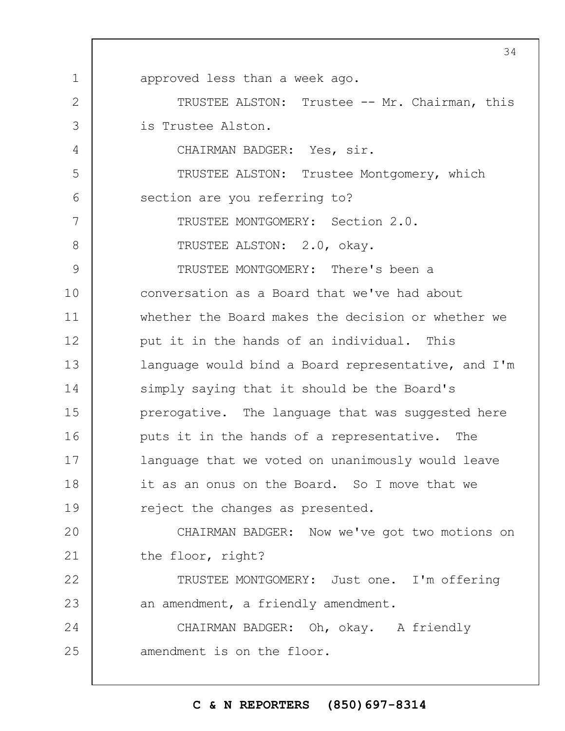approved less than a week ago.

TRUSTEE ALSTON: Trustee -- Mr. Chairman, this is Trustee Alston.

CHAIRMAN BADGER: Yes, sir.

TRUSTEE ALSTON: Trustee Montgomery, which section are you referring to?

TRUSTEE MONTGOMERY: Section 2.0.

TRUSTEE ALSTON: 2.0, okay.

TRUSTEE MONTGOMERY: There's been a conversation as a Board that we've had about whether the Board makes the decision or whether we put it in the hands of an individual. This language would bind a Board representative, and I'm simply saying that it should be the Board's prerogative. The language that was suggested here puts it in the hands of a representative. The language that we voted on unanimously would leave it as an onus on the Board. So I move that we reject the changes as presented.

CHAIRMAN BADGER: Now we've got two motions on the floor, right?

TRUSTEE MONTGOMERY: Just one. I'm offering an amendment, a friendly amendment.

CHAIRMAN BADGER: Oh, okay. A friendly amendment is on the floor.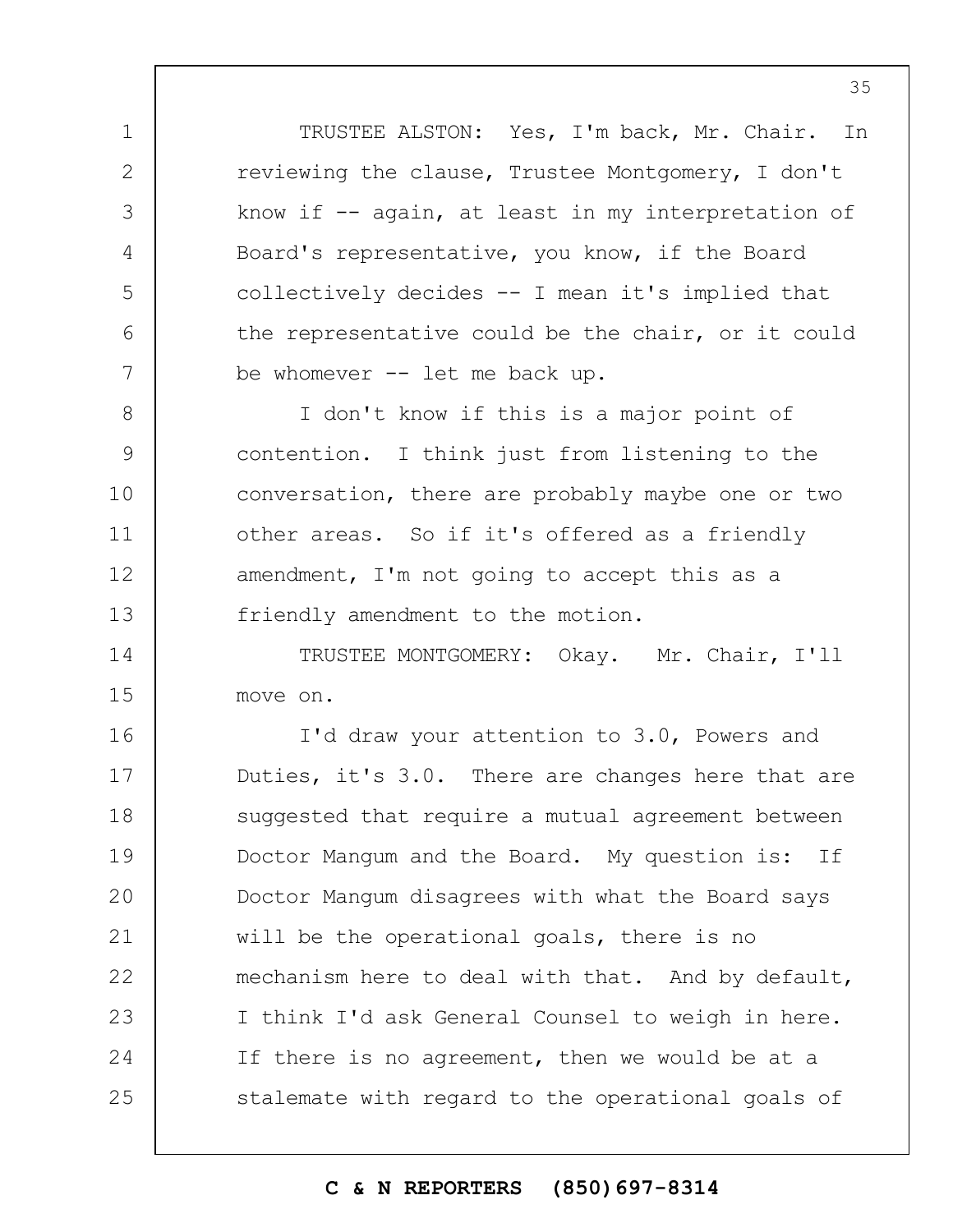TRUSTEE ALSTON: Yes, I'm back, Mr. Chair. In reviewing the clause, Trustee Montgomery, I don't know if -- again, at least in my interpretation of Board's representative, you know, if the Board collectively decides -- I mean it's implied that the representative could be the chair, or it could be whomever -- let me back up.

I don't know if this is a major point of contention. I think just from listening to the conversation, there are probably maybe one or two other areas. So if it's offered as a friendly amendment, I'm not going to accept this as a friendly amendment to the motion.

TRUSTEE MONTGOMERY: Okay. Mr. Chair, I'll move on.

I'd draw your attention to 3.0, Powers and Duties, it's 3.0. There are changes here that are suggested that require a mutual agreement between Doctor Mangum and the Board. My question is: If Doctor Mangum disagrees with what the Board says will be the operational goals, there is no mechanism here to deal with that. And by default, I think I'd ask General Counsel to weigh in here. If there is no agreement, then we would be at a stalemate with regard to the operational goals of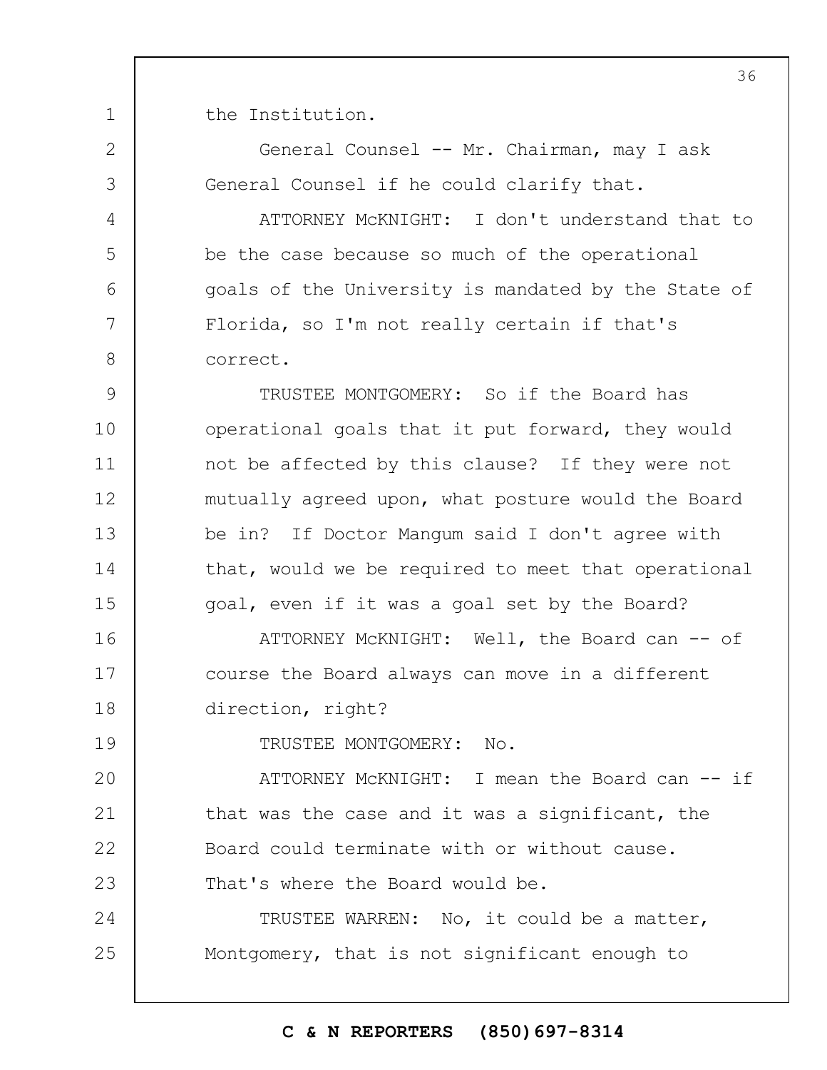the Institution.

General Counsel -- Mr. Chairman, may I ask General Counsel if he could clarify that.

ATTORNEY McKNIGHT: I don't understand that to be the case because so much of the operational goals of the University is mandated by the State of Florida, so I'm not really certain if that's correct.

TRUSTEE MONTGOMERY: So if the Board has operational goals that it put forward, they would not be affected by this clause? If they were not mutually agreed upon, what posture would the Board be in? If Doctor Mangum said I don't agree with that, would we be required to meet that operational goal, even if it was a goal set by the Board?

ATTORNEY McKNIGHT: Well, the Board can -- of course the Board always can move in a different direction, right?

TRUSTEE MONTGOMERY: No.

ATTORNEY McKNIGHT: I mean the Board can -- if that was the case and it was a significant, the Board could terminate with or without cause. That's where the Board would be.

TRUSTEE WARREN: No, it could be a matter, Montgomery, that is not significant enough to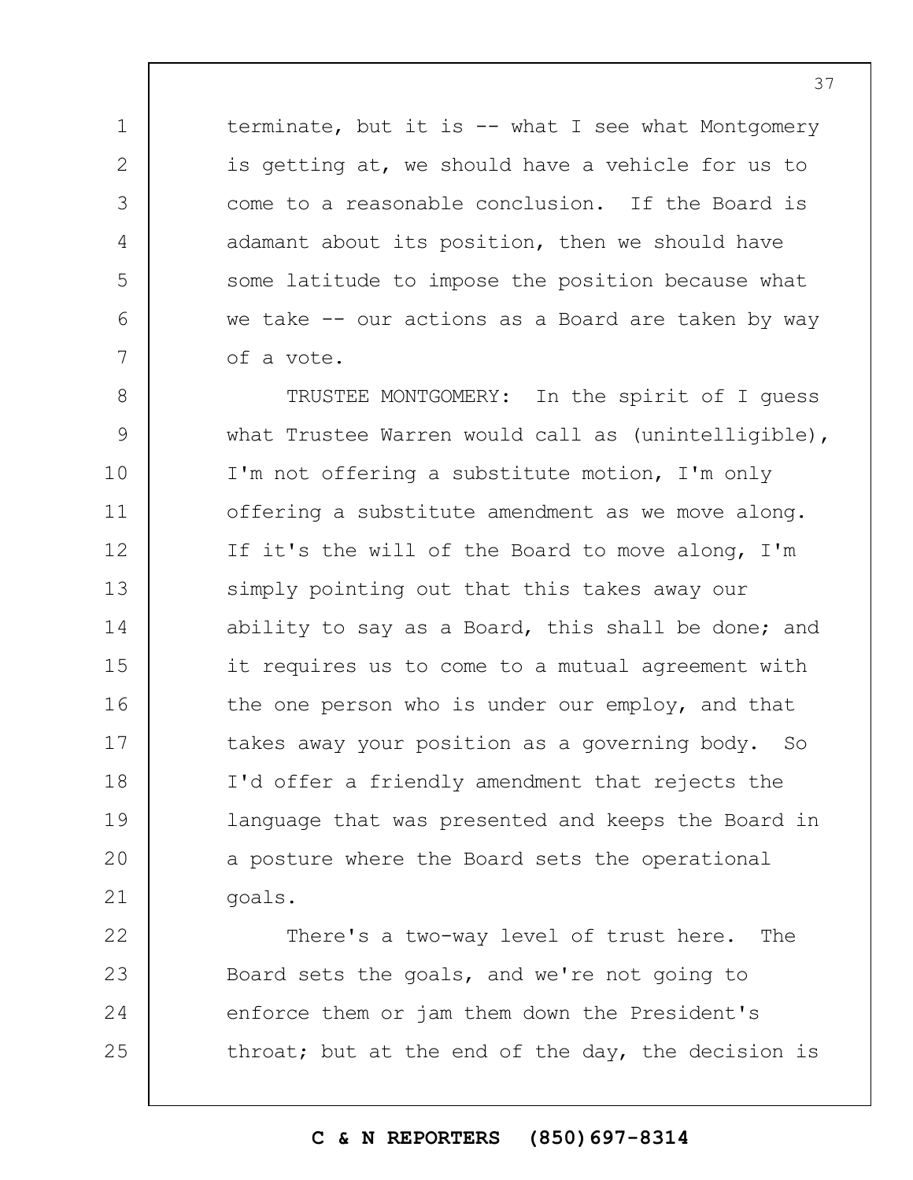terminate, but it is -- what I see what Montgomery is getting at, we should have a vehicle for us to come to a reasonable conclusion. If the Board is adamant about its position, then we should have some latitude to impose the position because what we take -- our actions as a Board are taken by way of a vote.

TRUSTEE MONTGOMERY: In the spirit of I guess what Trustee Warren would call as (unintelligible), I'm not offering a substitute motion, I'm only offering a substitute amendment as we move along. If it's the will of the Board to move along, I'm simply pointing out that this takes away our ability to say as a Board, this shall be done; and it requires us to come to a mutual agreement with the one person who is under our employ, and that takes away your position as a governing body. So I'd offer a friendly amendment that rejects the language that was presented and keeps the Board in a posture where the Board sets the operational goals.

There's a two-way level of trust here. The Board sets the goals, and we're not going to enforce them or jam them down the President's throat; but at the end of the day, the decision is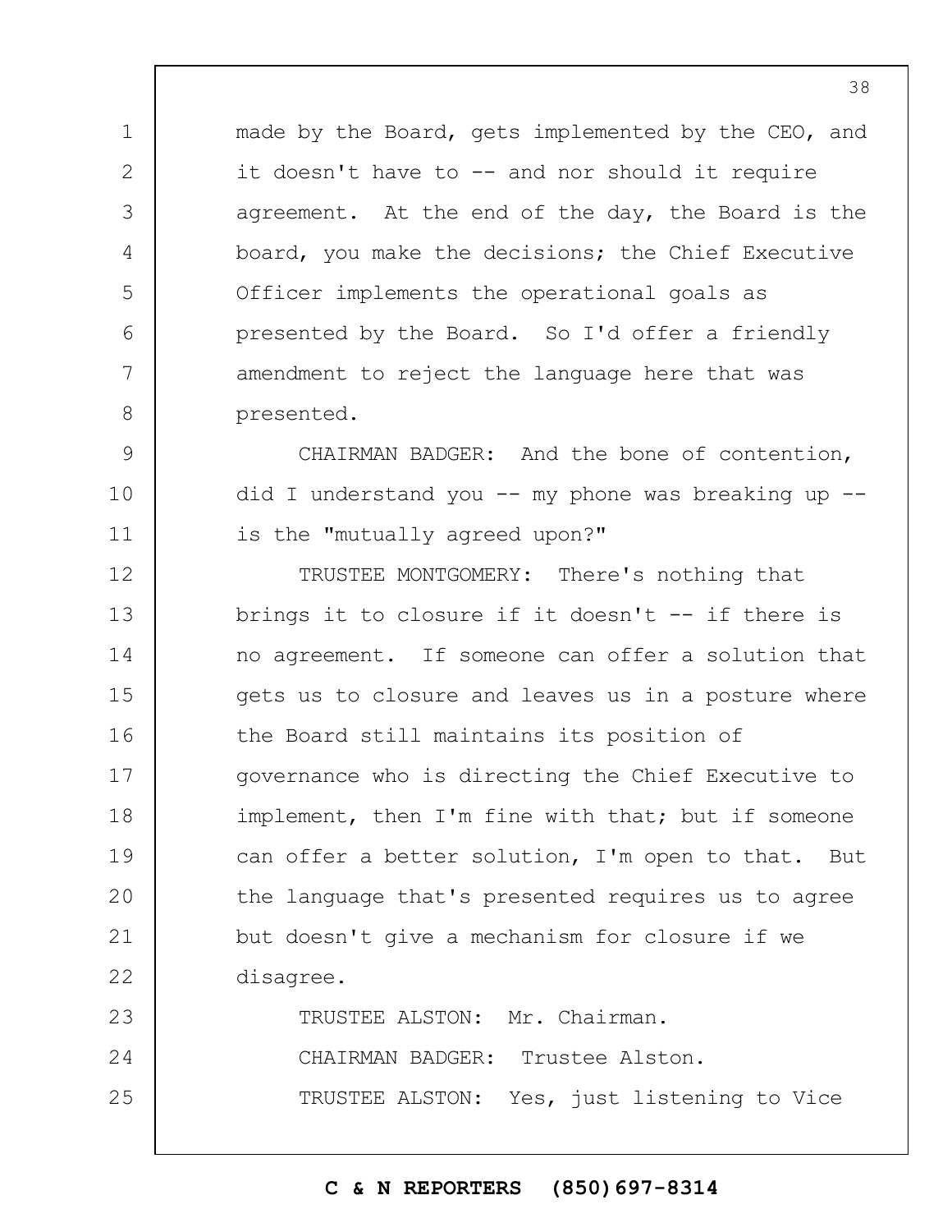made by the Board, gets implemented by the CEO, and it doesn't have to -- and nor should it require agreement. At the end of the day, the Board is the board, you make the decisions; the Chief Executive Officer implements the operational goals as presented by the Board. So I'd offer a friendly amendment to reject the language here that was presented.

CHAIRMAN BADGER: And the bone of contention, did I understand you -- my phone was breaking up -- is the "mutually agreed upon?"

TRUSTEE MONTGOMERY: There's nothing that brings it to closure if it doesn't -- if there is no agreement. If someone can offer a solution that gets us to closure and leaves us in a posture where the Board still maintains its position of governance who is directing the Chief Executive to implement, then I'm fine with that; but if someone can offer a better solution, I'm open to that. But the language that's presented requires us to agree but doesn't give a mechanism for closure if we disagree.

TRUSTEE ALSTON: Mr. Chairman.

CHAIRMAN BADGER: Trustee Alston.

TRUSTEE ALSTON: Yes, just listening to Vice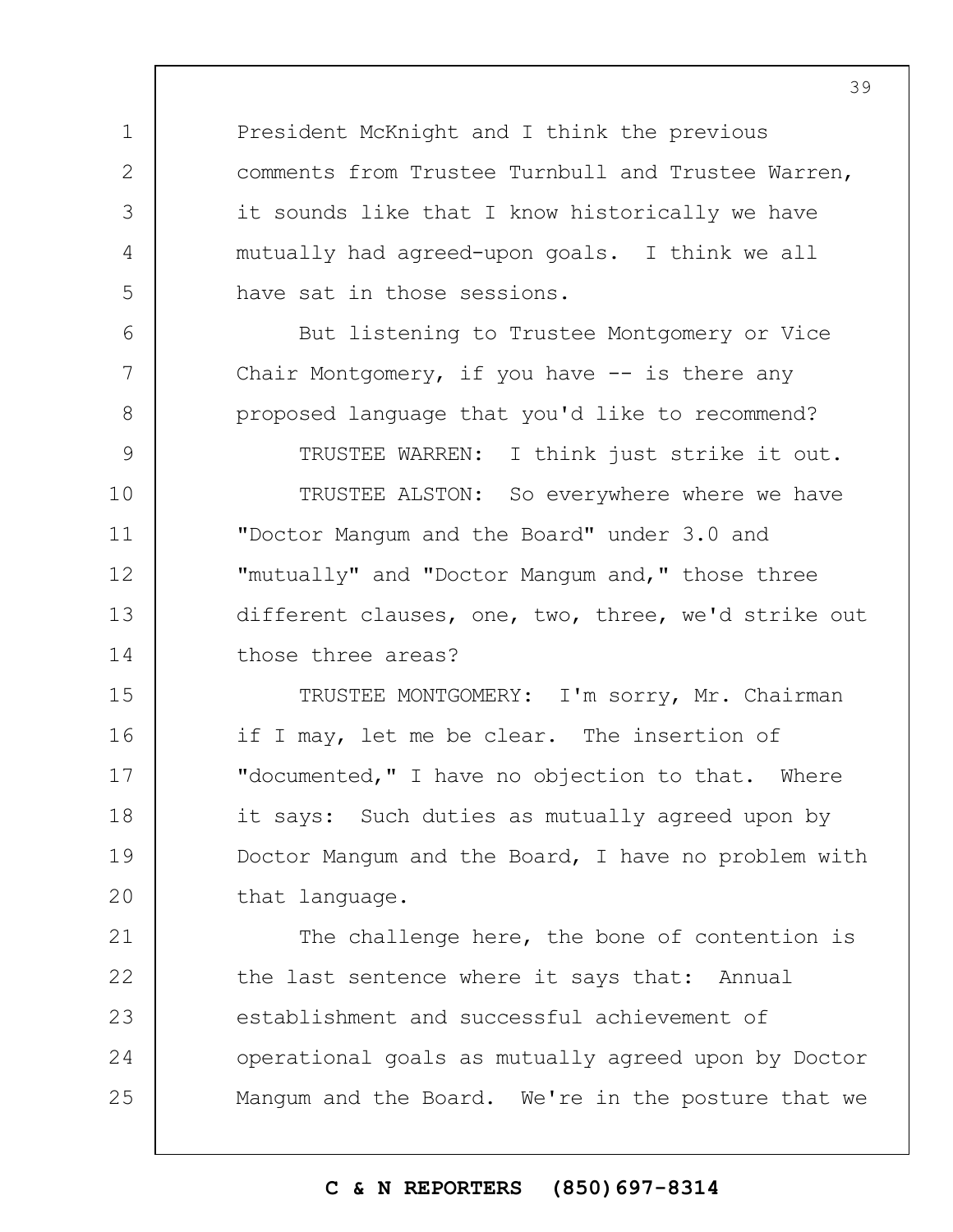President McKnight and I think the previous comments from Trustee Turnbull and Trustee Warren, it sounds like that I know historically we have mutually had agreed-upon goals. I think we all have sat in those sessions.

But listening to Trustee Montgomery or Vice Chair Montgomery, if you have -- is there any proposed language that you'd like to recommend?

TRUSTEE WARREN: I think just strike it out.

TRUSTEE ALSTON: So everywhere where we have "Doctor Mangum and the Board" under 3.0 and "mutually" and "Doctor Mangum and," those three different clauses, one, two, three, we'd strike out those three areas?

TRUSTEE MONTGOMERY: I'm sorry, Mr. Chairman if I may, let me be clear. The insertion of "documented," I have no objection to that. Where it says: Such duties as mutually agreed upon by Doctor Mangum and the Board, I have no problem with that language.

The challenge here, the bone of contention is the last sentence where it says that: Annual establishment and successful achievement of operational goals as mutually agreed upon by Doctor Mangum and the Board. We're in the posture that we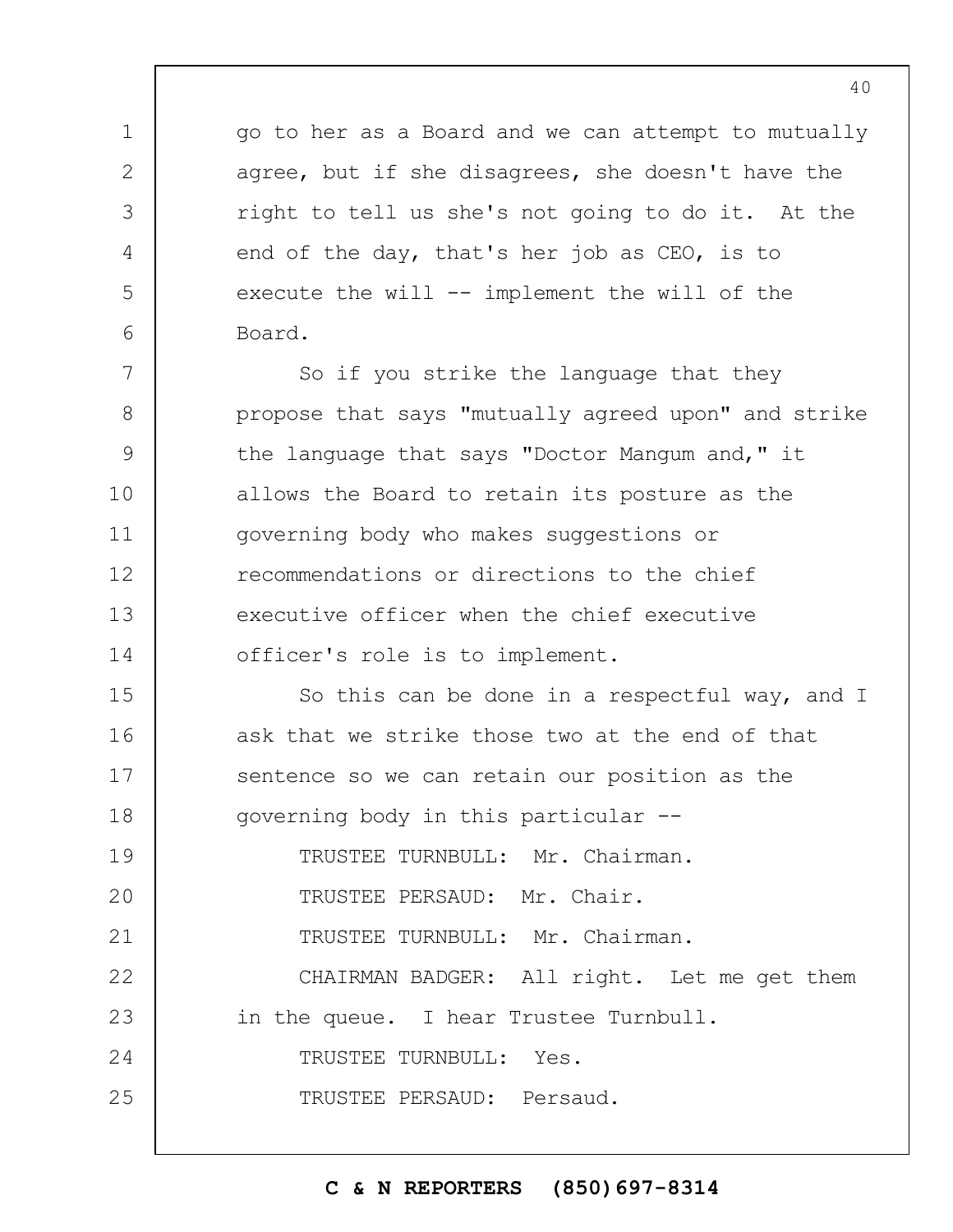go to her as a Board and we can attempt to mutually agree, but if she disagrees, she doesn't have the right to tell us she's not going to do it. At the end of the day, that's her job as CEO, is to execute the will -- implement the will of the Board.

So if you strike the language that they propose that says "mutually agreed upon" and strike the language that says "Doctor Mangum and," it allows the Board to retain its posture as the governing body who makes suggestions or recommendations or directions to the chief executive officer when the chief executive officer's role is to implement.

So this can be done in a respectful way, and I ask that we strike those two at the end of that sentence so we can retain our position as the governing body in this particular --

TRUSTEE TURNBULL: Mr. Chairman.

TRUSTEE PERSAUD: Mr. Chair.

TRUSTEE TURNBULL: Mr. Chairman.

CHAIRMAN BADGER: All right. Let me get them in the queue. I hear Trustee Turnbull.

TRUSTEE TURNBULL: Yes.

TRUSTEE PERSAUD: Persaud.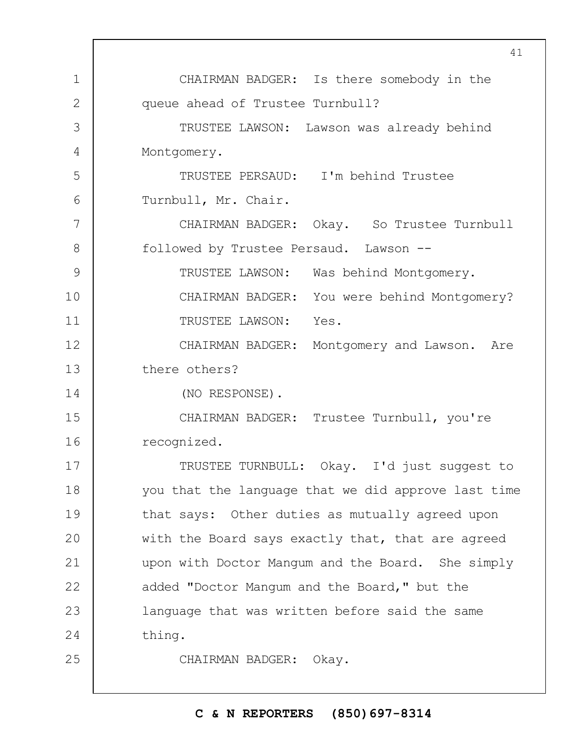CHAIRMAN BADGER: Is there somebody in the queue ahead of Trustee Turnbull?

TRUSTEE LAWSON: Lawson was already behind Montgomery.

TRUSTEE PERSAUD: I'm behind Trustee Turnbull, Mr. Chair.

CHAIRMAN BADGER: Okay. So Trustee Turnbull followed by Trustee Persaud. Lawson --

TRUSTEE LAWSON: Was behind Montgomery.

CHAIRMAN BADGER: You were behind Montgomery?

TRUSTEE LAWSON: Yes.

CHAIRMAN BADGER: Montgomery and Lawson. Are there others?

(NO RESPONSE).

CHAIRMAN BADGER: Trustee Turnbull, you're recognized.

TRUSTEE TURNBULL: Okay. I'd just suggest to you that the language that we did approve last time that says: Other duties as mutually agreed upon with the Board says exactly that, that are agreed upon with Doctor Mangum and the Board. She simply added "Doctor Mangum and the Board," but the language that was written before said the same thing.

CHAIRMAN BADGER: Okay.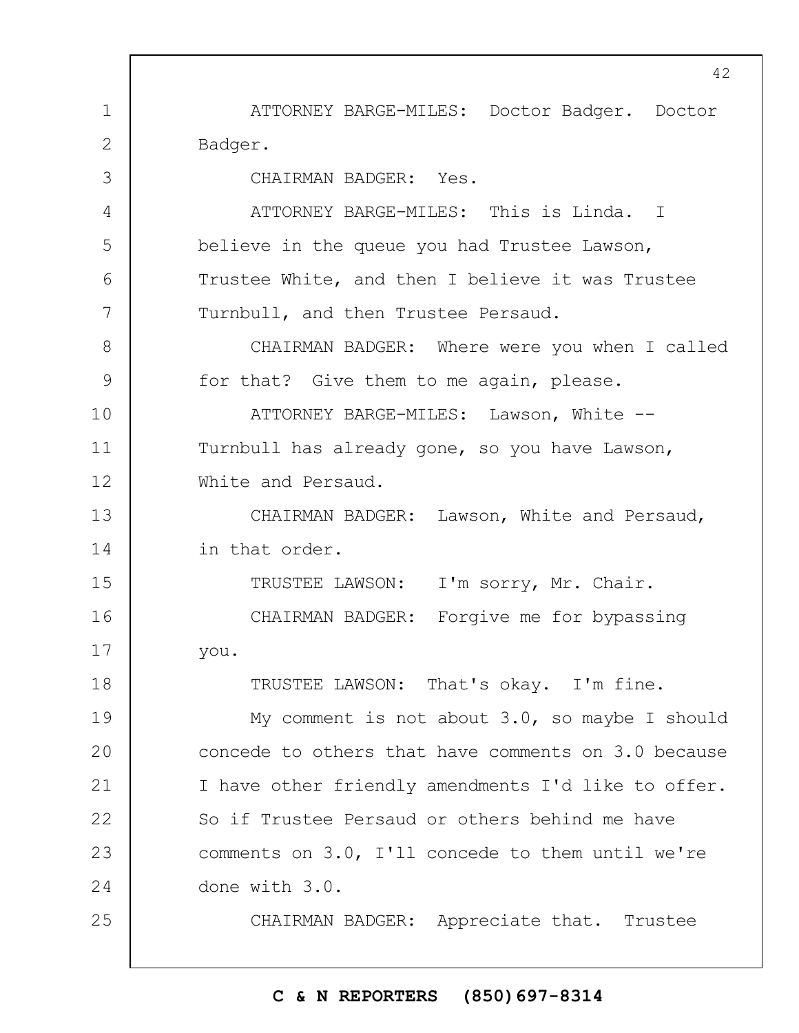ATTORNEY BARGE-MILES: Doctor Badger. Doctor Badger.

CHAIRMAN BADGER: Yes.

ATTORNEY BARGE-MILES: This is Linda. I believe in the queue you had Trustee Lawson, Trustee White, and then I believe it was Trustee Turnbull, and then Trustee Persaud.

CHAIRMAN BADGER: Where were you when I called for that? Give them to me again, please.

ATTORNEY BARGE-MILES: Lawson, White -- Turnbull has already gone, so you have Lawson, White and Persaud.

CHAIRMAN BADGER: Lawson, White and Persaud, in that order.

TRUSTEE LAWSON: I'm sorry, Mr. Chair.

CHAIRMAN BADGER: Forgive me for bypassing you.

TRUSTEE LAWSON: That's okay. I'm fine.

My comment is not about 3.0, so maybe I should concede to others that have comments on 3.0 because I have other friendly amendments I'd like to offer. So if Trustee Persaud or others behind me have comments on 3.0, I'll concede to them until we're done with 3.0.

CHAIRMAN BADGER: Appreciate that. Trustee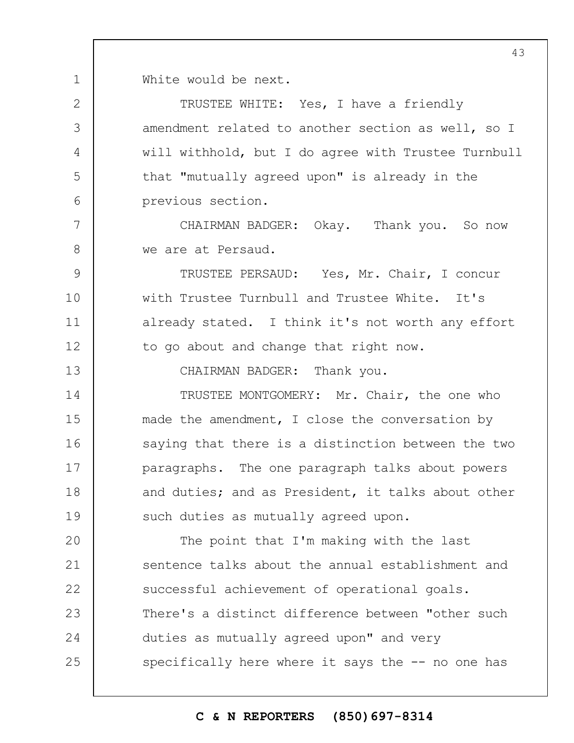White would be next.

TRUSTEE WHITE: Yes, I have a friendly amendment related to another section as well, so I will withhold, but I do agree with Trustee Turnbull that "mutually agreed upon" is already in the previous section.

CHAIRMAN BADGER: Okay. Thank you. So now we are at Persaud.

TRUSTEE PERSAUD: Yes, Mr. Chair, I concur with Trustee Turnbull and Trustee White. It's already stated. I think it's not worth any effort to go about and change that right now.

CHAIRMAN BADGER: Thank you.

TRUSTEE MONTGOMERY: Mr. Chair, the one who made the amendment, I close the conversation by saying that there is a distinction between the two paragraphs. The one paragraph talks about powers and duties; and as President, it talks about other such duties as mutually agreed upon.

The point that I'm making with the last sentence talks about the annual establishment and successful achievement of operational goals. There's a distinct difference between "other such duties as mutually agreed upon" and very specifically here where it says the -- no one has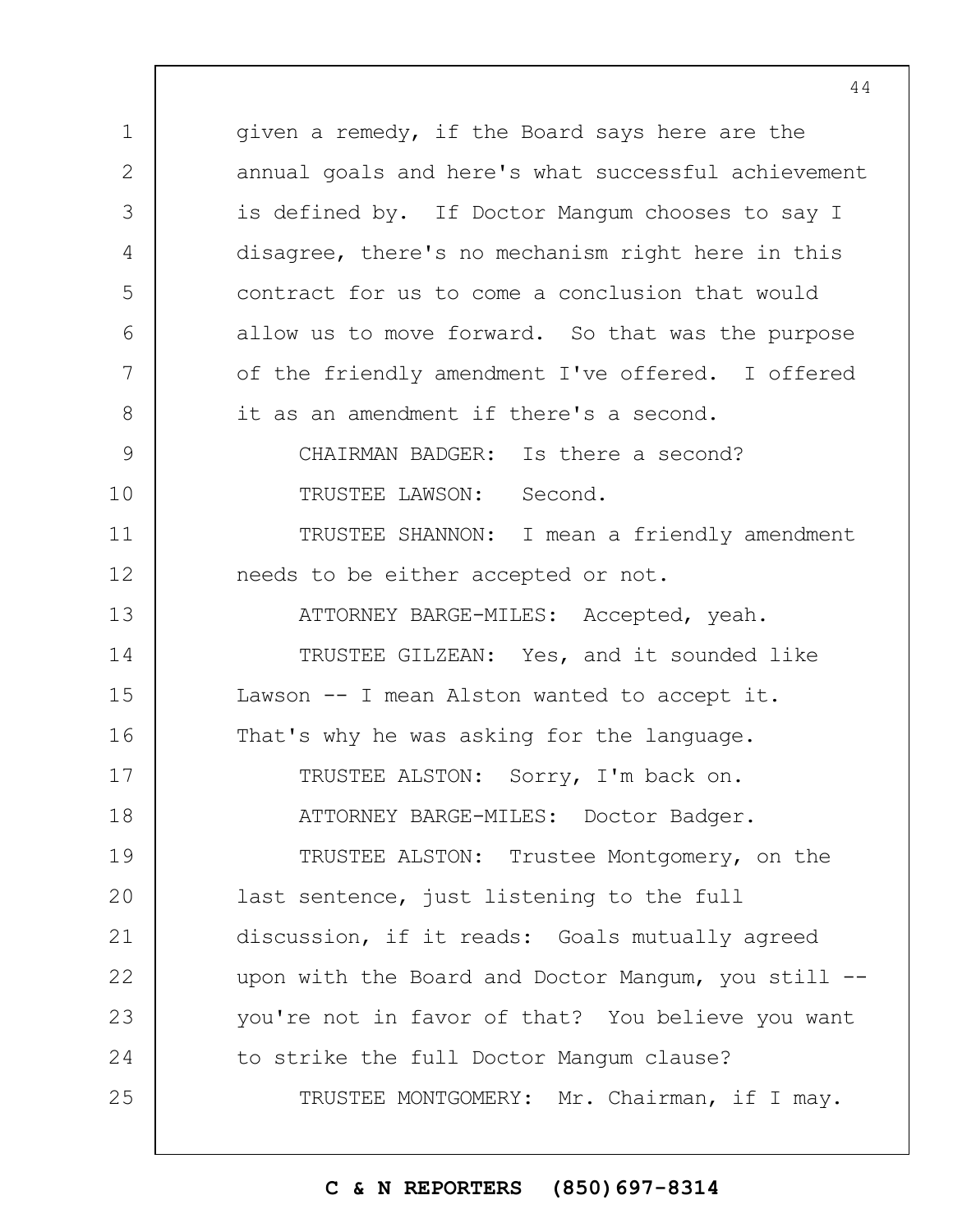given a remedy, if the Board says here are the annual goals and here's what successful achievement is defined by. If Doctor Mangum chooses to say I disagree, there's no mechanism right here in this contract for us to come a conclusion that would allow us to move forward. So that was the purpose of the friendly amendment I've offered. I offered it as an amendment if there's a second.

CHAIRMAN BADGER: Is there a second?

TRUSTEE LAWSON: Second.

TRUSTEE SHANNON: I mean a friendly amendment needs to be either accepted or not.

ATTORNEY BARGE-MILES: Accepted, yeah.

TRUSTEE GILZEAN: Yes, and it sounded like Lawson -- I mean Alston wanted to accept it. That's why he was asking for the language.

TRUSTEE ALSTON: Sorry, I'm back on.

ATTORNEY BARGE-MILES: Doctor Badger.

TRUSTEE ALSTON: Trustee Montgomery, on the last sentence, just listening to the full discussion, if it reads: Goals mutually agreed upon with the Board and Doctor Mangum, you still -- you're not in favor of that? You believe you want to strike the full Doctor Mangum clause?

TRUSTEE MONTGOMERY: Mr. Chairman, if I may.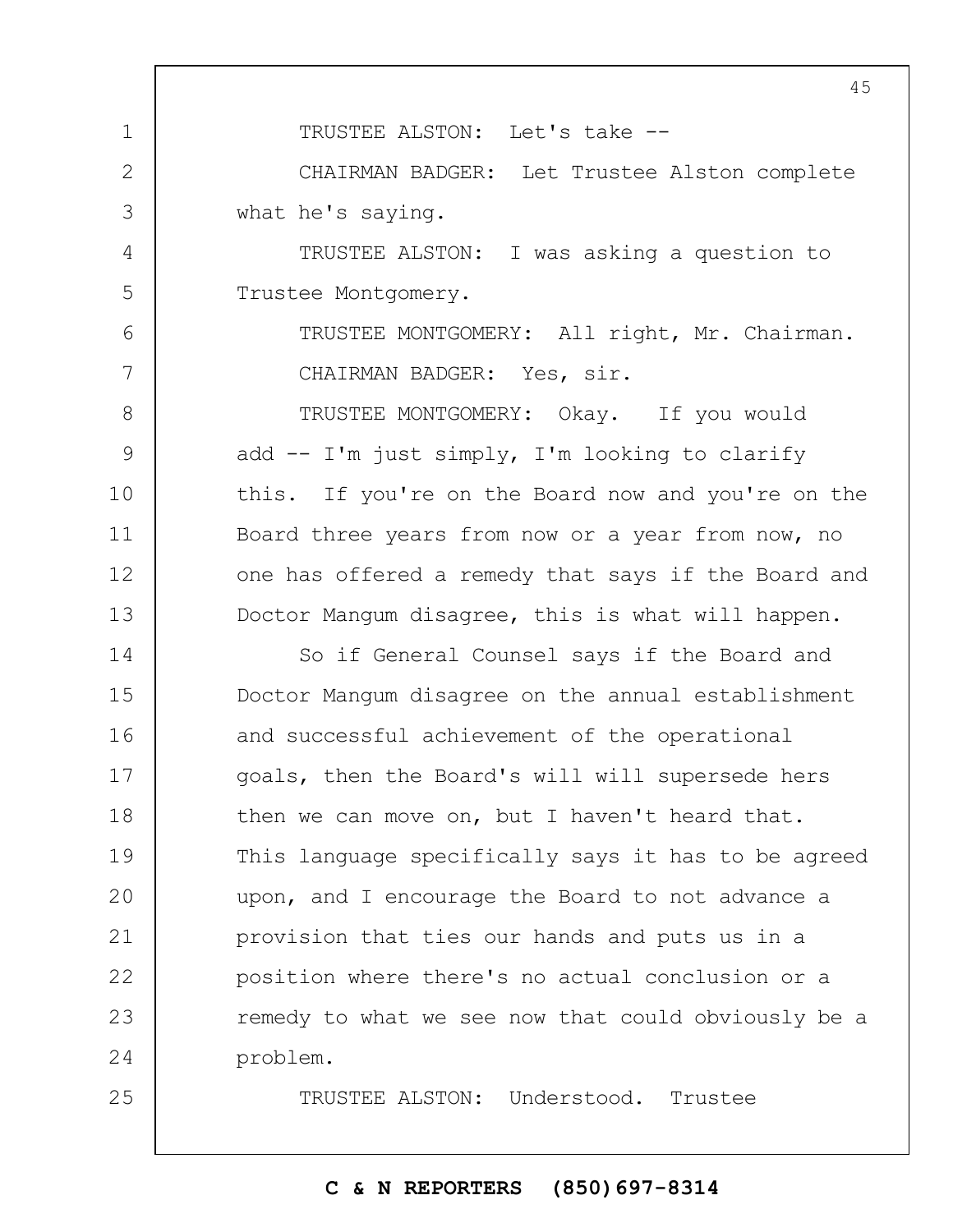TRUSTEE ALSTON: Let's take --

CHAIRMAN BADGER: Let Trustee Alston complete what he's saying.

TRUSTEE ALSTON: I was asking a question to Trustee Montgomery.

TRUSTEE MONTGOMERY: All right, Mr. Chairman.

CHAIRMAN BADGER: Yes, sir.

TRUSTEE MONTGOMERY: Okay. If you would add -- I'm just simply, I'm looking to clarify this. If you're on the Board now and you're on the Board three years from now or a year from now, no one has offered a remedy that says if the Board and Doctor Mangum disagree, this is what will happen.

So if General Counsel says if the Board and Doctor Mangum disagree on the annual establishment and successful achievement of the operational goals, then the Board's will will supersede hers then we can move on, but I haven't heard that. This language specifically says it has to be agreed upon, and I encourage the Board to not advance a provision that ties our hands and puts us in a position where there's no actual conclusion or a remedy to what we see now that could obviously be a problem.

TRUSTEE ALSTON: Understood. Trustee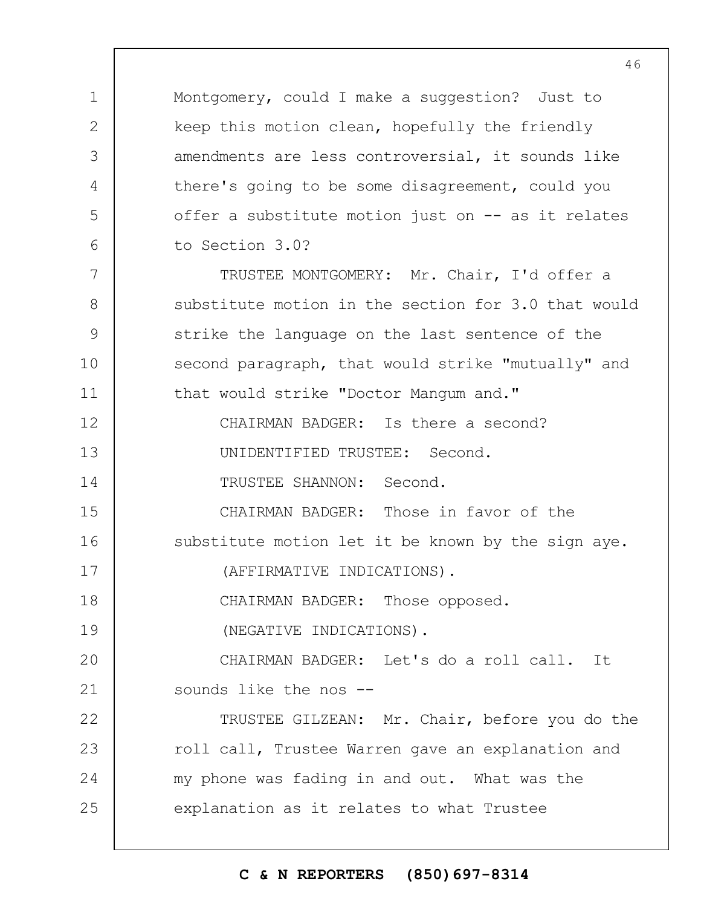Montgomery, could I make a suggestion? Just to keep this motion clean, hopefully the friendly amendments are less controversial, it sounds like there's going to be some disagreement, could you offer a substitute motion just on -- as it relates to Section 3.0?

TRUSTEE MONTGOMERY: Mr. Chair, I'd offer a substitute motion in the section for 3.0 that would strike the language on the last sentence of the second paragraph, that would strike "mutually" and that would strike "Doctor Mangum and."

CHAIRMAN BADGER: Is there a second?

UNIDENTIFIED TRUSTEE: Second.

TRUSTEE SHANNON: Second.

CHAIRMAN BADGER: Those in favor of the substitute motion let it be known by the sign aye.

(AFFIRMATIVE INDICATIONS).

CHAIRMAN BADGER: Those opposed.

(NEGATIVE INDICATIONS).

CHAIRMAN BADGER: Let's do a roll call. It sounds like the nos --

TRUSTEE GILZEAN: Mr. Chair, before you do the roll call, Trustee Warren gave an explanation and my phone was fading in and out. What was the explanation as it relates to what Trustee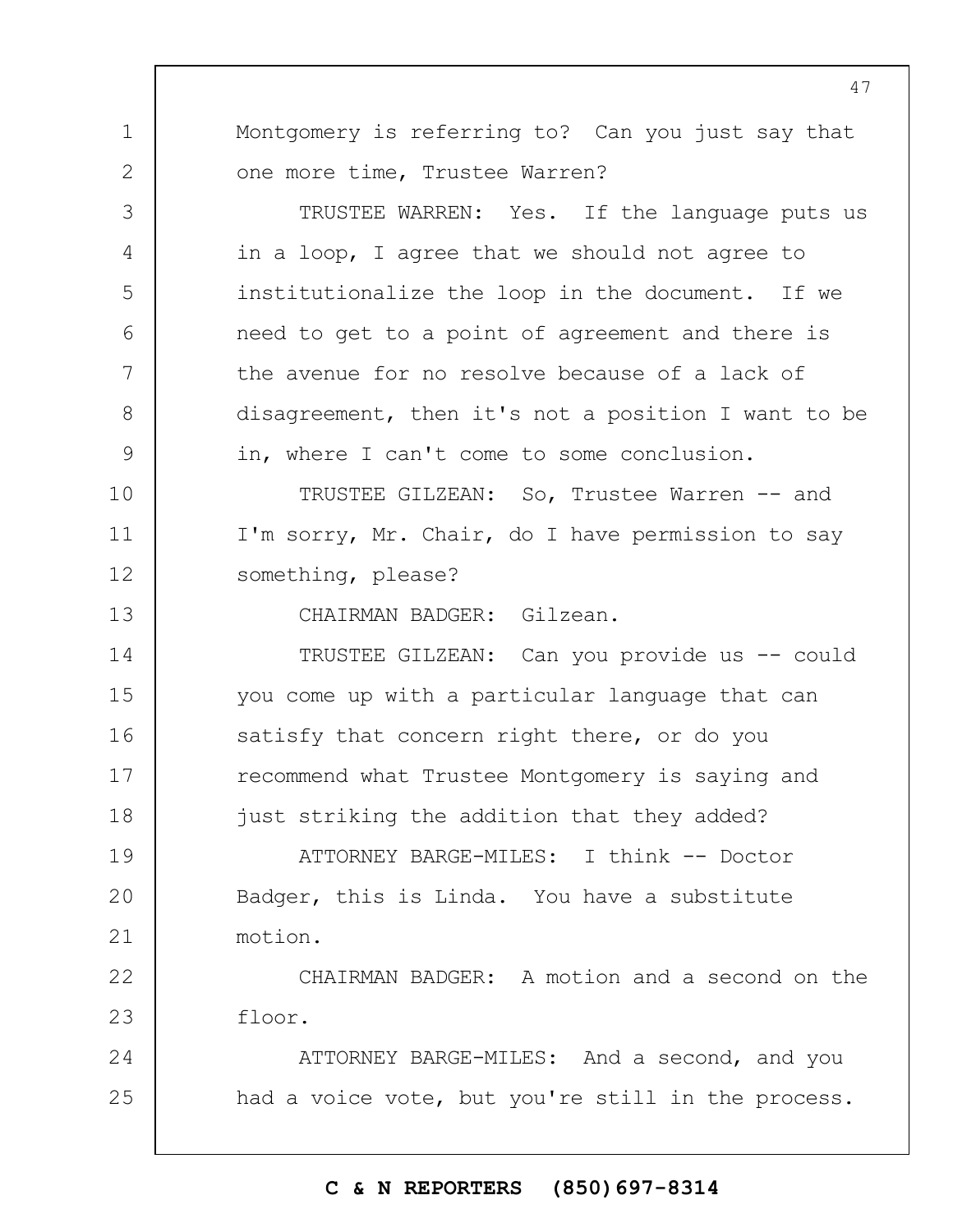Montgomery is referring to? Can you just say that one more time, Trustee Warren?

TRUSTEE WARREN: Yes. If the language puts us in a loop, I agree that we should not agree to institutionalize the loop in the document. If we need to get to a point of agreement and there is the avenue for no resolve because of a lack of disagreement, then it's not a position I want to be in, where I can't come to some conclusion.

TRUSTEE GILZEAN: So, Trustee Warren -- and I'm sorry, Mr. Chair, do I have permission to say something, please?

CHAIRMAN BADGER: Gilzean.

TRUSTEE GILZEAN: Can you provide us -- could you come up with a particular language that can satisfy that concern right there, or do you recommend what Trustee Montgomery is saying and just striking the addition that they added?

ATTORNEY BARGE-MILES: I think -- Doctor Badger, this is Linda. You have a substitute motion.

CHAIRMAN BADGER: A motion and a second on the floor.

ATTORNEY BARGE-MILES: And a second, and you had a voice vote, but you're still in the process.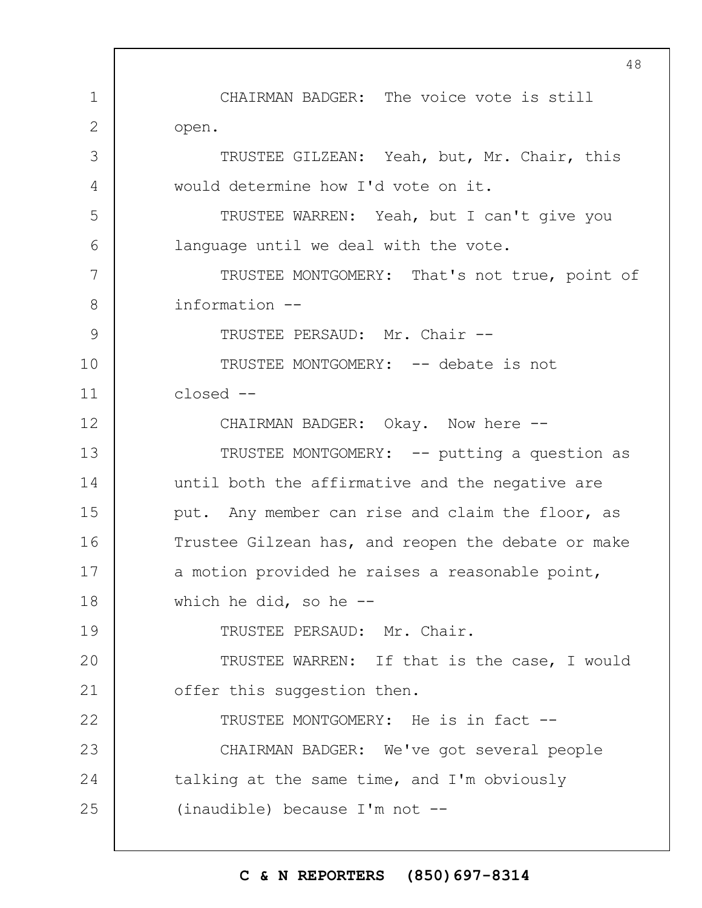CHAIRMAN BADGER: The voice vote is still open.

TRUSTEE GILZEAN: Yeah, but, Mr. Chair, this would determine how I'd vote on it.

TRUSTEE WARREN: Yeah, but I can't give you language until we deal with the vote.

TRUSTEE MONTGOMERY: That's not true, point of information --

TRUSTEE PERSAUD: Mr. Chair --

TRUSTEE MONTGOMERY: -- debate is not closed --

CHAIRMAN BADGER: Okay. Now here --

TRUSTEE MONTGOMERY: -- putting a question as until both the affirmative and the negative are put. Any member can rise and claim the floor, as Trustee Gilzean has, and reopen the debate or make a motion provided he raises a reasonable point, which he did, so he --

TRUSTEE PERSAUD: Mr. Chair.

TRUSTEE WARREN: If that is the case, I would offer this suggestion then.

TRUSTEE MONTGOMERY: He is in fact --

CHAIRMAN BADGER: We've got several people talking at the same time, and I'm obviously (inaudible) because I'm not --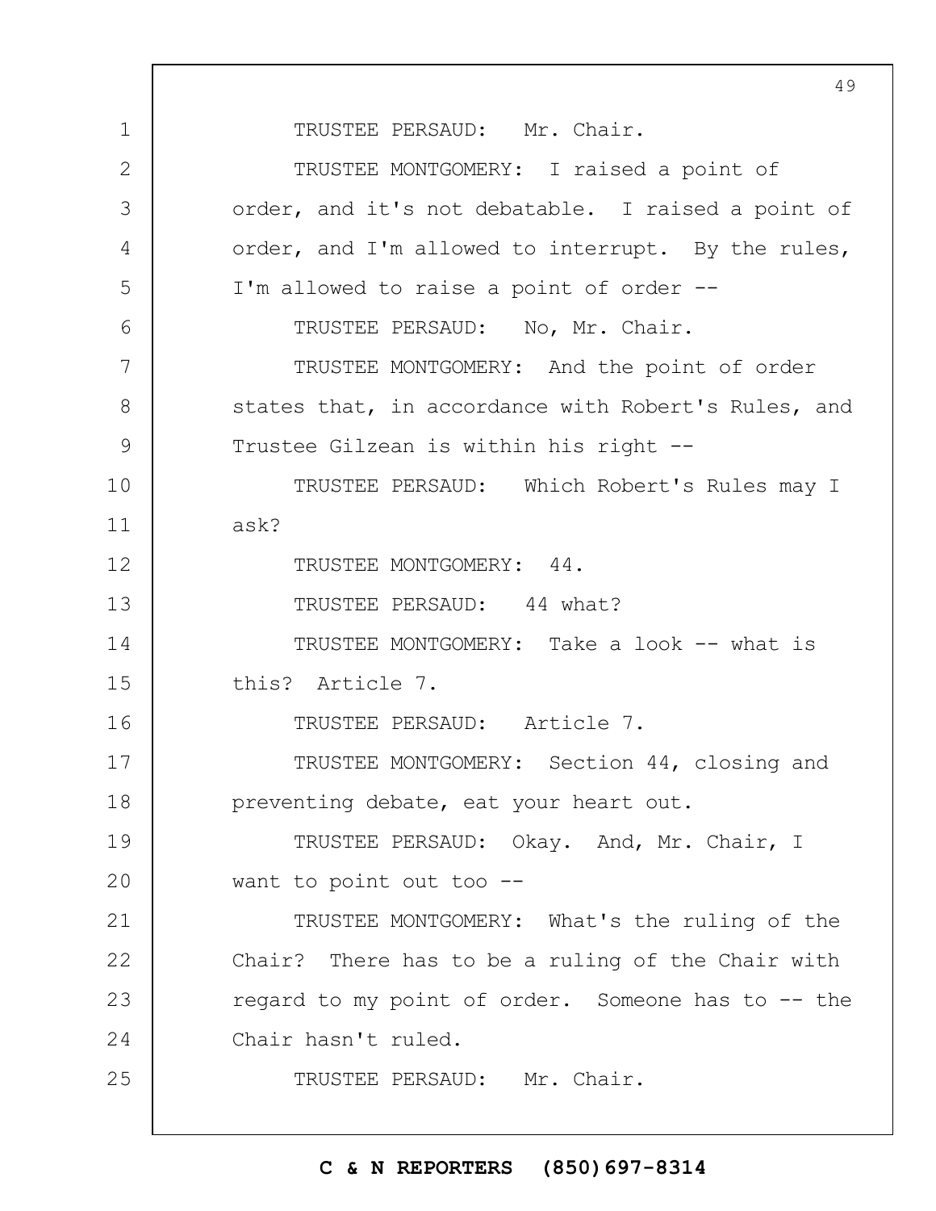TRUSTEE PERSAUD: Mr. Chair.

TRUSTEE MONTGOMERY: I raised a point of order, and it's not debatable. I raised a point of order, and I'm allowed to interrupt. By the rules, I'm allowed to raise a point of order --

TRUSTEE PERSAUD: No, Mr. Chair.

TRUSTEE MONTGOMERY: And the point of order states that, in accordance with Robert's Rules, and Trustee Gilzean is within his right --

TRUSTEE PERSAUD: Which Robert's Rules may I ask?

TRUSTEE MONTGOMERY: 44.

TRUSTEE PERSAUD: 44 what?

TRUSTEE MONTGOMERY: Take a look -- what is this? Article 7.

TRUSTEE PERSAUD: Article 7.

TRUSTEE MONTGOMERY: Section 44, closing and preventing debate, eat your heart out.

TRUSTEE PERSAUD: Okay. And, Mr. Chair, I want to point out too --

TRUSTEE MONTGOMERY: What's the ruling of the Chair? There has to be a ruling of the Chair with regard to my point of order. Someone has to -- the Chair hasn't ruled.

TRUSTEE PERSAUD: Mr. Chair.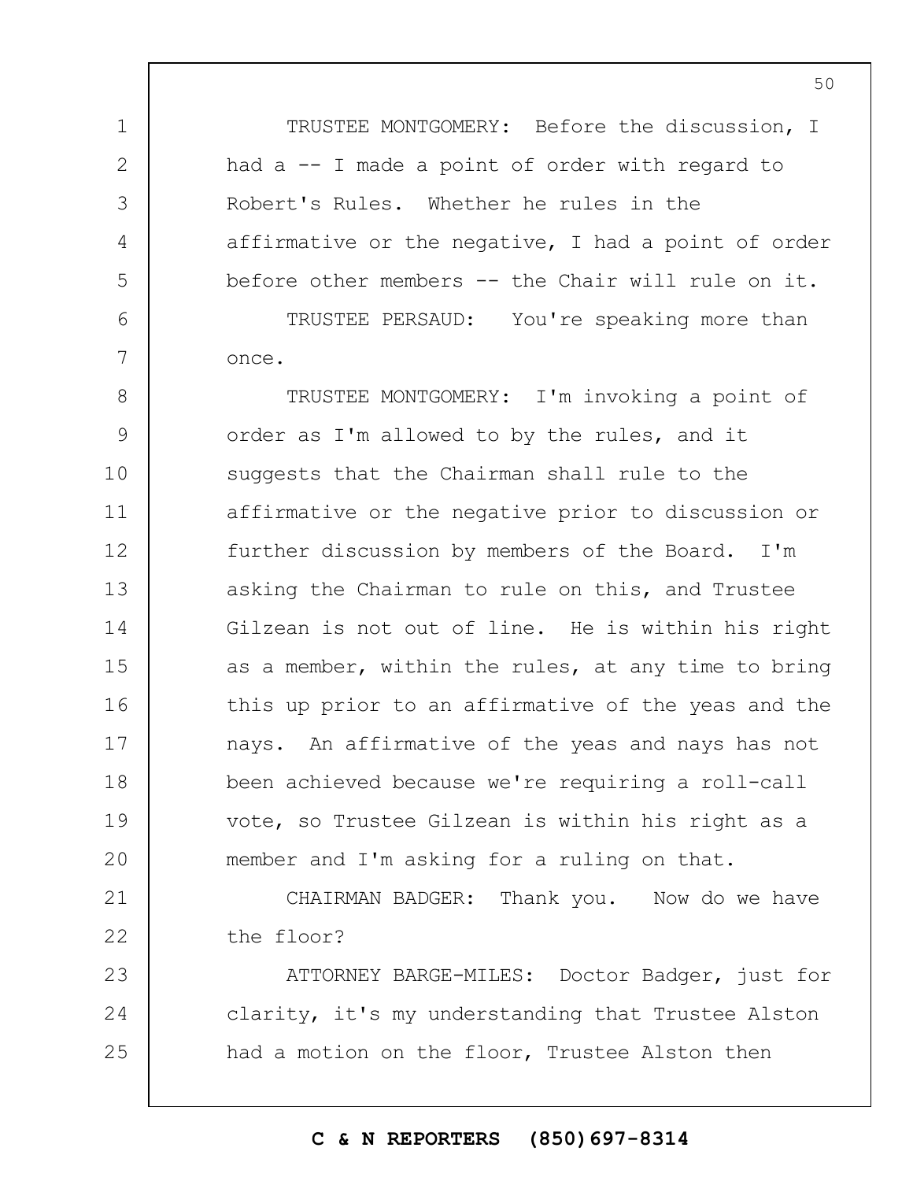TRUSTEE MONTGOMERY: Before the discussion, I had a -- I made a point of order with regard to Robert's Rules. Whether he rules in the affirmative or the negative, I had a point of order before other members -- the Chair will rule on it.

TRUSTEE PERSAUD: You're speaking more than once.

TRUSTEE MONTGOMERY: I'm invoking a point of order as I'm allowed to by the rules, and it suggests that the Chairman shall rule to the affirmative or the negative prior to discussion or further discussion by members of the Board. I'm asking the Chairman to rule on this, and Trustee Gilzean is not out of line. He is within his right as a member, within the rules, at any time to bring this up prior to an affirmative of the yeas and the nays. An affirmative of the yeas and nays has not been achieved because we're requiring a roll-call vote, so Trustee Gilzean is within his right as a member and I'm asking for a ruling on that.

CHAIRMAN BADGER: Thank you. Now do we have the floor?

ATTORNEY BARGE-MILES: Doctor Badger, just for clarity, it's my understanding that Trustee Alston had a motion on the floor, Trustee Alston then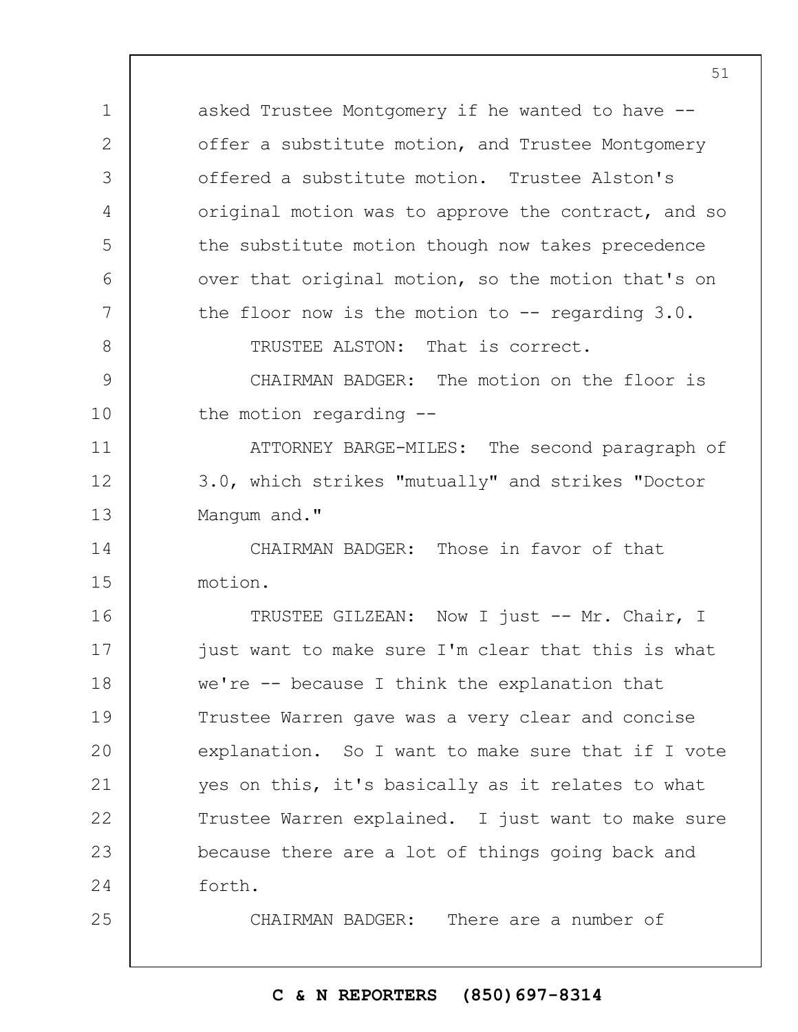asked Trustee Montgomery if he wanted to have -- offer a substitute motion, and Trustee Montgomery offered a substitute motion. Trustee Alston's original motion was to approve the contract, and so the substitute motion though now takes precedence over that original motion, so the motion that's on the floor now is the motion to -- regarding 3.0.

TRUSTEE ALSTON: That is correct.

CHAIRMAN BADGER: The motion on the floor is the motion regarding --

ATTORNEY BARGE-MILES: The second paragraph of 3.0, which strikes "mutually" and strikes "Doctor Mangum and."

CHAIRMAN BADGER: Those in favor of that motion.

TRUSTEE GILZEAN: Now I just -- Mr. Chair, I just want to make sure I'm clear that this is what we're -- because I think the explanation that Trustee Warren gave was a very clear and concise explanation. So I want to make sure that if I vote yes on this, it's basically as it relates to what Trustee Warren explained. I just want to make sure because there are a lot of things going back and forth.

CHAIRMAN BADGER: There are a number of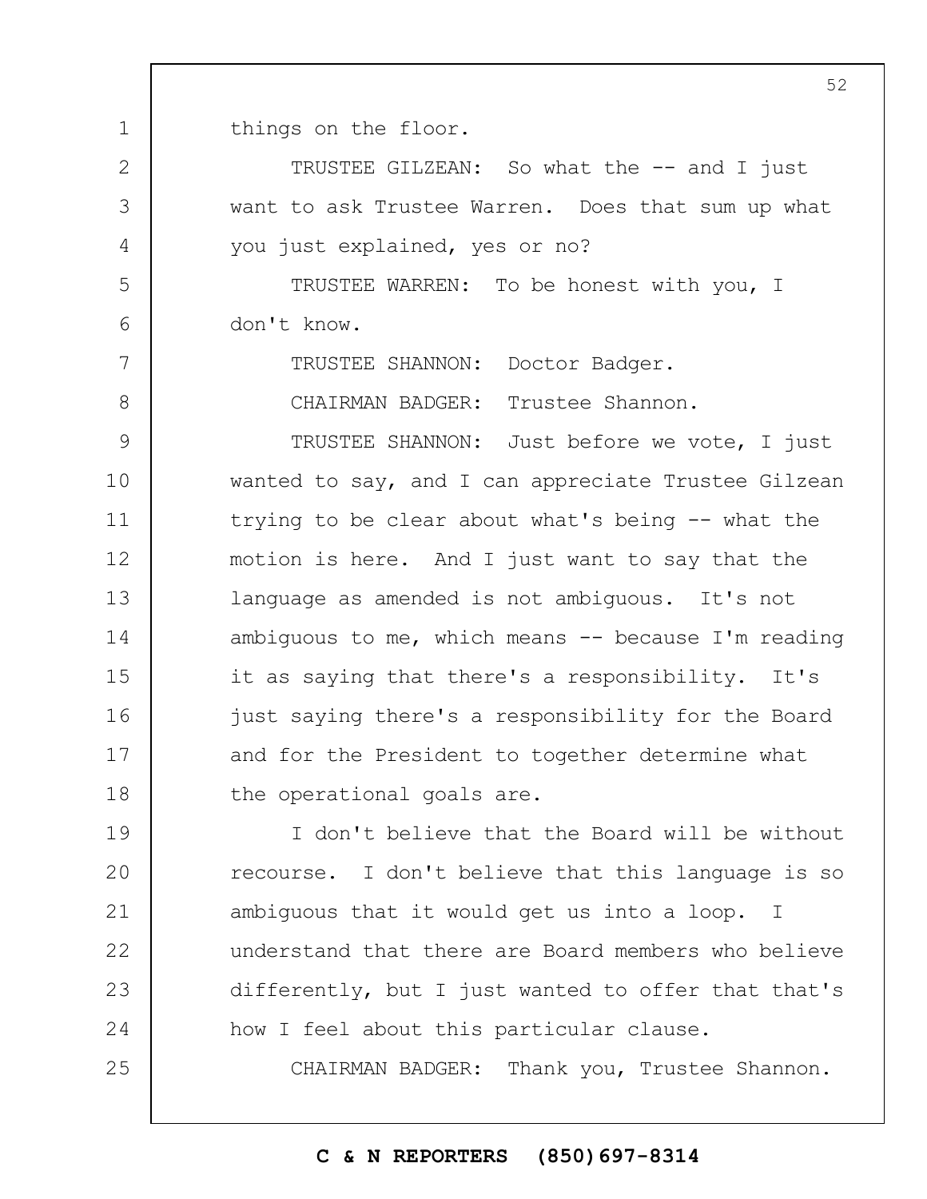things on the floor.

TRUSTEE GILZEAN: So what the -- and I just want to ask Trustee Warren. Does that sum up what you just explained, yes or no?

TRUSTEE WARREN: To be honest with you, I don't know.

TRUSTEE SHANNON: Doctor Badger.

CHAIRMAN BADGER: Trustee Shannon.

TRUSTEE SHANNON: Just before we vote, I just wanted to say, and I can appreciate Trustee Gilzean trying to be clear about what's being -- what the motion is here. And I just want to say that the language as amended is not ambiguous. It's not ambiguous to me, which means -- because I'm reading it as saying that there's a responsibility. It's just saying there's a responsibility for the Board and for the President to together determine what the operational goals are.

I don't believe that the Board will be without recourse. I don't believe that this language is so ambiguous that it would get us into a loop. I understand that there are Board members who believe differently, but I just wanted to offer that that's how I feel about this particular clause.

CHAIRMAN BADGER: Thank you, Trustee Shannon.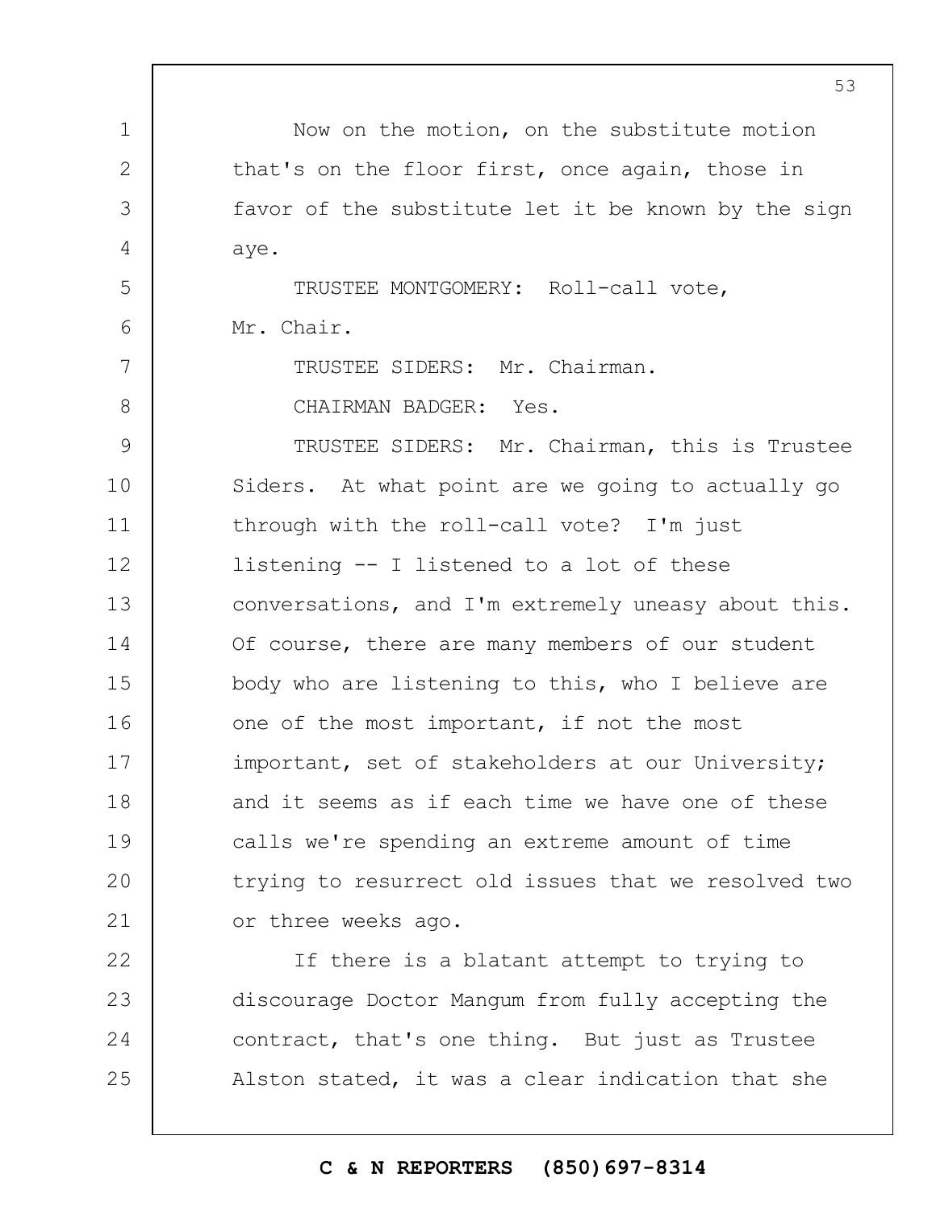Now on the motion, on the substitute motion that's on the floor first, once again, those in favor of the substitute let it be known by the sign aye.

TRUSTEE MONTGOMERY: Roll-call vote, Mr. Chair.

TRUSTEE SIDERS: Mr. Chairman.

CHAIRMAN BADGER: Yes.

TRUSTEE SIDERS: Mr. Chairman, this is Trustee Siders. At what point are we going to actually go through with the roll-call vote? I'm just listening -- I listened to a lot of these conversations, and I'm extremely uneasy about this. Of course, there are many members of our student body who are listening to this, who I believe are one of the most important, if not the most important, set of stakeholders at our University; and it seems as if each time we have one of these calls we're spending an extreme amount of time trying to resurrect old issues that we resolved two or three weeks ago.

If there is a blatant attempt to trying to discourage Doctor Mangum from fully accepting the contract, that's one thing. But just as Trustee Alston stated, it was a clear indication that she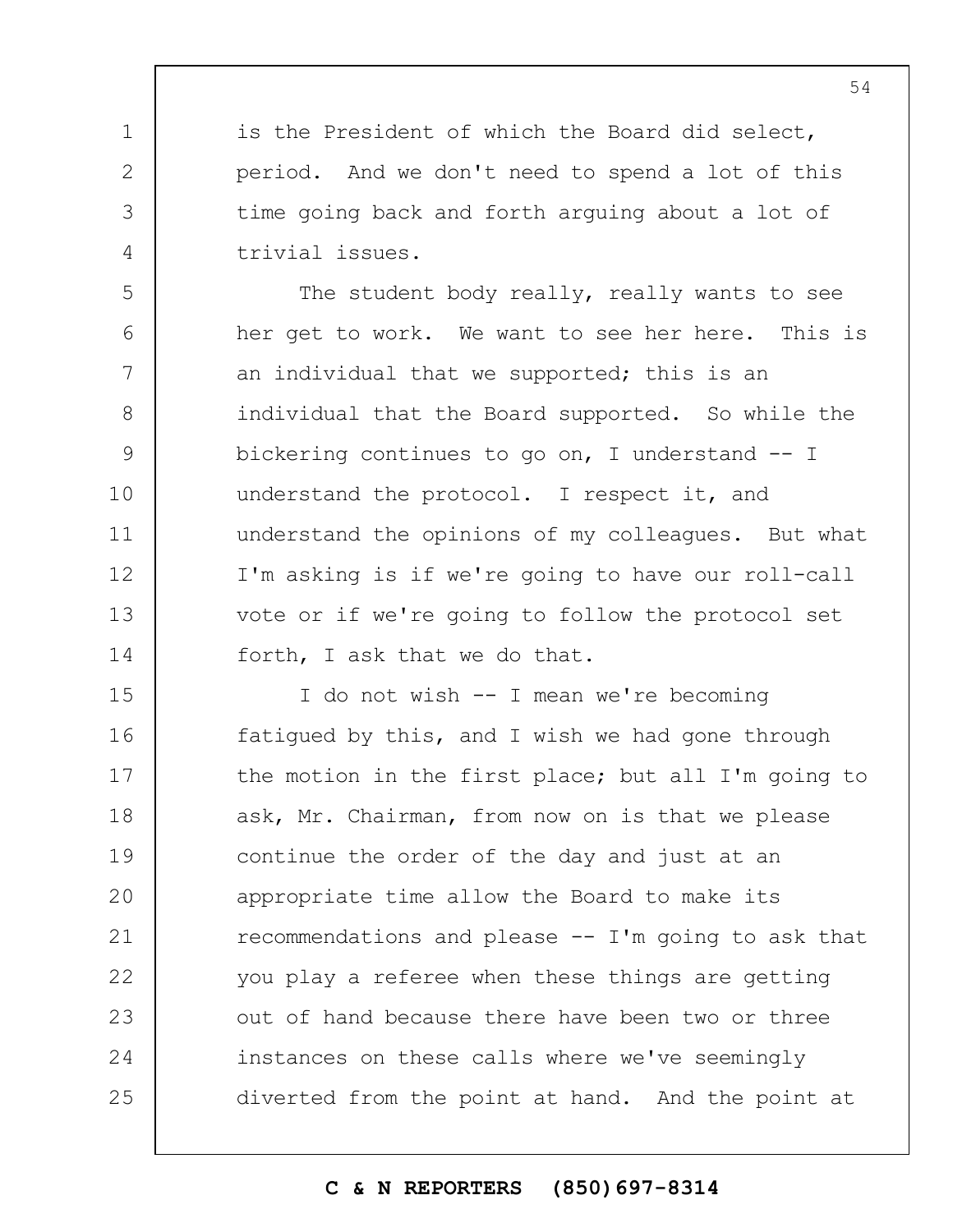is the President of which the Board did select, period. And we don't need to spend a lot of this time going back and forth arguing about a lot of trivial issues.

The student body really, really wants to see her get to work. We want to see her here. This is an individual that we supported; this is an individual that the Board supported. So while the bickering continues to go on, I understand -- I understand the protocol. I respect it, and understand the opinions of my colleagues. But what I'm asking is if we're going to have our roll-call vote or if we're going to follow the protocol set forth, I ask that we do that.

I do not wish -- I mean we're becoming fatigued by this, and I wish we had gone through the motion in the first place; but all I'm going to ask, Mr. Chairman, from now on is that we please continue the order of the day and just at an appropriate time allow the Board to make its recommendations and please -- I'm going to ask that you play a referee when these things are getting out of hand because there have been two or three instances on these calls where we've seemingly diverted from the point at hand. And the point at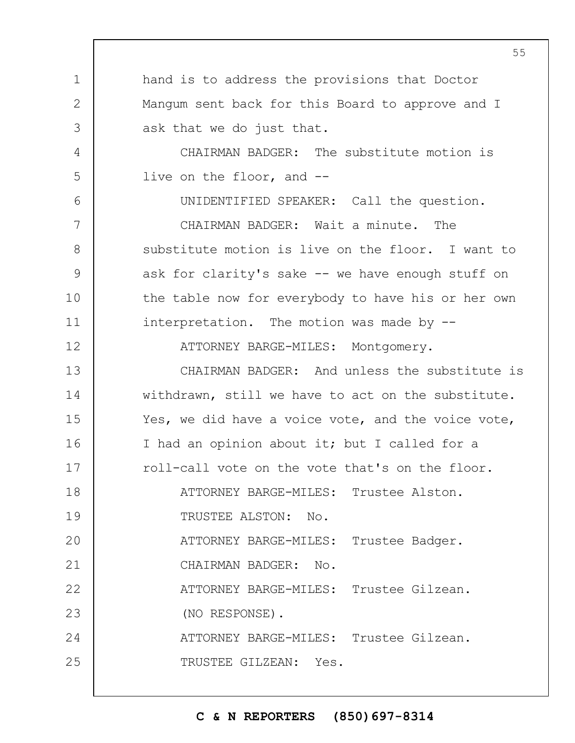hand is to address the provisions that Doctor Mangum sent back for this Board to approve and I ask that we do just that.

CHAIRMAN BADGER: The substitute motion is live on the floor, and --

UNIDENTIFIED SPEAKER: Call the question.

CHAIRMAN BADGER: Wait a minute. The substitute motion is live on the floor. I want to ask for clarity's sake -- we have enough stuff on the table now for everybody to have his or her own interpretation. The motion was made by --

ATTORNEY BARGE-MILES: Montgomery.

CHAIRMAN BADGER: And unless the substitute is withdrawn, still we have to act on the substitute. Yes, we did have a voice vote, and the voice vote, I had an opinion about it; but I called for a roll-call vote on the vote that's on the floor.

ATTORNEY BARGE-MILES: Trustee Alston.

TRUSTEE ALSTON: No.

ATTORNEY BARGE-MILES: Trustee Badger.

CHAIRMAN BADGER: No.

ATTORNEY BARGE-MILES: Trustee Gilzean.

(NO RESPONSE).

ATTORNEY BARGE-MILES: Trustee Gilzean.

TRUSTEE GILZEAN: Yes.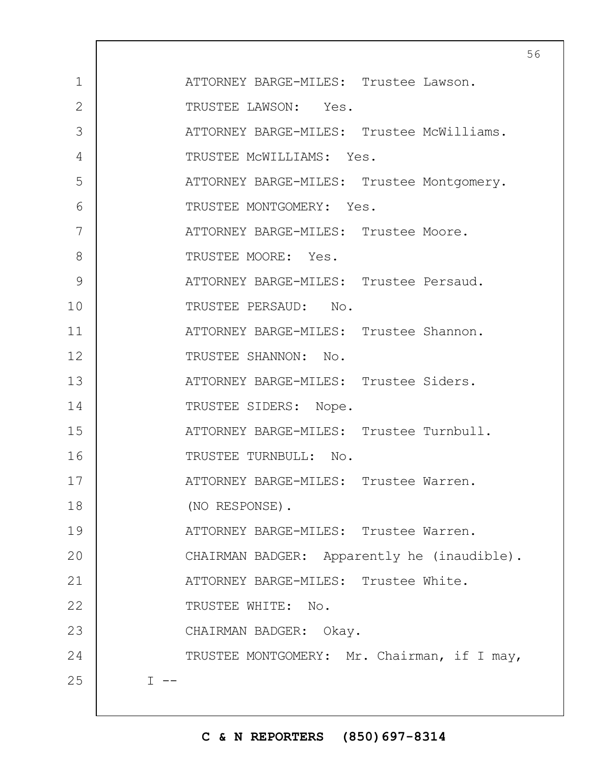ATTORNEY BARGE-MILES: Trustee Lawson.

TRUSTEE LAWSON: Yes.

ATTORNEY BARGE-MILES: Trustee McWilliams.

TRUSTEE McWILLIAMS: Yes.

ATTORNEY BARGE-MILES: Trustee Montgomery.

TRUSTEE MONTGOMERY: Yes.

ATTORNEY BARGE-MILES: Trustee Moore.

TRUSTEE MOORE: Yes.

ATTORNEY BARGE-MILES: Trustee Persaud.

TRUSTEE PERSAUD: No.

ATTORNEY BARGE-MILES: Trustee Shannon.

TRUSTEE SHANNON: No.

ATTORNEY BARGE-MILES: Trustee Siders.

TRUSTEE SIDERS: Nope.

ATTORNEY BARGE-MILES: Trustee Turnbull.

TRUSTEE TURNBULL: No.

ATTORNEY BARGE-MILES: Trustee Warren.

(NO RESPONSE).

ATTORNEY BARGE-MILES: Trustee Warren.

CHAIRMAN BADGER: Apparently he (inaudible).

ATTORNEY BARGE-MILES: Trustee White.

TRUSTEE WHITE: No.

CHAIRMAN BADGER: Okay.

TRUSTEE MONTGOMERY: Mr. Chairman, if I may, I --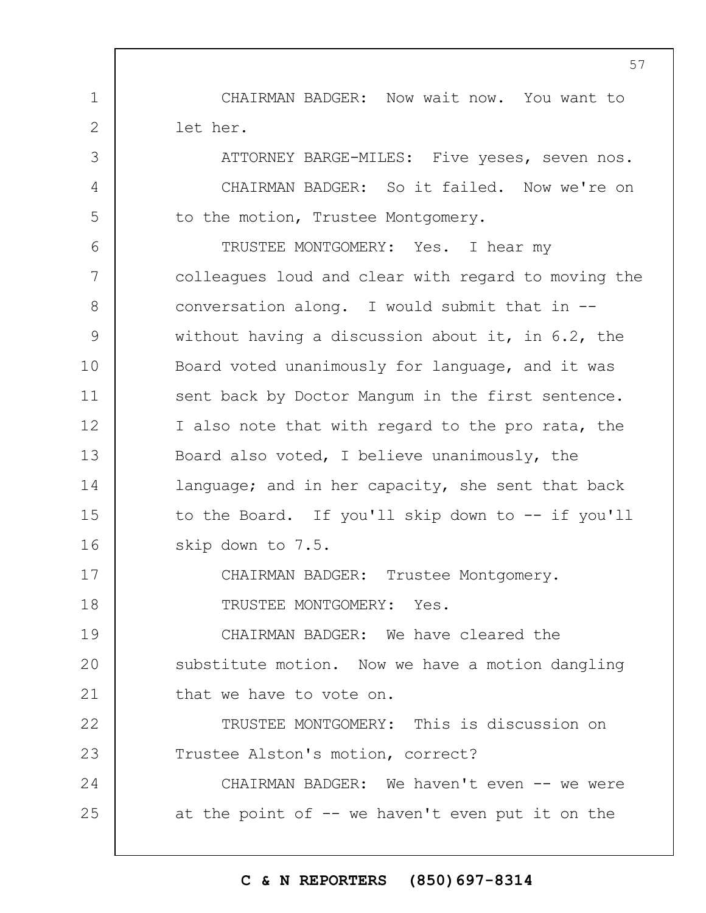CHAIRMAN BADGER: Now wait now. You want to let her.

ATTORNEY BARGE-MILES: Five yeses, seven nos.

CHAIRMAN BADGER: So it failed. Now we're on to the motion, Trustee Montgomery.

TRUSTEE MONTGOMERY: Yes. I hear my colleagues loud and clear with regard to moving the conversation along. I would submit that in -- without having a discussion about it, in 6.2, the Board voted unanimously for language, and it was sent back by Doctor Mangum in the first sentence. I also note that with regard to the pro rata, the Board also voted, I believe unanimously, the language; and in her capacity, she sent that back to the Board. If you'll skip down to -- if you'll skip down to 7.5.

CHAIRMAN BADGER: Trustee Montgomery.

TRUSTEE MONTGOMERY: Yes.

CHAIRMAN BADGER: We have cleared the substitute motion. Now we have a motion dangling that we have to vote on.

TRUSTEE MONTGOMERY: This is discussion on Trustee Alston's motion, correct?

CHAIRMAN BADGER: We haven't even -- we were at the point of -- we haven't even put it on the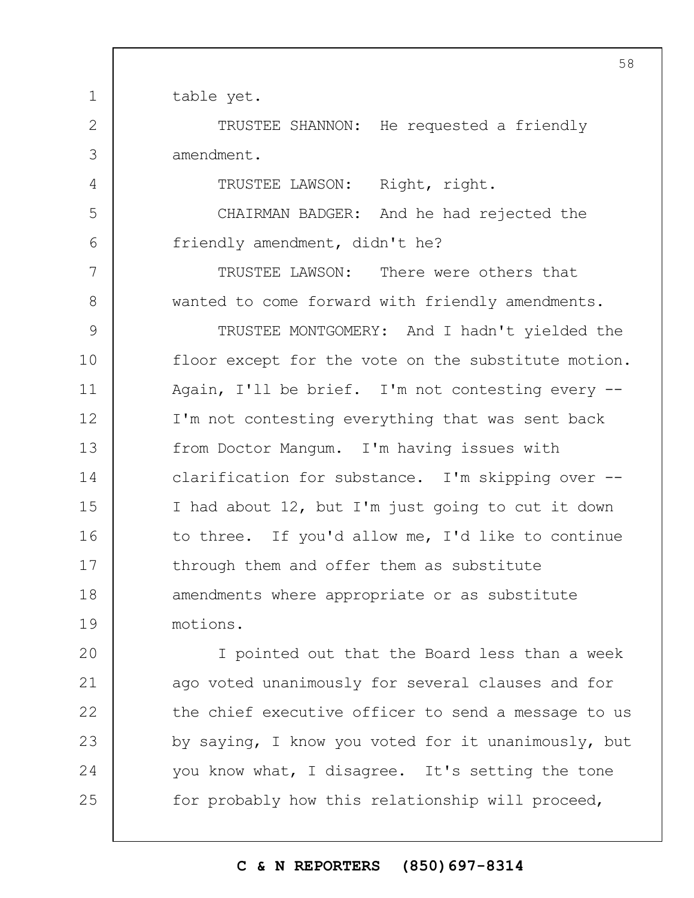table yet.

TRUSTEE SHANNON: He requested a friendly amendment.

TRUSTEE LAWSON: Right, right.

CHAIRMAN BADGER: And he had rejected the friendly amendment, didn't he?

TRUSTEE LAWSON: There were others that wanted to come forward with friendly amendments.

TRUSTEE MONTGOMERY: And I hadn't yielded the floor except for the vote on the substitute motion. Again, I'll be brief. I'm not contesting every -- I'm not contesting everything that was sent back from Doctor Mangum. I'm having issues with clarification for substance. I'm skipping over -- I had about 12, but I'm just going to cut it down to three. If you'd allow me, I'd like to continue through them and offer them as substitute amendments where appropriate or as substitute motions.

I pointed out that the Board less than a week ago voted unanimously for several clauses and for the chief executive officer to send a message to us by saying, I know you voted for it unanimously, but you know what, I disagree. It's setting the tone for probably how this relationship will proceed,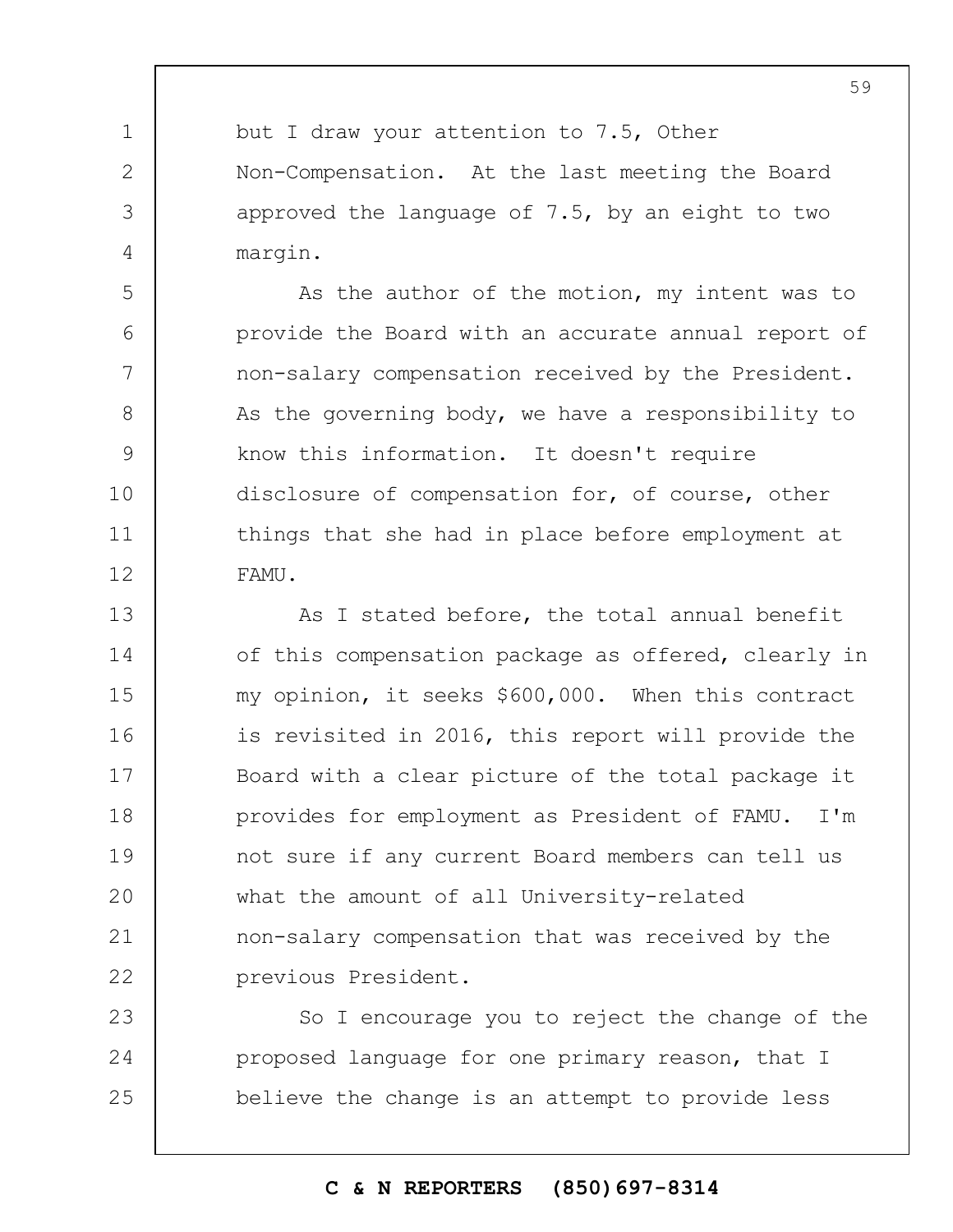but I draw your attention to 7.5, Other Non-Compensation. At the last meeting the Board approved the language of 7.5, by an eight to two margin.

As the author of the motion, my intent was to provide the Board with an accurate annual report of non-salary compensation received by the President. As the governing body, we have a responsibility to know this information. It doesn't require disclosure of compensation for, of course, other things that she had in place before employment at FAMU.

As I stated before, the total annual benefit of this compensation package as offered, clearly in my opinion, it seeks $600,000. When this contract is revisited in 2016, this report will provide the Board with a clear picture of the total package it provides for employment as President of FAMU. I'm not sure if any current Board members can tell us what the amount of all University-related non-salary compensation that was received by the previous President.

So I encourage you to reject the change of the proposed language for one primary reason, that I believe the change is an attempt to provide less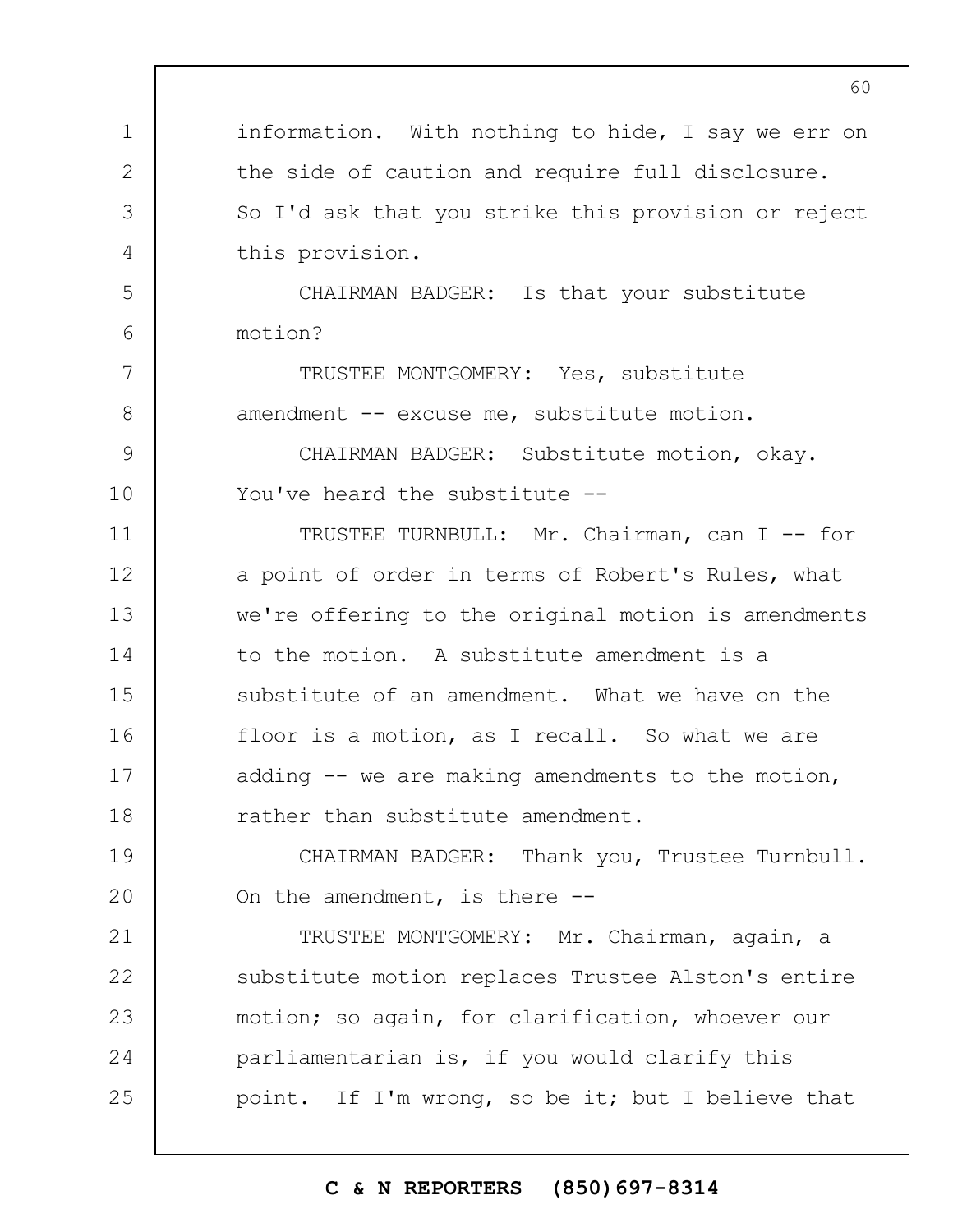information. With nothing to hide, I say we err on the side of caution and require full disclosure. So I'd ask that you strike this provision or reject this provision.

CHAIRMAN BADGER: Is that your substitute motion?

TRUSTEE MONTGOMERY: Yes, substitute amendment -- excuse me, substitute motion.

CHAIRMAN BADGER: Substitute motion, okay. You've heard the substitute --

TRUSTEE TURNBULL: Mr. Chairman, can I -- for a point of order in terms of Robert's Rules, what we're offering to the original motion is amendments to the motion. A substitute amendment is a substitute of an amendment. What we have on the floor is a motion, as I recall. So what we are adding -- we are making amendments to the motion, rather than substitute amendment.

CHAIRMAN BADGER: Thank you, Trustee Turnbull. On the amendment, is there --

TRUSTEE MONTGOMERY: Mr. Chairman, again, a substitute motion replaces Trustee Alston's entire motion; so again, for clarification, whoever our parliamentarian is, if you would clarify this point. If I'm wrong, so be it; but I believe that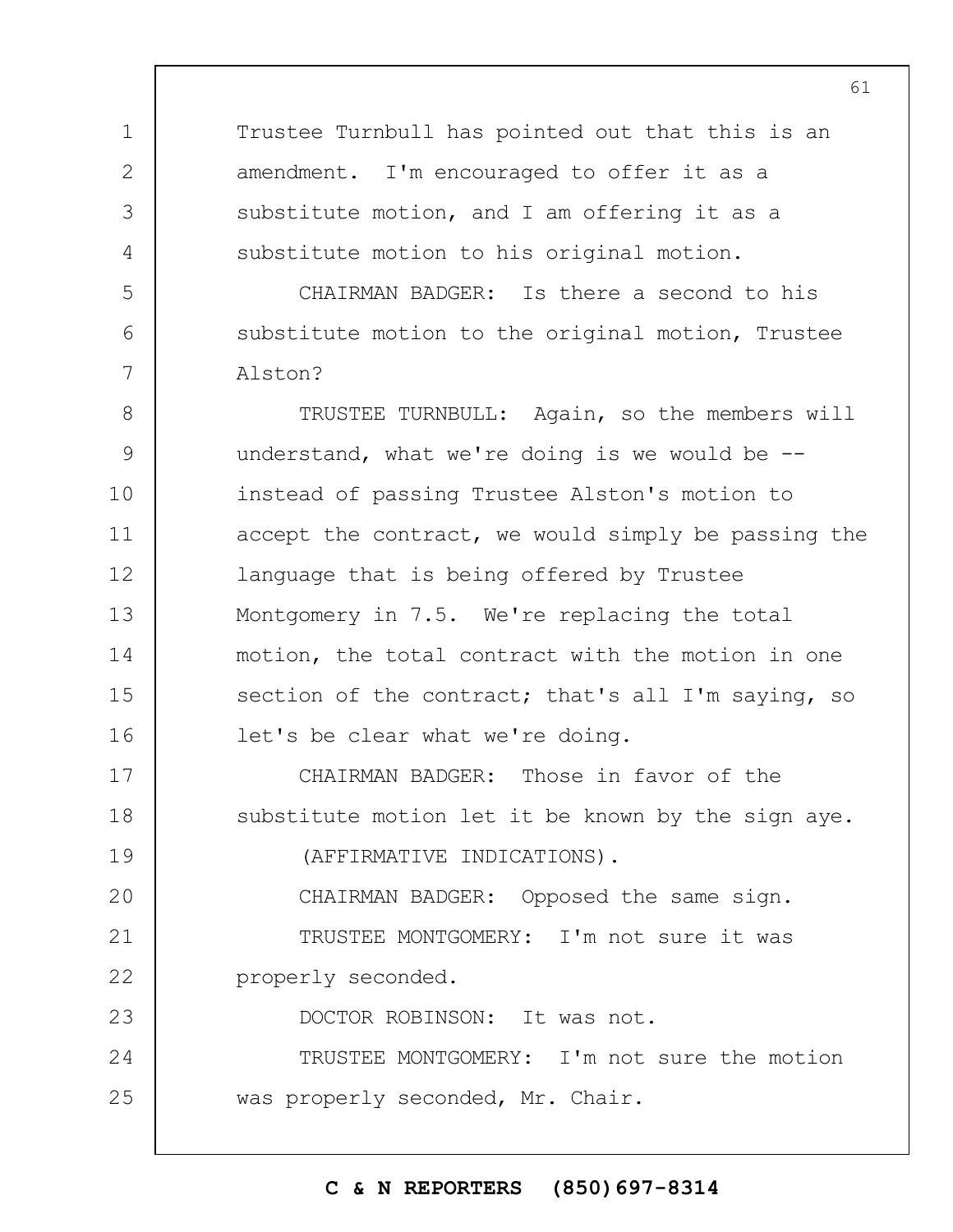Trustee Turnbull has pointed out that this is an amendment. I'm encouraged to offer it as a substitute motion, and I am offering it as a substitute motion to his original motion.

CHAIRMAN BADGER: Is there a second to his substitute motion to the original motion, Trustee Alston?

TRUSTEE TURNBULL: Again, so the members will understand, what we're doing is we would be -- instead of passing Trustee Alston's motion to accept the contract, we would simply be passing the language that is being offered by Trustee Montgomery in 7.5. We're replacing the total motion, the total contract with the motion in one section of the contract; that's all I'm saying, so let's be clear what we're doing.

CHAIRMAN BADGER: Those in favor of the substitute motion let it be known by the sign aye.

(AFFIRMATIVE INDICATIONS).

CHAIRMAN BADGER: Opposed the same sign.

TRUSTEE MONTGOMERY: I'm not sure it was properly seconded.

DOCTOR ROBINSON: It was not.

TRUSTEE MONTGOMERY: I'm not sure the motion was properly seconded, Mr. Chair.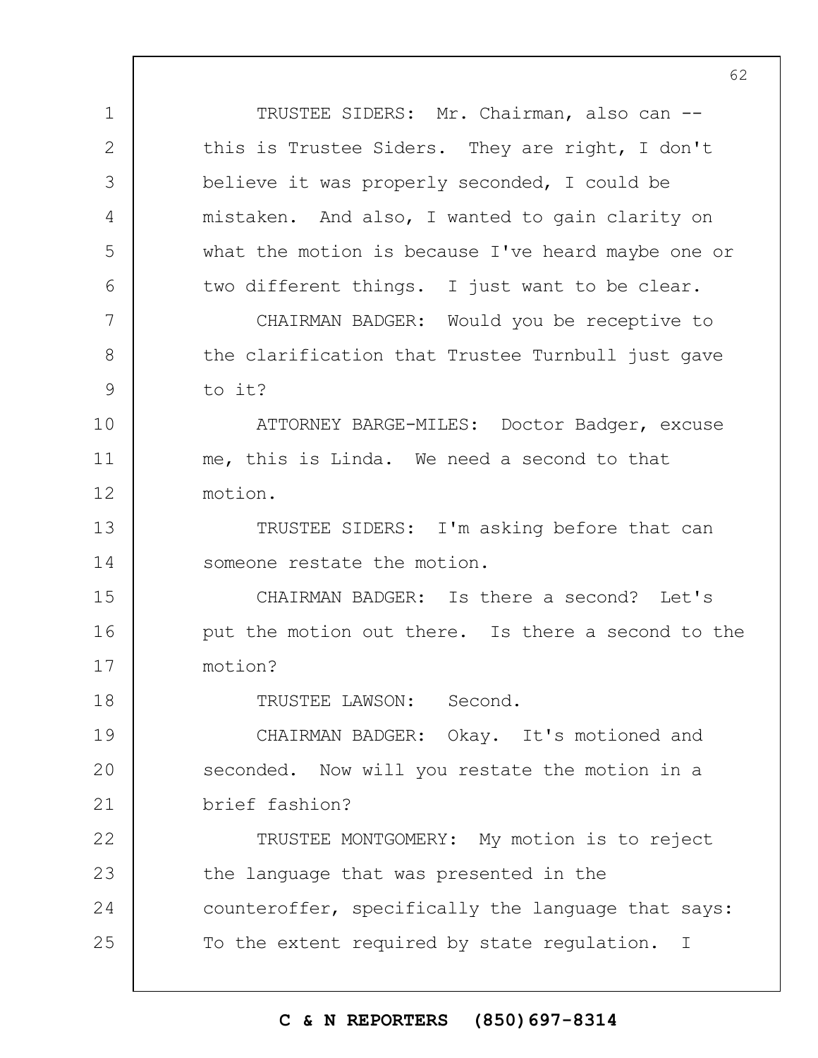TRUSTEE SIDERS: Mr. Chairman, also can -- this is Trustee Siders. They are right, I don't believe it was properly seconded, I could be mistaken. And also, I wanted to gain clarity on what the motion is because I've heard maybe one or two different things. I just want to be clear.

CHAIRMAN BADGER: Would you be receptive to the clarification that Trustee Turnbull just gave to it?

ATTORNEY BARGE-MILES: Doctor Badger, excuse me, this is Linda. We need a second to that motion.

TRUSTEE SIDERS: I'm asking before that can someone restate the motion.

CHAIRMAN BADGER: Is there a second? Let's put the motion out there. Is there a second to the motion?

TRUSTEE LAWSON: Second.

CHAIRMAN BADGER: Okay. It's motioned and seconded. Now will you restate the motion in a brief fashion?

TRUSTEE MONTGOMERY: My motion is to reject the language that was presented in the counteroffer, specifically the language that says: To the extent required by state regulation. I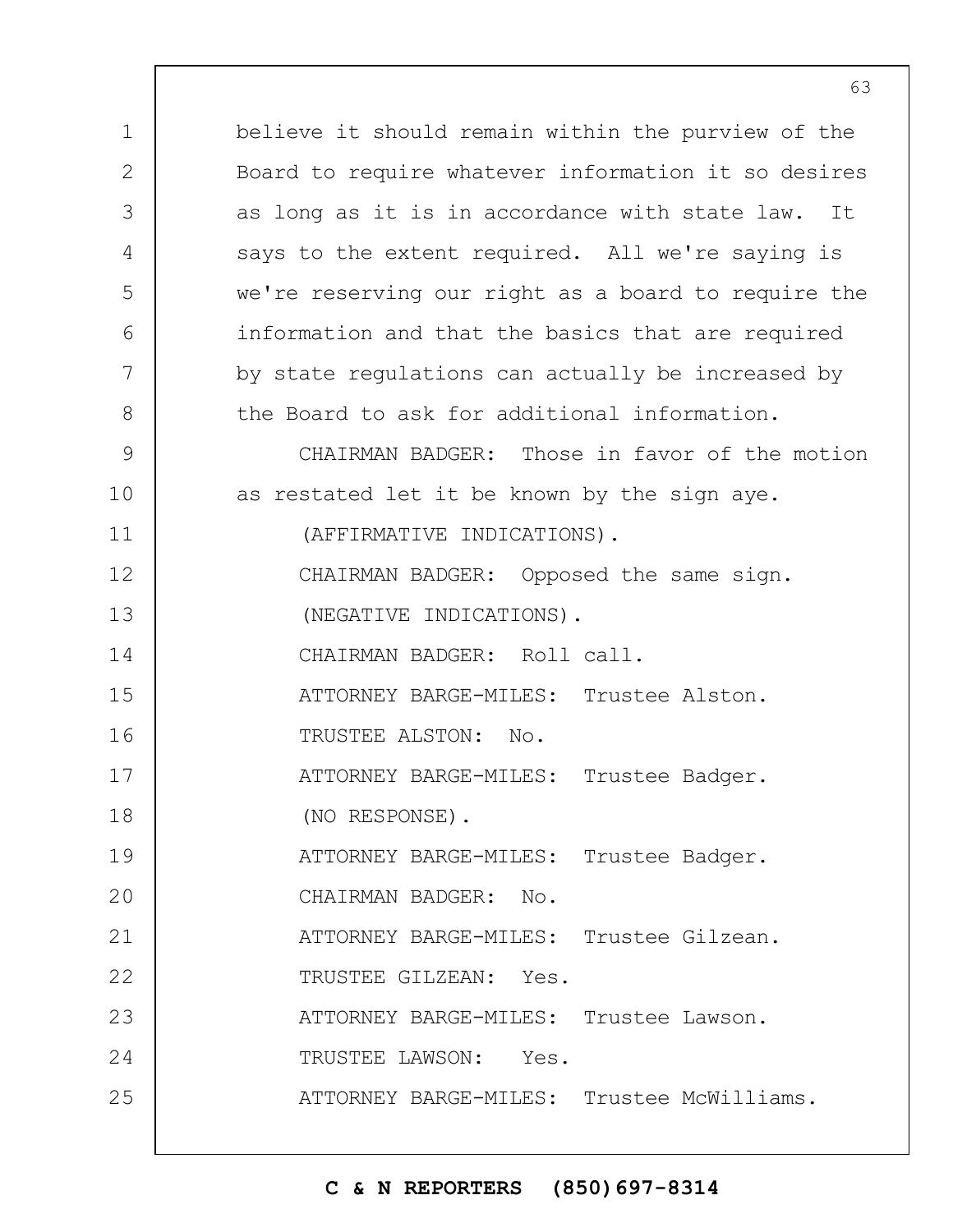believe it should remain within the purview of the Board to require whatever information it so desires as long as it is in accordance with state law. It says to the extent required. All we're saying is we're reserving our right as a board to require the information and that the basics that are required by state regulations can actually be increased by the Board to ask for additional information.

CHAIRMAN BADGER: Those in favor of the motion as restated let it be known by the sign aye.

(AFFIRMATIVE INDICATIONS).

CHAIRMAN BADGER: Opposed the same sign.

(NEGATIVE INDICATIONS).

CHAIRMAN BADGER: Roll call.

ATTORNEY BARGE-MILES: Trustee Alston.

TRUSTEE ALSTON: No.

ATTORNEY BARGE-MILES: Trustee Badger.

(NO RESPONSE).

ATTORNEY BARGE-MILES: Trustee Badger.

CHAIRMAN BADGER: No.

ATTORNEY BARGE-MILES: Trustee Gilzean.

TRUSTEE GILZEAN: Yes.

ATTORNEY BARGE-MILES: Trustee Lawson.

TRUSTEE LAWSON: Yes.

ATTORNEY BARGE-MILES: Trustee McWilliams.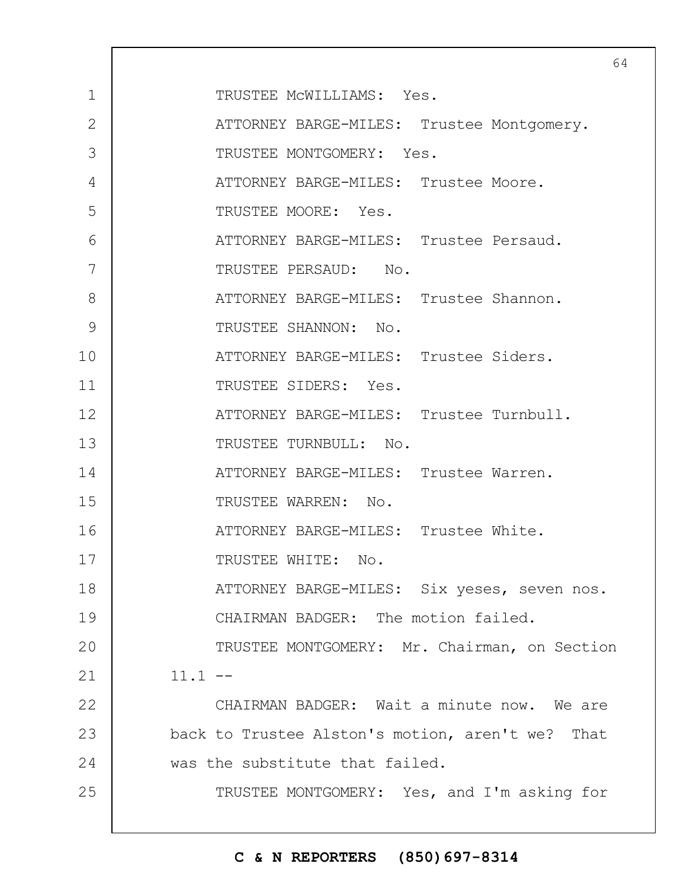TRUSTEE McWILLIAMS: Yes.

ATTORNEY BARGE-MILES: Trustee Montgomery.

TRUSTEE MONTGOMERY: Yes.

ATTORNEY BARGE-MILES: Trustee Moore.

TRUSTEE MOORE: Yes.

ATTORNEY BARGE-MILES: Trustee Persaud.

TRUSTEE PERSAUD: No.

ATTORNEY BARGE-MILES: Trustee Shannon.

TRUSTEE SHANNON: No.

ATTORNEY BARGE-MILES: Trustee Siders.

TRUSTEE SIDERS: Yes.

ATTORNEY BARGE-MILES: Trustee Turnbull.

TRUSTEE TURNBULL: No.

ATTORNEY BARGE-MILES: Trustee Warren.

TRUSTEE WARREN: No.

ATTORNEY BARGE-MILES: Trustee White.

TRUSTEE WHITE: No.

ATTORNEY BARGE-MILES: Six yeses, seven nos.

CHAIRMAN BADGER: The motion failed.

TRUSTEE MONTGOMERY: Mr. Chairman, on Section 11.1 --

CHAIRMAN BADGER: Wait a minute now. We are back to Trustee Alston's motion, aren't we? That was the substitute that failed.

TRUSTEE MONTGOMERY: Yes, and I'm asking for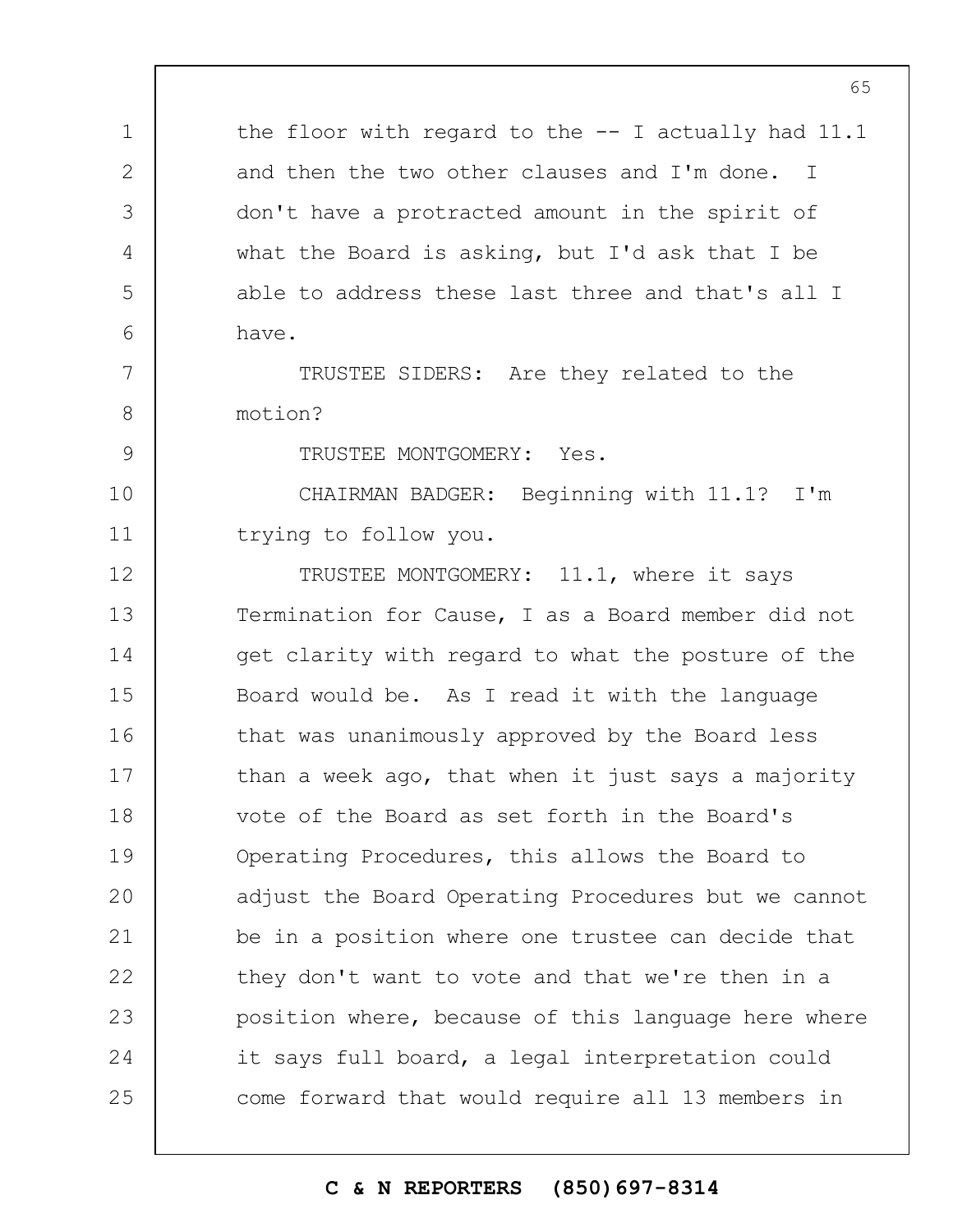the floor with regard to the -- I actually had 11.1 and then the two other clauses and I'm done. I don't have a protracted amount in the spirit of what the Board is asking, but I'd ask that I be able to address these last three and that's all I have.

TRUSTEE SIDERS: Are they related to the motion?

TRUSTEE MONTGOMERY: Yes.

CHAIRMAN BADGER: Beginning with 11.1? I'm trying to follow you.

TRUSTEE MONTGOMERY: 11.1, where it says Termination for Cause, I as a Board member did not get clarity with regard to what the posture of the Board would be. As I read it with the language that was unanimously approved by the Board less than a week ago, that when it just says a majority vote of the Board as set forth in the Board's Operating Procedures, this allows the Board to adjust the Board Operating Procedures but we cannot be in a position where one trustee can decide that they don't want to vote and that we're then in a position where, because of this language here where it says full board, a legal interpretation could come forward that would require all 13 members in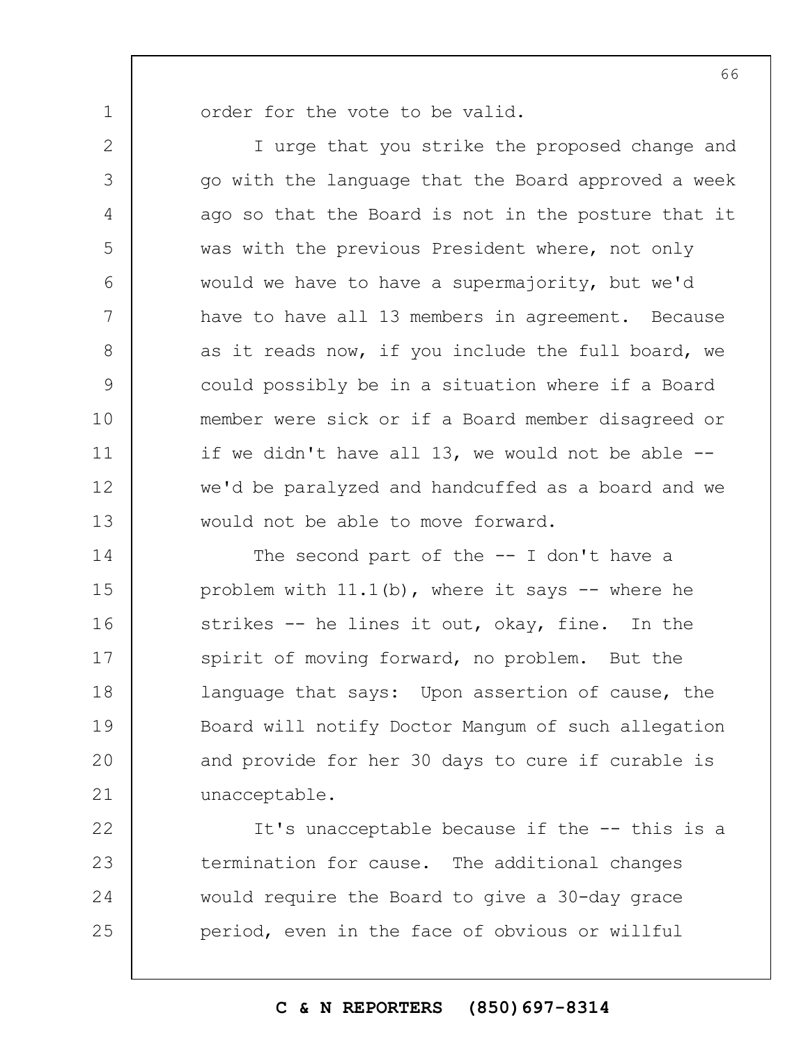order for the vote to be valid.

I urge that you strike the proposed change and go with the language that the Board approved a week ago so that the Board is not in the posture that it was with the previous President where, not only would we have to have a supermajority, but we'd have to have all 13 members in agreement. Because as it reads now, if you include the full board, we could possibly be in a situation where if a Board member were sick or if a Board member disagreed or if we didn't have all 13, we would not be able -- we'd be paralyzed and handcuffed as a board and we would not be able to move forward.

The second part of the -- I don't have a problem with 11.1(b), where it says -- where he strikes -- he lines it out, okay, fine. In the spirit of moving forward, no problem. But the language that says: Upon assertion of cause, the Board will notify Doctor Mangum of such allegation and provide for her 30 days to cure if curable is unacceptable.

It's unacceptable because if the -- this is a termination for cause. The additional changes would require the Board to give a 30-day grace period, even in the face of obvious or willful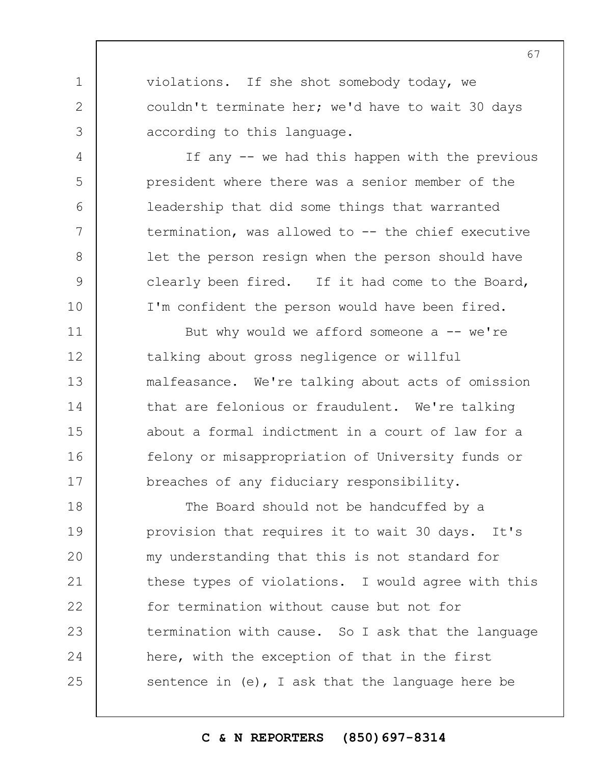violations. If she shot somebody today, we couldn't terminate her; we'd have to wait 30 days according to this language.

If any -- we had this happen with the previous president where there was a senior member of the leadership that did some things that warranted termination, was allowed to -- the chief executive let the person resign when the person should have clearly been fired. If it had come to the Board, I'm confident the person would have been fired.

But why would we afford someone a -- we're talking about gross negligence or willful malfeasance. We're talking about acts of omission that are felonious or fraudulent. We're talking about a formal indictment in a court of law for a felony or misappropriation of University funds or breaches of any fiduciary responsibility.

The Board should not be handcuffed by a provision that requires it to wait 30 days. It's my understanding that this is not standard for these types of violations. I would agree with this for termination without cause but not for termination with cause. So I ask that the language here, with the exception of that in the first sentence in (e), I ask that the language here be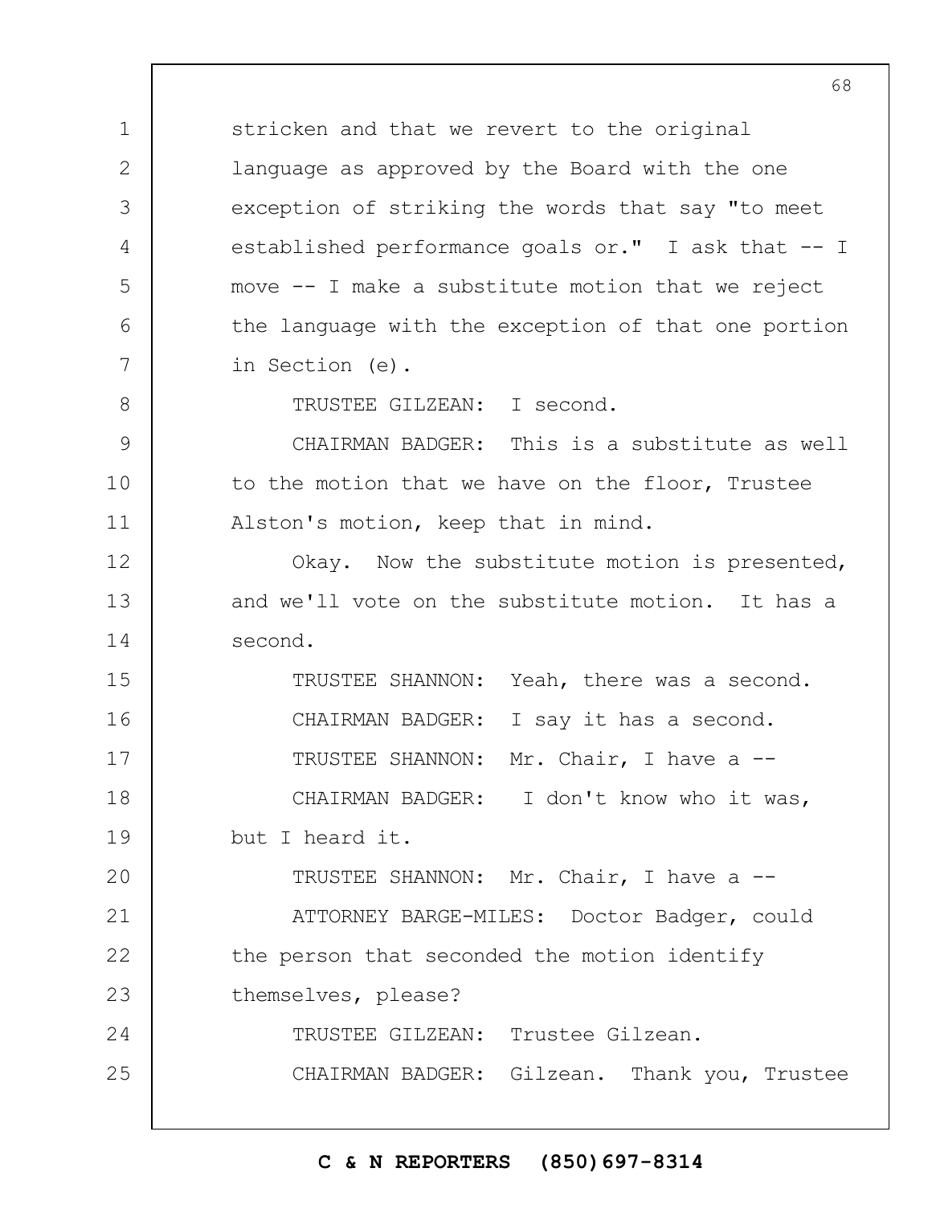stricken and that we revert to the original language as approved by the Board with the one exception of striking the words that say "to meet established performance goals or." I ask that -- I move -- I make a substitute motion that we reject the language with the exception of that one portion in Section (e).

TRUSTEE GILZEAN: I second.

CHAIRMAN BADGER: This is a substitute as well to the motion that we have on the floor, Trustee Alston's motion, keep that in mind.

Okay. Now the substitute motion is presented, and we'll vote on the substitute motion. It has a second.

TRUSTEE SHANNON: Yeah, there was a second.

CHAIRMAN BADGER: I say it has a second.

TRUSTEE SHANNON: Mr. Chair, I have a --

CHAIRMAN BADGER: I don't know who it was, but I heard it.

TRUSTEE SHANNON: Mr. Chair, I have a --

ATTORNEY BARGE-MILES: Doctor Badger, could the person that seconded the motion identify themselves, please?

TRUSTEE GILZEAN: Trustee Gilzean.

CHAIRMAN BADGER: Gilzean. Thank you, Trustee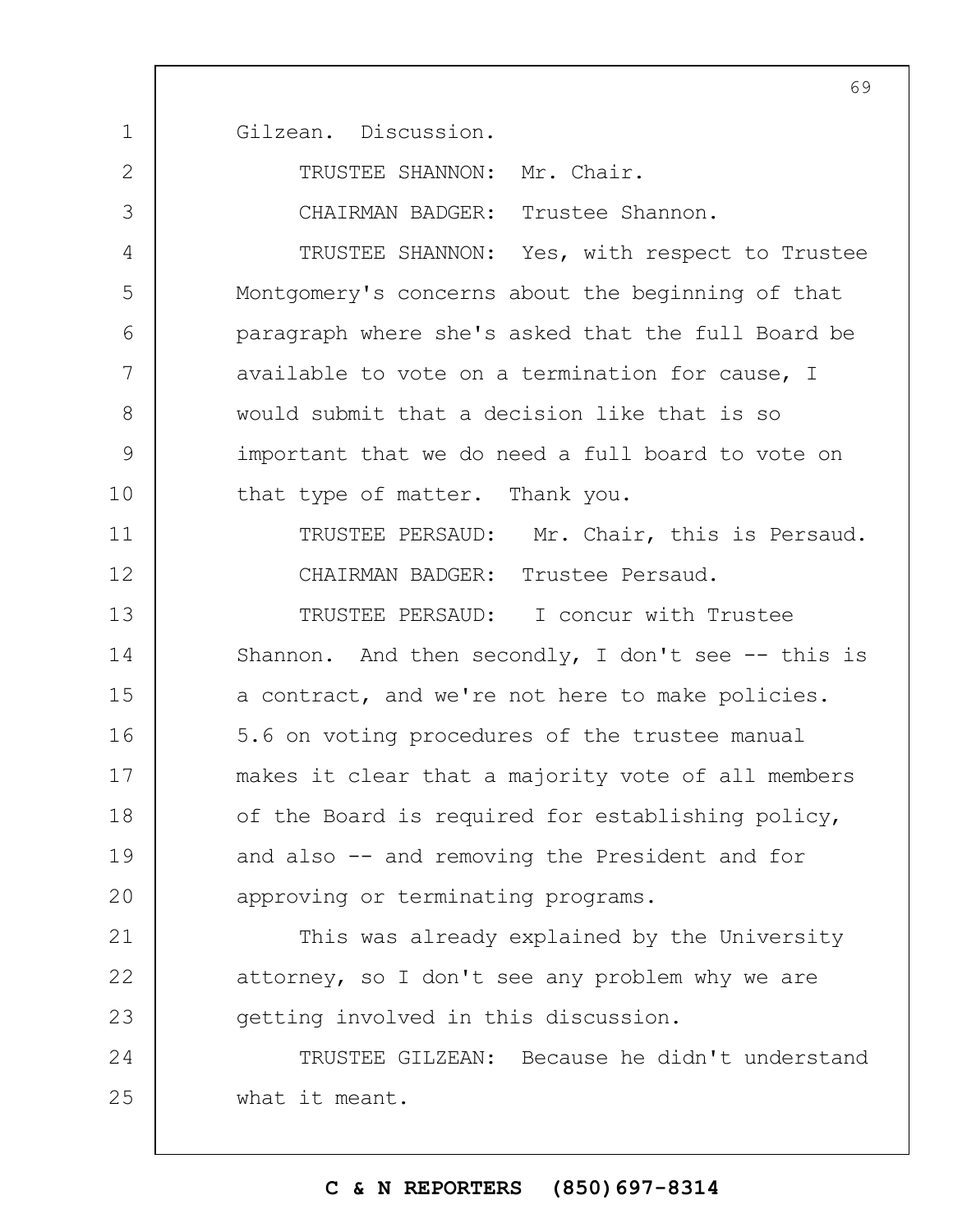Gilzean. Discussion.

TRUSTEE SHANNON: Mr. Chair.

CHAIRMAN BADGER: Trustee Shannon.

TRUSTEE SHANNON: Yes, with respect to Trustee Montgomery's concerns about the beginning of that paragraph where she's asked that the full Board be available to vote on a termination for cause, I would submit that a decision like that is so important that we do need a full board to vote on that type of matter. Thank you.

TRUSTEE PERSAUD: Mr. Chair, this is Persaud.

CHAIRMAN BADGER: Trustee Persaud.

TRUSTEE PERSAUD: I concur with Trustee Shannon. And then secondly, I don't see -- this is a contract, and we're not here to make policies. 5.6 on voting procedures of the trustee manual makes it clear that a majority vote of all members of the Board is required for establishing policy, and also -- and removing the President and for approving or terminating programs.

This was already explained by the University attorney, so I don't see any problem why we are getting involved in this discussion.

TRUSTEE GILZEAN: Because he didn't understand what it meant.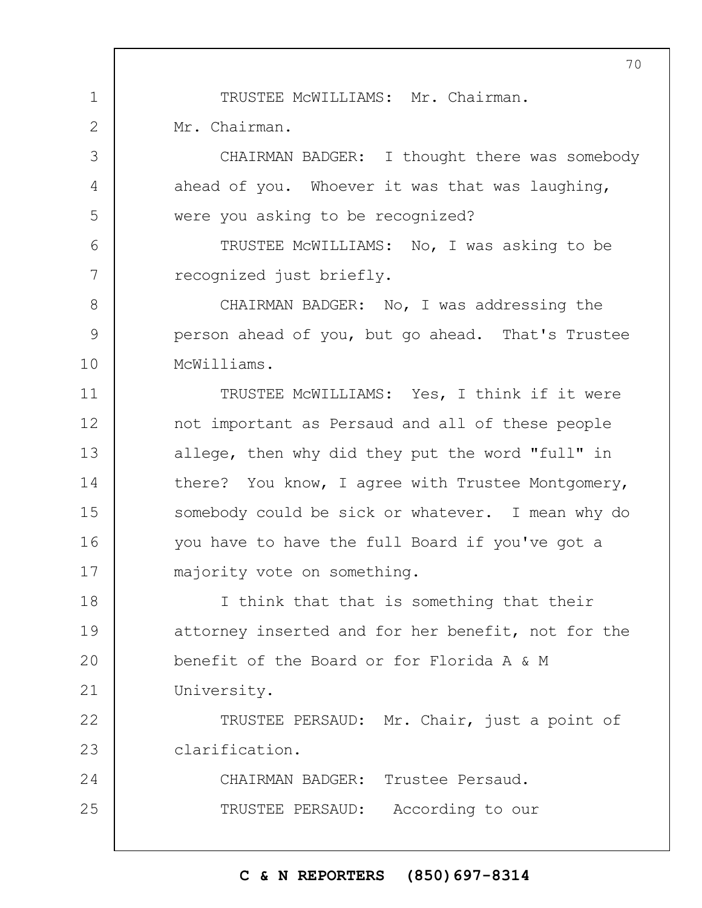TRUSTEE McWILLIAMS: Mr. Chairman. Mr. Chairman.

CHAIRMAN BADGER: I thought there was somebody ahead of you. Whoever it was that was laughing, were you asking to be recognized?

TRUSTEE McWILLIAMS: No, I was asking to be recognized just briefly.

CHAIRMAN BADGER: No, I was addressing the person ahead of you, but go ahead. That's Trustee McWilliams.

TRUSTEE McWILLIAMS: Yes, I think if it were not important as Persaud and all of these people allege, then why did they put the word "full" in there? You know, I agree with Trustee Montgomery, somebody could be sick or whatever. I mean why do you have to have the full Board if you've got a majority vote on something.

I think that that is something that their attorney inserted and for her benefit, not for the benefit of the Board or for Florida A & M University.

TRUSTEE PERSAUD: Mr. Chair, just a point of clarification.

CHAIRMAN BADGER: Trustee Persaud.

TRUSTEE PERSAUD: According to our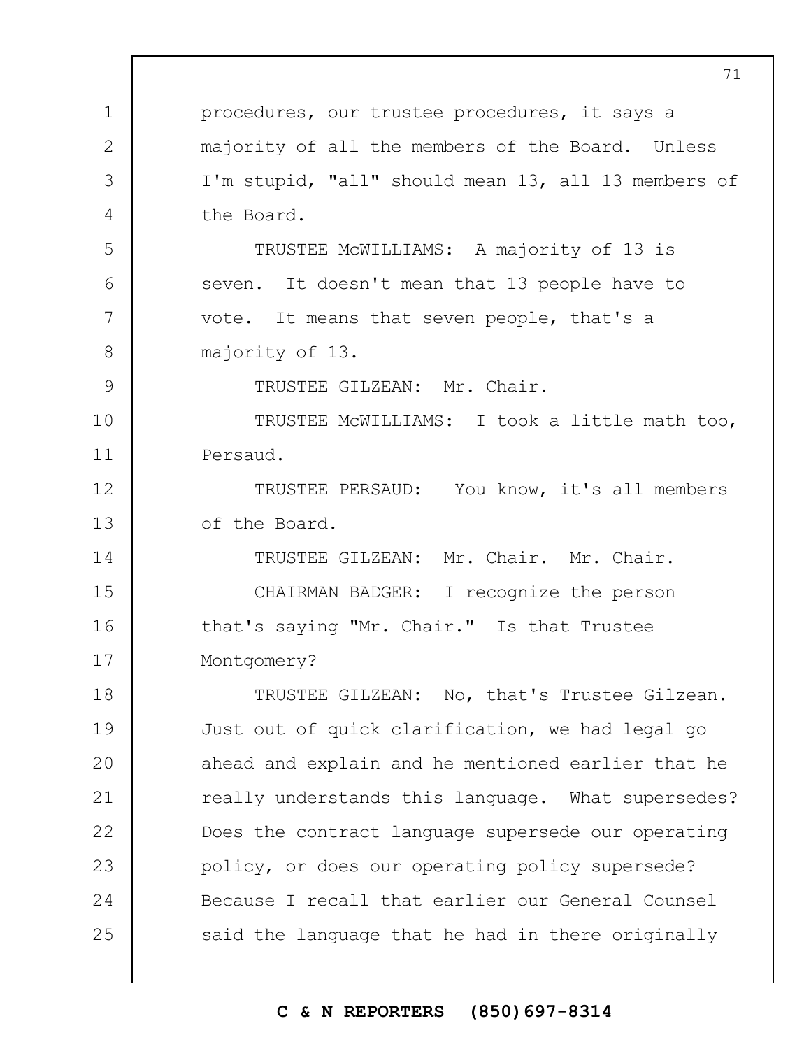procedures, our trustee procedures, it says a majority of all the members of the Board. Unless I'm stupid, "all" should mean 13, all 13 members of the Board.

TRUSTEE McWILLIAMS: A majority of 13 is seven. It doesn't mean that 13 people have to vote. It means that seven people, that's a majority of 13.

TRUSTEE GILZEAN: Mr. Chair.

TRUSTEE McWILLIAMS: I took a little math too, Persaud.

TRUSTEE PERSAUD: You know, it's all members of the Board.

TRUSTEE GILZEAN: Mr. Chair. Mr. Chair.

CHAIRMAN BADGER: I recognize the person that's saying "Mr. Chair." Is that Trustee Montgomery?

TRUSTEE GILZEAN: No, that's Trustee Gilzean. Just out of quick clarification, we had legal go ahead and explain and he mentioned earlier that he really understands this language. What supersedes? Does the contract language supersede our operating policy, or does our operating policy supersede? Because I recall that earlier our General Counsel said the language that he had in there originally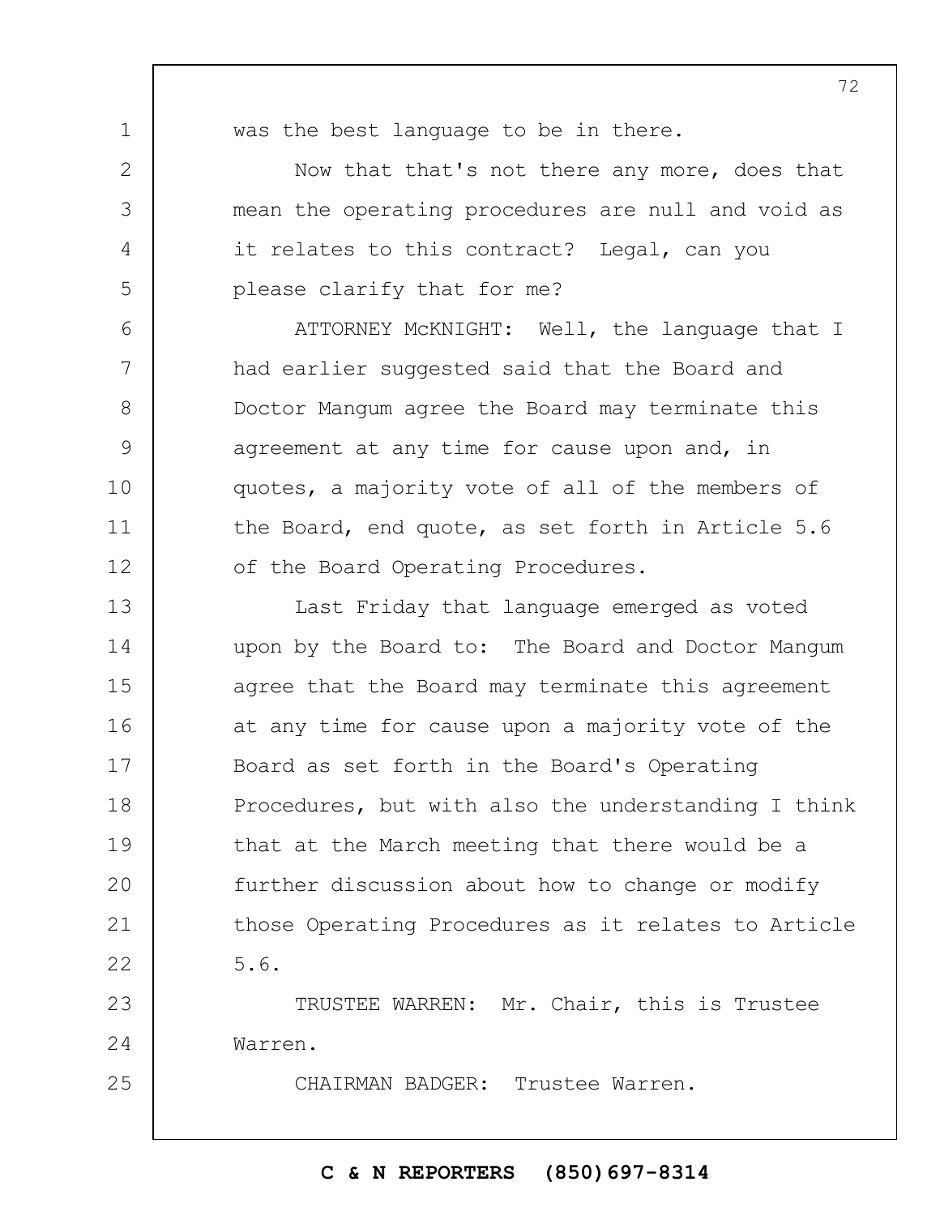was the best language to be in there.

Now that that's not there any more, does that mean the operating procedures are null and void as it relates to this contract? Legal, can you please clarify that for me?

ATTORNEY McKNIGHT: Well, the language that I had earlier suggested said that the Board and Doctor Mangum agree the Board may terminate this agreement at any time for cause upon and, in quotes, a majority vote of all of the members of the Board, end quote, as set forth in Article 5.6 of the Board Operating Procedures.

Last Friday that language emerged as voted upon by the Board to: The Board and Doctor Mangum agree that the Board may terminate this agreement at any time for cause upon a majority vote of the Board as set forth in the Board's Operating Procedures, but with also the understanding I think that at the March meeting that there would be a further discussion about how to change or modify those Operating Procedures as it relates to Article 5.6.

TRUSTEE WARREN: Mr. Chair, this is Trustee Warren.

CHAIRMAN BADGER: Trustee Warren.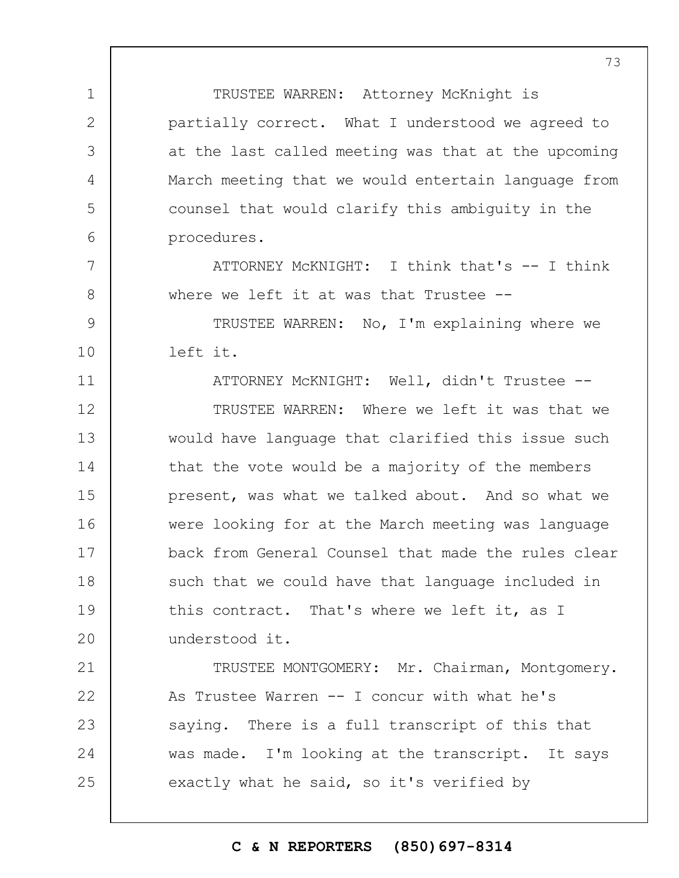TRUSTEE WARREN: Attorney McKnight is partially correct. What I understood we agreed to at the last called meeting was that at the upcoming March meeting that we would entertain language from counsel that would clarify this ambiguity in the procedures.

ATTORNEY McKNIGHT: I think that's -- I think where we left it at was that Trustee --

TRUSTEE WARREN: No, I'm explaining where we left it.

ATTORNEY McKNIGHT: Well, didn't Trustee --

TRUSTEE WARREN: Where we left it was that we would have language that clarified this issue such that the vote would be a majority of the members present, was what we talked about. And so what we were looking for at the March meeting was language back from General Counsel that made the rules clear such that we could have that language included in this contract. That's where we left it, as I understood it.

TRUSTEE MONTGOMERY: Mr. Chairman, Montgomery. As Trustee Warren -- I concur with what he's saying. There is a full transcript of this that was made. I'm looking at the transcript. It says exactly what he said, so it's verified by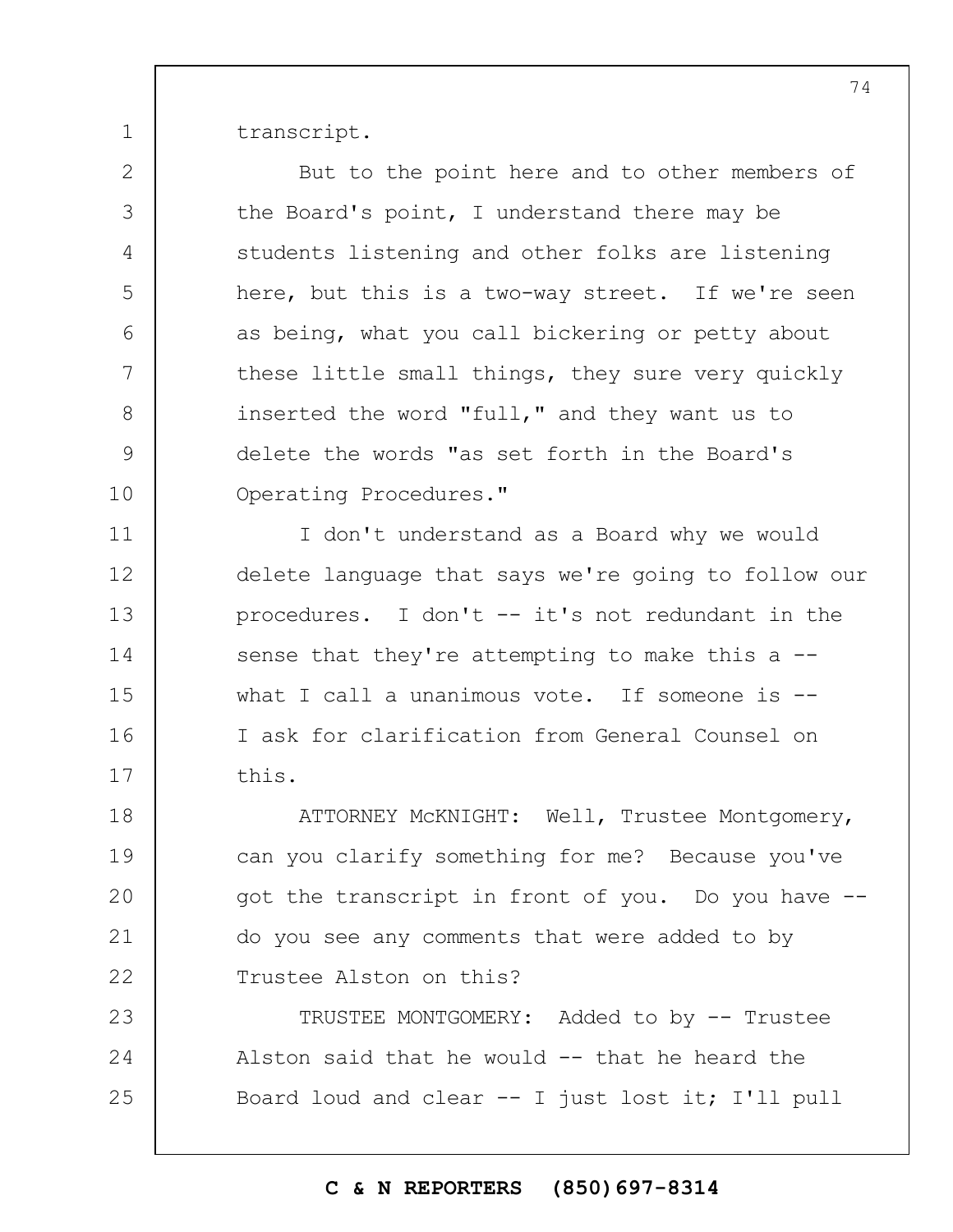transcript.

But to the point here and to other members of the Board's point, I understand there may be students listening and other folks are listening here, but this is a two-way street. If we're seen as being, what you call bickering or petty about these little small things, they sure very quickly inserted the word "full," and they want us to delete the words "as set forth in the Board's Operating Procedures."

I don't understand as a Board why we would delete language that says we're going to follow our procedures. I don't -- it's not redundant in the sense that they're attempting to make this a -- what I call a unanimous vote. If someone is -- I ask for clarification from General Counsel on this.

ATTORNEY McKNIGHT: Well, Trustee Montgomery, can you clarify something for me? Because you've got the transcript in front of you. Do you have -- do you see any comments that were added to by Trustee Alston on this?

TRUSTEE MONTGOMERY: Added to by -- Trustee Alston said that he would -- that he heard the Board loud and clear -- I just lost it; I'll pull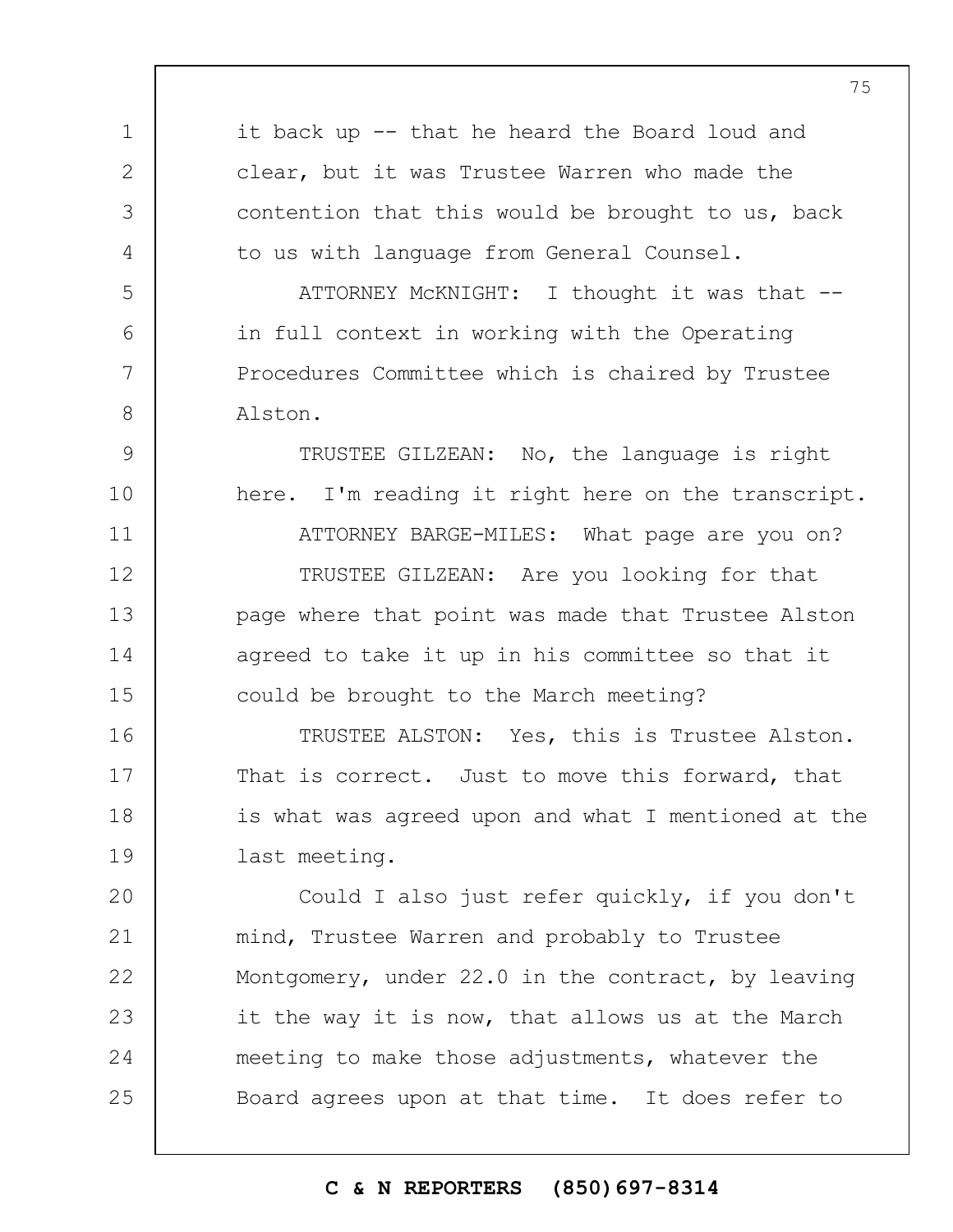it back up -- that he heard the Board loud and clear, but it was Trustee Warren who made the contention that this would be brought to us, back to us with language from General Counsel.

ATTORNEY McKNIGHT: I thought it was that -- in full context in working with the Operating Procedures Committee which is chaired by Trustee Alston.

TRUSTEE GILZEAN: No, the language is right here. I'm reading it right here on the transcript.

ATTORNEY BARGE-MILES: What page are you on?

TRUSTEE GILZEAN: Are you looking for that page where that point was made that Trustee Alston agreed to take it up in his committee so that it could be brought to the March meeting?

TRUSTEE ALSTON: Yes, this is Trustee Alston. That is correct. Just to move this forward, that is what was agreed upon and what I mentioned at the last meeting.

Could I also just refer quickly, if you don't mind, Trustee Warren and probably to Trustee Montgomery, under 22.0 in the contract, by leaving it the way it is now, that allows us at the March meeting to make those adjustments, whatever the Board agrees upon at that time. It does refer to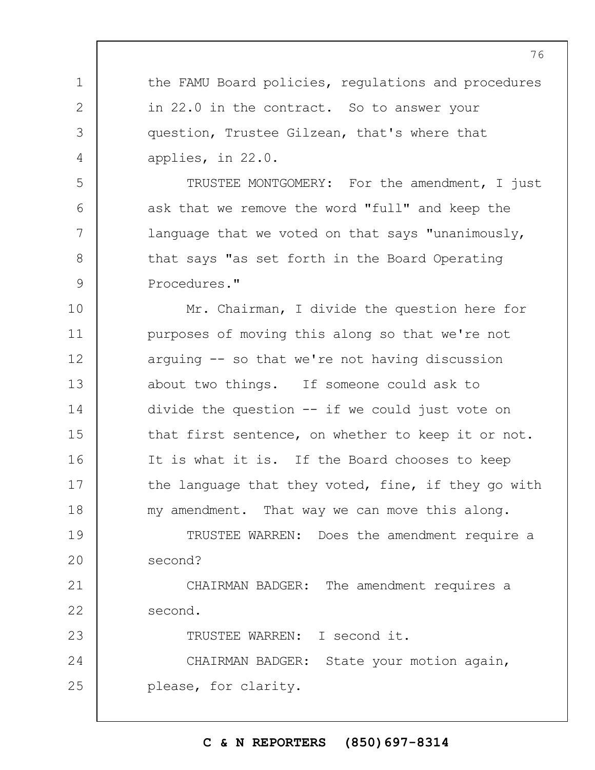the FAMU Board policies, regulations and procedures in 22.0 in the contract. So to answer your question, Trustee Gilzean, that's where that applies, in 22.0.

TRUSTEE MONTGOMERY: For the amendment, I just ask that we remove the word "full" and keep the language that we voted on that says "unanimously, that says "as set forth in the Board Operating Procedures."

Mr. Chairman, I divide the question here for purposes of moving this along so that we're not arguing -- so that we're not having discussion about two things. If someone could ask to divide the question -- if we could just vote on that first sentence, on whether to keep it or not. It is what it is. If the Board chooses to keep the language that they voted, fine, if they go with my amendment. That way we can move this along.

TRUSTEE WARREN: Does the amendment require a second?

CHAIRMAN BADGER: The amendment requires a second.

TRUSTEE WARREN: I second it.

CHAIRMAN BADGER: State your motion again, please, for clarity.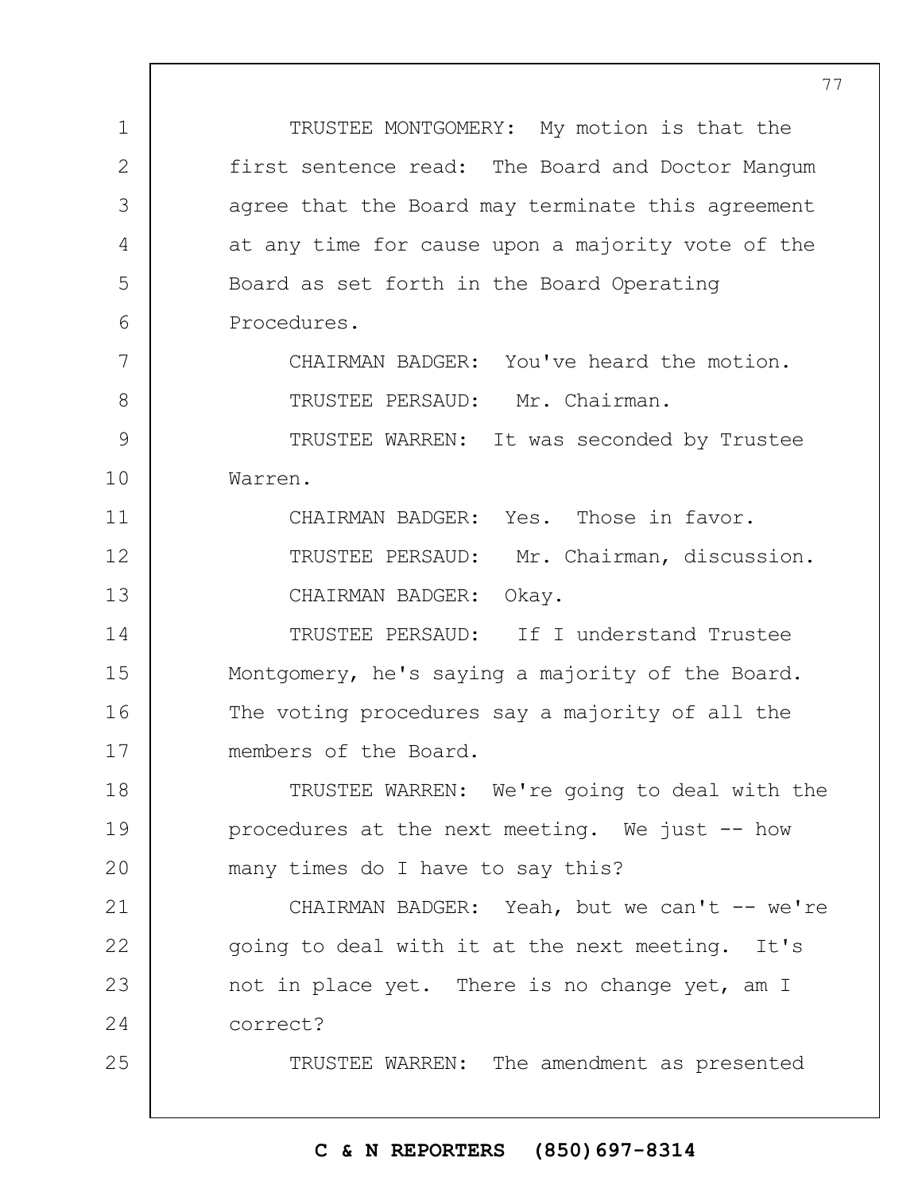TRUSTEE MONTGOMERY: My motion is that the first sentence read: The Board and Doctor Mangum agree that the Board may terminate this agreement at any time for cause upon a majority vote of the Board as set forth in the Board Operating Procedures.

CHAIRMAN BADGER: You've heard the motion.

TRUSTEE PERSAUD: Mr. Chairman.

TRUSTEE WARREN: It was seconded by Trustee Warren.

CHAIRMAN BADGER: Yes. Those in favor.

TRUSTEE PERSAUD: Mr. Chairman, discussion.

CHAIRMAN BADGER: Okay.

TRUSTEE PERSAUD: If I understand Trustee Montgomery, he's saying a majority of the Board. The voting procedures say a majority of all the members of the Board.

TRUSTEE WARREN: We're going to deal with the procedures at the next meeting. We just -- how many times do I have to say this?

CHAIRMAN BADGER: Yeah, but we can't -- we're going to deal with it at the next meeting. It's not in place yet. There is no change yet, am I correct?

TRUSTEE WARREN: The amendment as presented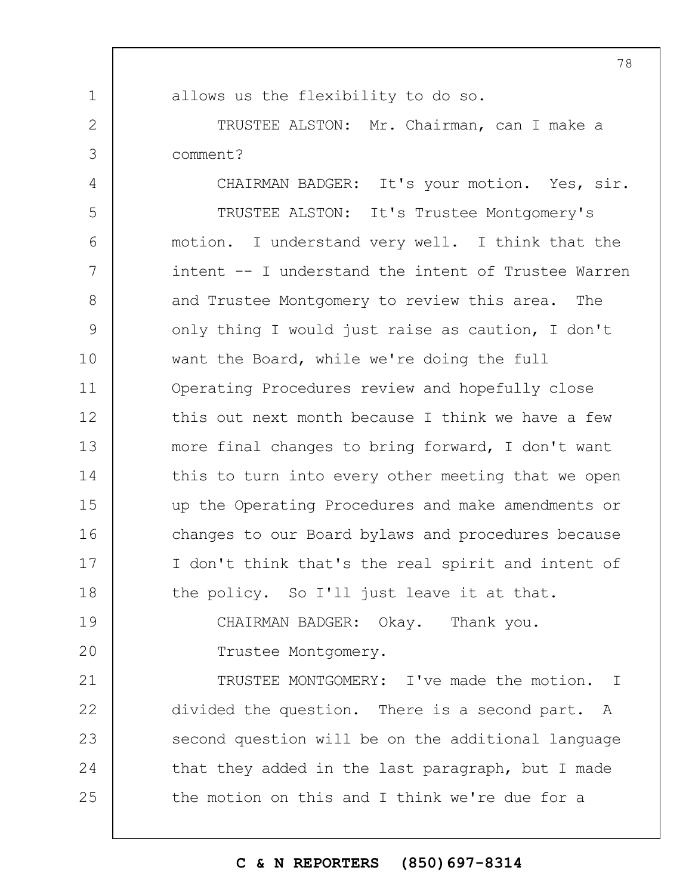allows us the flexibility to do so.

TRUSTEE ALSTON: Mr. Chairman, can I make a comment?

CHAIRMAN BADGER: It's your motion. Yes, sir.

TRUSTEE ALSTON: It's Trustee Montgomery's motion. I understand very well. I think that the intent -- I understand the intent of Trustee Warren and Trustee Montgomery to review this area. The only thing I would just raise as caution, I don't want the Board, while we're doing the full Operating Procedures review and hopefully close this out next month because I think we have a few more final changes to bring forward, I don't want this to turn into every other meeting that we open up the Operating Procedures and make amendments or changes to our Board bylaws and procedures because I don't think that's the real spirit and intent of the policy. So I'll just leave it at that.

CHAIRMAN BADGER: Okay. Thank you.

Trustee Montgomery.

TRUSTEE MONTGOMERY: I've made the motion. I divided the question. There is a second part. A second question will be on the additional language that they added in the last paragraph, but I made the motion on this and I think we're due for a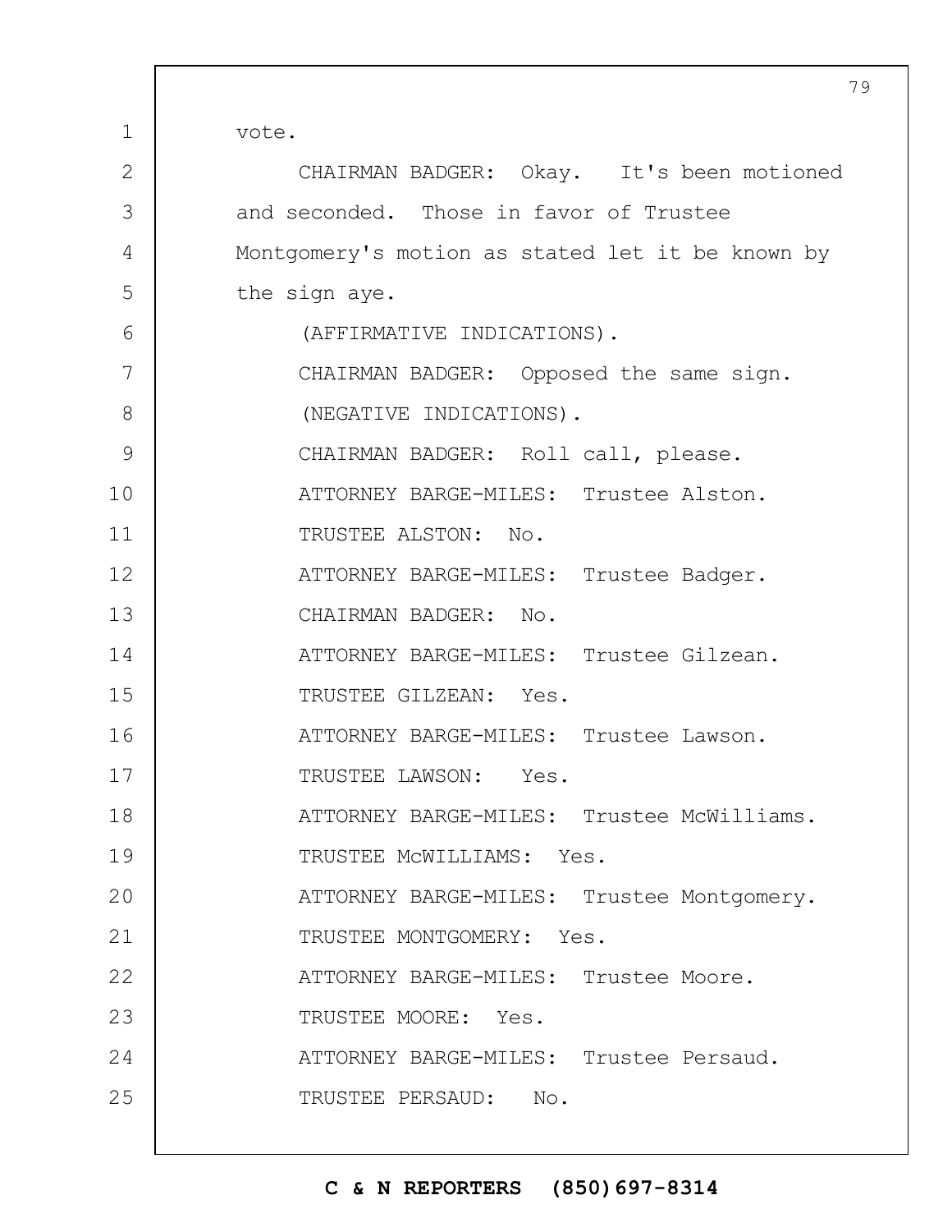vote.

CHAIRMAN BADGER: Okay. It's been motioned and seconded. Those in favor of Trustee Montgomery's motion as stated let it be known by the sign aye.

(AFFIRMATIVE INDICATIONS).

CHAIRMAN BADGER: Opposed the same sign.

(NEGATIVE INDICATIONS).

CHAIRMAN BADGER: Roll call, please.

ATTORNEY BARGE-MILES: Trustee Alston.

TRUSTEE ALSTON: No.

ATTORNEY BARGE-MILES: Trustee Badger.

CHAIRMAN BADGER: No.

ATTORNEY BARGE-MILES: Trustee Gilzean.

TRUSTEE GILZEAN: Yes.

ATTORNEY BARGE-MILES: Trustee Lawson.

TRUSTEE LAWSON: Yes.

ATTORNEY BARGE-MILES: Trustee McWilliams.

TRUSTEE McWILLIAMS: Yes.

ATTORNEY BARGE-MILES: Trustee Montgomery.

TRUSTEE MONTGOMERY: Yes.

ATTORNEY BARGE-MILES: Trustee Moore.

TRUSTEE MOORE: Yes.

ATTORNEY BARGE-MILES: Trustee Persaud.

TRUSTEE PERSAUD: No.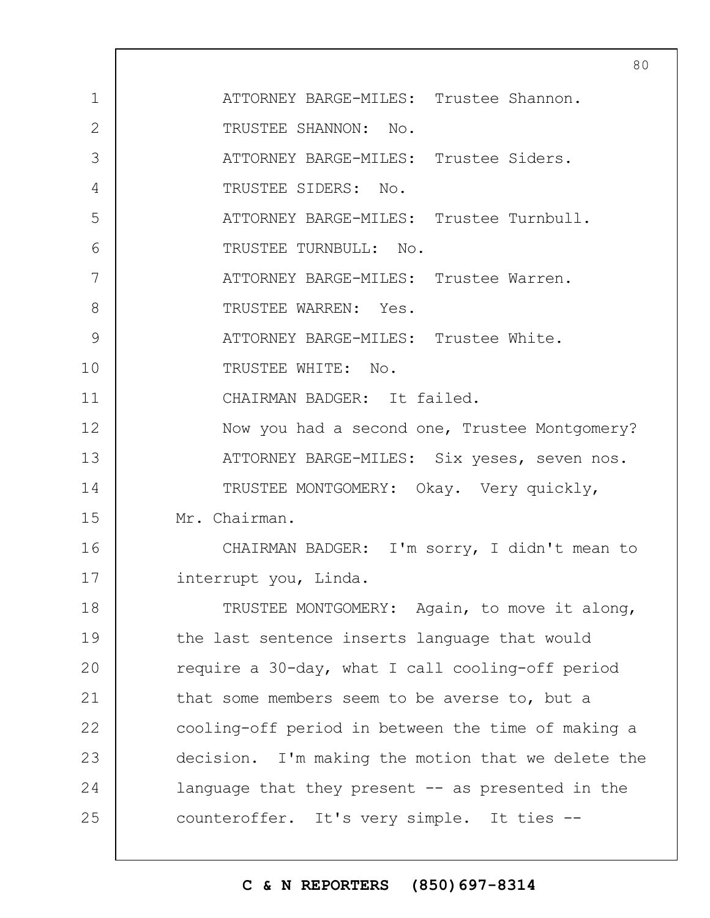ATTORNEY BARGE-MILES: Trustee Shannon.

TRUSTEE SHANNON: No.

ATTORNEY BARGE-MILES: Trustee Siders.

TRUSTEE SIDERS: No.

ATTORNEY BARGE-MILES: Trustee Turnbull.

TRUSTEE TURNBULL: No.

ATTORNEY BARGE-MILES: Trustee Warren.

TRUSTEE WARREN: Yes.

ATTORNEY BARGE-MILES: Trustee White.

TRUSTEE WHITE: No.

CHAIRMAN BADGER: It failed.

Now you had a second one, Trustee Montgomery?

ATTORNEY BARGE-MILES: Six yeses, seven nos.

TRUSTEE MONTGOMERY: Okay. Very quickly, Mr. Chairman.

CHAIRMAN BADGER: I'm sorry, I didn't mean to interrupt you, Linda.

TRUSTEE MONTGOMERY: Again, to move it along, the last sentence inserts language that would require a 30-day, what I call cooling-off period that some members seem to be averse to, but a cooling-off period in between the time of making a decision. I'm making the motion that we delete the language that they present -- as presented in the counteroffer. It's very simple. It ties --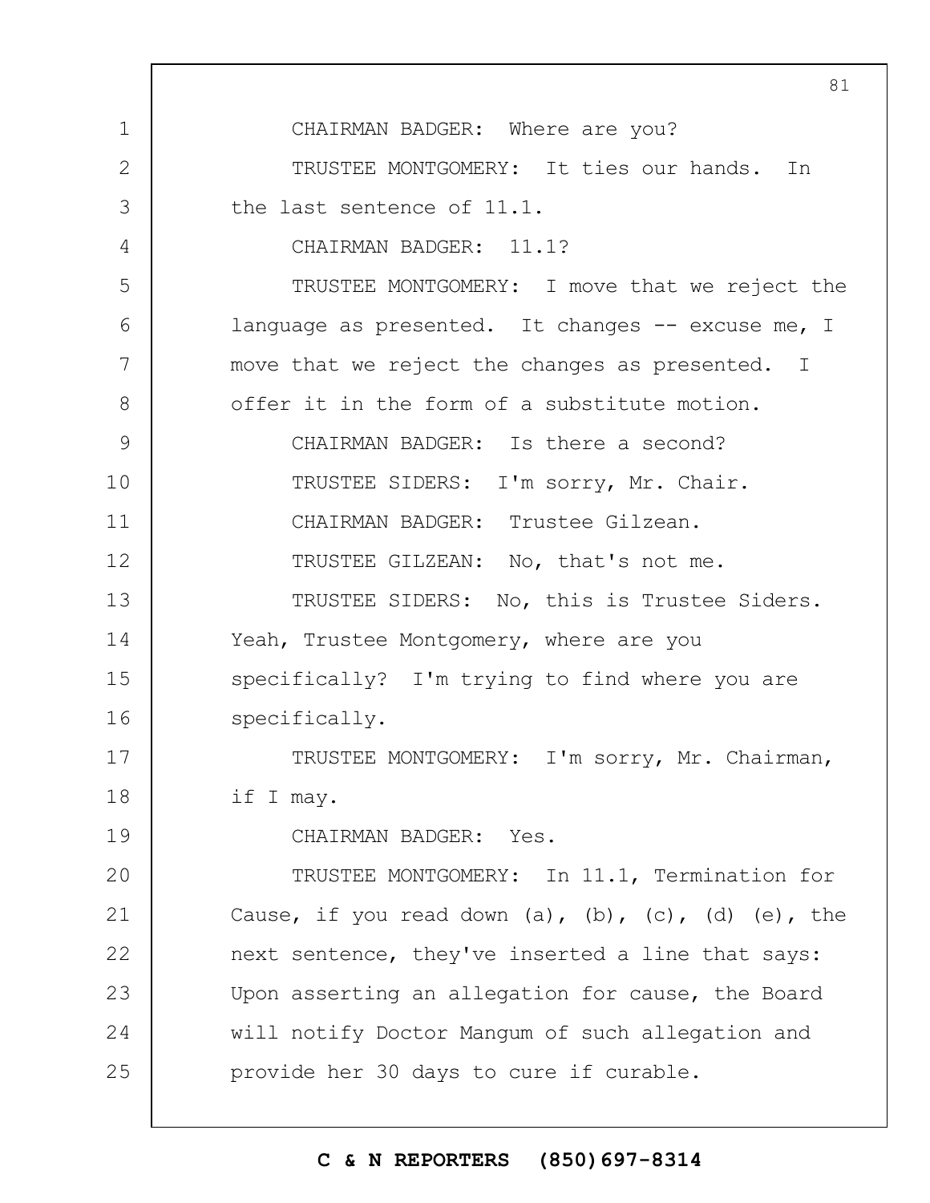CHAIRMAN BADGER: Where are you?

TRUSTEE MONTGOMERY: It ties our hands. In the last sentence of 11.1.

CHAIRMAN BADGER: 11.1?

TRUSTEE MONTGOMERY: I move that we reject the language as presented. It changes -- excuse me, I move that we reject the changes as presented. I offer it in the form of a substitute motion.

CHAIRMAN BADGER: Is there a second?

TRUSTEE SIDERS: I'm sorry, Mr. Chair.

CHAIRMAN BADGER: Trustee Gilzean.

TRUSTEE GILZEAN: No, that's not me.

TRUSTEE SIDERS: No, this is Trustee Siders. Yeah, Trustee Montgomery, where are you specifically? I'm trying to find where you are specifically.

TRUSTEE MONTGOMERY: I'm sorry, Mr. Chairman, if I may.

CHAIRMAN BADGER: Yes.

TRUSTEE MONTGOMERY: In 11.1, Termination for Cause, if you read down (a), (b), (c), (d) (e), the next sentence, they've inserted a line that says: Upon asserting an allegation for cause, the Board will notify Doctor Mangum of such allegation and provide her 30 days to cure if curable.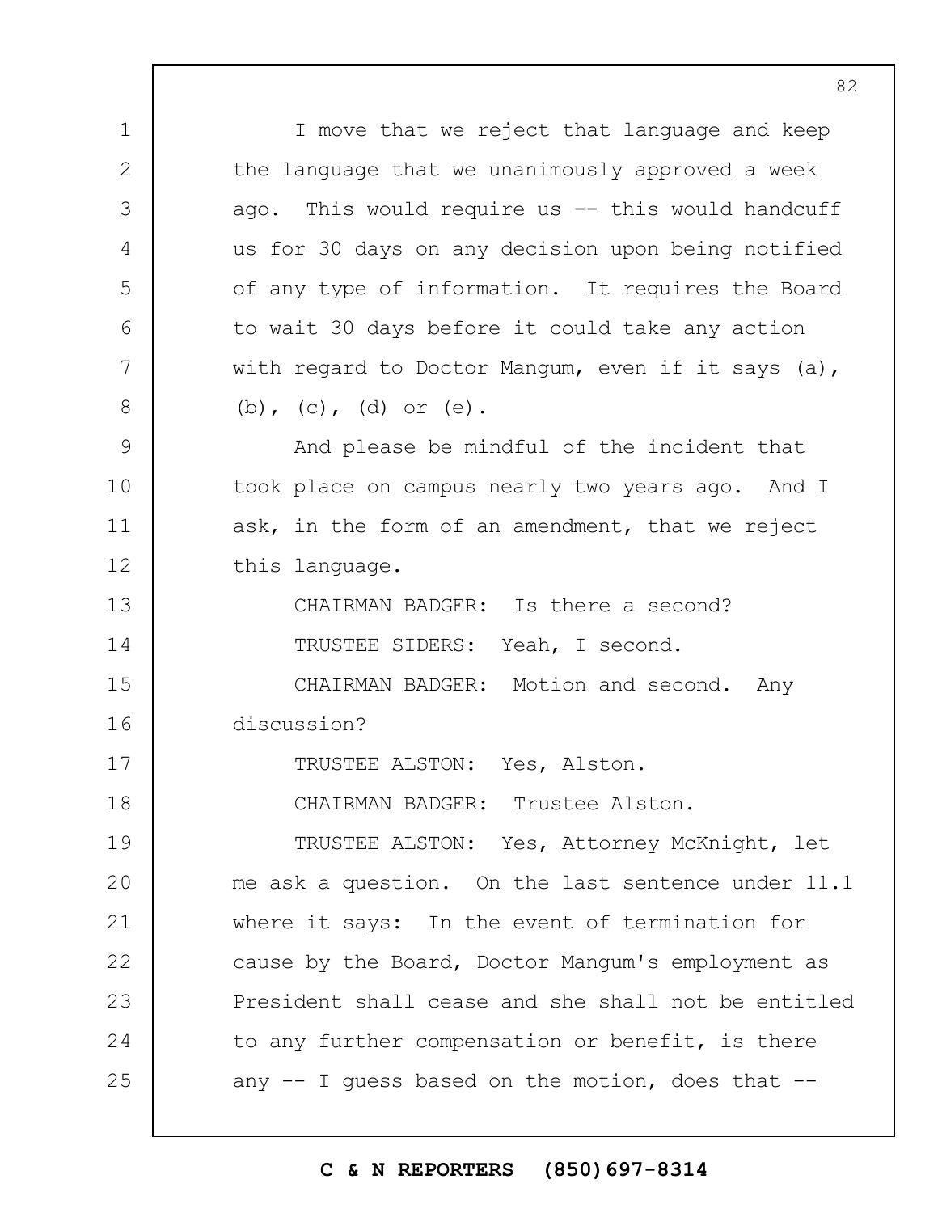I move that we reject that language and keep the language that we unanimously approved a week ago. This would require us -- this would handcuff us for 30 days on any decision upon being notified of any type of information. It requires the Board to wait 30 days before it could take any action with regard to Doctor Mangum, even if it says (a), (b), (c), (d) or (e).

And please be mindful of the incident that took place on campus nearly two years ago. And I ask, in the form of an amendment, that we reject this language.

CHAIRMAN BADGER: Is there a second?

TRUSTEE SIDERS: Yeah, I second.

CHAIRMAN BADGER: Motion and second. Any discussion?

TRUSTEE ALSTON: Yes, Alston.

CHAIRMAN BADGER: Trustee Alston.

TRUSTEE ALSTON: Yes, Attorney McKnight, let me ask a question. On the last sentence under 11.1 where it says: In the event of termination for cause by the Board, Doctor Mangum's employment as President shall cease and she shall not be entitled to any further compensation or benefit, is there any -- I guess based on the motion, does that --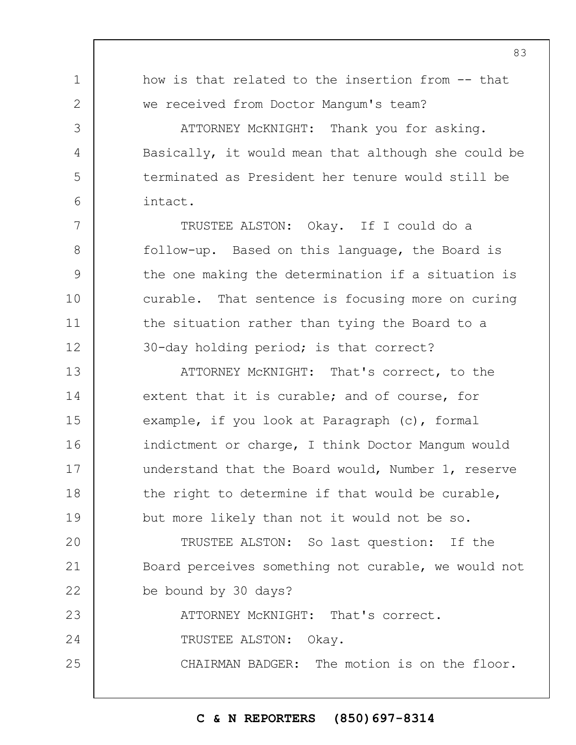how is that related to the insertion from -- that we received from Doctor Mangum's team?

ATTORNEY McKNIGHT: Thank you for asking. Basically, it would mean that although she could be terminated as President her tenure would still be intact.

TRUSTEE ALSTON: Okay. If I could do a follow-up. Based on this language, the Board is the one making the determination if a situation is curable. That sentence is focusing more on curing the situation rather than tying the Board to a 30-day holding period; is that correct?

ATTORNEY McKNIGHT: That's correct, to the extent that it is curable; and of course, for example, if you look at Paragraph (c), formal indictment or charge, I think Doctor Mangum would understand that the Board would, Number 1, reserve the right to determine if that would be curable, but more likely than not it would not be so.

TRUSTEE ALSTON: So last question: If the Board perceives something not curable, we would not be bound by 30 days?

ATTORNEY McKNIGHT: That's correct.

TRUSTEE ALSTON: Okay.

CHAIRMAN BADGER: The motion is on the floor.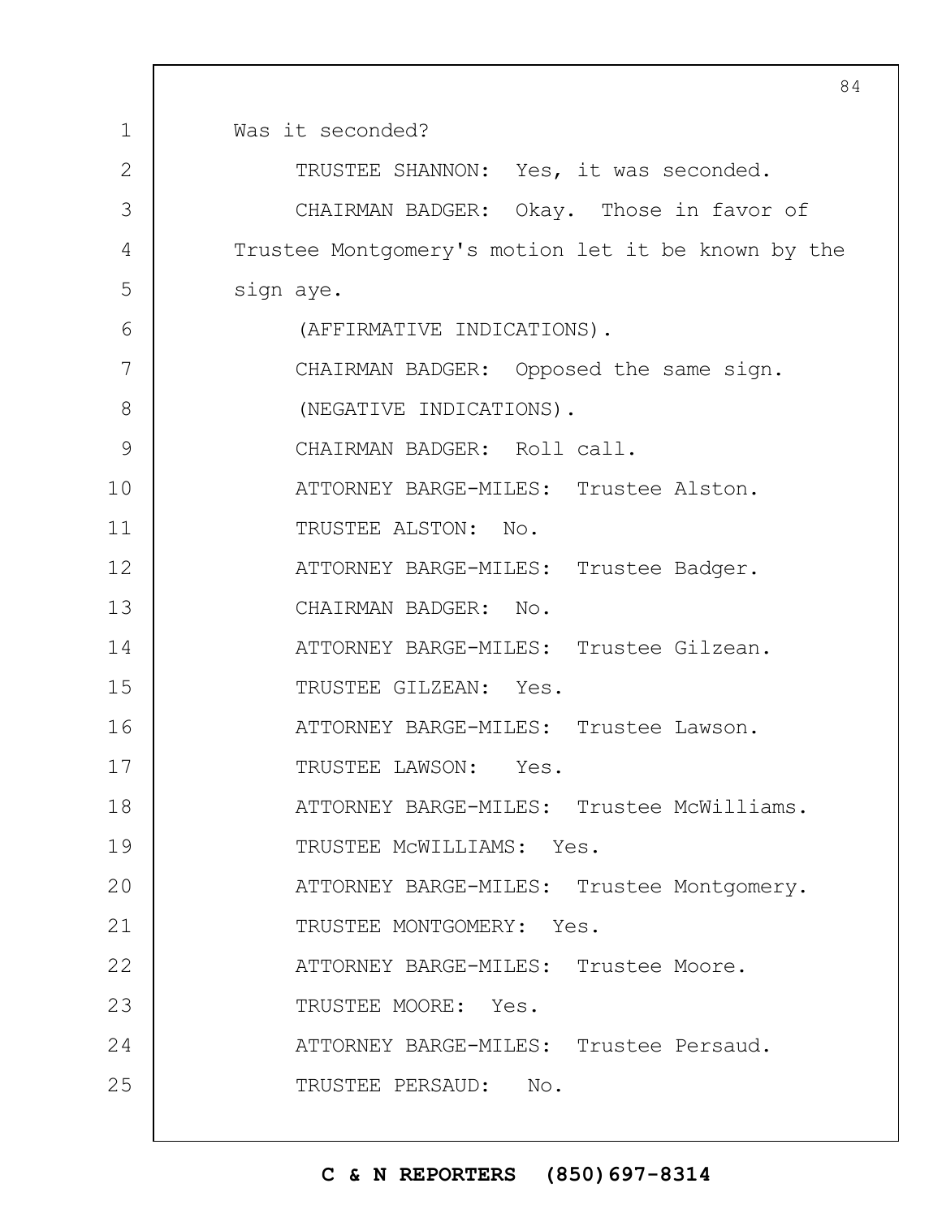Was it seconded?

TRUSTEE SHANNON: Yes, it was seconded.

CHAIRMAN BADGER: Okay. Those in favor of Trustee Montgomery's motion let it be known by the sign aye.

(AFFIRMATIVE INDICATIONS).

CHAIRMAN BADGER: Opposed the same sign.

(NEGATIVE INDICATIONS).

CHAIRMAN BADGER: Roll call.

ATTORNEY BARGE-MILES: Trustee Alston.

TRUSTEE ALSTON: No.

ATTORNEY BARGE-MILES: Trustee Badger.

CHAIRMAN BADGER: No.

ATTORNEY BARGE-MILES: Trustee Gilzean.

TRUSTEE GILZEAN: Yes.

ATTORNEY BARGE-MILES: Trustee Lawson.

TRUSTEE LAWSON: Yes.

ATTORNEY BARGE-MILES: Trustee McWilliams.

TRUSTEE McWILLIAMS: Yes.

ATTORNEY BARGE-MILES: Trustee Montgomery.

TRUSTEE MONTGOMERY: Yes.

ATTORNEY BARGE-MILES: Trustee Moore.

TRUSTEE MOORE: Yes.

ATTORNEY BARGE-MILES: Trustee Persaud.

TRUSTEE PERSAUD: No.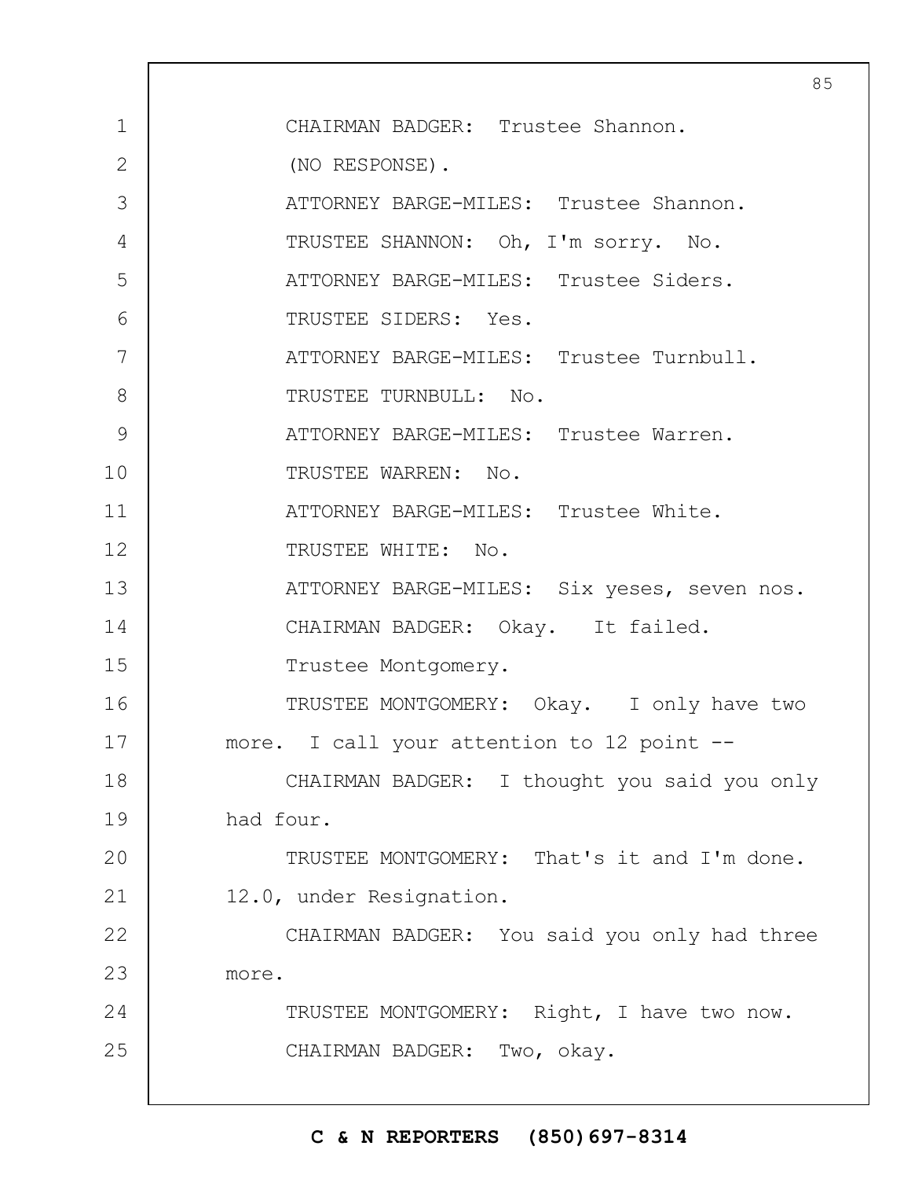CHAIRMAN BADGER: Trustee Shannon.

(NO RESPONSE).

ATTORNEY BARGE-MILES: Trustee Shannon.

TRUSTEE SHANNON: Oh, I'm sorry. No.

ATTORNEY BARGE-MILES: Trustee Siders.

TRUSTEE SIDERS: Yes.

ATTORNEY BARGE-MILES: Trustee Turnbull.

TRUSTEE TURNBULL: No.

ATTORNEY BARGE-MILES: Trustee Warren.

TRUSTEE WARREN: No.

ATTORNEY BARGE-MILES: Trustee White.

TRUSTEE WHITE: No.

ATTORNEY BARGE-MILES: Six yeses, seven nos.

CHAIRMAN BADGER: Okay. It failed.

Trustee Montgomery.

TRUSTEE MONTGOMERY: Okay. I only have two more. I call your attention to 12 point --

CHAIRMAN BADGER: I thought you said you only had four.

TRUSTEE MONTGOMERY: That's it and I'm done. 12.0, under Resignation.

CHAIRMAN BADGER: You said you only had three more.

TRUSTEE MONTGOMERY: Right, I have two now.

CHAIRMAN BADGER: Two, okay.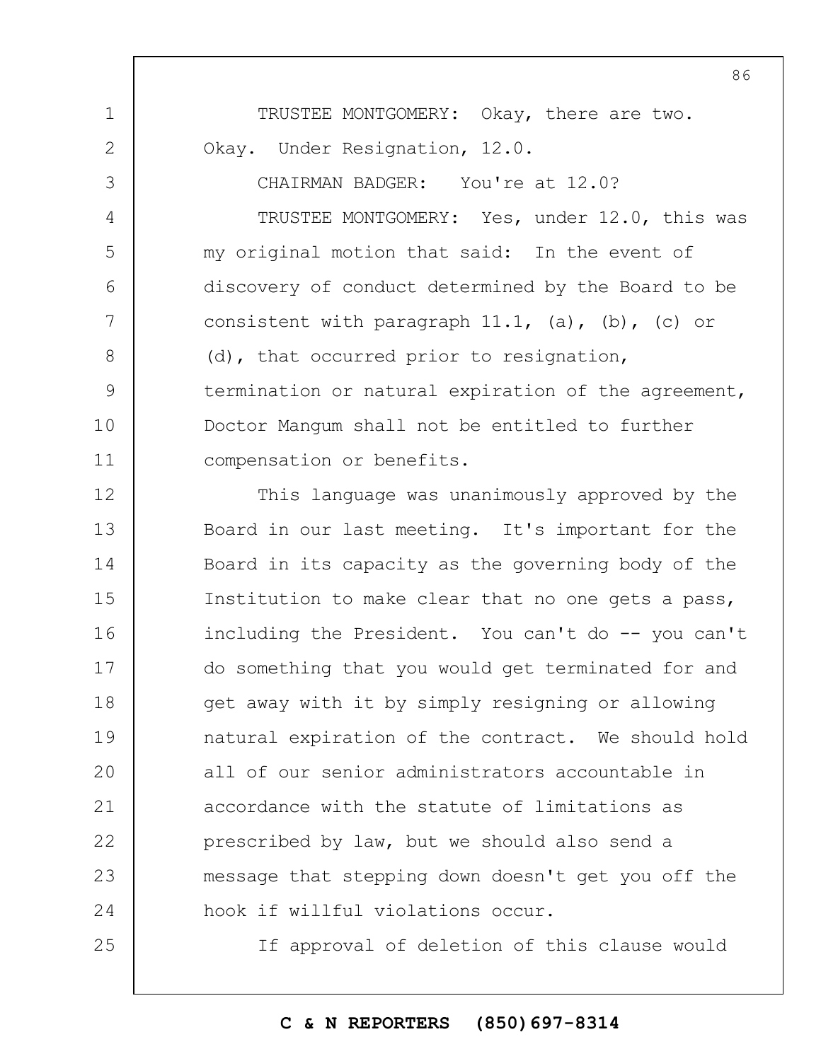TRUSTEE MONTGOMERY: Okay, there are two. Okay. Under Resignation, 12.0.

CHAIRMAN BADGER: You're at 12.0?

TRUSTEE MONTGOMERY: Yes, under 12.0, this was my original motion that said: In the event of discovery of conduct determined by the Board to be consistent with paragraph 11.1, (a), (b), (c) or (d), that occurred prior to resignation, termination or natural expiration of the agreement, Doctor Mangum shall not be entitled to further compensation or benefits.

This language was unanimously approved by the Board in our last meeting. It's important for the Board in its capacity as the governing body of the Institution to make clear that no one gets a pass, including the President. You can't do -- you can't do something that you would get terminated for and get away with it by simply resigning or allowing natural expiration of the contract. We should hold all of our senior administrators accountable in accordance with the statute of limitations as prescribed by law, but we should also send a message that stepping down doesn't get you off the hook if willful violations occur.

If approval of deletion of this clause would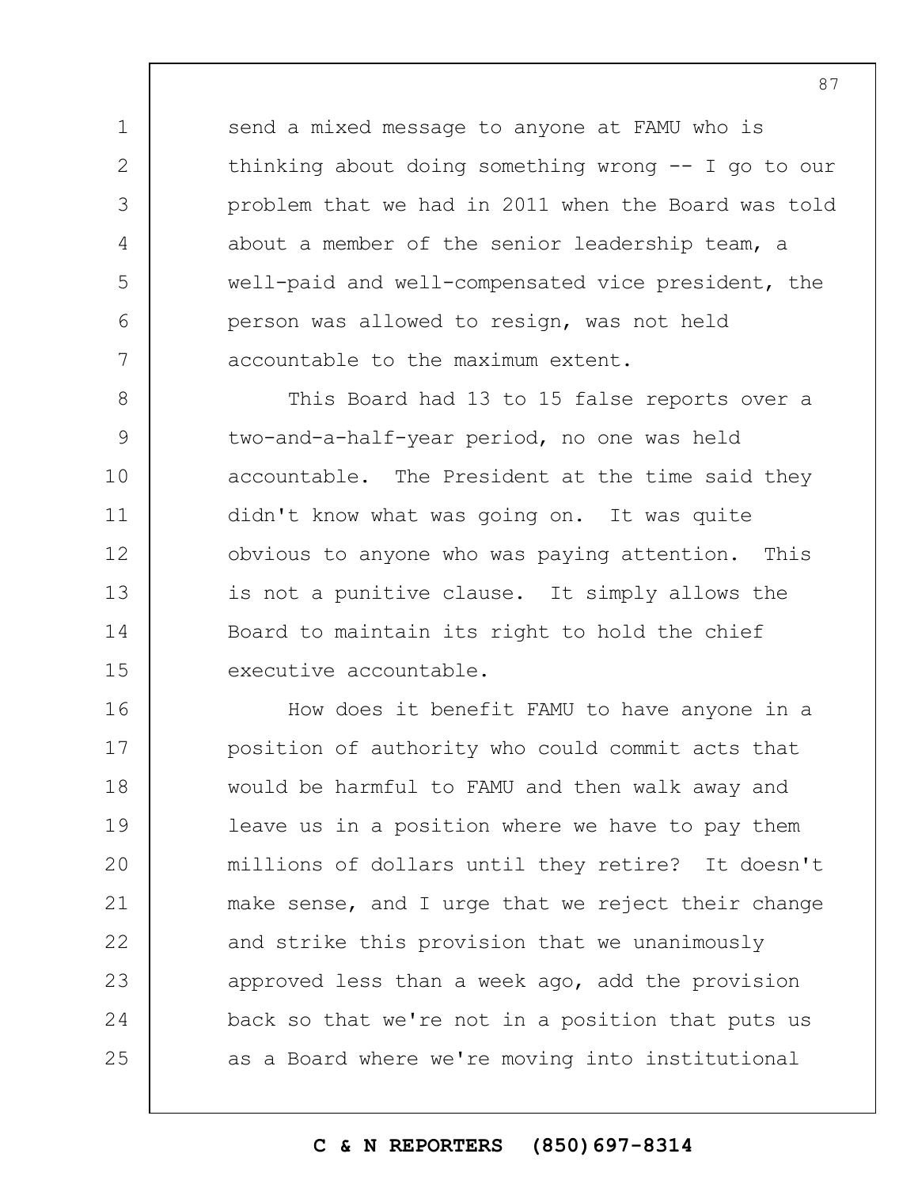send a mixed message to anyone at FAMU who is thinking about doing something wrong -- I go to our problem that we had in 2011 when the Board was told about a member of the senior leadership team, a well-paid and well-compensated vice president, the person was allowed to resign, was not held accountable to the maximum extent.

This Board had 13 to 15 false reports over a two-and-a-half-year period, no one was held accountable. The President at the time said they didn't know what was going on. It was quite obvious to anyone who was paying attention. This is not a punitive clause. It simply allows the Board to maintain its right to hold the chief executive accountable.

How does it benefit FAMU to have anyone in a position of authority who could commit acts that would be harmful to FAMU and then walk away and leave us in a position where we have to pay them millions of dollars until they retire? It doesn't make sense, and I urge that we reject their change and strike this provision that we unanimously approved less than a week ago, add the provision back so that we're not in a position that puts us as a Board where we're moving into institutional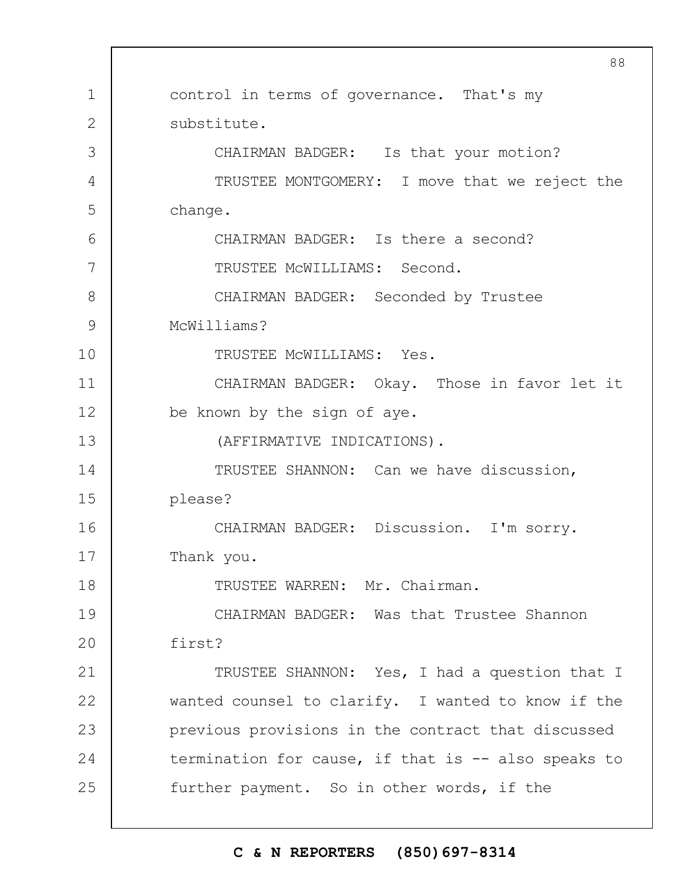control in terms of governance. That's my substitute.

CHAIRMAN BADGER: Is that your motion?

TRUSTEE MONTGOMERY: I move that we reject the change.

CHAIRMAN BADGER: Is there a second?

TRUSTEE McWILLIAMS: Second.

CHAIRMAN BADGER: Seconded by Trustee McWilliams?

TRUSTEE McWILLIAMS: Yes.

CHAIRMAN BADGER: Okay. Those in favor let it be known by the sign of aye.

(AFFIRMATIVE INDICATIONS).

TRUSTEE SHANNON: Can we have discussion, please?

CHAIRMAN BADGER: Discussion. I'm sorry. Thank you.

TRUSTEE WARREN: Mr. Chairman.

CHAIRMAN BADGER: Was that Trustee Shannon first?

TRUSTEE SHANNON: Yes, I had a question that I wanted counsel to clarify. I wanted to know if the previous provisions in the contract that discussed termination for cause, if that is -- also speaks to further payment. So in other words, if the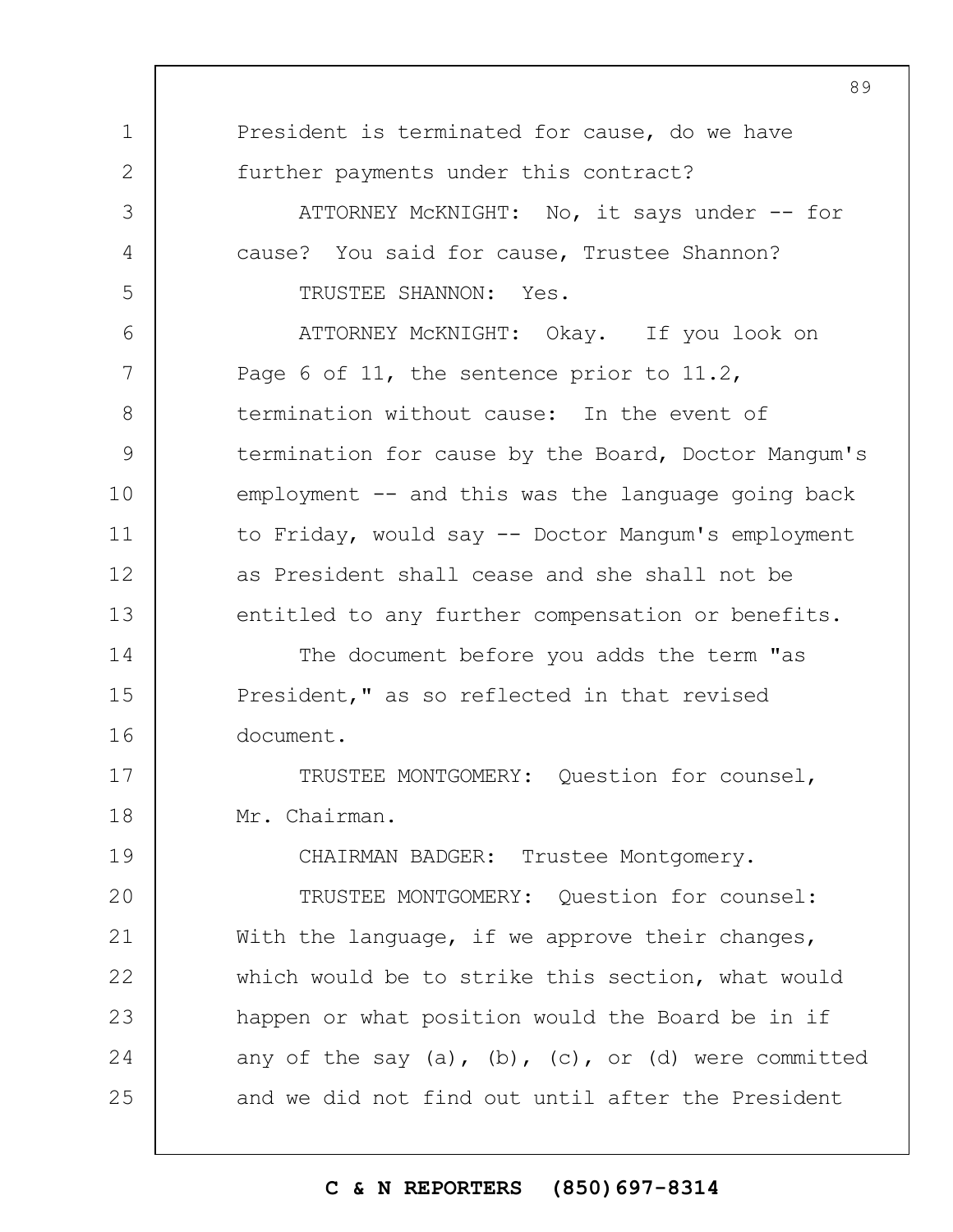President is terminated for cause, do we have further payments under this contract?

ATTORNEY McKNIGHT: No, it says under -- for cause? You said for cause, Trustee Shannon?

TRUSTEE SHANNON: Yes.

ATTORNEY McKNIGHT: Okay. If you look on Page 6 of 11, the sentence prior to 11.2, termination without cause: In the event of termination for cause by the Board, Doctor Mangum's employment -- and this was the language going back to Friday, would say -- Doctor Mangum's employment as President shall cease and she shall not be entitled to any further compensation or benefits.

The document before you adds the term "as President," as so reflected in that revised document.

TRUSTEE MONTGOMERY: Question for counsel, Mr. Chairman.

CHAIRMAN BADGER: Trustee Montgomery.

TRUSTEE MONTGOMERY: Question for counsel: With the language, if we approve their changes, which would be to strike this section, what would happen or what position would the Board be in if any of the say (a), (b), (c), or (d) were committed and we did not find out until after the President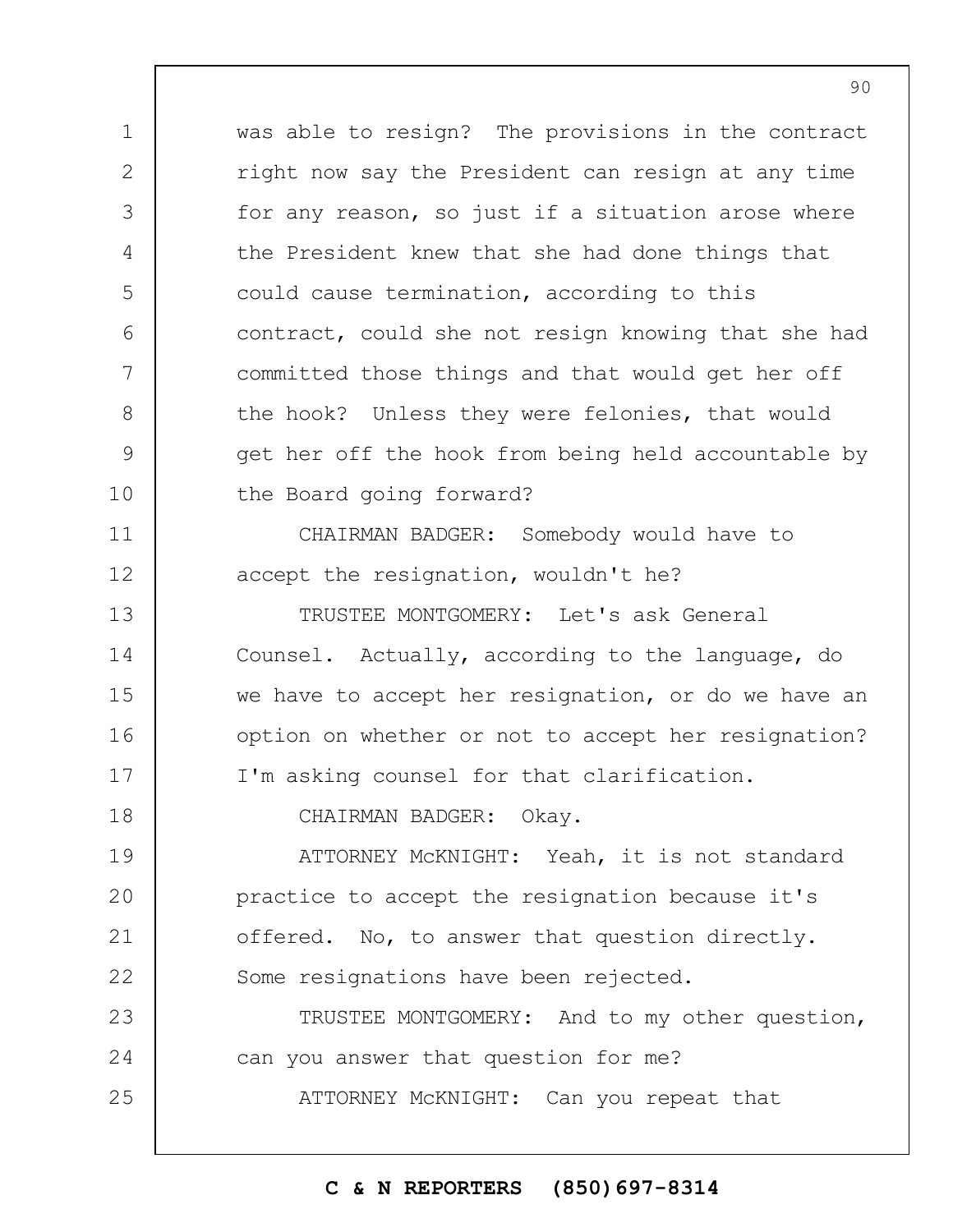was able to resign? The provisions in the contract right now say the President can resign at any time for any reason, so just if a situation arose where the President knew that she had done things that could cause termination, according to this contract, could she not resign knowing that she had committed those things and that would get her off the hook? Unless they were felonies, that would get her off the hook from being held accountable by the Board going forward?

CHAIRMAN BADGER: Somebody would have to accept the resignation, wouldn't he?

TRUSTEE MONTGOMERY: Let's ask General Counsel. Actually, according to the language, do we have to accept her resignation, or do we have an option on whether or not to accept her resignation? I'm asking counsel for that clarification.

CHAIRMAN BADGER: Okay.

ATTORNEY McKNIGHT: Yeah, it is not standard practice to accept the resignation because it's offered. No, to answer that question directly. Some resignations have been rejected.

TRUSTEE MONTGOMERY: And to my other question, can you answer that question for me?

ATTORNEY McKNIGHT: Can you repeat that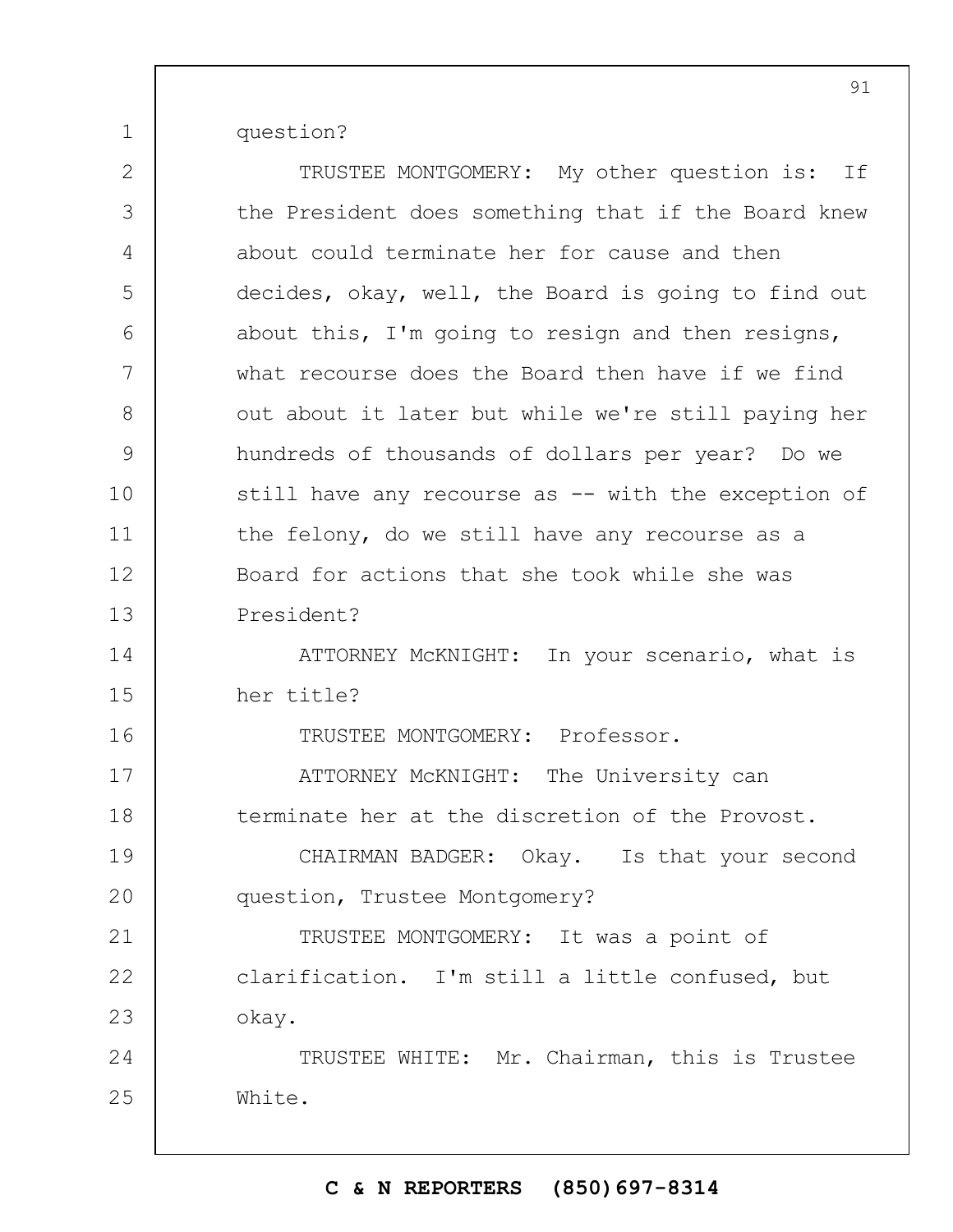question?

TRUSTEE MONTGOMERY: My other question is: If the President does something that if the Board knew about could terminate her for cause and then decides, okay, well, the Board is going to find out about this, I'm going to resign and then resigns, what recourse does the Board then have if we find out about it later but while we're still paying her hundreds of thousands of dollars per year? Do we still have any recourse as -- with the exception of the felony, do we still have any recourse as a Board for actions that she took while she was President?

ATTORNEY McKNIGHT: In your scenario, what is her title?

TRUSTEE MONTGOMERY: Professor.

ATTORNEY McKNIGHT: The University can terminate her at the discretion of the Provost.

CHAIRMAN BADGER: Okay. Is that your second question, Trustee Montgomery?

TRUSTEE MONTGOMERY: It was a point of clarification. I'm still a little confused, but okay.

TRUSTEE WHITE: Mr. Chairman, this is Trustee White.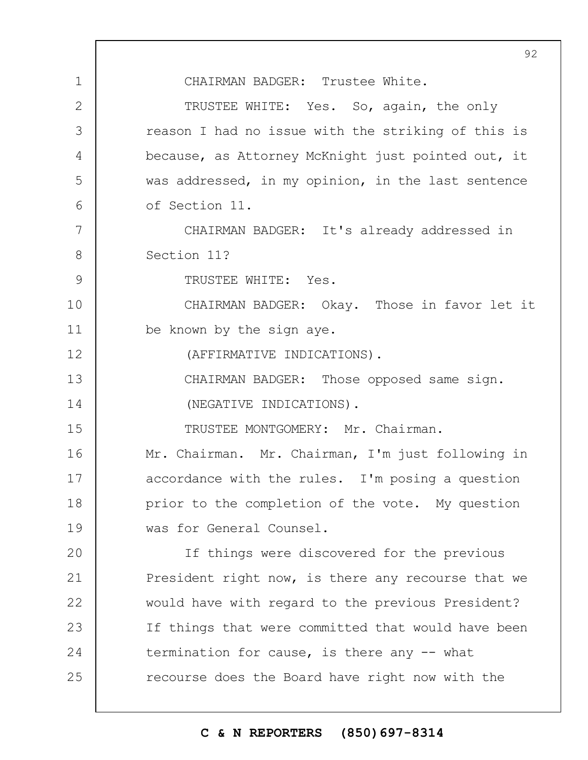CHAIRMAN BADGER: Trustee White.

TRUSTEE WHITE: Yes. So, again, the only reason I had no issue with the striking of this is because, as Attorney McKnight just pointed out, it was addressed, in my opinion, in the last sentence of Section 11.

CHAIRMAN BADGER: It's already addressed in Section 11?

TRUSTEE WHITE: Yes.

CHAIRMAN BADGER: Okay. Those in favor let it be known by the sign aye.

(AFFIRMATIVE INDICATIONS).

CHAIRMAN BADGER: Those opposed same sign.

(NEGATIVE INDICATIONS).

TRUSTEE MONTGOMERY: Mr. Chairman. Mr. Chairman. Mr. Chairman, I'm just following in accordance with the rules. I'm posing a question prior to the completion of the vote. My question was for General Counsel.

If things were discovered for the previous President right now, is there any recourse that we would have with regard to the previous President? If things that were committed that would have been termination for cause, is there any -- what recourse does the Board have right now with the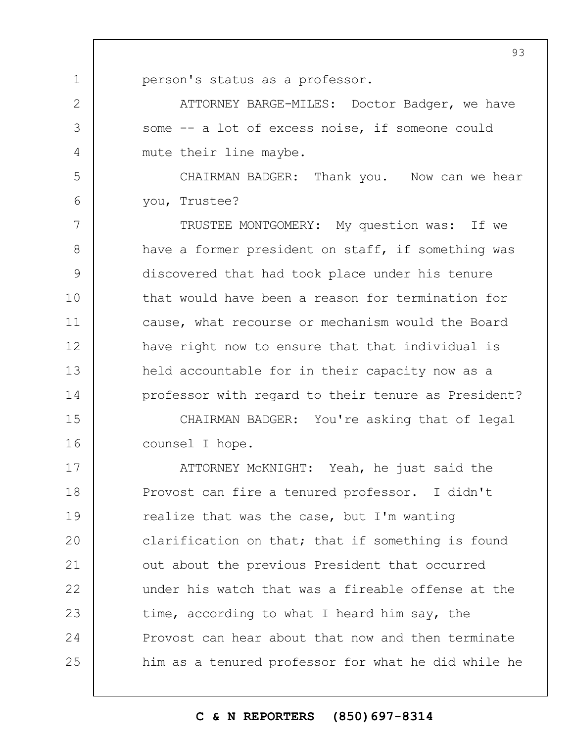person's status as a professor.

ATTORNEY BARGE-MILES: Doctor Badger, we have some -- a lot of excess noise, if someone could mute their line maybe.

CHAIRMAN BADGER: Thank you. Now can we hear you, Trustee?

TRUSTEE MONTGOMERY: My question was: If we have a former president on staff, if something was discovered that had took place under his tenure that would have been a reason for termination for cause, what recourse or mechanism would the Board have right now to ensure that that individual is held accountable for in their capacity now as a professor with regard to their tenure as President?

CHAIRMAN BADGER: You're asking that of legal counsel I hope.

ATTORNEY McKNIGHT: Yeah, he just said the Provost can fire a tenured professor. I didn't realize that was the case, but I'm wanting clarification on that; that if something is found out about the previous President that occurred under his watch that was a fireable offense at the time, according to what I heard him say, the Provost can hear about that now and then terminate him as a tenured professor for what he did while he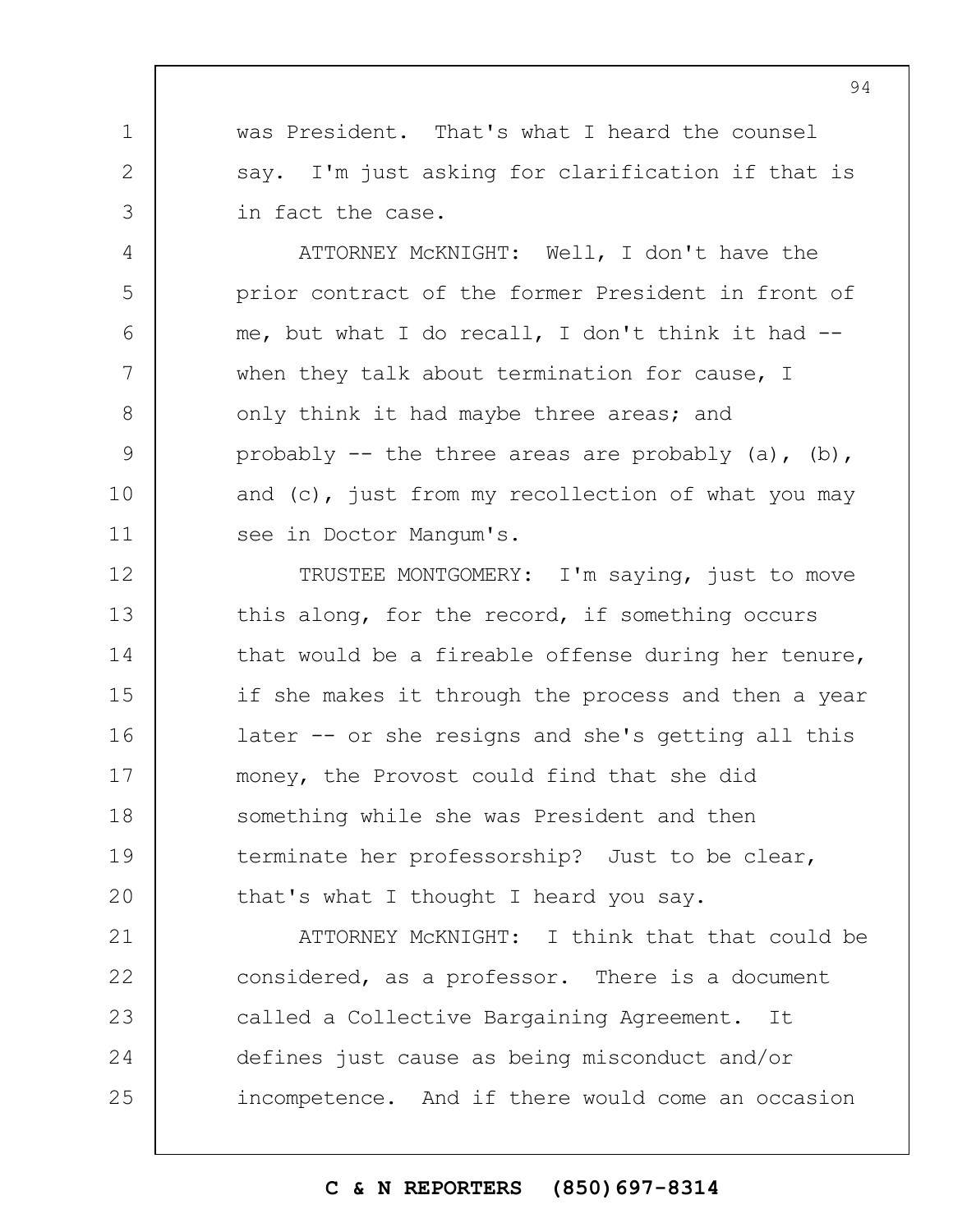was President. That's what I heard the counsel say. I'm just asking for clarification if that is in fact the case.

ATTORNEY McKNIGHT: Well, I don't have the prior contract of the former President in front of me, but what I do recall, I don't think it had -- when they talk about termination for cause, I only think it had maybe three areas; and probably -- the three areas are probably (a), (b), and (c), just from my recollection of what you may see in Doctor Mangum's.

TRUSTEE MONTGOMERY: I'm saying, just to move this along, for the record, if something occurs that would be a fireable offense during her tenure, if she makes it through the process and then a year later -- or she resigns and she's getting all this money, the Provost could find that she did something while she was President and then terminate her professorship? Just to be clear, that's what I thought I heard you say.

ATTORNEY McKNIGHT: I think that that could be considered, as a professor. There is a document called a Collective Bargaining Agreement. It defines just cause as being misconduct and/or incompetence. And if there would come an occasion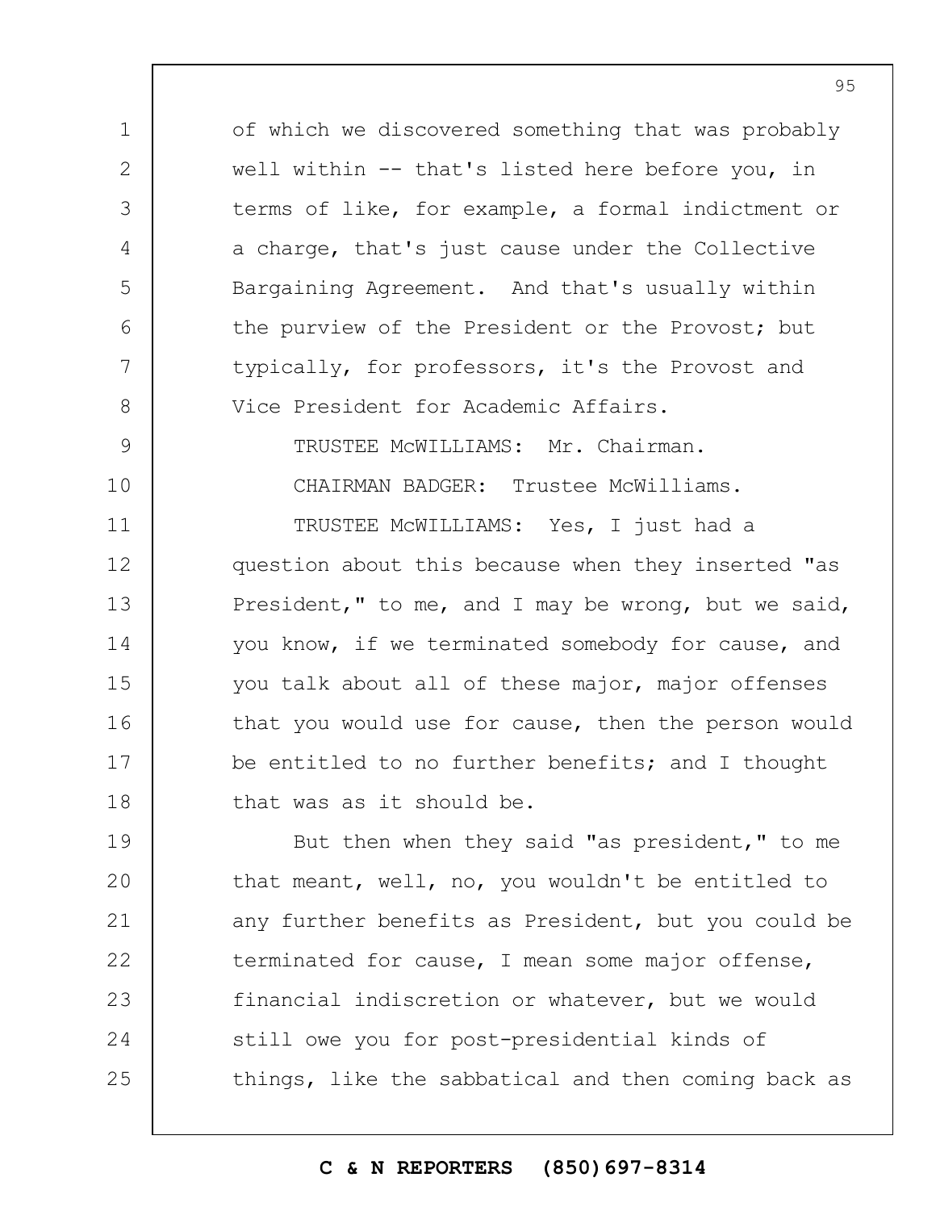of which we discovered something that was probably well within -- that's listed here before you, in terms of like, for example, a formal indictment or a charge, that's just cause under the Collective Bargaining Agreement. And that's usually within the purview of the President or the Provost; but typically, for professors, it's the Provost and Vice President for Academic Affairs.

TRUSTEE McWILLIAMS: Mr. Chairman.

CHAIRMAN BADGER: Trustee McWilliams.

TRUSTEE McWILLIAMS: Yes, I just had a question about this because when they inserted "as President," to me, and I may be wrong, but we said, you know, if we terminated somebody for cause, and you talk about all of these major, major offenses that you would use for cause, then the person would be entitled to no further benefits; and I thought that was as it should be.

But then when they said "as president," to me that meant, well, no, you wouldn't be entitled to any further benefits as President, but you could be terminated for cause, I mean some major offense, financial indiscretion or whatever, but we would still owe you for post-presidential kinds of things, like the sabbatical and then coming back as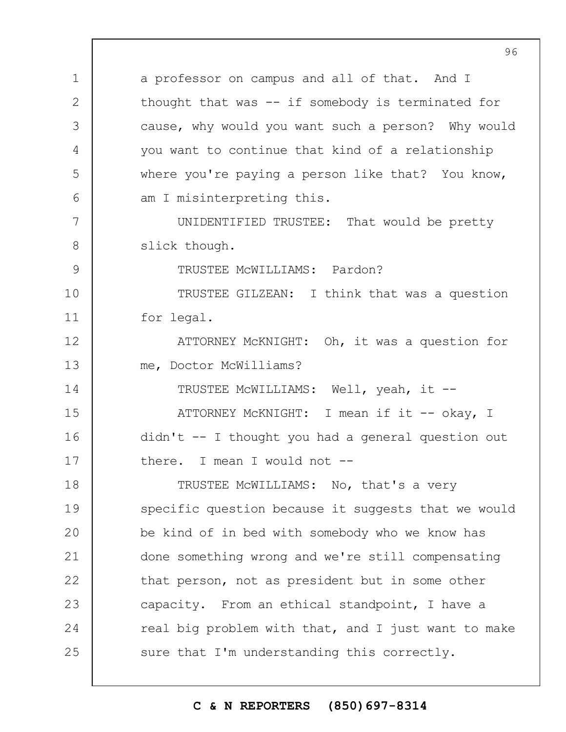a professor on campus and all of that. And I thought that was -- if somebody is terminated for cause, why would you want such a person? Why would you want to continue that kind of a relationship where you're paying a person like that? You know, am I misinterpreting this.

UNIDENTIFIED TRUSTEE: That would be pretty slick though.

TRUSTEE McWILLIAMS: Pardon?

TRUSTEE GILZEAN: I think that was a question for legal.

ATTORNEY McKNIGHT: Oh, it was a question for me, Doctor McWilliams?

TRUSTEE McWILLIAMS: Well, yeah, it --

ATTORNEY McKNIGHT: I mean if it -- okay, I didn't -- I thought you had a general question out there. I mean I would not --

TRUSTEE McWILLIAMS: No, that's a very specific question because it suggests that we would be kind of in bed with somebody who we know has done something wrong and we're still compensating that person, not as president but in some other capacity. From an ethical standpoint, I have a real big problem with that, and I just want to make sure that I'm understanding this correctly.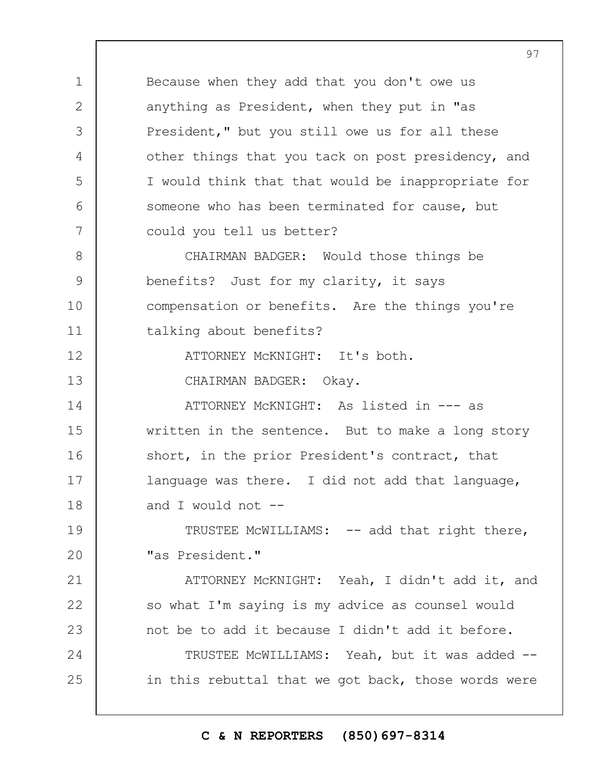Because when they add that you don't owe us anything as President, when they put in "as President," but you still owe us for all these other things that you tack on post presidency, and I would think that that would be inappropriate for someone who has been terminated for cause, but could you tell us better?

CHAIRMAN BADGER: Would those things be benefits? Just for my clarity, it says compensation or benefits. Are the things you're talking about benefits?

ATTORNEY McKNIGHT: It's both.

CHAIRMAN BADGER: Okay.

ATTORNEY McKNIGHT: As listed in --- as written in the sentence. But to make a long story short, in the prior President's contract, that language was there. I did not add that language, and I would not --

TRUSTEE McWILLIAMS: -- add that right there, "as President."

ATTORNEY McKNIGHT: Yeah, I didn't add it, and so what I'm saying is my advice as counsel would not be to add it because I didn't add it before.

TRUSTEE McWILLIAMS: Yeah, but it was added -- in this rebuttal that we got back, those words were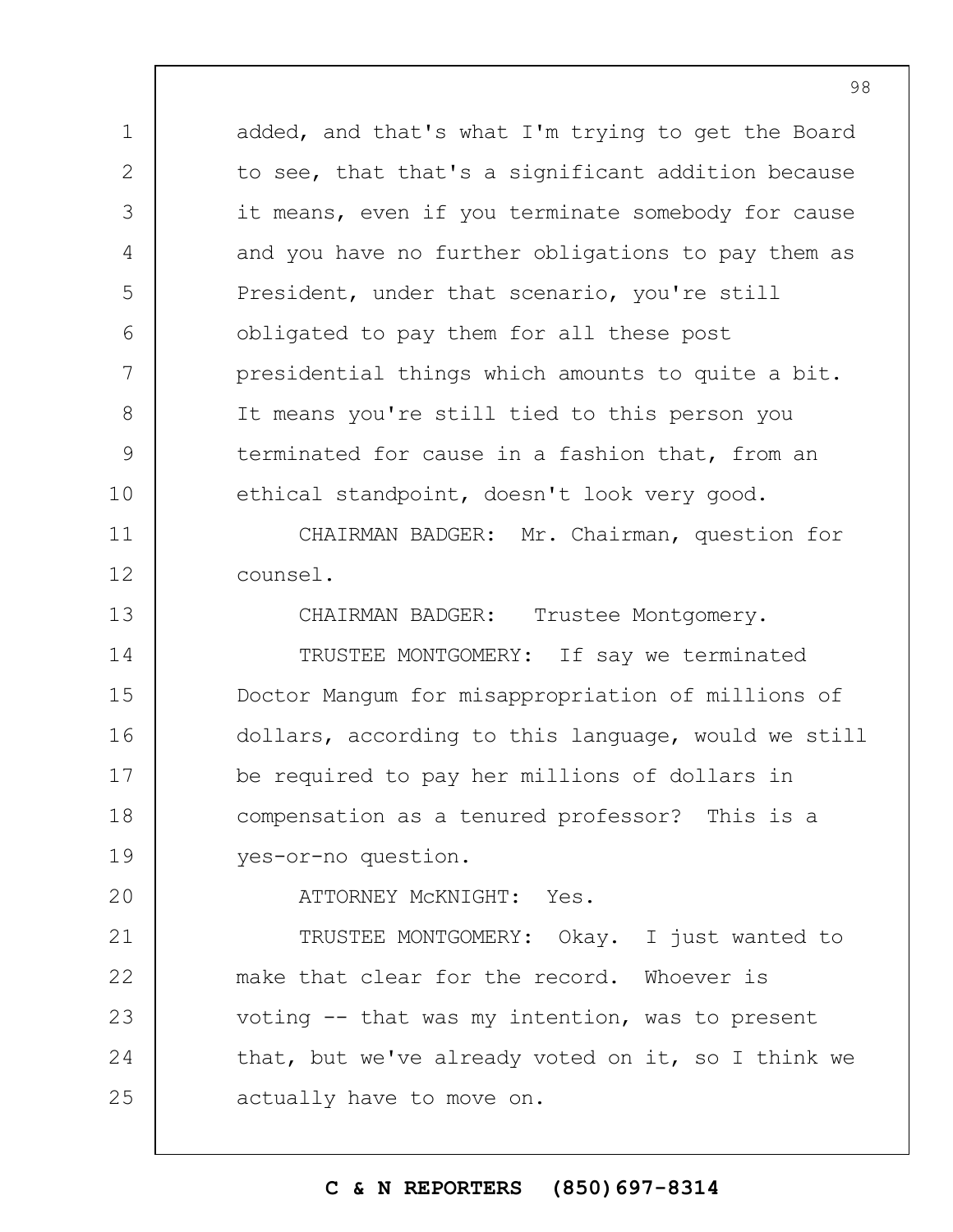added, and that's what I'm trying to get the Board to see, that that's a significant addition because it means, even if you terminate somebody for cause and you have no further obligations to pay them as President, under that scenario, you're still obligated to pay them for all these post presidential things which amounts to quite a bit. It means you're still tied to this person you terminated for cause in a fashion that, from an ethical standpoint, doesn't look very good.

CHAIRMAN BADGER: Mr. Chairman, question for counsel.

CHAIRMAN BADGER: Trustee Montgomery.

TRUSTEE MONTGOMERY: If say we terminated Doctor Mangum for misappropriation of millions of dollars, according to this language, would we still be required to pay her millions of dollars in compensation as a tenured professor? This is a yes-or-no question.

ATTORNEY McKNIGHT: Yes.

TRUSTEE MONTGOMERY: Okay. I just wanted to make that clear for the record. Whoever is voting -- that was my intention, was to present that, but we've already voted on it, so I think we actually have to move on.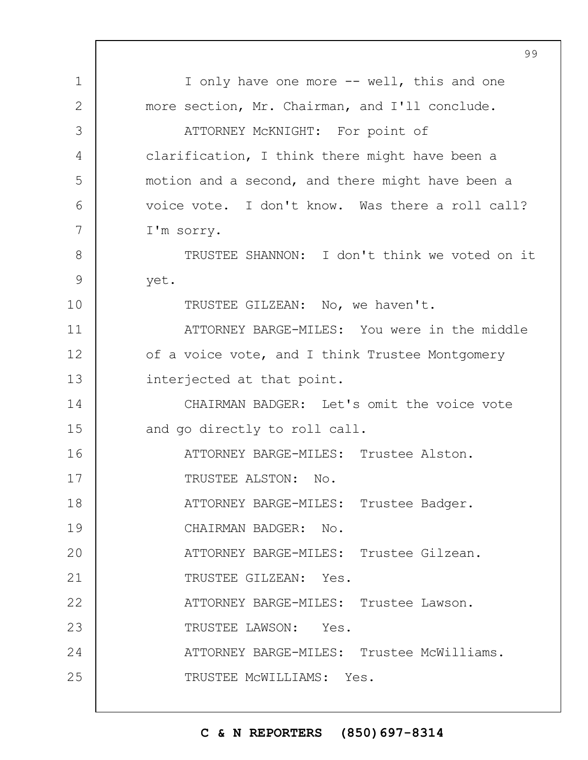I only have one more -- well, this and one more section, Mr. Chairman, and I'll conclude.

ATTORNEY McKNIGHT: For point of clarification, I think there might have been a motion and a second, and there might have been a voice vote. I don't know. Was there a roll call? I'm sorry.

TRUSTEE SHANNON: I don't think we voted on it yet.

TRUSTEE GILZEAN: No, we haven't.

ATTORNEY BARGE-MILES: You were in the middle of a voice vote, and I think Trustee Montgomery interjected at that point.

CHAIRMAN BADGER: Let's omit the voice vote and go directly to roll call.

ATTORNEY BARGE-MILES: Trustee Alston.

TRUSTEE ALSTON: No.

ATTORNEY BARGE-MILES: Trustee Badger.

CHAIRMAN BADGER: No.

ATTORNEY BARGE-MILES: Trustee Gilzean.

TRUSTEE GILZEAN: Yes.

ATTORNEY BARGE-MILES: Trustee Lawson.

TRUSTEE LAWSON: Yes.

ATTORNEY BARGE-MILES: Trustee McWilliams.

TRUSTEE McWILLIAMS: Yes.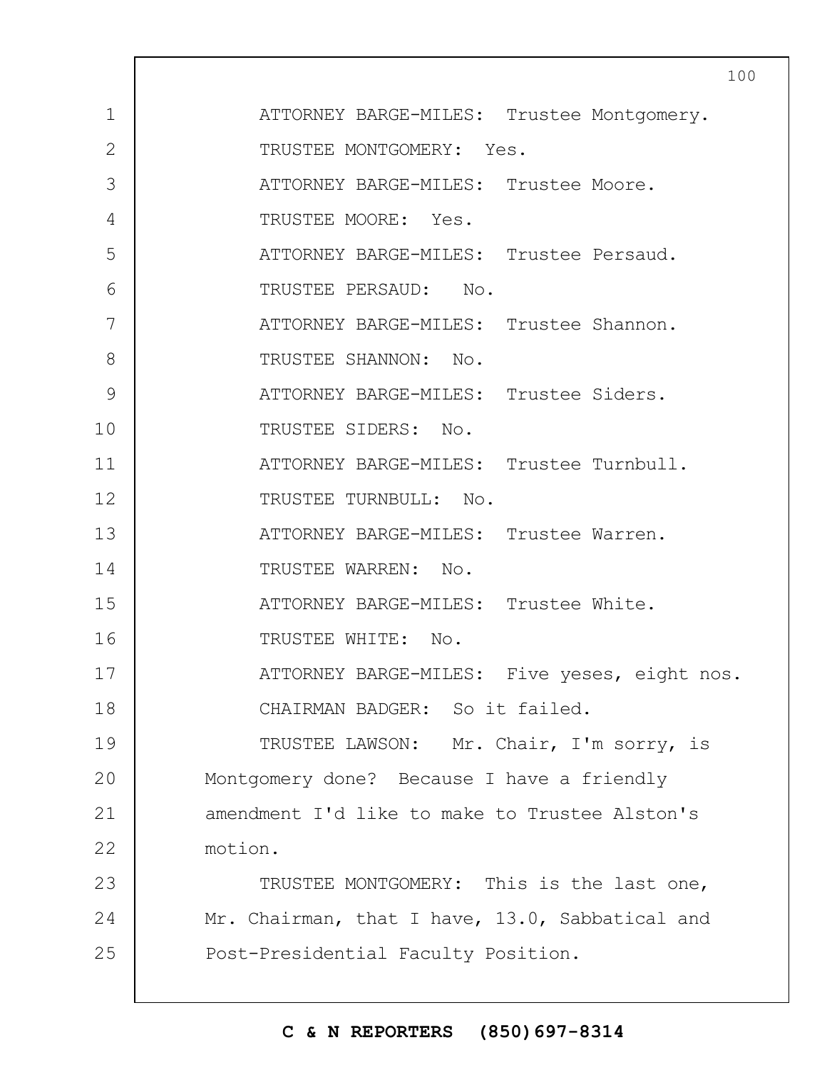ATTORNEY BARGE-MILES: Trustee Montgomery.

TRUSTEE MONTGOMERY: Yes.

ATTORNEY BARGE-MILES: Trustee Moore.

TRUSTEE MOORE: Yes.

ATTORNEY BARGE-MILES: Trustee Persaud.

TRUSTEE PERSAUD: No.

ATTORNEY BARGE-MILES: Trustee Shannon.

TRUSTEE SHANNON: No.

ATTORNEY BARGE-MILES: Trustee Siders.

TRUSTEE SIDERS: No.

ATTORNEY BARGE-MILES: Trustee Turnbull.

TRUSTEE TURNBULL: No.

ATTORNEY BARGE-MILES: Trustee Warren.

TRUSTEE WARREN: No.

ATTORNEY BARGE-MILES: Trustee White.

TRUSTEE WHITE: No.

ATTORNEY BARGE-MILES: Five yeses, eight nos.

CHAIRMAN BADGER: So it failed.

TRUSTEE LAWSON: Mr. Chair, I'm sorry, is Montgomery done? Because I have a friendly amendment I'd like to make to Trustee Alston's motion.

TRUSTEE MONTGOMERY: This is the last one, Mr. Chairman, that I have, 13.0, Sabbatical and Post-Presidential Faculty Position.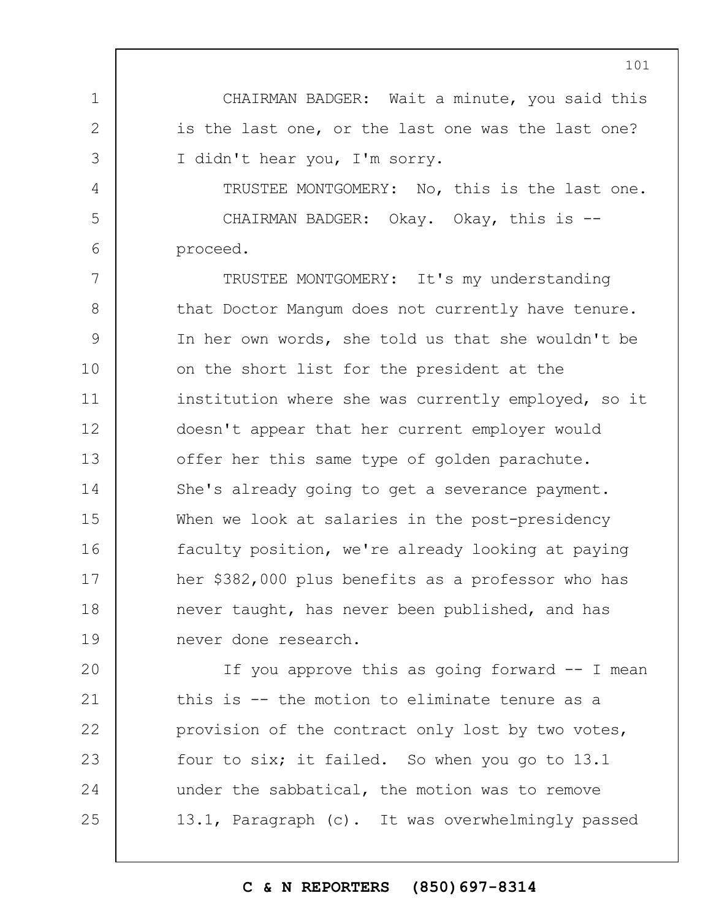CHAIRMAN BADGER: Wait a minute, you said this is the last one, or the last one was the last one? I didn't hear you, I'm sorry.

TRUSTEE MONTGOMERY: No, this is the last one.

CHAIRMAN BADGER: Okay. Okay, this is -- proceed.

TRUSTEE MONTGOMERY: It's my understanding that Doctor Mangum does not currently have tenure. In her own words, she told us that she wouldn't be on the short list for the president at the institution where she was currently employed, so it doesn't appear that her current employer would offer her this same type of golden parachute. She's already going to get a severance payment. When we look at salaries in the post-presidency faculty position, we're already looking at paying her $382,000 plus benefits as a professor who has never taught, has never been published, and has never done research.

If you approve this as going forward -- I mean this is -- the motion to eliminate tenure as a provision of the contract only lost by two votes, four to six; it failed. So when you go to 13.1 under the sabbatical, the motion was to remove 13.1, Paragraph (c). It was overwhelmingly passed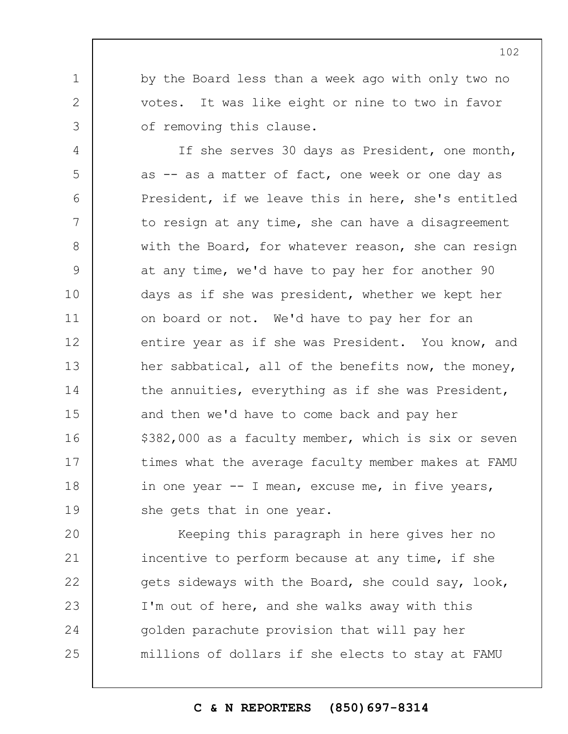by the Board less than a week ago with only two no votes. It was like eight or nine to two in favor of removing this clause.

If she serves 30 days as President, one month, as -- as a matter of fact, one week or one day as President, if we leave this in here, she's entitled to resign at any time, she can have a disagreement with the Board, for whatever reason, she can resign at any time, we'd have to pay her for another 90 days as if she was president, whether we kept her on board or not. We'd have to pay her for an entire year as if she was President. You know, and her sabbatical, all of the benefits now, the money, the annuities, everything as if she was President, and then we'd have to come back and pay her $382,000 as a faculty member, which is six or seven times what the average faculty member makes at FAMU in one year -- I mean, excuse me, in five years, she gets that in one year.

Keeping this paragraph in here gives her no incentive to perform because at any time, if she gets sideways with the Board, she could say, look, I'm out of here, and she walks away with this golden parachute provision that will pay her millions of dollars if she elects to stay at FAMU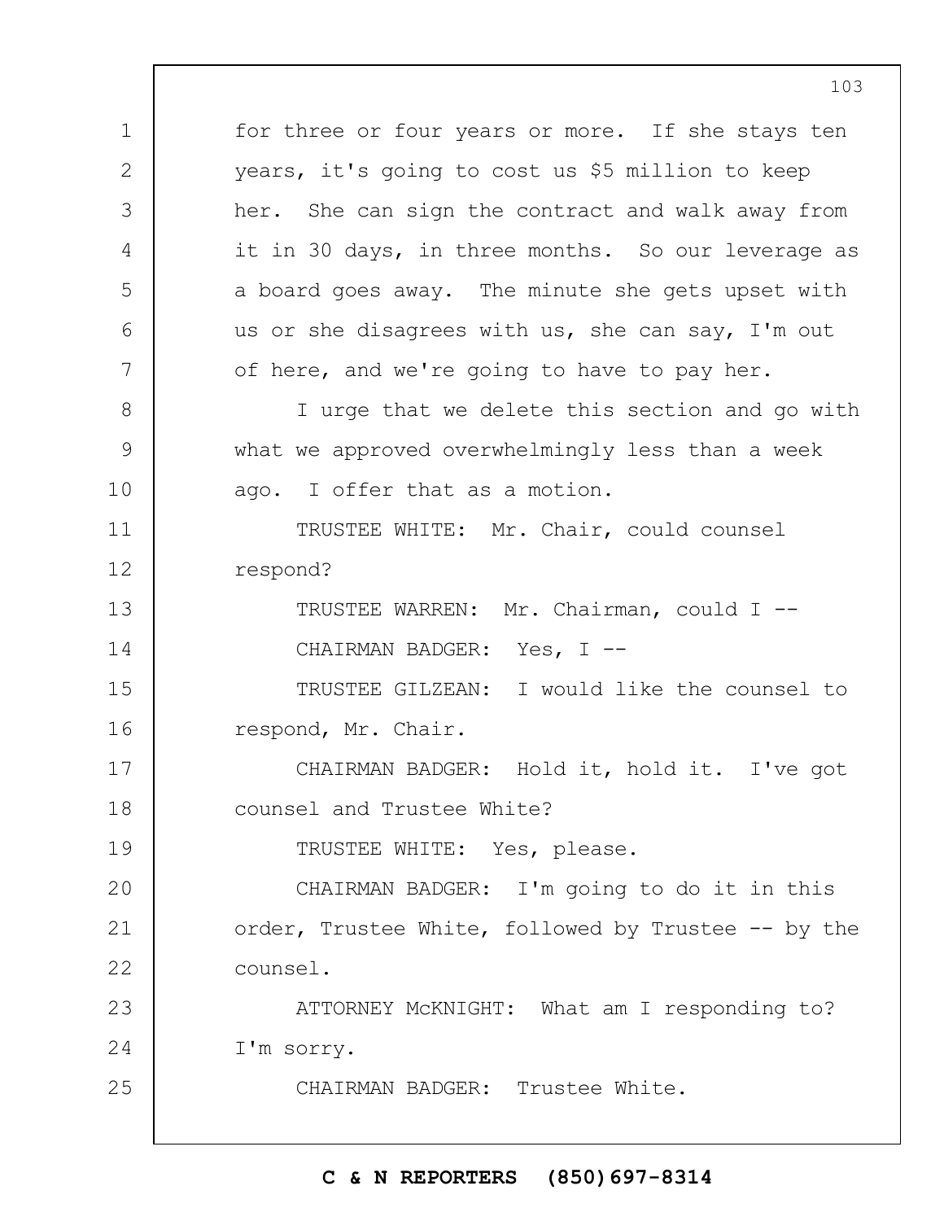for three or four years or more. If she stays ten years, it's going to cost us $5 million to keep her. She can sign the contract and walk away from it in 30 days, in three months. So our leverage as a board goes away. The minute she gets upset with us or she disagrees with us, she can say, I'm out of here, and we're going to have to pay her.

I urge that we delete this section and go with what we approved overwhelmingly less than a week ago. I offer that as a motion.

TRUSTEE WHITE: Mr. Chair, could counsel respond?

TRUSTEE WARREN: Mr. Chairman, could I --

CHAIRMAN BADGER: Yes, I --

TRUSTEE GILZEAN: I would like the counsel to respond, Mr. Chair.

CHAIRMAN BADGER: Hold it, hold it. I've got counsel and Trustee White?

TRUSTEE WHITE: Yes, please.

CHAIRMAN BADGER: I'm going to do it in this order, Trustee White, followed by Trustee -- by the counsel.

ATTORNEY McKNIGHT: What am I responding to? I'm sorry.

CHAIRMAN BADGER: Trustee White.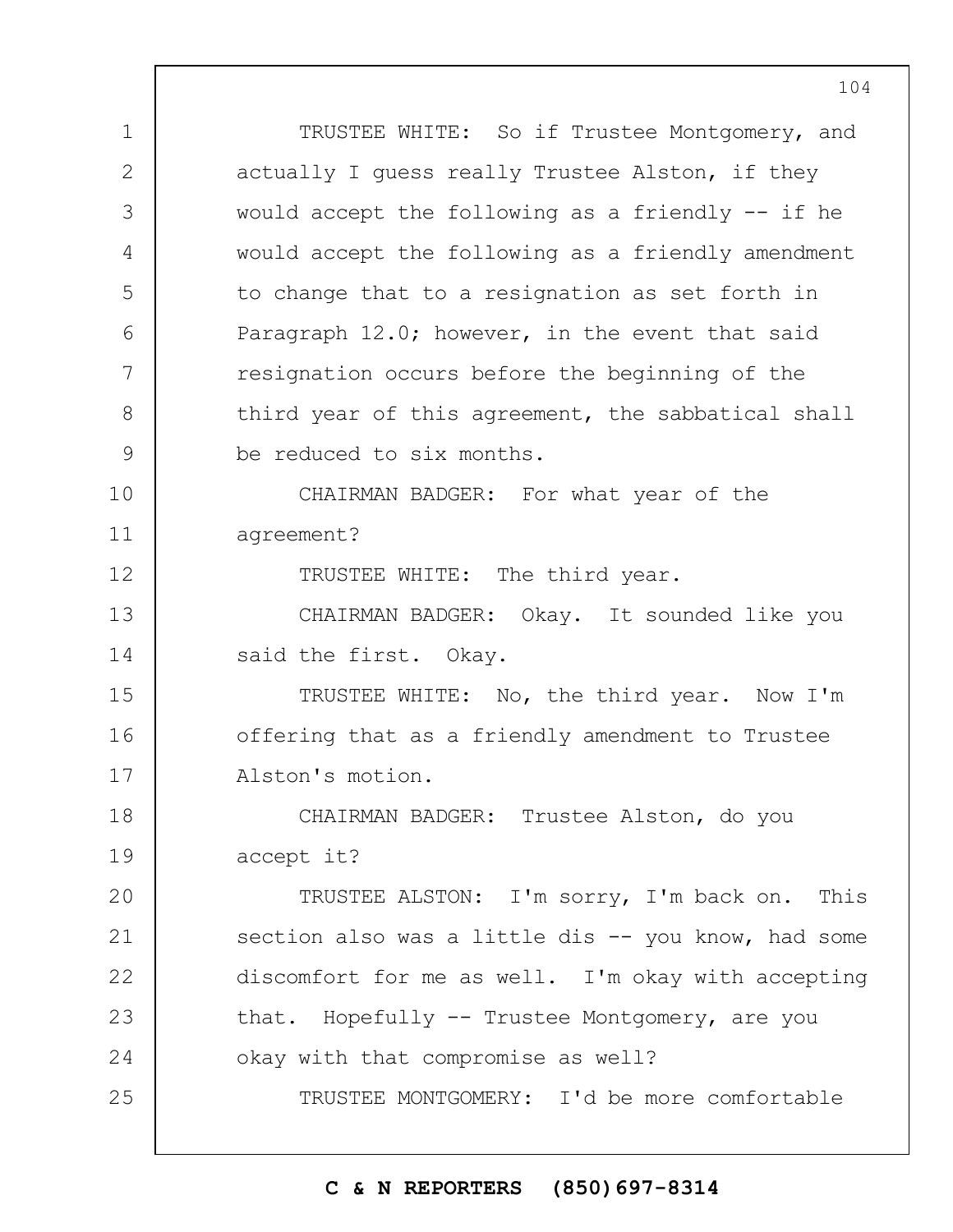TRUSTEE WHITE: So if Trustee Montgomery, and actually I guess really Trustee Alston, if they would accept the following as a friendly -- if he would accept the following as a friendly amendment to change that to a resignation as set forth in Paragraph 12.0; however, in the event that said resignation occurs before the beginning of the third year of this agreement, the sabbatical shall be reduced to six months.

CHAIRMAN BADGER: For what year of the agreement?

TRUSTEE WHITE: The third year.

CHAIRMAN BADGER: Okay. It sounded like you said the first. Okay.

TRUSTEE WHITE: No, the third year. Now I'm offering that as a friendly amendment to Trustee Alston's motion.

CHAIRMAN BADGER: Trustee Alston, do you accept it?

TRUSTEE ALSTON: I'm sorry, I'm back on. This section also was a little dis -- you know, had some discomfort for me as well. I'm okay with accepting that. Hopefully -- Trustee Montgomery, are you okay with that compromise as well?

TRUSTEE MONTGOMERY: I'd be more comfortable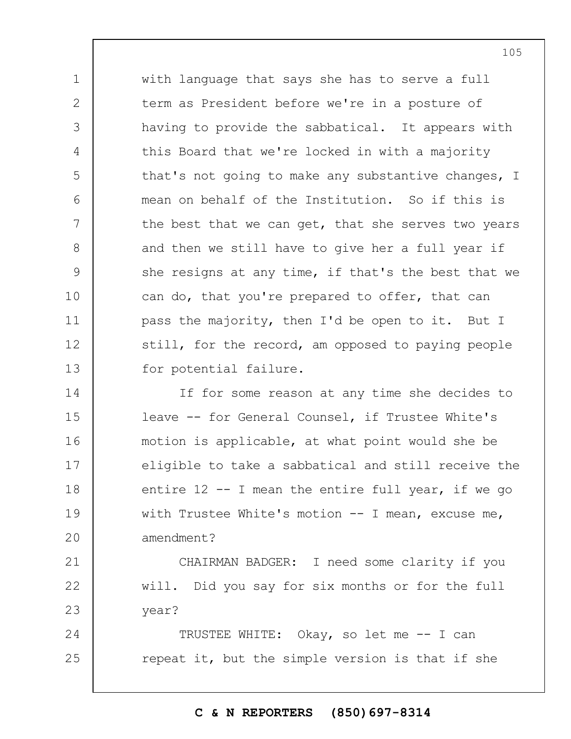with language that says she has to serve a full term as President before we're in a posture of having to provide the sabbatical. It appears with this Board that we're locked in with a majority that's not going to make any substantive changes, I mean on behalf of the Institution. So if this is the best that we can get, that she serves two years and then we still have to give her a full year if she resigns at any time, if that's the best that we can do, that you're prepared to offer, that can pass the majority, then I'd be open to it. But I still, for the record, am opposed to paying people for potential failure.

If for some reason at any time she decides to leave -- for General Counsel, if Trustee White's motion is applicable, at what point would she be eligible to take a sabbatical and still receive the entire 12 -- I mean the entire full year, if we go with Trustee White's motion -- I mean, excuse me, amendment?

CHAIRMAN BADGER: I need some clarity if you will. Did you say for six months or for the full year?

TRUSTEE WHITE: Okay, so let me -- I can repeat it, but the simple version is that if she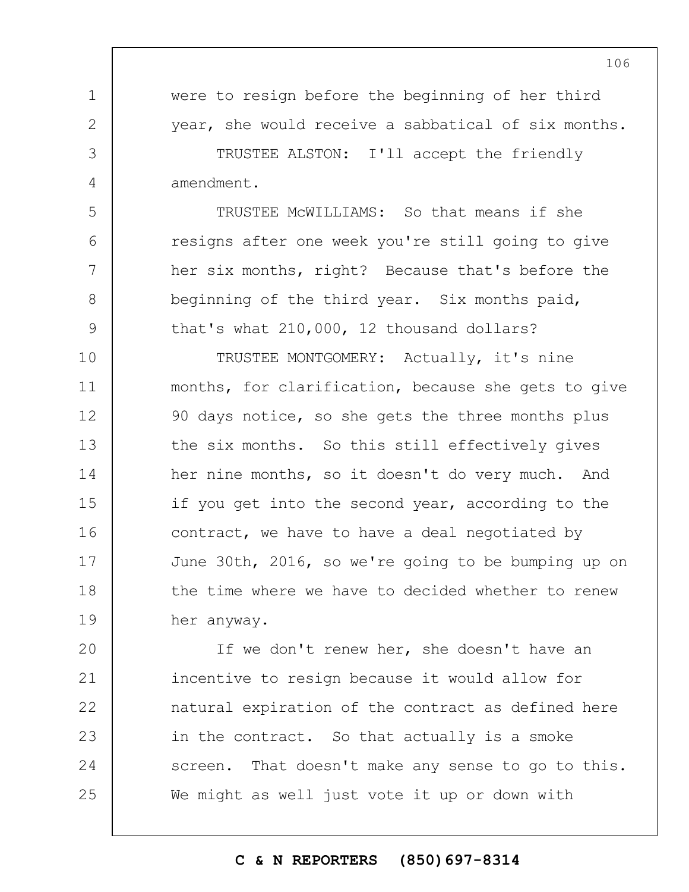were to resign before the beginning of her third year, she would receive a sabbatical of six months.

TRUSTEE ALSTON: I'll accept the friendly amendment.

TRUSTEE McWILLIAMS: So that means if she resigns after one week you're still going to give her six months, right? Because that's before the beginning of the third year. Six months paid, that's what 210,000, 12 thousand dollars?

TRUSTEE MONTGOMERY: Actually, it's nine months, for clarification, because she gets to give 90 days notice, so she gets the three months plus the six months. So this still effectively gives her nine months, so it doesn't do very much. And if you get into the second year, according to the contract, we have to have a deal negotiated by June 30th, 2016, so we're going to be bumping up on the time where we have to decided whether to renew her anyway.

If we don't renew her, she doesn't have an incentive to resign because it would allow for natural expiration of the contract as defined here in the contract. So that actually is a smoke screen. That doesn't make any sense to go to this. We might as well just vote it up or down with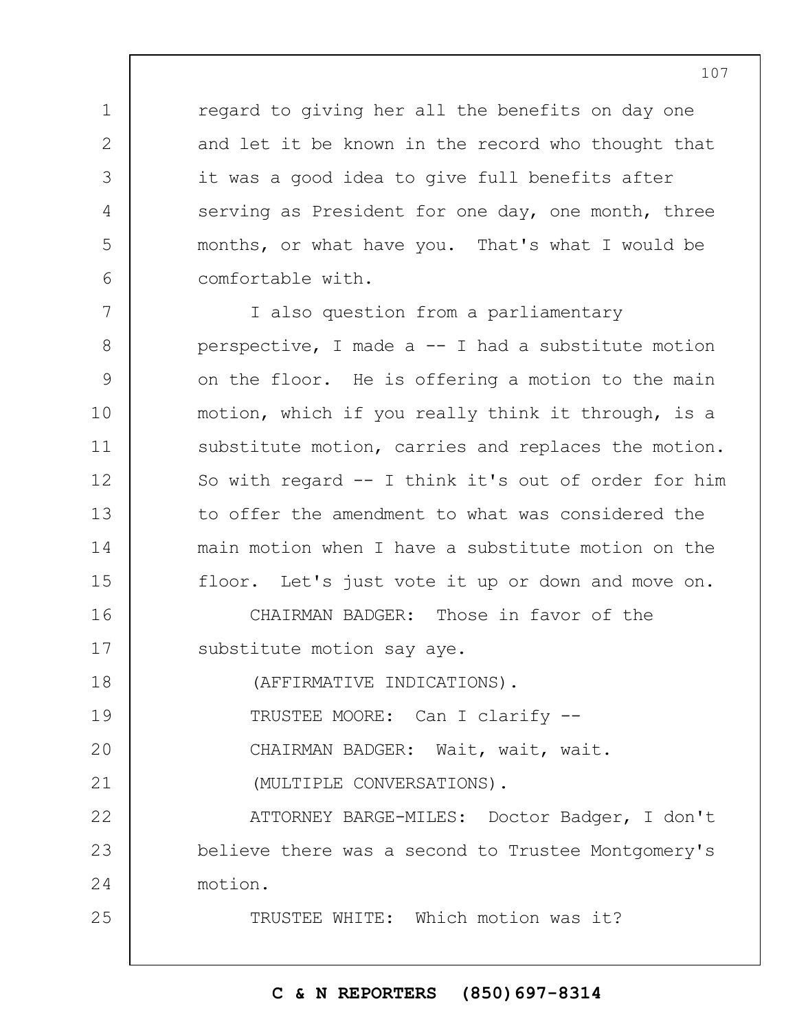regard to giving her all the benefits on day one and let it be known in the record who thought that it was a good idea to give full benefits after serving as President for one day, one month, three months, or what have you. That's what I would be comfortable with.

I also question from a parliamentary perspective, I made a -- I had a substitute motion on the floor. He is offering a motion to the main motion, which if you really think it through, is a substitute motion, carries and replaces the motion. So with regard -- I think it's out of order for him to offer the amendment to what was considered the main motion when I have a substitute motion on the floor. Let's just vote it up or down and move on.

CHAIRMAN BADGER: Those in favor of the substitute motion say aye.

(AFFIRMATIVE INDICATIONS).

TRUSTEE MOORE: Can I clarify --

CHAIRMAN BADGER: Wait, wait, wait.

(MULTIPLE CONVERSATIONS).

ATTORNEY BARGE-MILES: Doctor Badger, I don't believe there was a second to Trustee Montgomery's motion.

TRUSTEE WHITE: Which motion was it?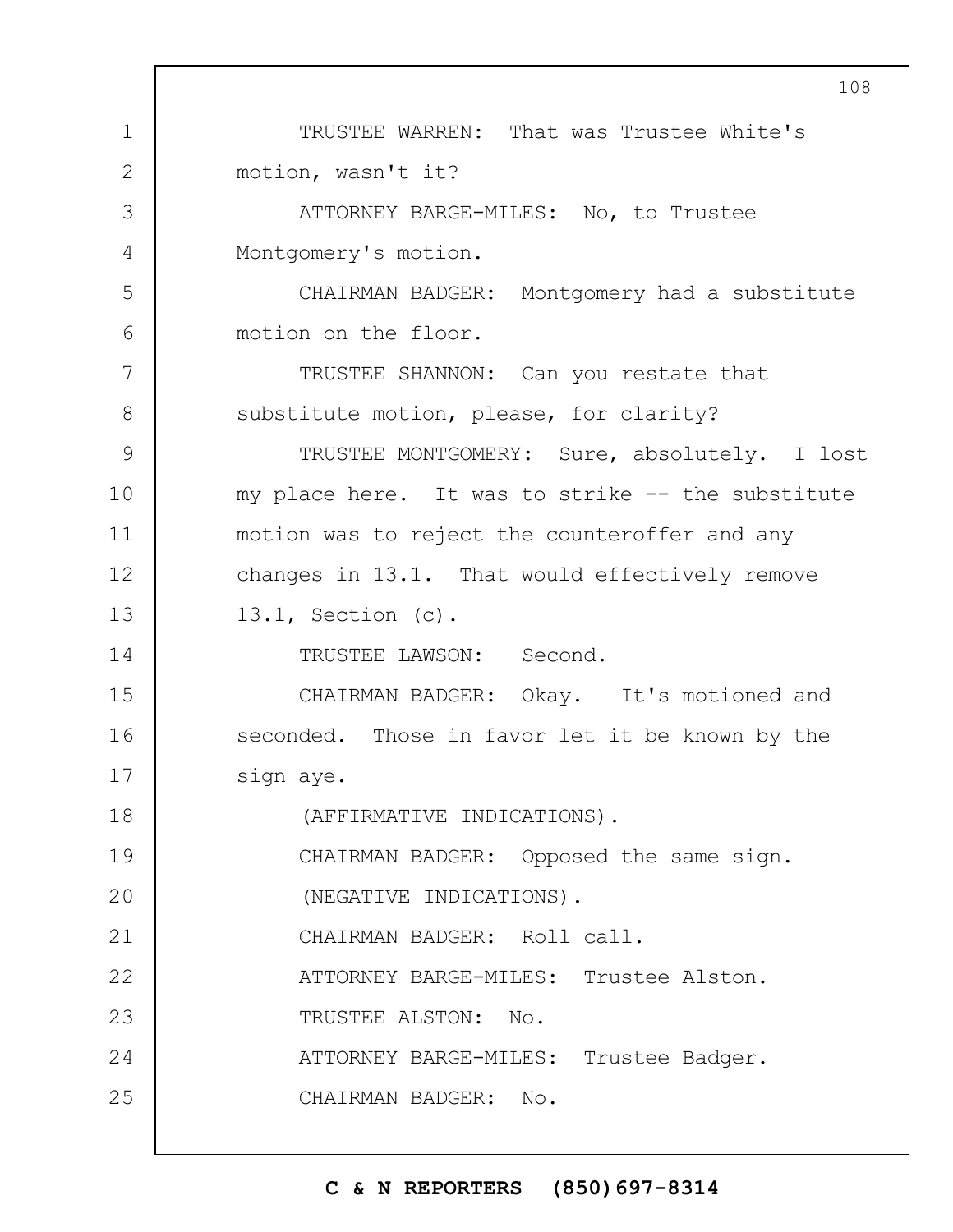TRUSTEE WARREN: That was Trustee White's motion, wasn't it?

ATTORNEY BARGE-MILES: No, to Trustee Montgomery's motion.

CHAIRMAN BADGER: Montgomery had a substitute motion on the floor.

TRUSTEE SHANNON: Can you restate that substitute motion, please, for clarity?

TRUSTEE MONTGOMERY: Sure, absolutely. I lost my place here. It was to strike -- the substitute motion was to reject the counteroffer and any changes in 13.1. That would effectively remove 13.1, Section (c).

TRUSTEE LAWSON: Second.

CHAIRMAN BADGER: Okay. It's motioned and seconded. Those in favor let it be known by the sign aye.

(AFFIRMATIVE INDICATIONS).

CHAIRMAN BADGER: Opposed the same sign.

(NEGATIVE INDICATIONS).

CHAIRMAN BADGER: Roll call.

ATTORNEY BARGE-MILES: Trustee Alston.

TRUSTEE ALSTON: No.

ATTORNEY BARGE-MILES: Trustee Badger.

CHAIRMAN BADGER: No.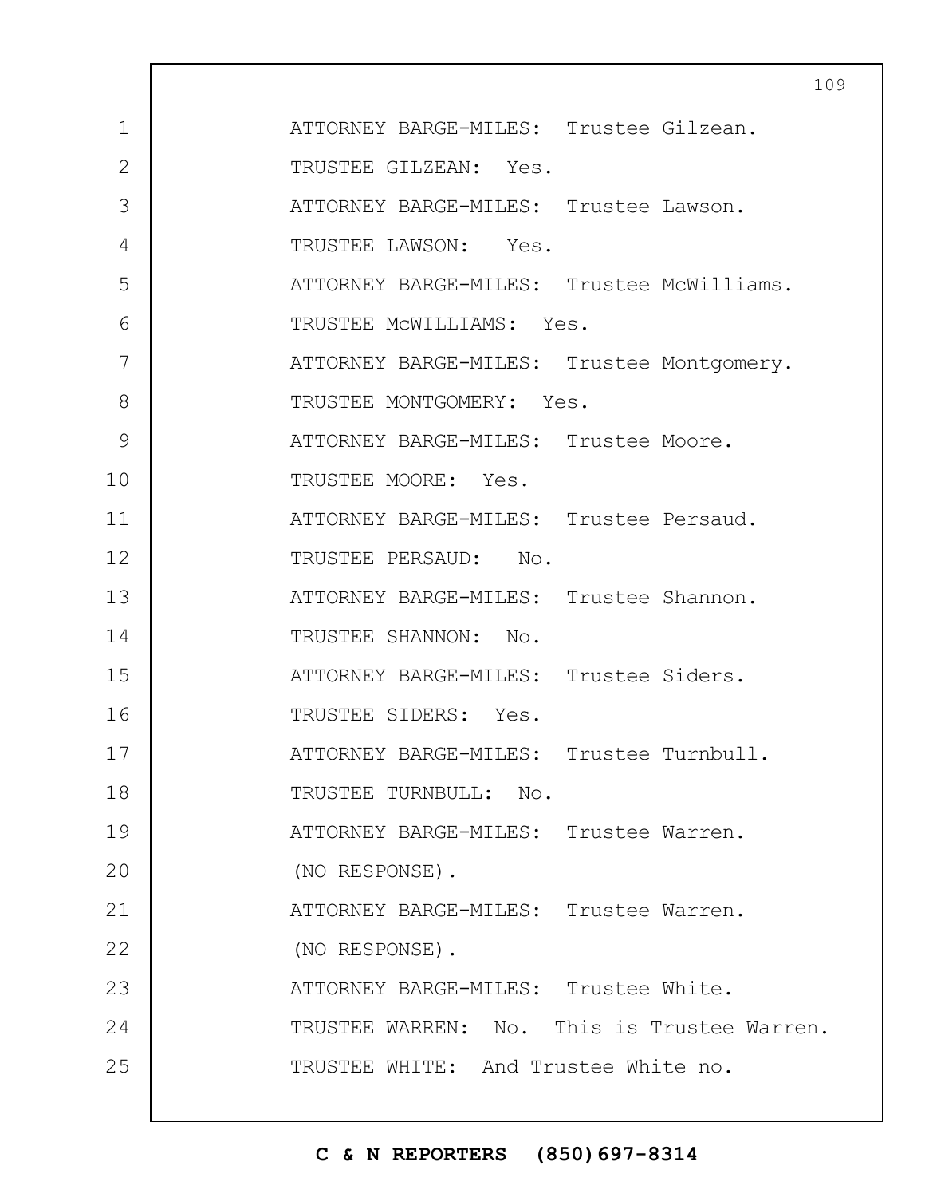ATTORNEY BARGE-MILES: Trustee Gilzean.

TRUSTEE GILZEAN: Yes.

ATTORNEY BARGE-MILES: Trustee Lawson.

TRUSTEE LAWSON: Yes.

ATTORNEY BARGE-MILES: Trustee McWilliams.

TRUSTEE McWILLIAMS: Yes.

ATTORNEY BARGE-MILES: Trustee Montgomery.

TRUSTEE MONTGOMERY: Yes.

ATTORNEY BARGE-MILES: Trustee Moore.

TRUSTEE MOORE: Yes.

ATTORNEY BARGE-MILES: Trustee Persaud.

TRUSTEE PERSAUD: No.

ATTORNEY BARGE-MILES: Trustee Shannon.

TRUSTEE SHANNON: No.

ATTORNEY BARGE-MILES: Trustee Siders.

TRUSTEE SIDERS: Yes.

ATTORNEY BARGE-MILES: Trustee Turnbull.

TRUSTEE TURNBULL: No.

ATTORNEY BARGE-MILES: Trustee Warren.

(NO RESPONSE).

ATTORNEY BARGE-MILES: Trustee Warren.

(NO RESPONSE).

ATTORNEY BARGE-MILES: Trustee White.

TRUSTEE WARREN: No. This is Trustee Warren.

TRUSTEE WHITE: And Trustee White no.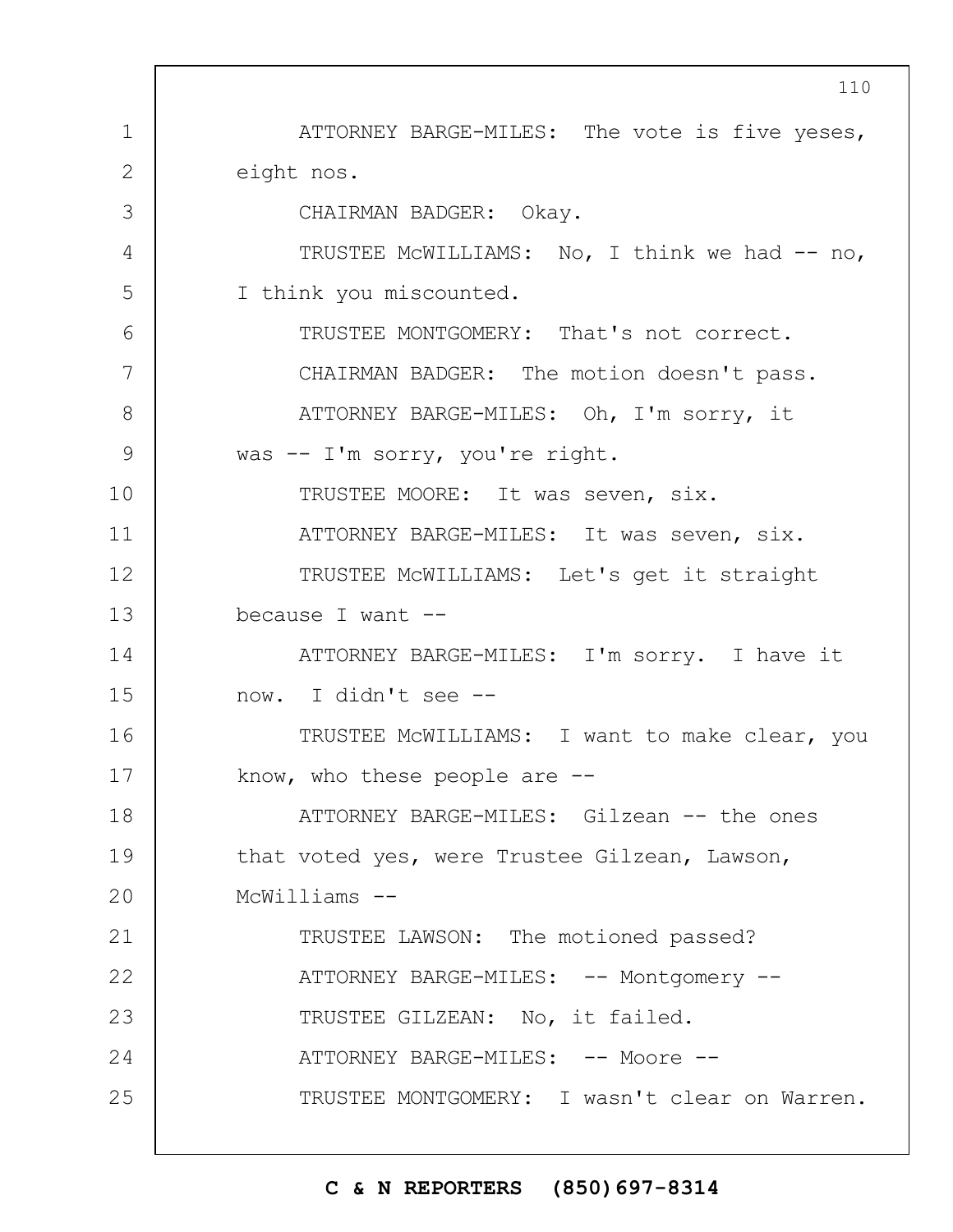ATTORNEY BARGE-MILES: The vote is five yeses, eight nos.

CHAIRMAN BADGER: Okay.

TRUSTEE McWILLIAMS: No, I think we had -- no, I think you miscounted.

TRUSTEE MONTGOMERY: That's not correct.

CHAIRMAN BADGER: The motion doesn't pass.

ATTORNEY BARGE-MILES: Oh, I'm sorry, it was -- I'm sorry, you're right.

TRUSTEE MOORE: It was seven, six.

ATTORNEY BARGE-MILES: It was seven, six.

TRUSTEE McWILLIAMS: Let's get it straight because I want --

ATTORNEY BARGE-MILES: I'm sorry. I have it now. I didn't see --

TRUSTEE McWILLIAMS: I want to make clear, you know, who these people are --

ATTORNEY BARGE-MILES: Gilzean -- the ones that voted yes, were Trustee Gilzean, Lawson, McWilliams --

TRUSTEE LAWSON: The motioned passed?

ATTORNEY BARGE-MILES: -- Montgomery --

TRUSTEE GILZEAN: No, it failed.

ATTORNEY BARGE-MILES: -- Moore --

TRUSTEE MONTGOMERY: I wasn't clear on Warren.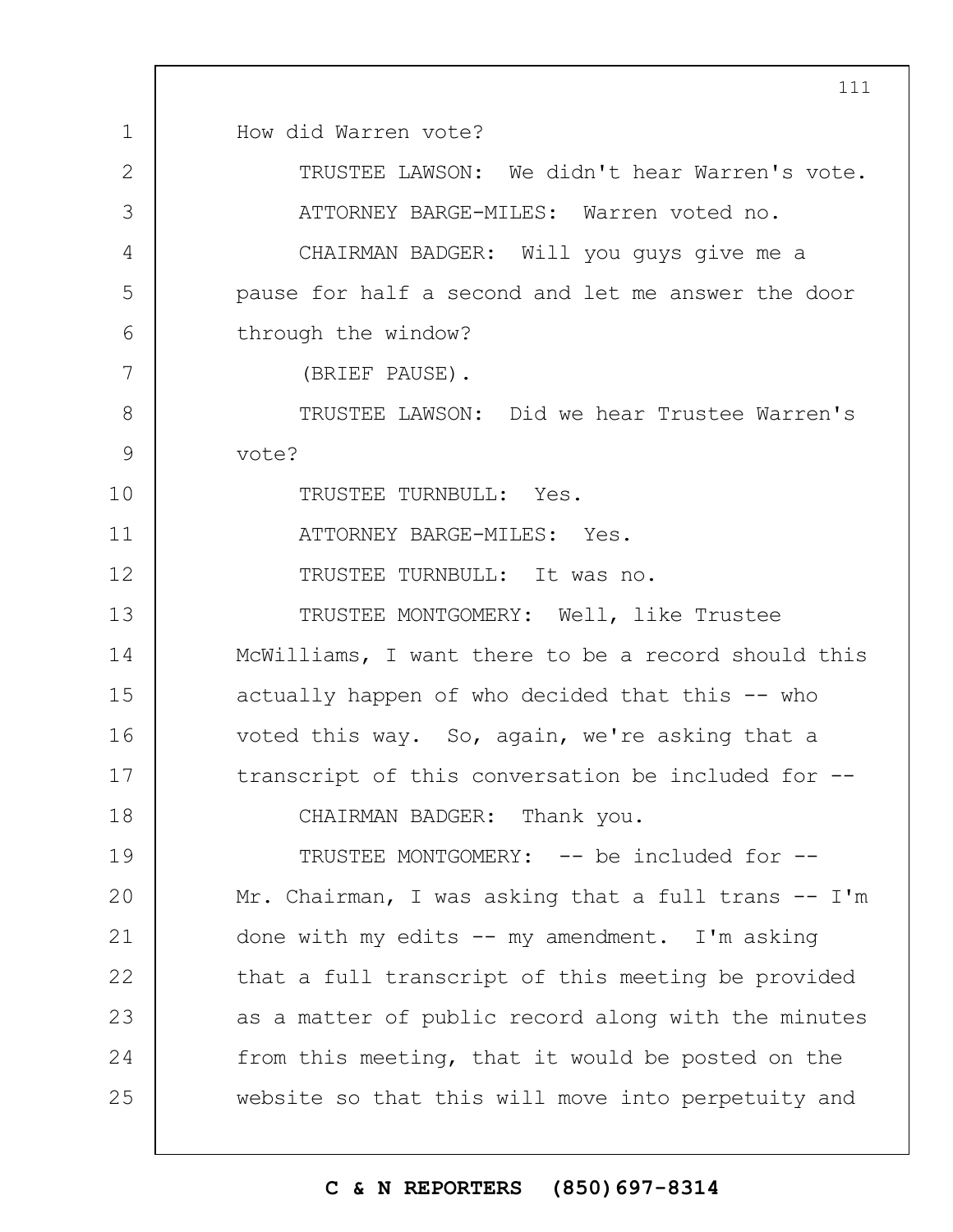How did Warren vote?

TRUSTEE LAWSON: We didn't hear Warren's vote.

ATTORNEY BARGE-MILES: Warren voted no.

CHAIRMAN BADGER: Will you guys give me a pause for half a second and let me answer the door through the window?

(BRIEF PAUSE).

TRUSTEE LAWSON: Did we hear Trustee Warren's vote?

TRUSTEE TURNBULL: Yes.

ATTORNEY BARGE-MILES: Yes.

TRUSTEE TURNBULL: It was no.

TRUSTEE MONTGOMERY: Well, like Trustee McWilliams, I want there to be a record should this actually happen of who decided that this -- who voted this way. So, again, we're asking that a transcript of this conversation be included for --

CHAIRMAN BADGER: Thank you.

TRUSTEE MONTGOMERY: -- be included for -- Mr. Chairman, I was asking that a full trans -- I'm done with my edits -- my amendment. I'm asking that a full transcript of this meeting be provided as a matter of public record along with the minutes from this meeting, that it would be posted on the website so that this will move into perpetuity and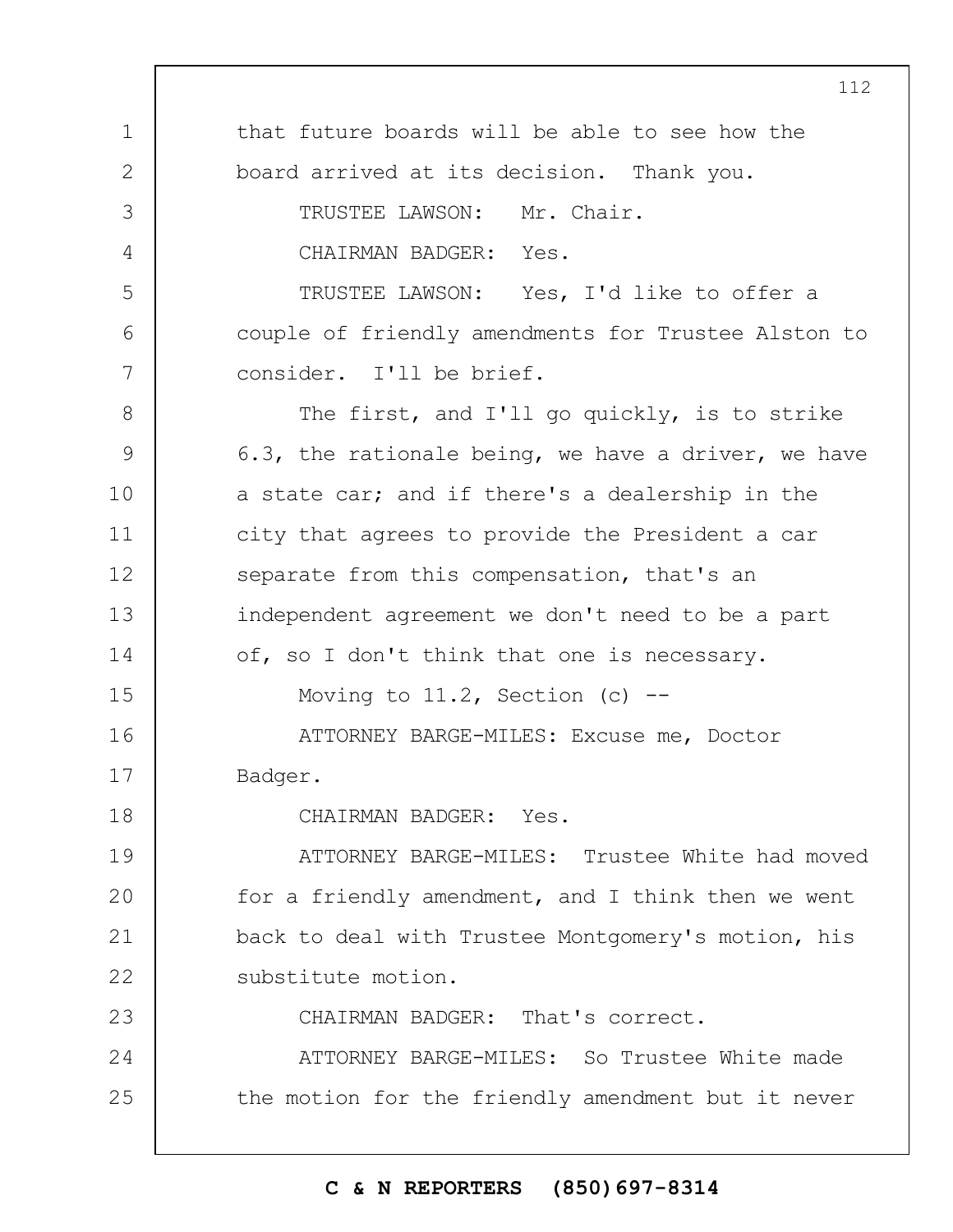that future boards will be able to see how the board arrived at its decision. Thank you.

TRUSTEE LAWSON: Mr. Chair.

CHAIRMAN BADGER: Yes.

TRUSTEE LAWSON: Yes, I'd like to offer a couple of friendly amendments for Trustee Alston to consider. I'll be brief.

The first, and I'll go quickly, is to strike 6.3, the rationale being, we have a driver, we have a state car; and if there's a dealership in the city that agrees to provide the President a car separate from this compensation, that's an independent agreement we don't need to be a part of, so I don't think that one is necessary.

Moving to 11.2, Section (c) --

ATTORNEY BARGE-MILES: Excuse me, Doctor Badger.

CHAIRMAN BADGER: Yes.

ATTORNEY BARGE-MILES: Trustee White had moved for a friendly amendment, and I think then we went back to deal with Trustee Montgomery's motion, his substitute motion.

CHAIRMAN BADGER: That's correct.

ATTORNEY BARGE-MILES: So Trustee White made the motion for the friendly amendment but it never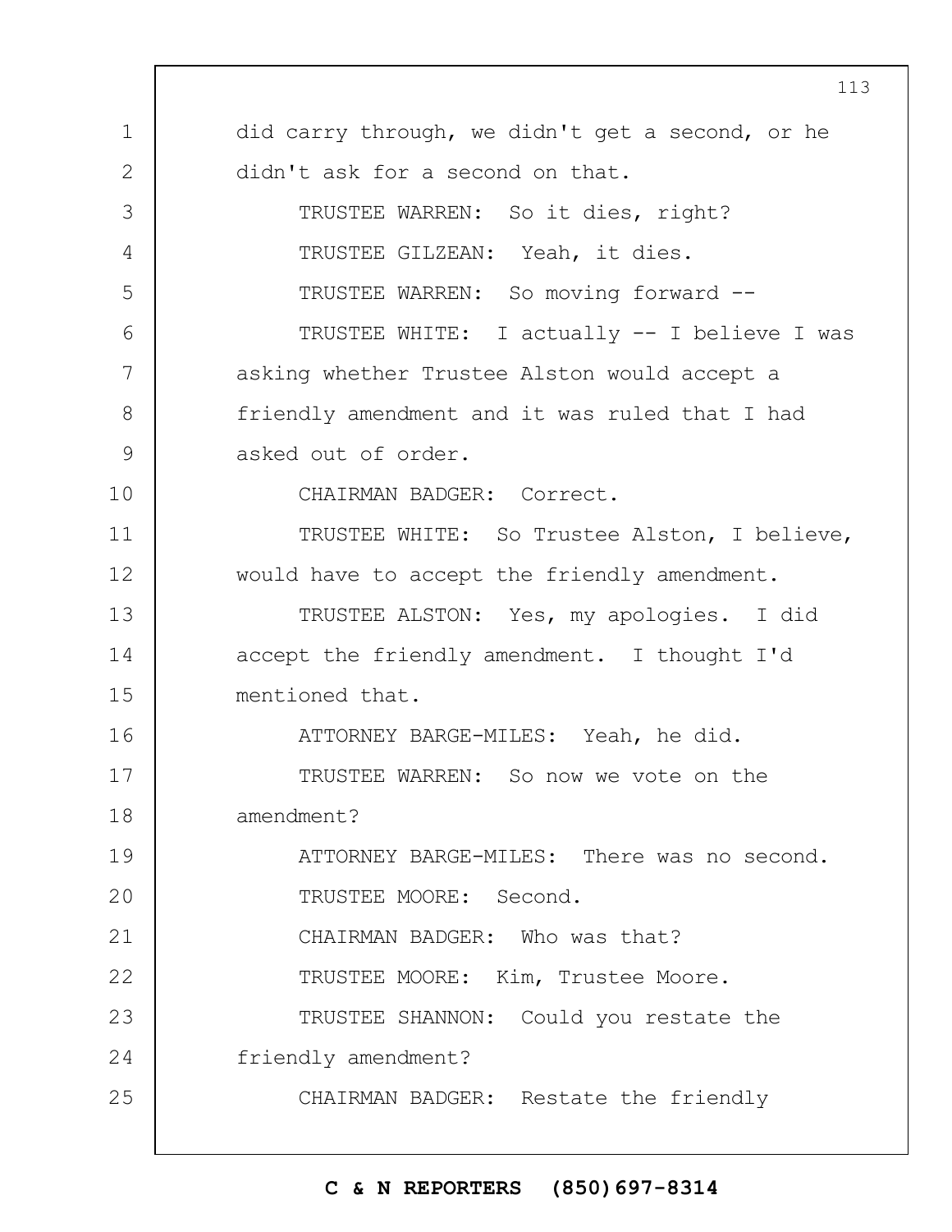did carry through, we didn't get a second, or he didn't ask for a second on that.

TRUSTEE WARREN: So it dies, right?

TRUSTEE GILZEAN: Yeah, it dies.

TRUSTEE WARREN: So moving forward --

TRUSTEE WHITE: I actually -- I believe I was asking whether Trustee Alston would accept a friendly amendment and it was ruled that I had asked out of order.

CHAIRMAN BADGER: Correct.

TRUSTEE WHITE: So Trustee Alston, I believe, would have to accept the friendly amendment.

TRUSTEE ALSTON: Yes, my apologies. I did accept the friendly amendment. I thought I'd mentioned that.

ATTORNEY BARGE-MILES: Yeah, he did.

TRUSTEE WARREN: So now we vote on the amendment?

ATTORNEY BARGE-MILES: There was no second.

TRUSTEE MOORE: Second.

CHAIRMAN BADGER: Who was that?

TRUSTEE MOORE: Kim, Trustee Moore.

TRUSTEE SHANNON: Could you restate the friendly amendment?

CHAIRMAN BADGER: Restate the friendly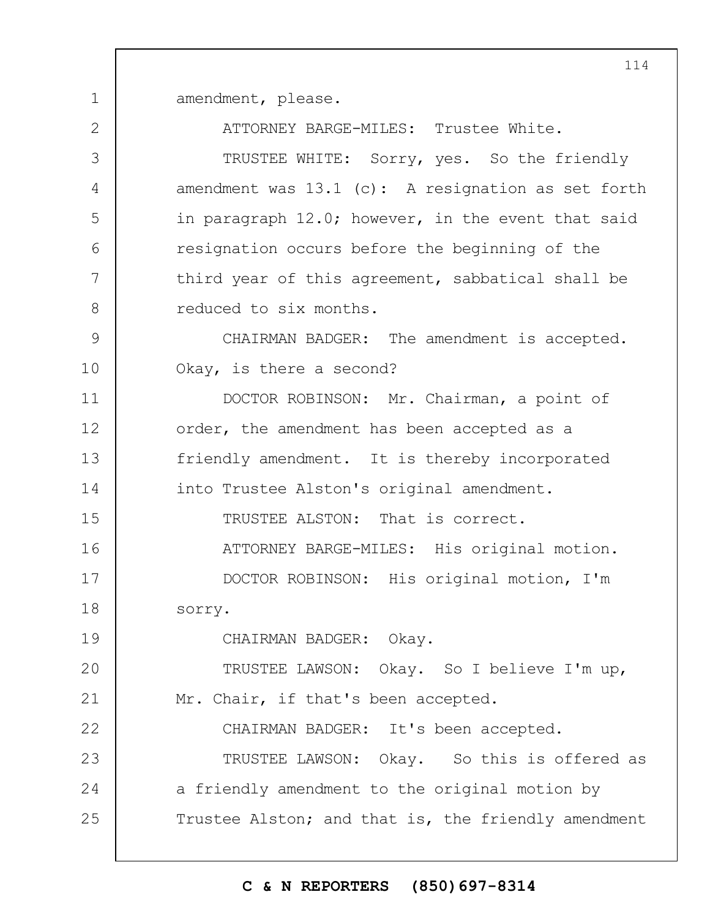amendment, please.

ATTORNEY BARGE-MILES: Trustee White.

TRUSTEE WHITE: Sorry, yes. So the friendly amendment was 13.1 (c): A resignation as set forth in paragraph 12.0; however, in the event that said resignation occurs before the beginning of the third year of this agreement, sabbatical shall be reduced to six months.

CHAIRMAN BADGER: The amendment is accepted. Okay, is there a second?

DOCTOR ROBINSON: Mr. Chairman, a point of order, the amendment has been accepted as a friendly amendment. It is thereby incorporated into Trustee Alston's original amendment.

TRUSTEE ALSTON: That is correct.

ATTORNEY BARGE-MILES: His original motion.

DOCTOR ROBINSON: His original motion, I'm sorry.

CHAIRMAN BADGER: Okay.

TRUSTEE LAWSON: Okay. So I believe I'm up, Mr. Chair, if that's been accepted.

CHAIRMAN BADGER: It's been accepted.

TRUSTEE LAWSON: Okay. So this is offered as a friendly amendment to the original motion by Trustee Alston; and that is, the friendly amendment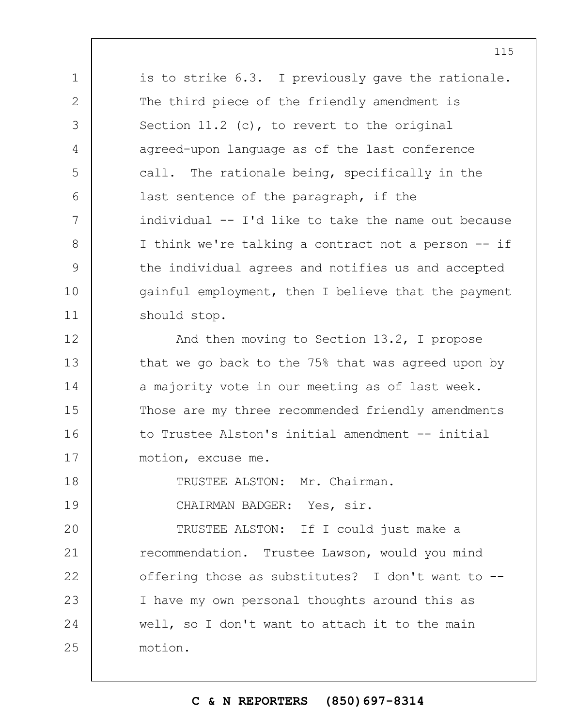is to strike 6.3. I previously gave the rationale. The third piece of the friendly amendment is Section 11.2 (c), to revert to the original agreed-upon language as of the last conference call. The rationale being, specifically in the last sentence of the paragraph, if the individual -- I'd like to take the name out because I think we're talking a contract not a person -- if the individual agrees and notifies us and accepted gainful employment, then I believe that the payment should stop.

And then moving to Section 13.2, I propose that we go back to the 75% that was agreed upon by a majority vote in our meeting as of last week. Those are my three recommended friendly amendments to Trustee Alston's initial amendment -- initial motion, excuse me.

TRUSTEE ALSTON: Mr. Chairman.

CHAIRMAN BADGER: Yes, sir.

TRUSTEE ALSTON: If I could just make a recommendation. Trustee Lawson, would you mind offering those as substitutes? I don't want to -- I have my own personal thoughts around this as well, so I don't want to attach it to the main motion.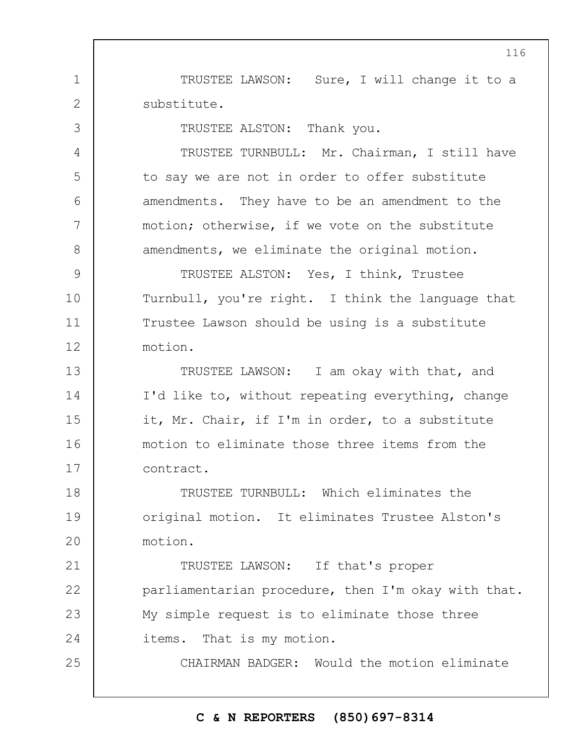TRUSTEE LAWSON: Sure, I will change it to a substitute.

TRUSTEE ALSTON: Thank you.

TRUSTEE TURNBULL: Mr. Chairman, I still have to say we are not in order to offer substitute amendments. They have to be an amendment to the motion; otherwise, if we vote on the substitute amendments, we eliminate the original motion.

TRUSTEE ALSTON: Yes, I think, Trustee Turnbull, you're right. I think the language that Trustee Lawson should be using is a substitute motion.

TRUSTEE LAWSON: I am okay with that, and I'd like to, without repeating everything, change it, Mr. Chair, if I'm in order, to a substitute motion to eliminate those three items from the contract.

TRUSTEE TURNBULL: Which eliminates the original motion. It eliminates Trustee Alston's motion.

TRUSTEE LAWSON: If that's proper parliamentarian procedure, then I'm okay with that. My simple request is to eliminate those three items. That is my motion.

CHAIRMAN BADGER: Would the motion eliminate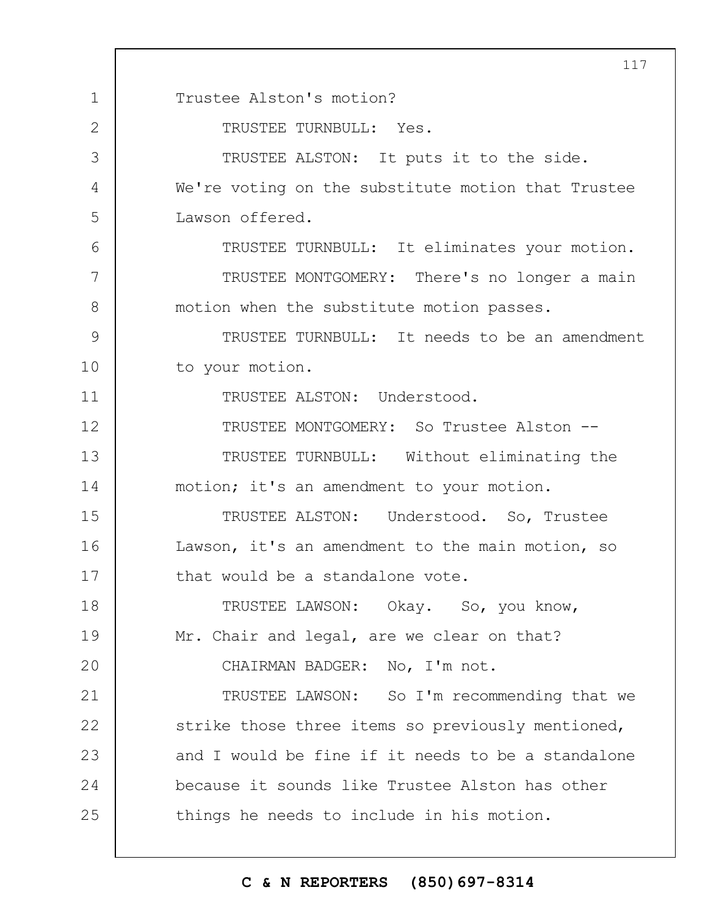Trustee Alston's motion?

TRUSTEE TURNBULL: Yes.

TRUSTEE ALSTON: It puts it to the side. We're voting on the substitute motion that Trustee Lawson offered.

TRUSTEE TURNBULL: It eliminates your motion.

TRUSTEE MONTGOMERY: There's no longer a main motion when the substitute motion passes.

TRUSTEE TURNBULL: It needs to be an amendment to your motion.

TRUSTEE ALSTON: Understood.

TRUSTEE MONTGOMERY: So Trustee Alston --

TRUSTEE TURNBULL: Without eliminating the motion; it's an amendment to your motion.

TRUSTEE ALSTON: Understood. So, Trustee Lawson, it's an amendment to the main motion, so that would be a standalone vote.

TRUSTEE LAWSON: Okay. So, you know, Mr. Chair and legal, are we clear on that?

CHAIRMAN BADGER: No, I'm not.

TRUSTEE LAWSON: So I'm recommending that we strike those three items so previously mentioned, and I would be fine if it needs to be a standalone because it sounds like Trustee Alston has other things he needs to include in his motion.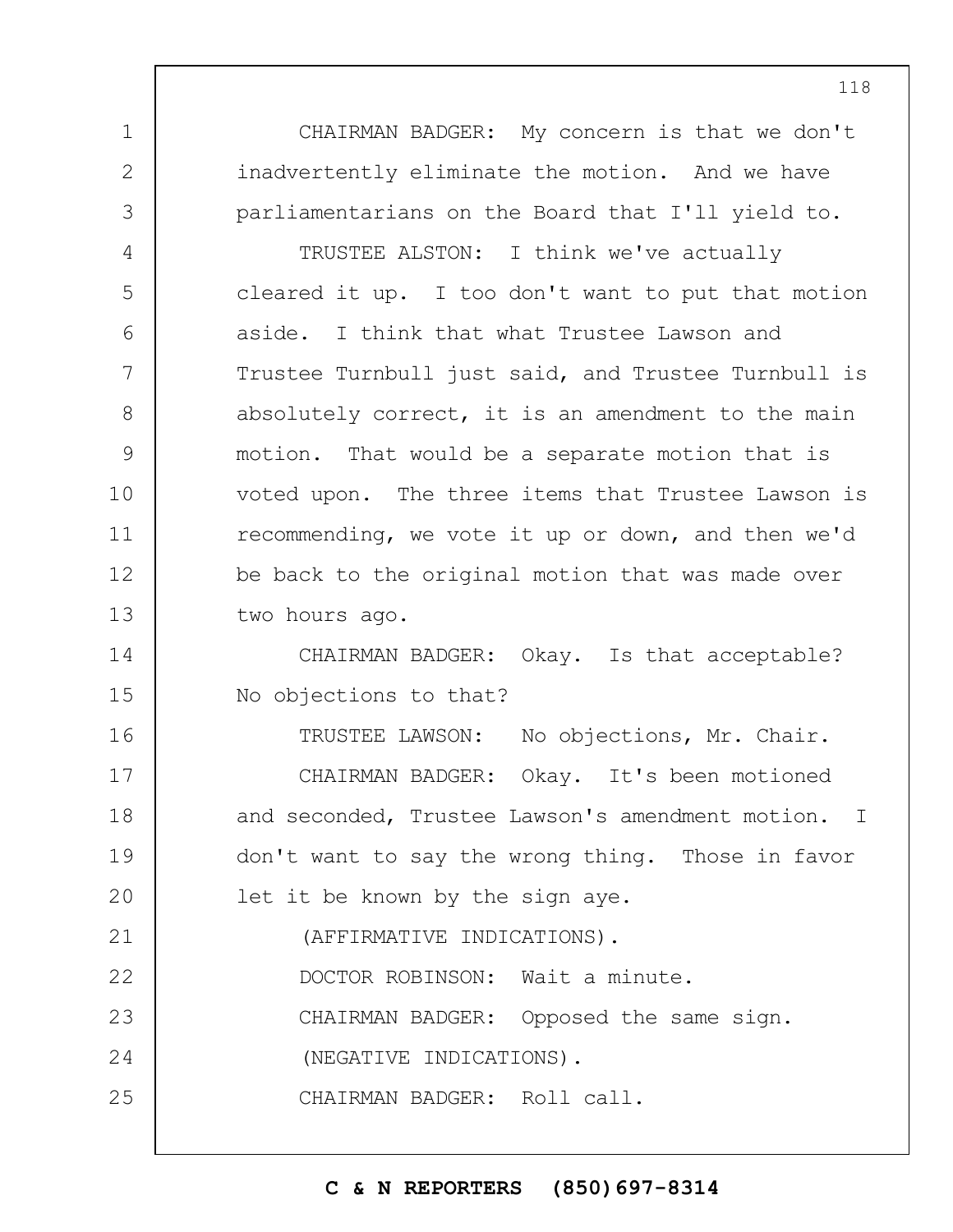CHAIRMAN BADGER: My concern is that we don't inadvertently eliminate the motion. And we have parliamentarians on the Board that I'll yield to.

TRUSTEE ALSTON: I think we've actually cleared it up. I too don't want to put that motion aside. I think that what Trustee Lawson and Trustee Turnbull just said, and Trustee Turnbull is absolutely correct, it is an amendment to the main motion. That would be a separate motion that is voted upon. The three items that Trustee Lawson is recommending, we vote it up or down, and then we'd be back to the original motion that was made over two hours ago.

CHAIRMAN BADGER: Okay. Is that acceptable? No objections to that?

TRUSTEE LAWSON: No objections, Mr. Chair.

CHAIRMAN BADGER: Okay. It's been motioned and seconded, Trustee Lawson's amendment motion. I don't want to say the wrong thing. Those in favor let it be known by the sign aye.

(AFFIRMATIVE INDICATIONS).

DOCTOR ROBINSON: Wait a minute.

CHAIRMAN BADGER: Opposed the same sign.

(NEGATIVE INDICATIONS).

CHAIRMAN BADGER: Roll call.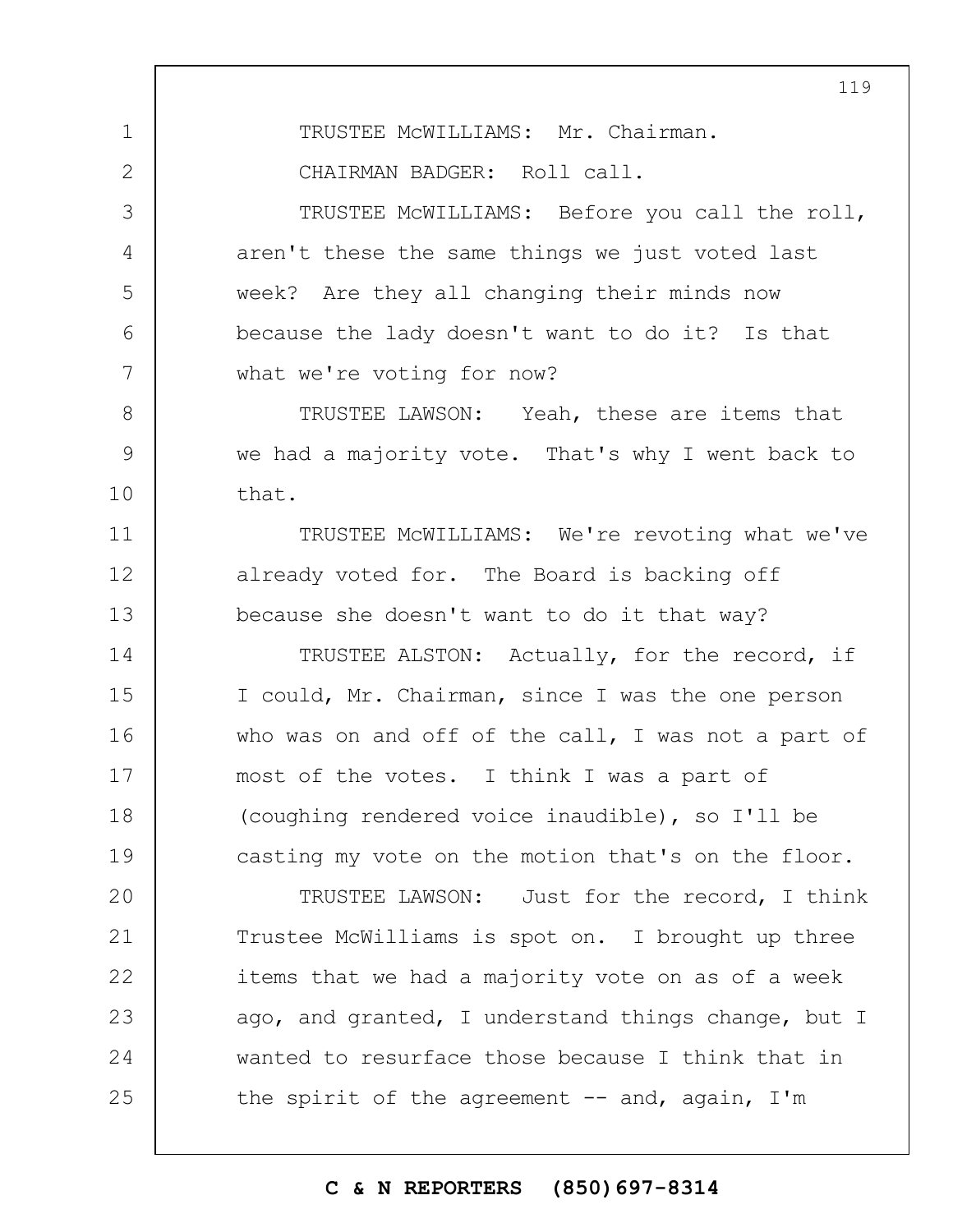TRUSTEE McWILLIAMS: Mr. Chairman.

CHAIRMAN BADGER: Roll call.

TRUSTEE McWILLIAMS: Before you call the roll, aren't these the same things we just voted last week? Are they all changing their minds now because the lady doesn't want to do it? Is that what we're voting for now?

TRUSTEE LAWSON: Yeah, these are items that we had a majority vote. That's why I went back to that.

TRUSTEE McWILLIAMS: We're revoting what we've already voted for. The Board is backing off because she doesn't want to do it that way?

TRUSTEE ALSTON: Actually, for the record, if I could, Mr. Chairman, since I was the one person who was on and off of the call, I was not a part of most of the votes. I think I was a part of (coughing rendered voice inaudible), so I'll be casting my vote on the motion that's on the floor.

TRUSTEE LAWSON: Just for the record, I think Trustee McWilliams is spot on. I brought up three items that we had a majority vote on as of a week ago, and granted, I understand things change, but I wanted to resurface those because I think that in the spirit of the agreement -- and, again, I'm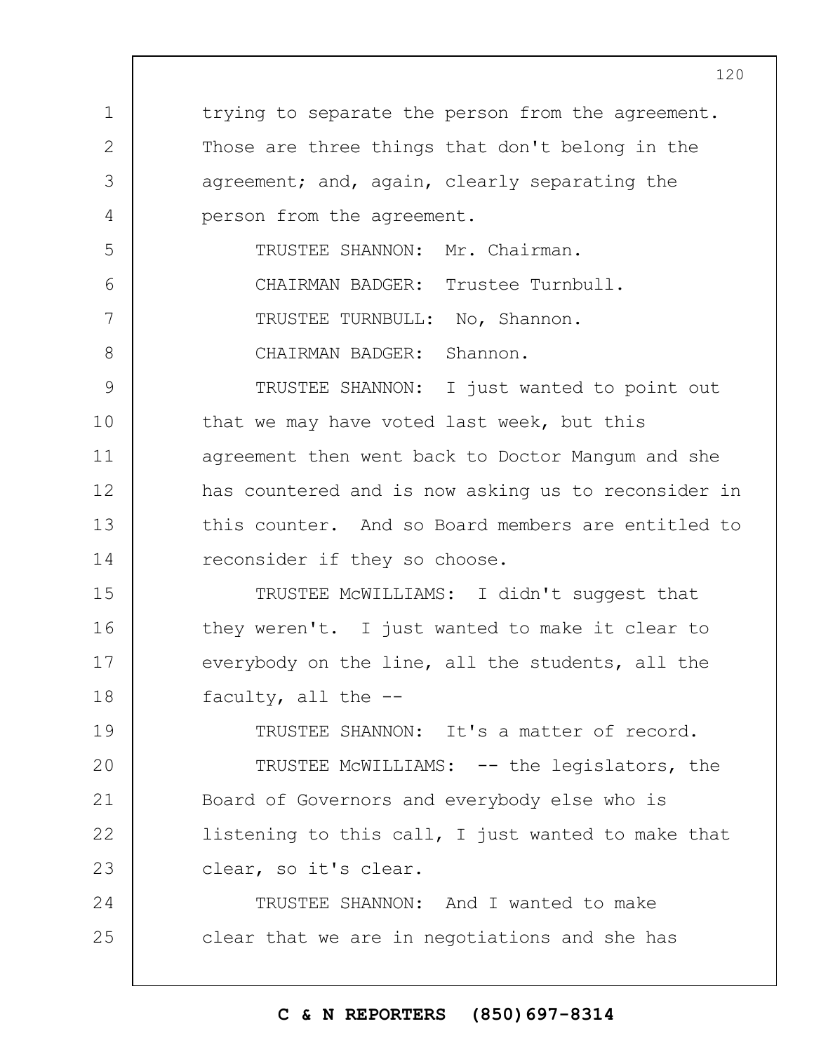trying to separate the person from the agreement. Those are three things that don't belong in the agreement; and, again, clearly separating the person from the agreement.

TRUSTEE SHANNON: Mr. Chairman.

CHAIRMAN BADGER: Trustee Turnbull.

TRUSTEE TURNBULL: No, Shannon.

CHAIRMAN BADGER: Shannon.

TRUSTEE SHANNON: I just wanted to point out that we may have voted last week, but this agreement then went back to Doctor Mangum and she has countered and is now asking us to reconsider in this counter. And so Board members are entitled to reconsider if they so choose.

TRUSTEE McWILLIAMS: I didn't suggest that they weren't. I just wanted to make it clear to everybody on the line, all the students, all the faculty, all the --

TRUSTEE SHANNON: It's a matter of record.

TRUSTEE McWILLIAMS: -- the legislators, the Board of Governors and everybody else who is listening to this call, I just wanted to make that clear, so it's clear.

TRUSTEE SHANNON: And I wanted to make clear that we are in negotiations and she has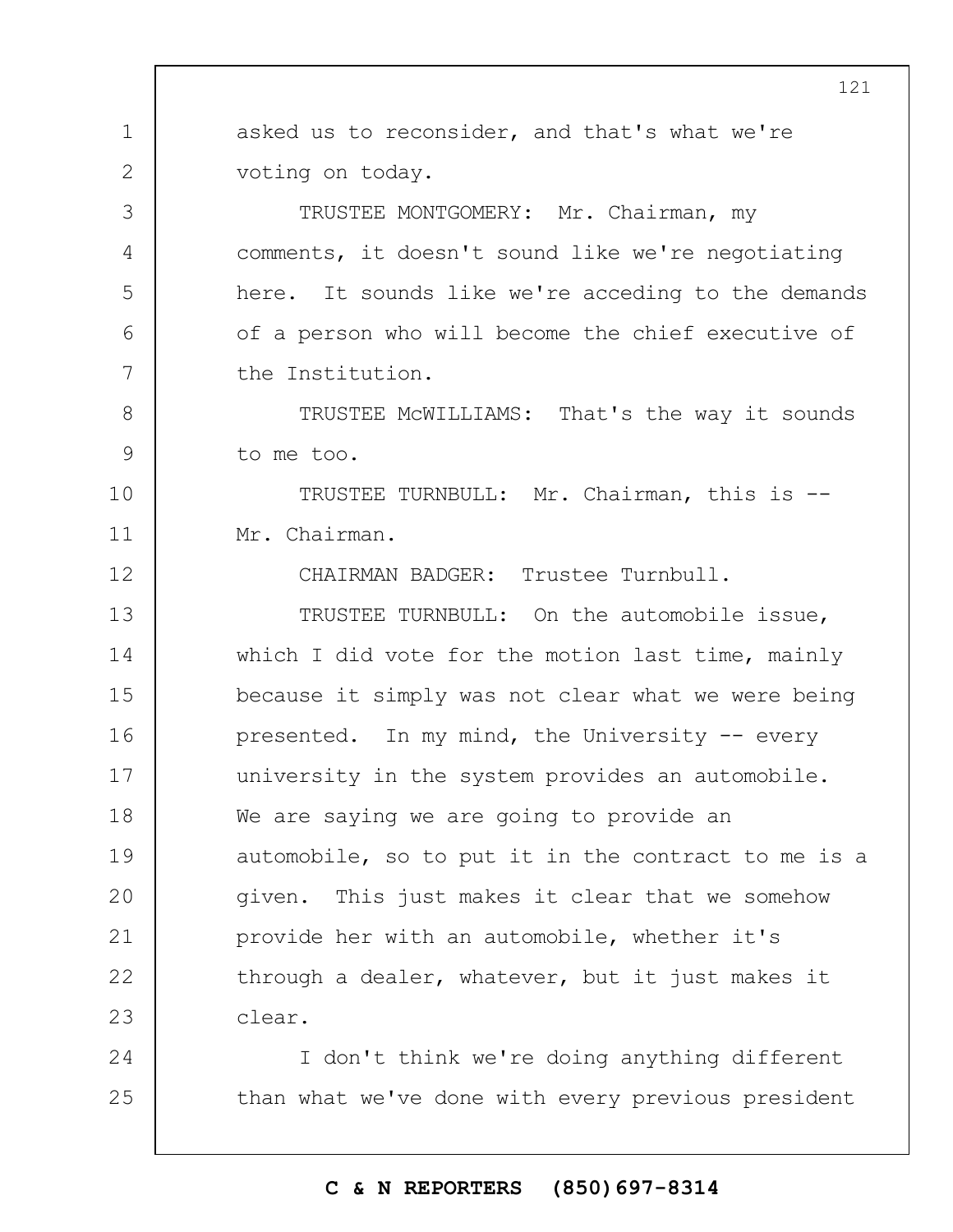asked us to reconsider, and that's what we're voting on today.

TRUSTEE MONTGOMERY: Mr. Chairman, my comments, it doesn't sound like we're negotiating here. It sounds like we're acceding to the demands of a person who will become the chief executive of the Institution.

TRUSTEE McWILLIAMS: That's the way it sounds to me too.

TRUSTEE TURNBULL: Mr. Chairman, this is -- Mr. Chairman.

CHAIRMAN BADGER: Trustee Turnbull.

TRUSTEE TURNBULL: On the automobile issue, which I did vote for the motion last time, mainly because it simply was not clear what we were being presented. In my mind, the University -- every university in the system provides an automobile. We are saying we are going to provide an automobile, so to put it in the contract to me is a given. This just makes it clear that we somehow provide her with an automobile, whether it's through a dealer, whatever, but it just makes it clear.

I don't think we're doing anything different than what we've done with every previous president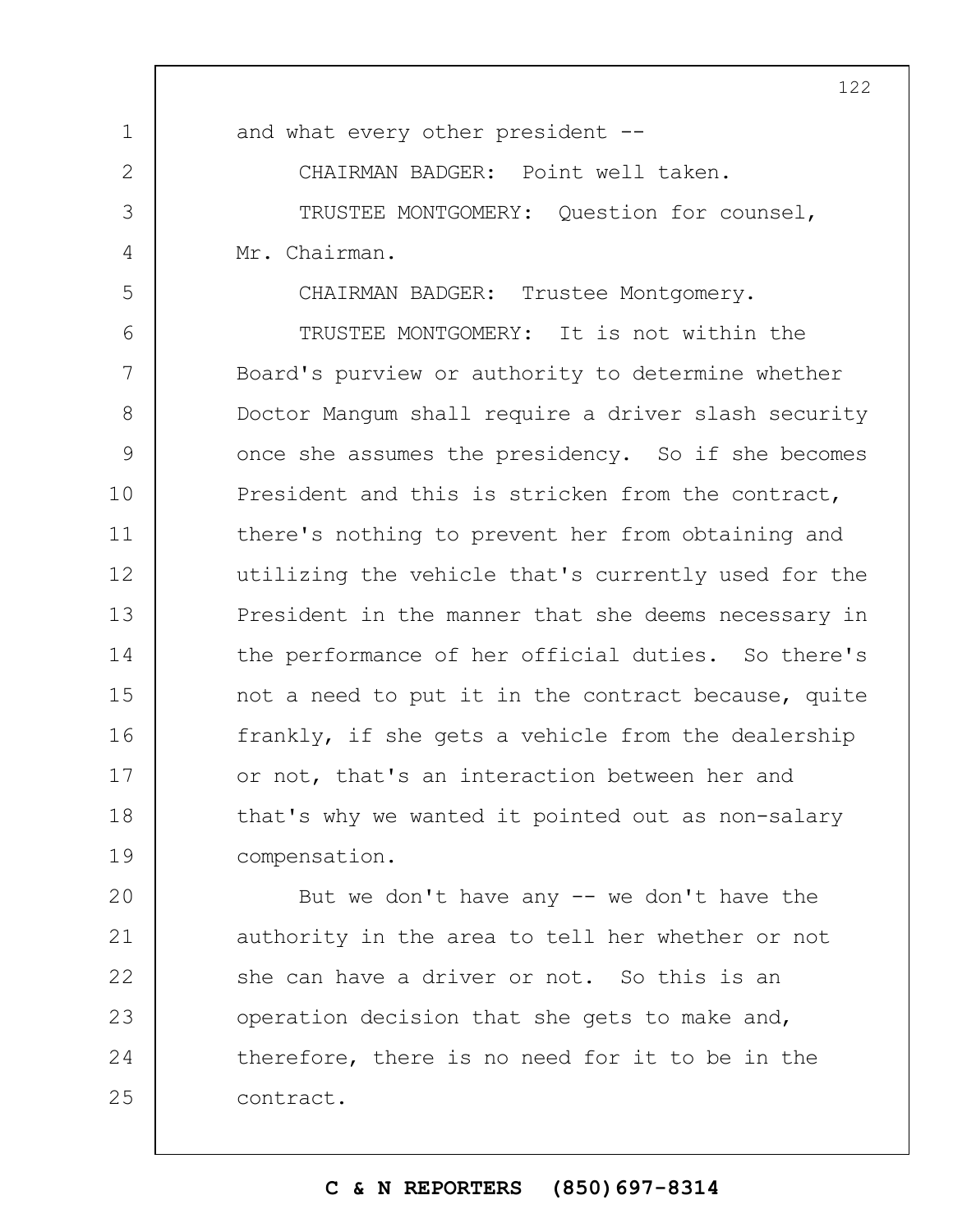and what every other president --

CHAIRMAN BADGER: Point well taken.

TRUSTEE MONTGOMERY: Question for counsel, Mr. Chairman.

CHAIRMAN BADGER: Trustee Montgomery.

TRUSTEE MONTGOMERY: It is not within the Board's purview or authority to determine whether Doctor Mangum shall require a driver slash security once she assumes the presidency. So if she becomes President and this is stricken from the contract, there's nothing to prevent her from obtaining and utilizing the vehicle that's currently used for the President in the manner that she deems necessary in the performance of her official duties. So there's not a need to put it in the contract because, quite frankly, if she gets a vehicle from the dealership or not, that's an interaction between her and that's why we wanted it pointed out as non-salary compensation.

But we don't have any -- we don't have the authority in the area to tell her whether or not she can have a driver or not. So this is an operation decision that she gets to make and, therefore, there is no need for it to be in the contract.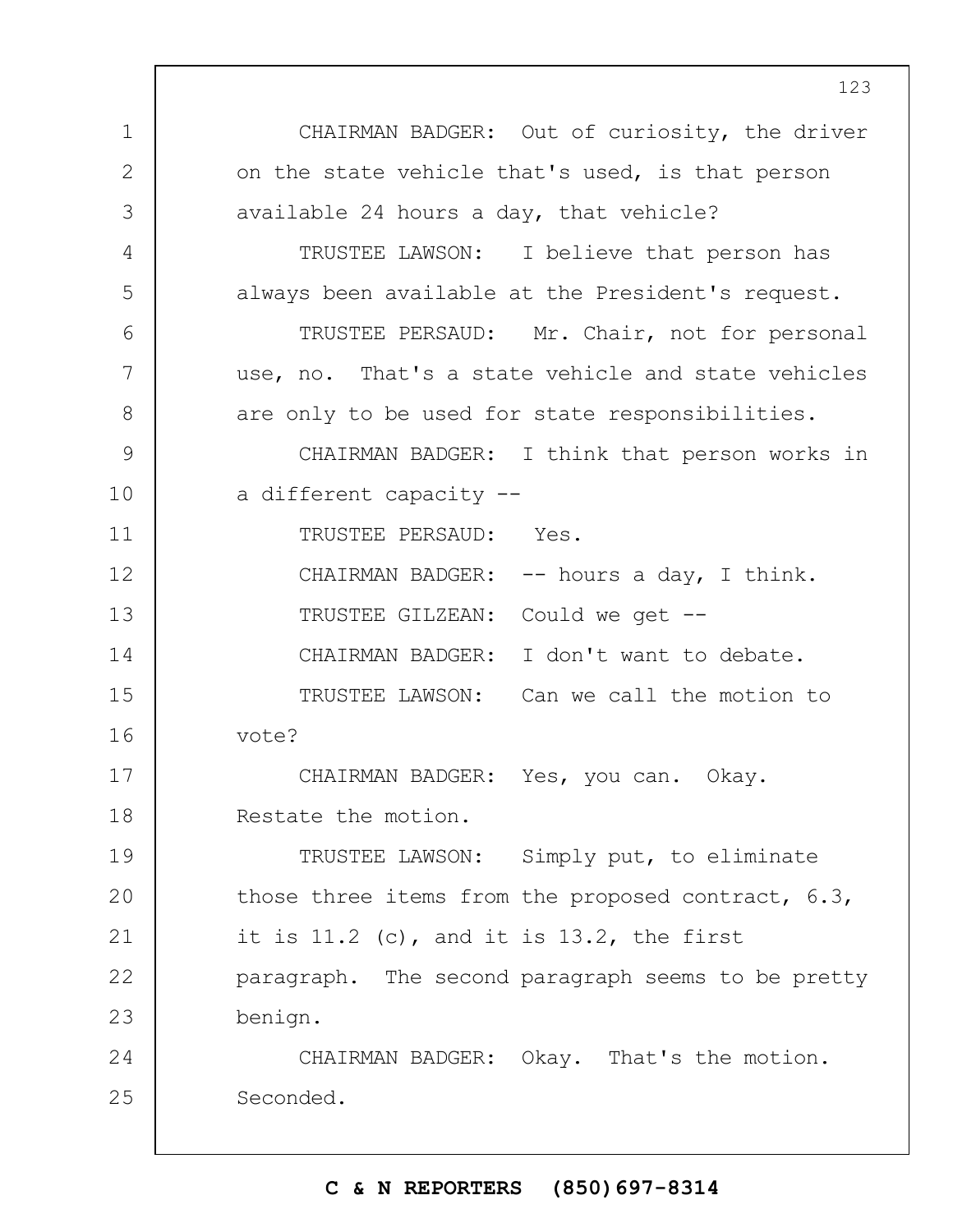CHAIRMAN BADGER: Out of curiosity, the driver on the state vehicle that's used, is that person available 24 hours a day, that vehicle?

TRUSTEE LAWSON: I believe that person has always been available at the President's request.

TRUSTEE PERSAUD: Mr. Chair, not for personal use, no. That's a state vehicle and state vehicles are only to be used for state responsibilities.

CHAIRMAN BADGER: I think that person works in a different capacity --

TRUSTEE PERSAUD: Yes.

CHAIRMAN BADGER: -- hours a day, I think.

TRUSTEE GILZEAN: Could we get --

CHAIRMAN BADGER: I don't want to debate.

TRUSTEE LAWSON: Can we call the motion to vote?

CHAIRMAN BADGER: Yes, you can. Okay. Restate the motion.

TRUSTEE LAWSON: Simply put, to eliminate those three items from the proposed contract, 6.3, it is 11.2 (c), and it is 13.2, the first paragraph. The second paragraph seems to be pretty benign.

CHAIRMAN BADGER: Okay. That's the motion. Seconded.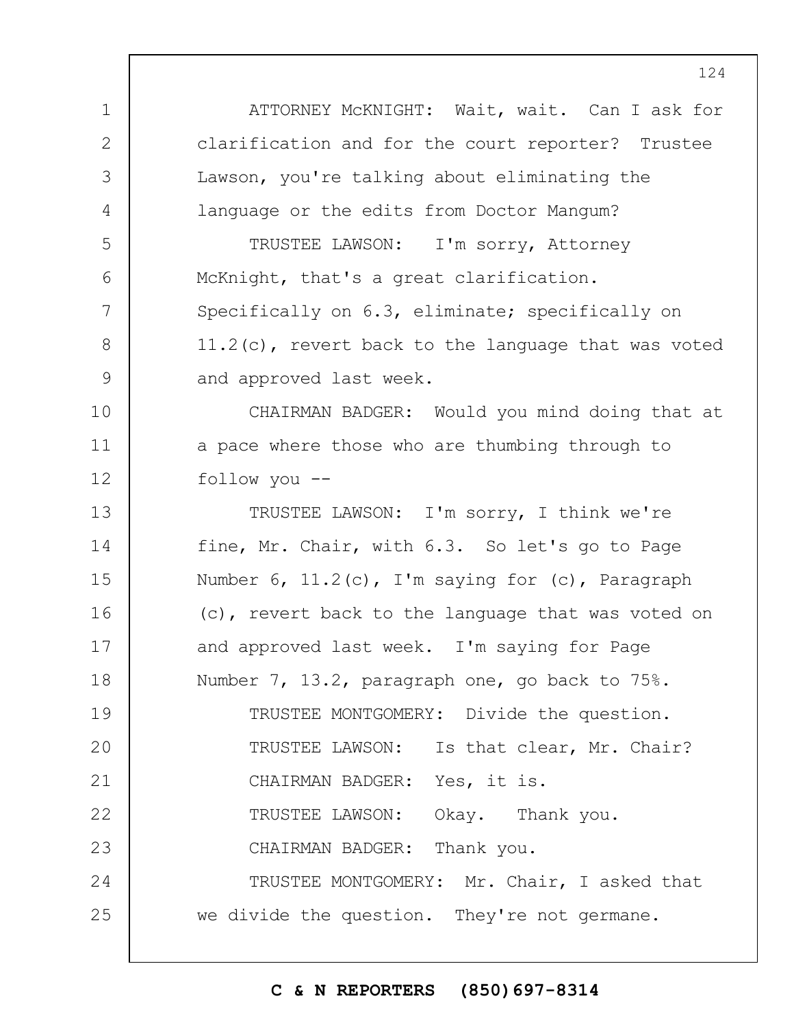ATTORNEY McKNIGHT: Wait, wait. Can I ask for clarification and for the court reporter? Trustee Lawson, you're talking about eliminating the language or the edits from Doctor Mangum?

TRUSTEE LAWSON: I'm sorry, Attorney McKnight, that's a great clarification. Specifically on 6.3, eliminate; specifically on 11.2(c), revert back to the language that was voted and approved last week.

CHAIRMAN BADGER: Would you mind doing that at a pace where those who are thumbing through to follow you --

TRUSTEE LAWSON: I'm sorry, I think we're fine, Mr. Chair, with 6.3. So let's go to Page Number 6, 11.2(c), I'm saying for (c), Paragraph (c), revert back to the language that was voted on and approved last week. I'm saying for Page Number 7, 13.2, paragraph one, go back to 75%.

TRUSTEE MONTGOMERY: Divide the question.

TRUSTEE LAWSON: Is that clear, Mr. Chair?

CHAIRMAN BADGER: Yes, it is.

TRUSTEE LAWSON: Okay. Thank you.

CHAIRMAN BADGER: Thank you.

TRUSTEE MONTGOMERY: Mr. Chair, I asked that we divide the question. They're not germane.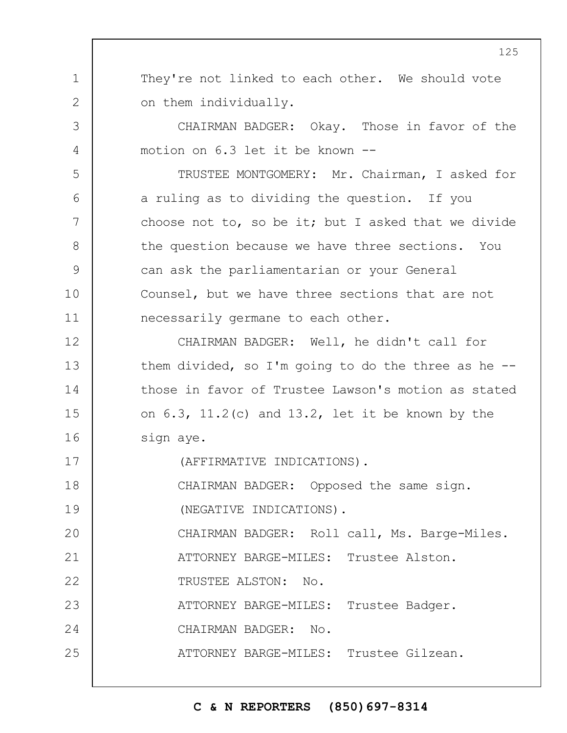They're not linked to each other. We should vote on them individually.

CHAIRMAN BADGER: Okay. Those in favor of the motion on 6.3 let it be known --

TRUSTEE MONTGOMERY: Mr. Chairman, I asked for a ruling as to dividing the question. If you choose not to, so be it; but I asked that we divide the question because we have three sections. You can ask the parliamentarian or your General Counsel, but we have three sections that are not necessarily germane to each other.

CHAIRMAN BADGER: Well, he didn't call for them divided, so I'm going to do the three as he -- those in favor of Trustee Lawson's motion as stated on 6.3, 11.2(c) and 13.2, let it be known by the sign aye.

(AFFIRMATIVE INDICATIONS).

CHAIRMAN BADGER: Opposed the same sign.

(NEGATIVE INDICATIONS).

CHAIRMAN BADGER: Roll call, Ms. Barge-Miles.

ATTORNEY BARGE-MILES: Trustee Alston.

TRUSTEE ALSTON: No.

ATTORNEY BARGE-MILES: Trustee Badger.

CHAIRMAN BADGER: No.

ATTORNEY BARGE-MILES: Trustee Gilzean.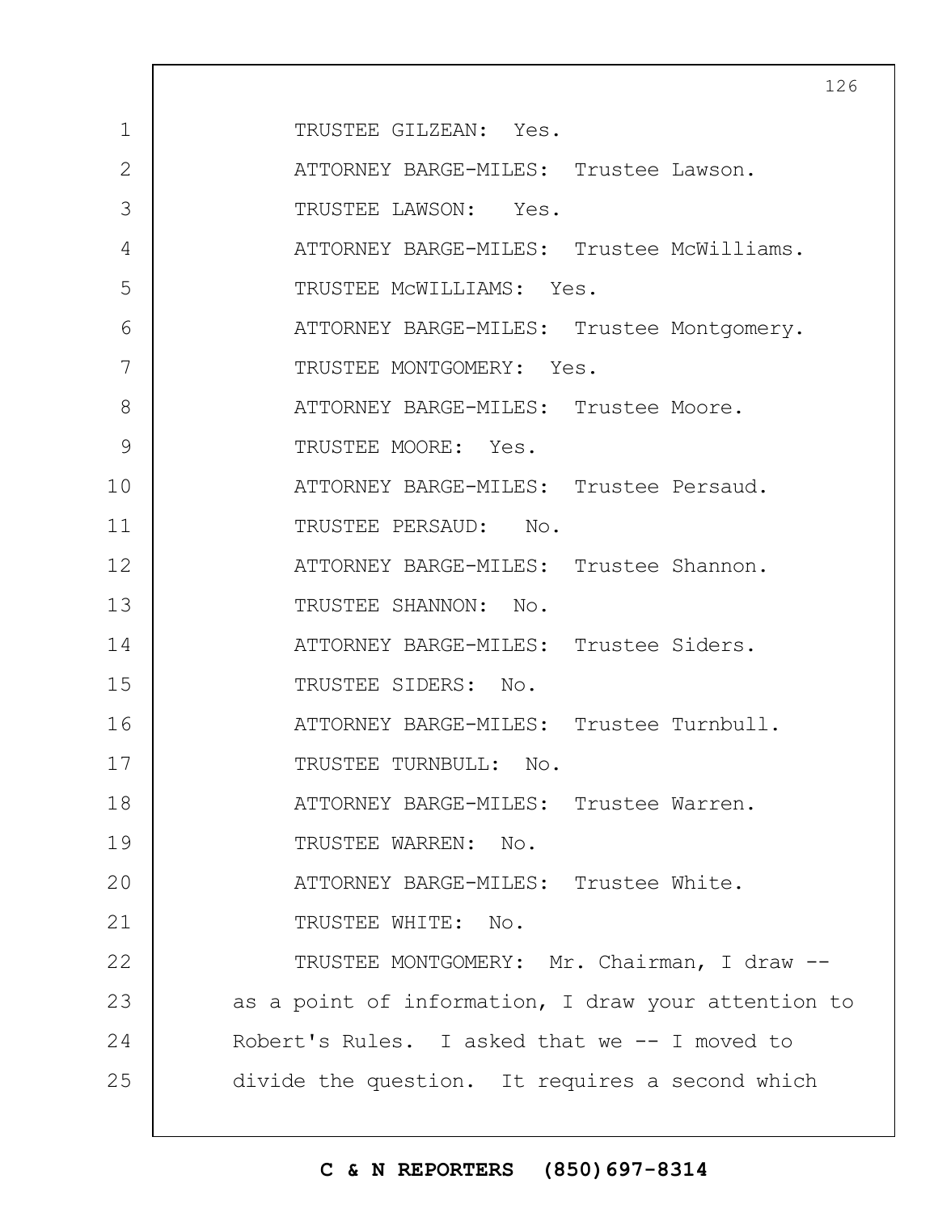TRUSTEE GILZEAN: Yes.

ATTORNEY BARGE-MILES: Trustee Lawson.

TRUSTEE LAWSON: Yes.

ATTORNEY BARGE-MILES: Trustee McWilliams.

TRUSTEE McWILLIAMS: Yes.

ATTORNEY BARGE-MILES: Trustee Montgomery.

TRUSTEE MONTGOMERY: Yes.

ATTORNEY BARGE-MILES: Trustee Moore.

TRUSTEE MOORE: Yes.

ATTORNEY BARGE-MILES: Trustee Persaud.

TRUSTEE PERSAUD: No.

ATTORNEY BARGE-MILES: Trustee Shannon.

TRUSTEE SHANNON: No.

ATTORNEY BARGE-MILES: Trustee Siders.

TRUSTEE SIDERS: No.

ATTORNEY BARGE-MILES: Trustee Turnbull.

TRUSTEE TURNBULL: No.

ATTORNEY BARGE-MILES: Trustee Warren.

TRUSTEE WARREN: No.

ATTORNEY BARGE-MILES: Trustee White.

TRUSTEE WHITE: No.

TRUSTEE MONTGOMERY: Mr. Chairman, I draw -- as a point of information, I draw your attention to Robert's Rules. I asked that we -- I moved to divide the question. It requires a second which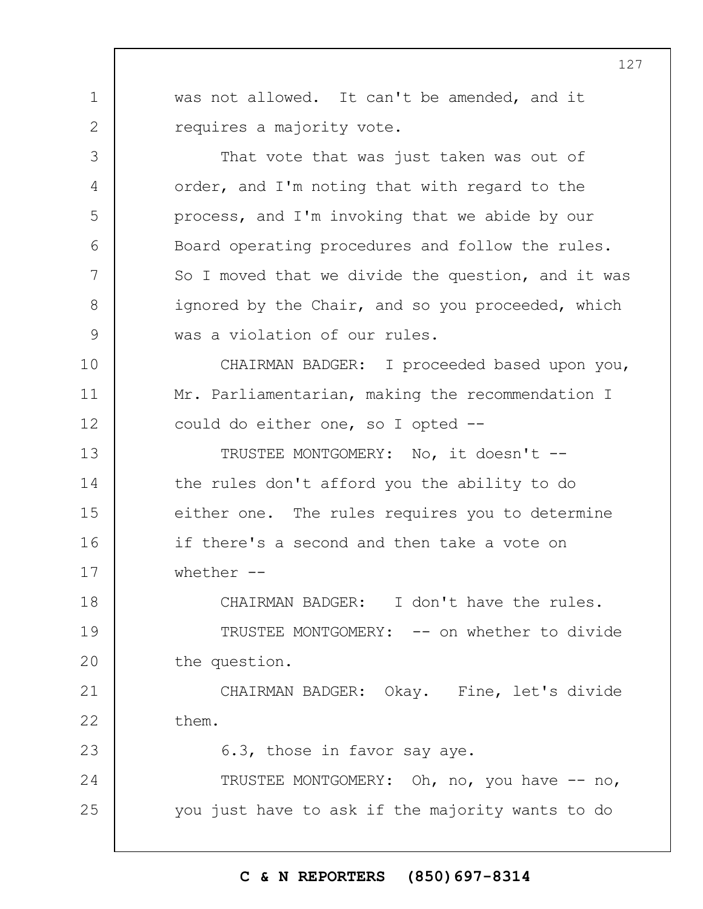was not allowed. It can't be amended, and it requires a majority vote.

That vote that was just taken was out of order, and I'm noting that with regard to the process, and I'm invoking that we abide by our Board operating procedures and follow the rules. So I moved that we divide the question, and it was ignored by the Chair, and so you proceeded, which was a violation of our rules.

CHAIRMAN BADGER: I proceeded based upon you, Mr. Parliamentarian, making the recommendation I could do either one, so I opted --

TRUSTEE MONTGOMERY: No, it doesn't -- the rules don't afford you the ability to do either one. The rules requires you to determine if there's a second and then take a vote on whether --

CHAIRMAN BADGER: I don't have the rules.

TRUSTEE MONTGOMERY: -- on whether to divide the question.

CHAIRMAN BADGER: Okay. Fine, let's divide them.

6.3, those in favor say aye.

TRUSTEE MONTGOMERY: Oh, no, you have -- no, you just have to ask if the majority wants to do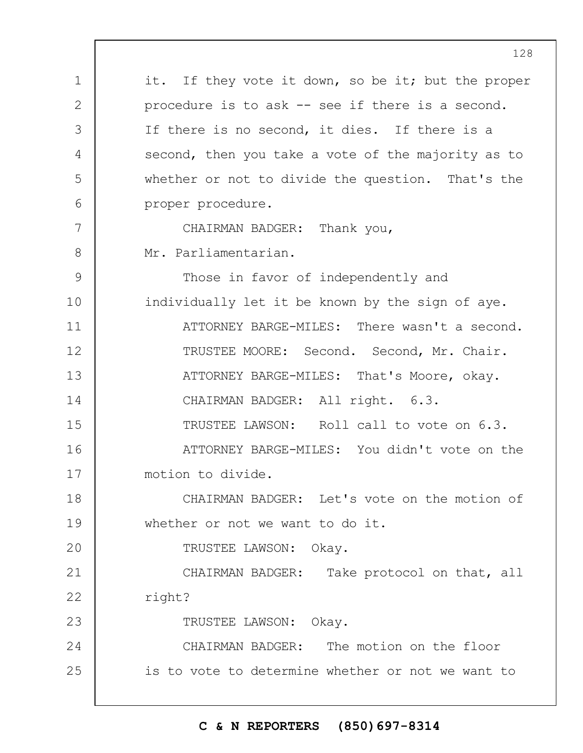it. If they vote it down, so be it; but the proper procedure is to ask -- see if there is a second. If there is no second, it dies. If there is a second, then you take a vote of the majority as to whether or not to divide the question. That's the proper procedure.

CHAIRMAN BADGER: Thank you, Mr. Parliamentarian.

Those in favor of independently and individually let it be known by the sign of aye.

ATTORNEY BARGE-MILES: There wasn't a second.

TRUSTEE MOORE: Second. Second, Mr. Chair.

ATTORNEY BARGE-MILES: That's Moore, okay.

CHAIRMAN BADGER: All right. 6.3.

TRUSTEE LAWSON: Roll call to vote on 6.3.

ATTORNEY BARGE-MILES: You didn't vote on the motion to divide.

CHAIRMAN BADGER: Let's vote on the motion of whether or not we want to do it.

TRUSTEE LAWSON: Okay.

CHAIRMAN BADGER: Take protocol on that, all right?

TRUSTEE LAWSON: Okay.

CHAIRMAN BADGER: The motion on the floor is to vote to determine whether or not we want to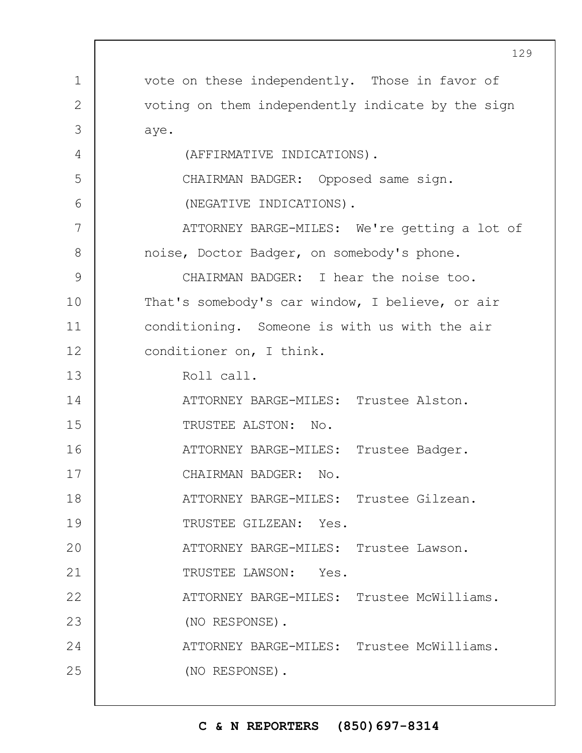vote on these independently. Those in favor of voting on them independently indicate by the sign aye.

(AFFIRMATIVE INDICATIONS).

CHAIRMAN BADGER: Opposed same sign.

(NEGATIVE INDICATIONS).

ATTORNEY BARGE-MILES: We're getting a lot of noise, Doctor Badger, on somebody's phone.

CHAIRMAN BADGER: I hear the noise too. That's somebody's car window, I believe, or air conditioning. Someone is with us with the air conditioner on, I think.

Roll call.

ATTORNEY BARGE-MILES: Trustee Alston.

TRUSTEE ALSTON: No.

ATTORNEY BARGE-MILES: Trustee Badger.

CHAIRMAN BADGER: No.

ATTORNEY BARGE-MILES: Trustee Gilzean.

TRUSTEE GILZEAN: Yes.

ATTORNEY BARGE-MILES: Trustee Lawson.

TRUSTEE LAWSON: Yes.

ATTORNEY BARGE-MILES: Trustee McWilliams.

(NO RESPONSE).

ATTORNEY BARGE-MILES: Trustee McWilliams.

(NO RESPONSE).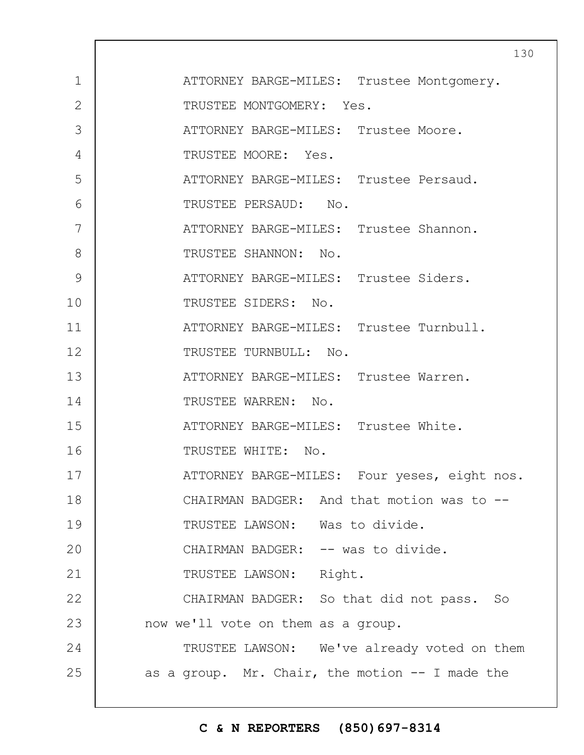ATTORNEY BARGE-MILES: Trustee Montgomery.

TRUSTEE MONTGOMERY: Yes.

ATTORNEY BARGE-MILES: Trustee Moore.

TRUSTEE MOORE: Yes.

ATTORNEY BARGE-MILES: Trustee Persaud.

TRUSTEE PERSAUD: No.

ATTORNEY BARGE-MILES: Trustee Shannon.

TRUSTEE SHANNON: No.

ATTORNEY BARGE-MILES: Trustee Siders.

TRUSTEE SIDERS: No.

ATTORNEY BARGE-MILES: Trustee Turnbull.

TRUSTEE TURNBULL: No.

ATTORNEY BARGE-MILES: Trustee Warren.

TRUSTEE WARREN: No.

ATTORNEY BARGE-MILES: Trustee White.

TRUSTEE WHITE: No.

ATTORNEY BARGE-MILES: Four yeses, eight nos.

CHAIRMAN BADGER: And that motion was to --

TRUSTEE LAWSON: Was to divide.

CHAIRMAN BADGER: -- was to divide.

TRUSTEE LAWSON: Right.

CHAIRMAN BADGER: So that did not pass. So now we'll vote on them as a group.

TRUSTEE LAWSON: We've already voted on them as a group. Mr. Chair, the motion -- I made the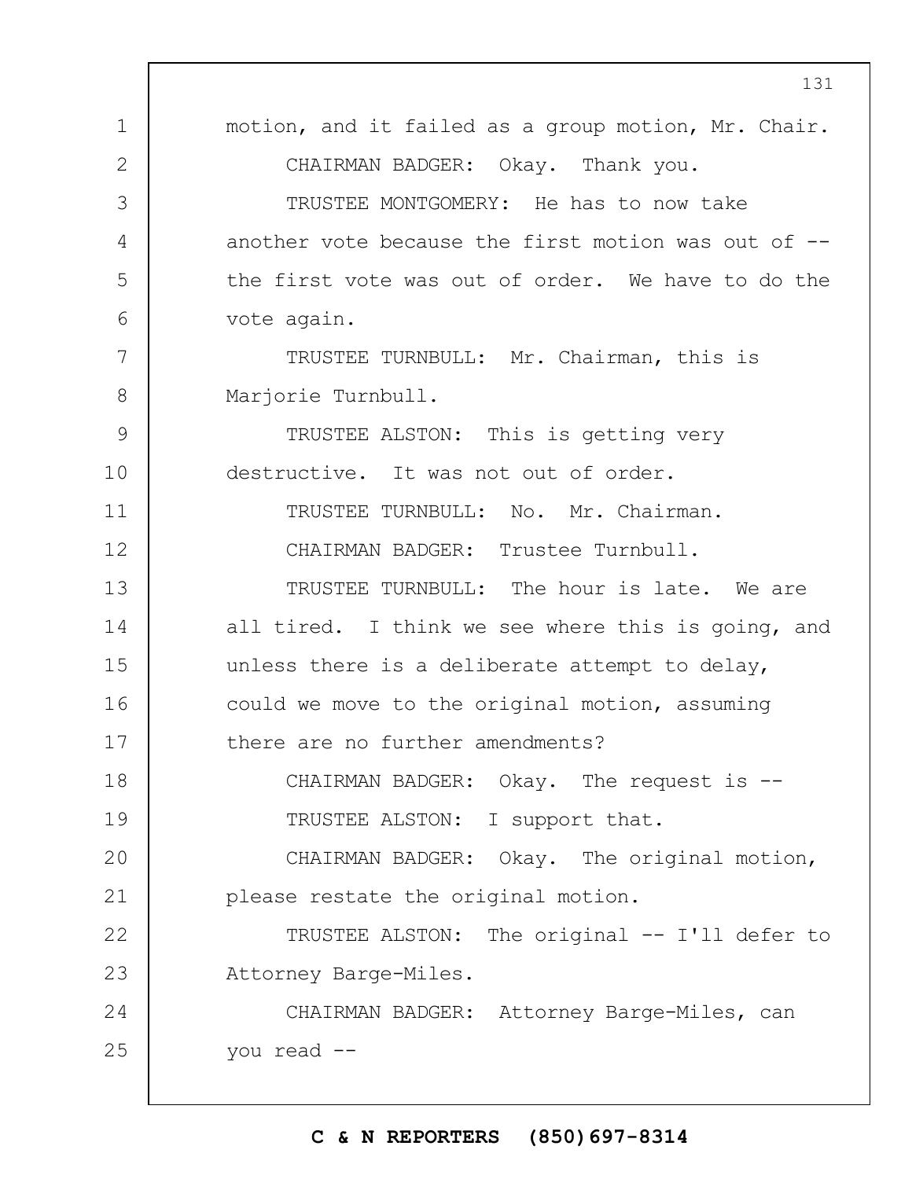motion, and it failed as a group motion, Mr. Chair.

CHAIRMAN BADGER: Okay. Thank you.

TRUSTEE MONTGOMERY: He has to now take another vote because the first motion was out of -- the first vote was out of order. We have to do the vote again.

TRUSTEE TURNBULL: Mr. Chairman, this is Marjorie Turnbull.

TRUSTEE ALSTON: This is getting very destructive. It was not out of order.

TRUSTEE TURNBULL: No. Mr. Chairman.

CHAIRMAN BADGER: Trustee Turnbull.

TRUSTEE TURNBULL: The hour is late. We are all tired. I think we see where this is going, and unless there is a deliberate attempt to delay, could we move to the original motion, assuming there are no further amendments?

CHAIRMAN BADGER: Okay. The request is --

TRUSTEE ALSTON: I support that.

CHAIRMAN BADGER: Okay. The original motion, please restate the original motion.

TRUSTEE ALSTON: The original -- I'll defer to Attorney Barge-Miles.

CHAIRMAN BADGER: Attorney Barge-Miles, can you read --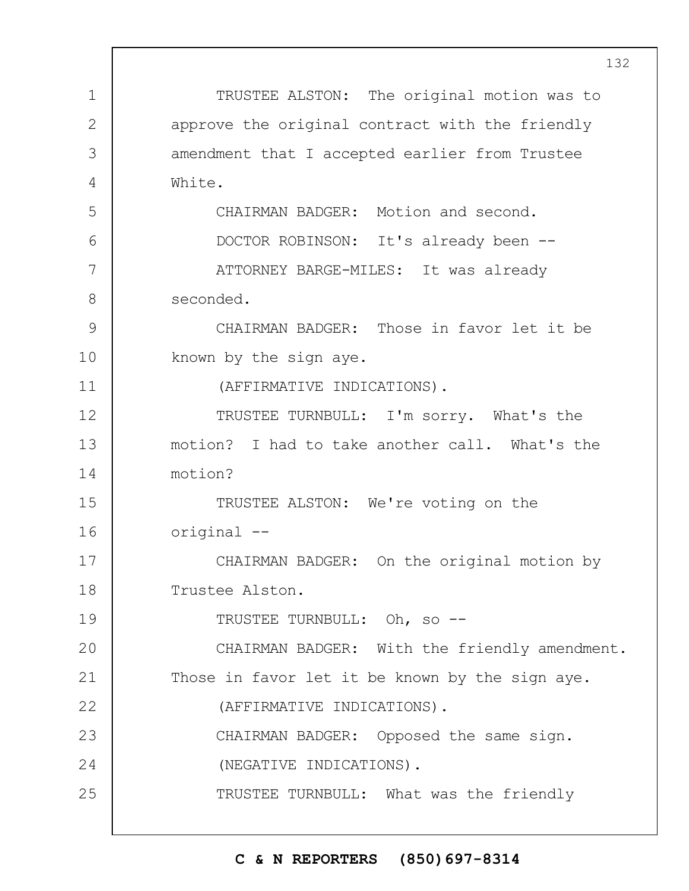TRUSTEE ALSTON: The original motion was to approve the original contract with the friendly amendment that I accepted earlier from Trustee White.

CHAIRMAN BADGER: Motion and second.

DOCTOR ROBINSON: It's already been --

ATTORNEY BARGE-MILES: It was already seconded.

CHAIRMAN BADGER: Those in favor let it be known by the sign aye.

(AFFIRMATIVE INDICATIONS).

TRUSTEE TURNBULL: I'm sorry. What's the motion? I had to take another call. What's the motion?

TRUSTEE ALSTON: We're voting on the original --

CHAIRMAN BADGER: On the original motion by Trustee Alston.

TRUSTEE TURNBULL: Oh, so --

CHAIRMAN BADGER: With the friendly amendment. Those in favor let it be known by the sign aye.

(AFFIRMATIVE INDICATIONS).

CHAIRMAN BADGER: Opposed the same sign.

(NEGATIVE INDICATIONS).

TRUSTEE TURNBULL: What was the friendly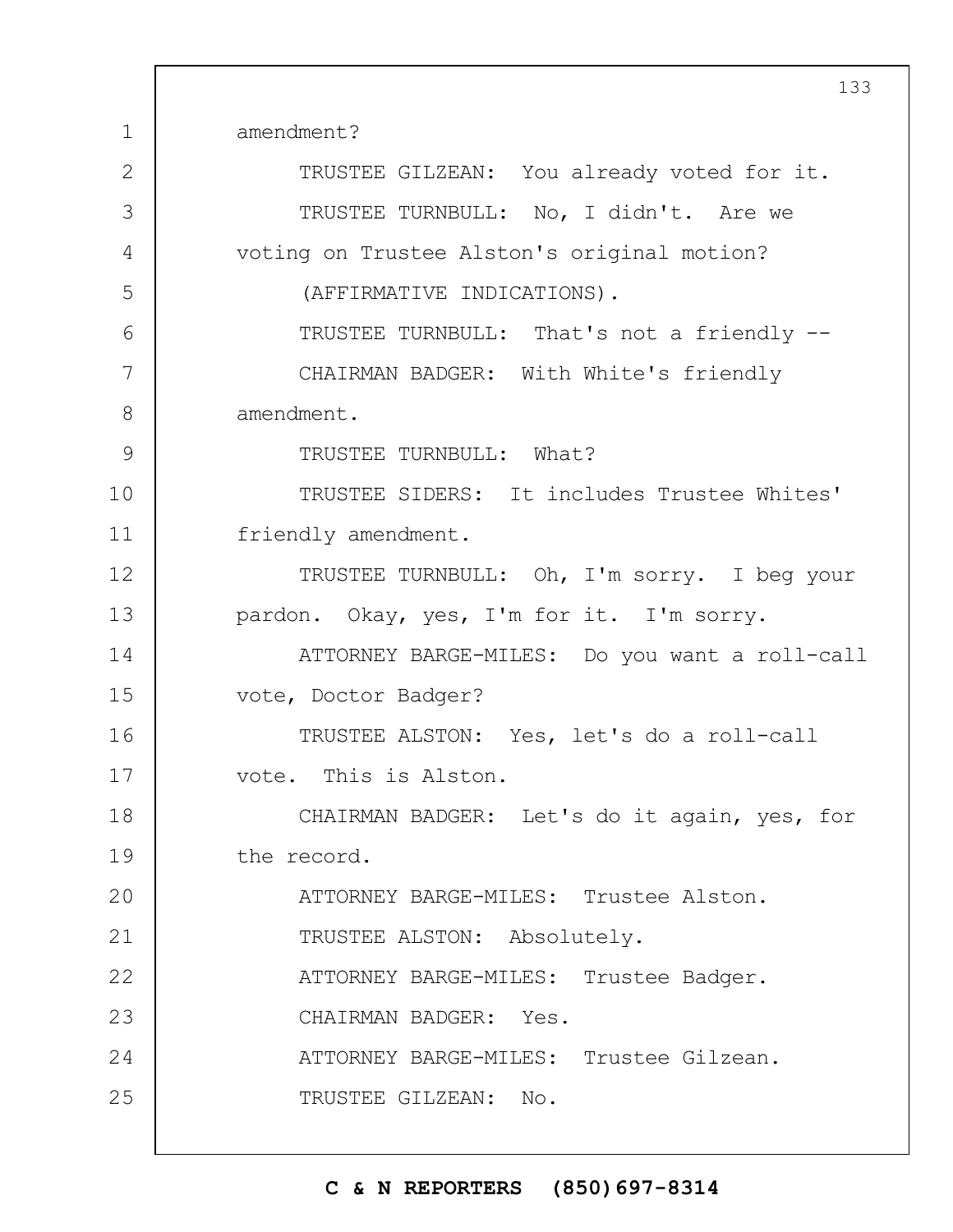amendment?

TRUSTEE GILZEAN: You already voted for it.

TRUSTEE TURNBULL: No, I didn't. Are we voting on Trustee Alston's original motion?

(AFFIRMATIVE INDICATIONS).

TRUSTEE TURNBULL: That's not a friendly --

CHAIRMAN BADGER: With White's friendly amendment.

TRUSTEE TURNBULL: What?

TRUSTEE SIDERS: It includes Trustee Whites' friendly amendment.

TRUSTEE TURNBULL: Oh, I'm sorry. I beg your pardon. Okay, yes, I'm for it. I'm sorry.

ATTORNEY BARGE-MILES: Do you want a roll-call vote, Doctor Badger?

TRUSTEE ALSTON: Yes, let's do a roll-call vote. This is Alston.

CHAIRMAN BADGER: Let's do it again, yes, for the record.

ATTORNEY BARGE-MILES: Trustee Alston.

TRUSTEE ALSTON: Absolutely.

ATTORNEY BARGE-MILES: Trustee Badger.

CHAIRMAN BADGER: Yes.

ATTORNEY BARGE-MILES: Trustee Gilzean.

TRUSTEE GILZEAN: No.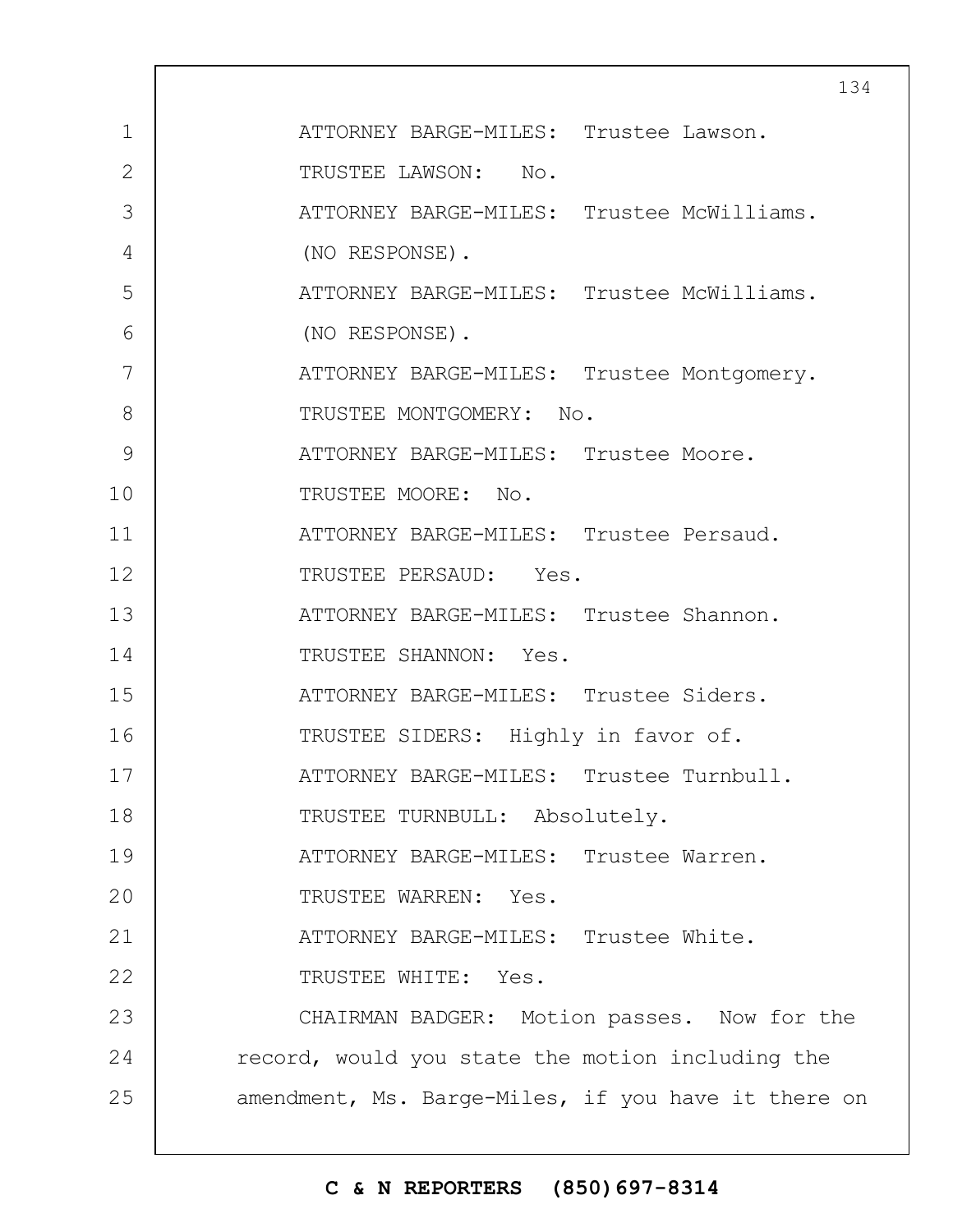ATTORNEY BARGE-MILES: Trustee Lawson.

TRUSTEE LAWSON: No.

ATTORNEY BARGE-MILES: Trustee McWilliams.

(NO RESPONSE).

ATTORNEY BARGE-MILES: Trustee McWilliams.

(NO RESPONSE).

ATTORNEY BARGE-MILES: Trustee Montgomery.

TRUSTEE MONTGOMERY: No.

ATTORNEY BARGE-MILES: Trustee Moore.

TRUSTEE MOORE: No.

ATTORNEY BARGE-MILES: Trustee Persaud.

TRUSTEE PERSAUD: Yes.

ATTORNEY BARGE-MILES: Trustee Shannon.

TRUSTEE SHANNON: Yes.

ATTORNEY BARGE-MILES: Trustee Siders.

TRUSTEE SIDERS: Highly in favor of.

ATTORNEY BARGE-MILES: Trustee Turnbull.

TRUSTEE TURNBULL: Absolutely.

ATTORNEY BARGE-MILES: Trustee Warren.

TRUSTEE WARREN: Yes.

ATTORNEY BARGE-MILES: Trustee White.

TRUSTEE WHITE: Yes.

CHAIRMAN BADGER: Motion passes. Now for the record, would you state the motion including the amendment, Ms. Barge-Miles, if you have it there on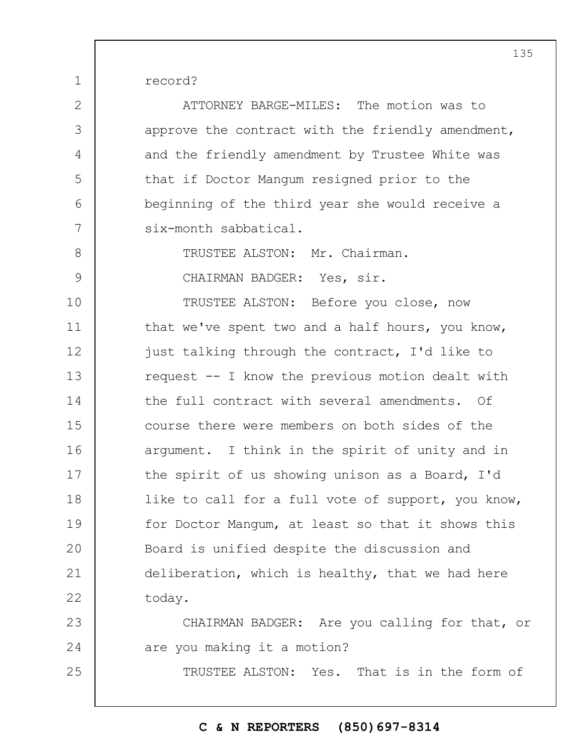record?

ATTORNEY BARGE-MILES: The motion was to approve the contract with the friendly amendment, and the friendly amendment by Trustee White was that if Doctor Mangum resigned prior to the beginning of the third year she would receive a six-month sabbatical.

TRUSTEE ALSTON: Mr. Chairman.

CHAIRMAN BADGER: Yes, sir.

TRUSTEE ALSTON: Before you close, now that we've spent two and a half hours, you know, just talking through the contract, I'd like to request -- I know the previous motion dealt with the full contract with several amendments. Of course there were members on both sides of the argument. I think in the spirit of unity and in the spirit of us showing unison as a Board, I'd like to call for a full vote of support, you know, for Doctor Mangum, at least so that it shows this Board is unified despite the discussion and deliberation, which is healthy, that we had here today.

CHAIRMAN BADGER: Are you calling for that, or are you making it a motion?

TRUSTEE ALSTON: Yes. That is in the form of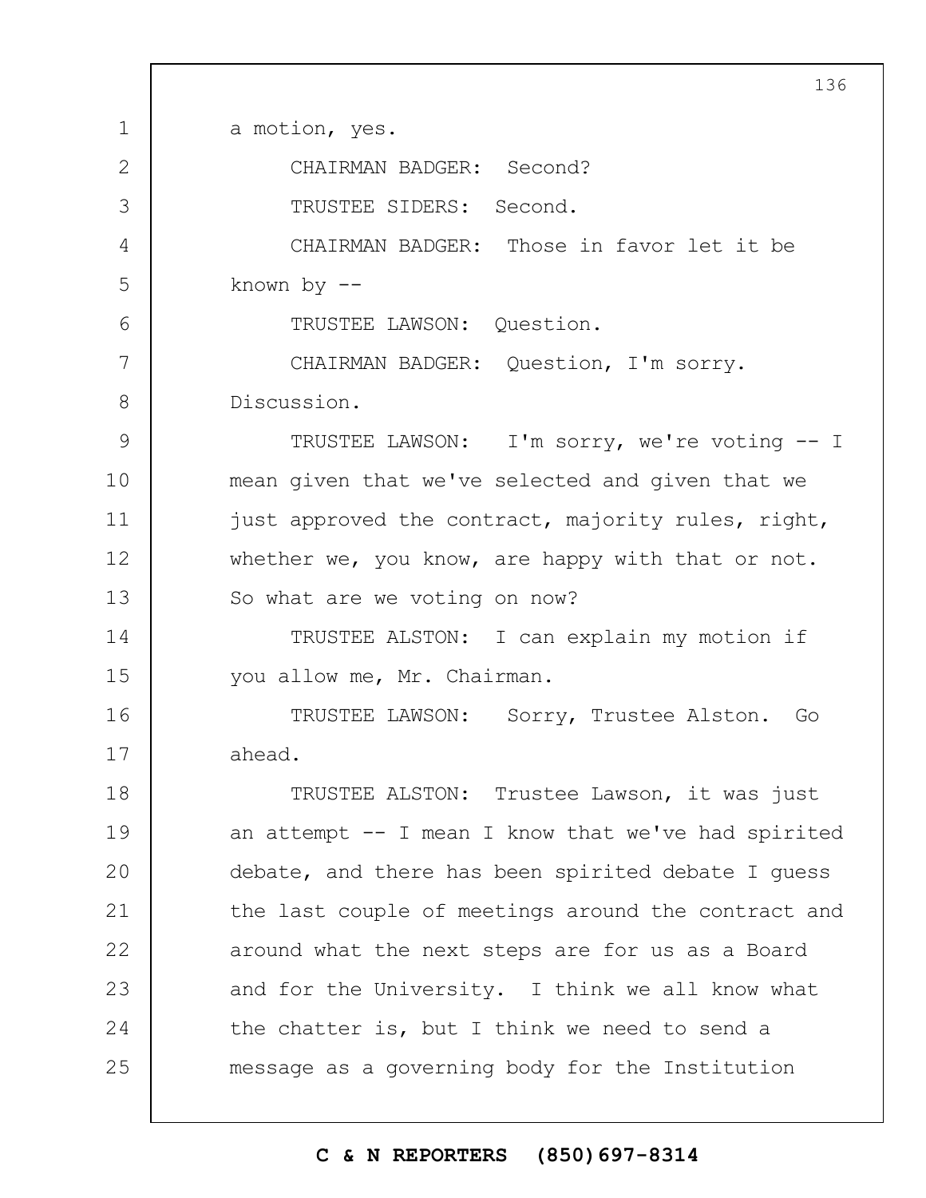a motion, yes.

CHAIRMAN BADGER: Second?

TRUSTEE SIDERS: Second.

CHAIRMAN BADGER: Those in favor let it be known by --

TRUSTEE LAWSON: Question.

CHAIRMAN BADGER: Question, I'm sorry. Discussion.

TRUSTEE LAWSON: I'm sorry, we're voting -- I mean given that we've selected and given that we just approved the contract, majority rules, right, whether we, you know, are happy with that or not. So what are we voting on now?

TRUSTEE ALSTON: I can explain my motion if you allow me, Mr. Chairman.

TRUSTEE LAWSON: Sorry, Trustee Alston. Go ahead.

TRUSTEE ALSTON: Trustee Lawson, it was just an attempt -- I mean I know that we've had spirited debate, and there has been spirited debate I guess the last couple of meetings around the contract and around what the next steps are for us as a Board and for the University. I think we all know what the chatter is, but I think we need to send a message as a governing body for the Institution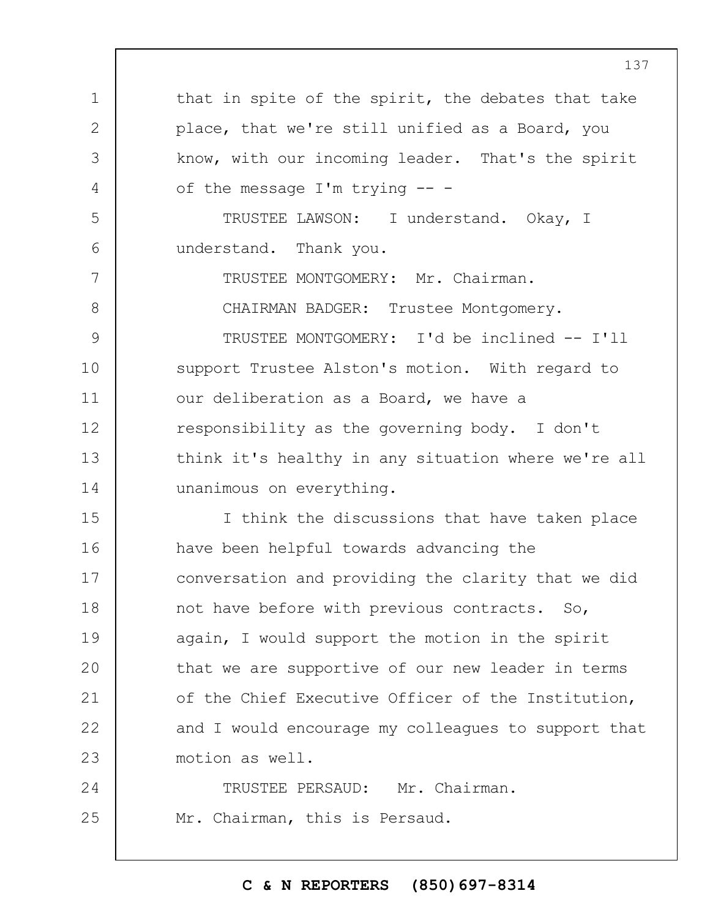that in spite of the spirit, the debates that take place, that we're still unified as a Board, you know, with our incoming leader. That's the spirit of the message I'm trying -- -

TRUSTEE LAWSON: I understand. Okay, I understand. Thank you.

TRUSTEE MONTGOMERY: Mr. Chairman.

CHAIRMAN BADGER: Trustee Montgomery.

TRUSTEE MONTGOMERY: I'd be inclined -- I'll support Trustee Alston's motion. With regard to our deliberation as a Board, we have a responsibility as the governing body. I don't think it's healthy in any situation where we're all unanimous on everything.

I think the discussions that have taken place have been helpful towards advancing the conversation and providing the clarity that we did not have before with previous contracts. So, again, I would support the motion in the spirit that we are supportive of our new leader in terms of the Chief Executive Officer of the Institution, and I would encourage my colleagues to support that motion as well.

TRUSTEE PERSAUD: Mr. Chairman. Mr. Chairman, this is Persaud.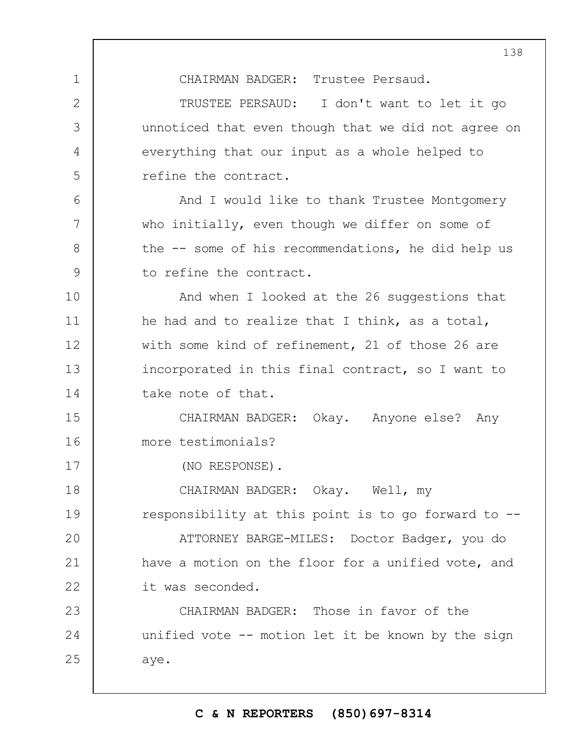CHAIRMAN BADGER: Trustee Persaud.

TRUSTEE PERSAUD: I don't want to let it go unnoticed that even though that we did not agree on everything that our input as a whole helped to refine the contract.

And I would like to thank Trustee Montgomery who initially, even though we differ on some of the -- some of his recommendations, he did help us to refine the contract.

And when I looked at the 26 suggestions that he had and to realize that I think, as a total, with some kind of refinement, 21 of those 26 are incorporated in this final contract, so I want to take note of that.

CHAIRMAN BADGER: Okay. Anyone else? Any more testimonials?

(NO RESPONSE).

CHAIRMAN BADGER: Okay. Well, my responsibility at this point is to go forward to --

ATTORNEY BARGE-MILES: Doctor Badger, you do have a motion on the floor for a unified vote, and it was seconded.

CHAIRMAN BADGER: Those in favor of the unified vote -- motion let it be known by the sign aye.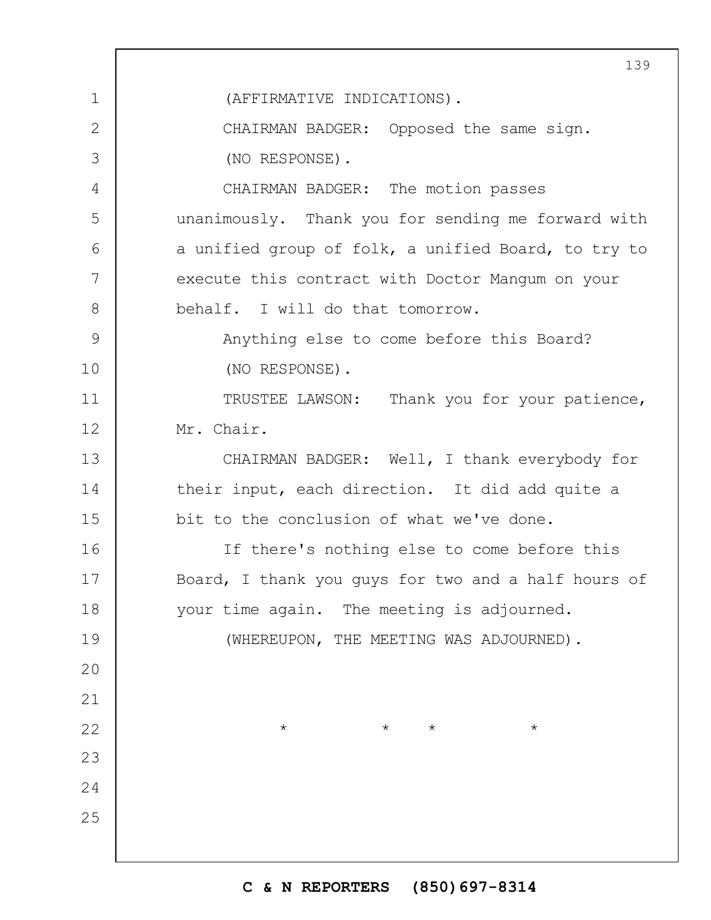(AFFIRMATIVE INDICATIONS).

CHAIRMAN BADGER: Opposed the same sign.

(NO RESPONSE).

CHAIRMAN BADGER: The motion passes unanimously. Thank you for sending me forward with a unified group of folk, a unified Board, to try to execute this contract with Doctor Mangum on your behalf. I will do that tomorrow.

Anything else to come before this Board?

(NO RESPONSE).

TRUSTEE LAWSON: Thank you for your patience, Mr. Chair.

CHAIRMAN BADGER: Well, I thank everybody for their input, each direction. It did add quite a bit to the conclusion of what we've done.

If there's nothing else to come before this Board, I thank you guys for two and a half hours of your time again. The meeting is adjourned.

(WHEREUPON, THE MEETING WAS ADJOURNED).

\* \* \* \*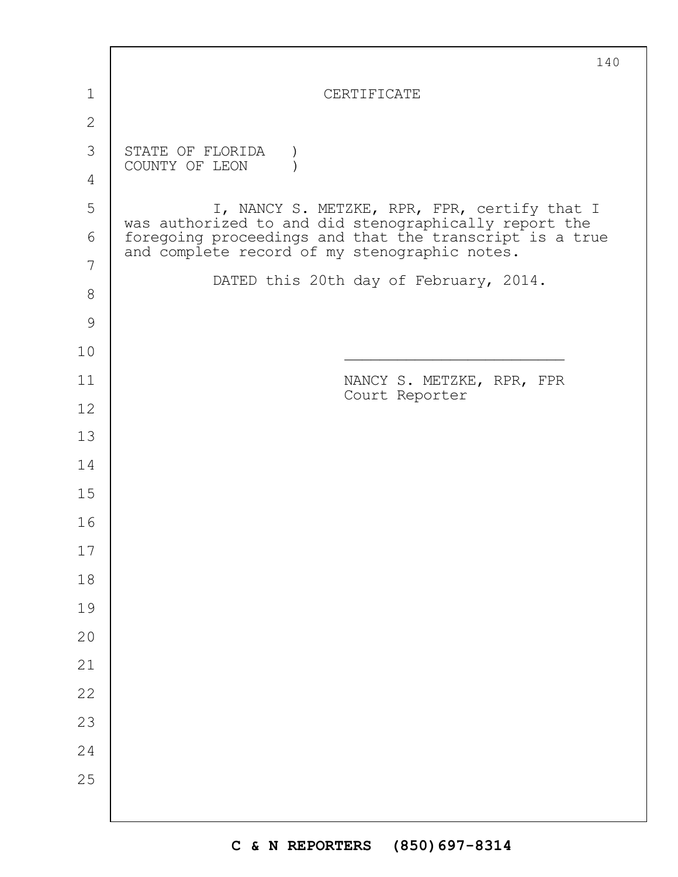# CERTIFICATE

STATE OF FLORIDA )
COUNTY OF LEON )

I, NANCY S. METZKE, RPR, FPR, certify that I was authorized to and did stenographically report the foregoing proceedings and that the transcript is a true and complete record of my stenographic notes.

DATED this 20th day of February, 2014.

_________________________

NANCY S. METZKE, RPR, FPR
Court Reporter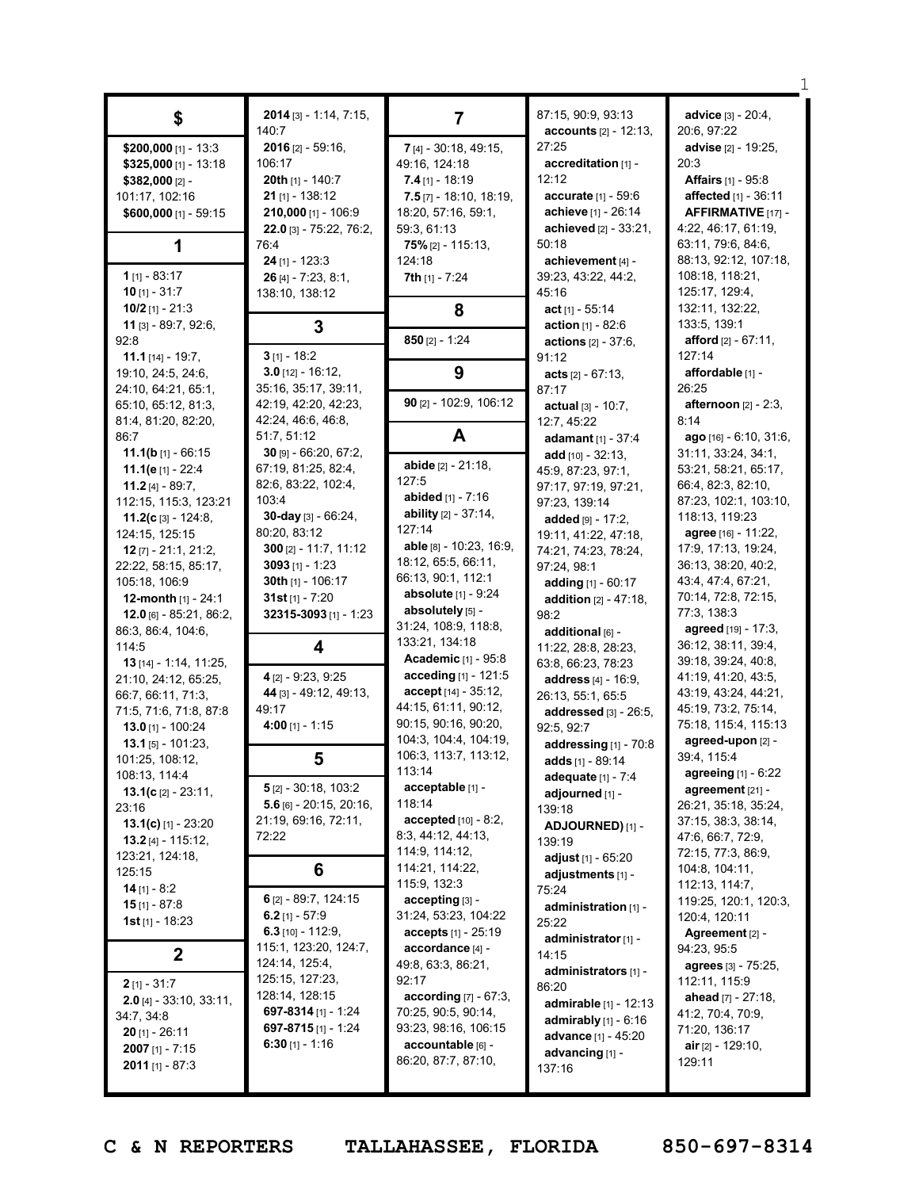## $

**$200,000** [1] - 13:3
**$325,000** [1] - 13:18
**$382,000** [2] - 101:17, 102:16
**$600,000** [1] - 59:15

## 1

**1** [1] - 83:17
**10** [1] - 31:7
**10/2** [1] - 21:3
**11** [3] - 89:7, 92:6, 92:8
**11.1** [14] - 19:7, 19:10, 24:5, 24:6, 24:10, 64:21, 65:1, 65:10, 65:12, 81:3, 81:4, 81:20, 82:20, 86:7
**11.1(b** [1] - 66:15
**11.1(e** [1] - 22:4
**11.2** [4] - 89:7, 112:15, 115:3, 123:21
**11.2(c** [3] - 124:8, 124:15, 125:15
**12** [7] - 21:1, 21:2, 22:22, 58:15, 85:17, 105:18, 106:9
**12-month** [1] - 24:1
**12.0** [6] - 85:21, 86:2, 86:3, 86:4, 104:6, 114:5
**13** [14] - 1:14, 11:25, 21:10, 24:12, 65:25, 66:7, 66:11, 71:3, 71:5, 71:6, 71:8, 87:8
**13.0** [1] - 100:24
**13.1** [5] - 101:23, 101:25, 108:12, 108:13, 114:4
**13.1(c** [2] - 23:11, 23:16
**13.1(c)** [1] - 23:20
**13.2** [4] - 115:12, 123:21, 124:18, 125:15
**14** [1] - 8:2
**15** [1] - 87:8
**1st** [1] - 18:23

## 2

**2** [1] - 31:7
**2.0** [4] - 33:10, 33:11, 34:7, 34:8
**20** [1] - 26:11
**2007** [1] - 7:15
**2011** [1] - 87:3
**2014** [3] - 1:14, 7:15, 140:7
**2016** [2] - 59:16, 106:17
**20th** [1] - 140:7
**21** [1] - 138:12
**210,000** [1] - 106:9
**22.0** [3] - 75:22, 76:2, 76:4
**24** [1] - 123:3
**26** [4] - 7:23, 8:1, 138:10, 138:12

## 3

**3** [1] - 18:2
**3.0** [12] - 16:12, 35:16, 35:17, 39:11, 42:19, 42:20, 42:23, 42:24, 46:6, 46:8, 51:7, 51:12
**30** [9] - 66:20, 67:2, 67:19, 81:25, 82:4, 82:6, 83:22, 102:4, 103:4
**30-day** [3] - 66:24, 80:20, 83:12
**300** [2] - 11:7, 11:12
**3093** [1] - 1:23
**30th** [1] - 106:17
**31st** [1] - 7:20
**32315-3093** [1] - 1:23

## 4

**4** [2] - 9:23, 9:25
**44** [3] - 49:12, 49:13, 49:17
**4:00** [1] - 1:15

## 5

**5** [2] - 30:18, 103:2
**5.6** [6] - 20:15, 20:16, 21:19, 69:16, 72:11, 72:22

## 6

**6** [2] - 89:7, 124:15
**6.2** [1] - 57:9
**6.3** [10] - 112:9, 115:1, 123:20, 124:7, 124:14, 125:4, 125:15, 127:23, 128:14, 128:15
**697-8314** [1] - 1:24
**697-8715** [1] - 1:24
**6:30** [1] - 1:16

## 7

**7** [4] - 30:18, 49:15, 49:16, 124:18
**7.4** [1] - 18:19
**7.5** [7] - 18:10, 18:19, 18:20, 57:16, 59:1, 59:3, 61:13
**75%** [2] - 115:13, 124:18
**7th** [1] - 7:24

## 8

**850** [2] - 1:24

## 9

**90** [2] - 102:9, 106:12

## A

**abide** [2] - 21:18, 127:5
**abided** [1] - 7:16
**ability** [2] - 37:14, 127:14
**able** [8] - 10:23, 16:9, 18:12, 65:5, 66:11, 66:13, 90:1, 112:1
**absolute** [1] - 9:24
**absolutely** [5] - 31:24, 108:9, 118:8, 133:21, 134:18
**Academic** [1] - 95:8
**acceding** [1] - 121:5
**accept** [14] - 35:12, 44:15, 61:11, 90:12, 90:15, 90:16, 90:20, 104:3, 104:4, 104:19, 106:3, 113:7, 113:12, 113:14
**acceptable** [1] - 118:14
**accepted** [10] - 8:2, 8:3, 44:12, 44:13, 114:9, 114:12, 114:21, 114:22, 115:9, 132:3
**accepting** [3] - 31:24, 53:23, 104:22
**accepts** [1] - 25:19
**accordance** [4] - 49:8, 63:3, 86:21, 92:17
**according** [7] - 67:3, 70:25, 90:5, 90:14, 93:23, 98:16, 106:15
**accountable** [6] - 86:20, 87:7, 87:10, 87:15, 90:9, 93:13
**accounts** [2] - 12:13, 27:25
**accreditation** [1] - 12:12
**accurate** [1] - 59:6
**achieve** [1] - 26:14
**achieved** [2] - 33:21, 50:18
**achievement** [4] - 39:23, 43:22, 44:2, 45:16
**act** [1] - 55:14
**action** [1] - 82:6
**actions** [2] - 37:6, 91:12
**acts** [2] - 67:13, 87:17
**actual** [3] - 10:7, 12:7, 45:22
**adamant** [1] - 37:4
**add** [10] - 32:13, 45:9, 87:23, 97:1, 97:17, 97:19, 97:21, 97:23, 139:14
**added** [9] - 17:2, 19:11, 41:22, 47:18, 74:21, 74:23, 78:24, 97:24, 98:1
**adding** [1] - 60:17
**addition** [2] - 47:18, 98:2
**additional** [6] - 11:22, 28:8, 28:23, 63:8, 66:23, 78:23
**address** [4] - 16:9, 26:13, 55:1, 65:5
**addressed** [3] - 26:5, 92:5, 92:7
**addressing** [1] - 70:8
**adds** [1] - 89:14
**adequate** [1] - 7:4
**adjourned** [1] - 139:18
**ADJOURNED)** [1] - 139:19
**adjust** [1] - 65:20
**adjustments** [1] - 75:24
**administration** [1] - 25:22
**administrator** [1] - 14:15
**administrators** [1] - 86:20
**admirable** [1] - 12:13
**admirably** [1] - 6:16
**advance** [1] - 45:20
**advancing** [1] - 137:16
**advice** [3] - 20:4, 20:6, 97:22
**advise** [2] - 19:25, 20:3
**Affairs** [1] - 95:8
**affected** [1] - 36:11
**AFFIRMATIVE** [17] - 4:22, 46:17, 61:19, 63:11, 79:6, 84:6, 88:13, 92:12, 107:18, 108:18, 118:21, 125:17, 129:4, 132:11, 132:22, 133:5, 139:1
**afford** [2] - 67:11, 127:14
**affordable** [1] - 26:25
**afternoon** [2] - 2:3, 8:14
**ago** [16] - 6:10, 31:6, 31:11, 33:24, 34:1, 53:21, 58:21, 65:17, 66:4, 82:3, 82:10, 87:23, 102:1, 103:10, 118:13, 119:23
**agree** [16] - 11:22, 17:9, 17:13, 19:24, 36:13, 38:20, 40:2, 43:4, 47:4, 67:21, 70:14, 72:8, 72:15, 77:3, 138:3
**agreed** [19] - 17:3, 36:12, 38:11, 39:4, 39:18, 39:24, 40:8, 41:19, 41:20, 43:5, 43:19, 43:24, 44:21, 45:19, 73:2, 75:14, 75:18, 115:4, 115:13
**agreed-upon** [2] - 39:4, 115:4
**agreeing** [1] - 6:22
**agreement** [21] - 26:21, 35:18, 35:24, 37:15, 38:3, 38:14, 47:6, 66:7, 72:9, 72:15, 77:3, 86:9, 104:8, 104:11, 112:13, 114:7, 119:25, 120:1, 120:3, 120:4, 120:11
**Agreement** [2] - 94:23, 95:5
**agrees** [3] - 75:25, 112:11, 115:9
**ahead** [7] - 27:18, 41:2, 70:4, 70:9, 71:20, 136:17
**air** [2] - 129:10, 129:11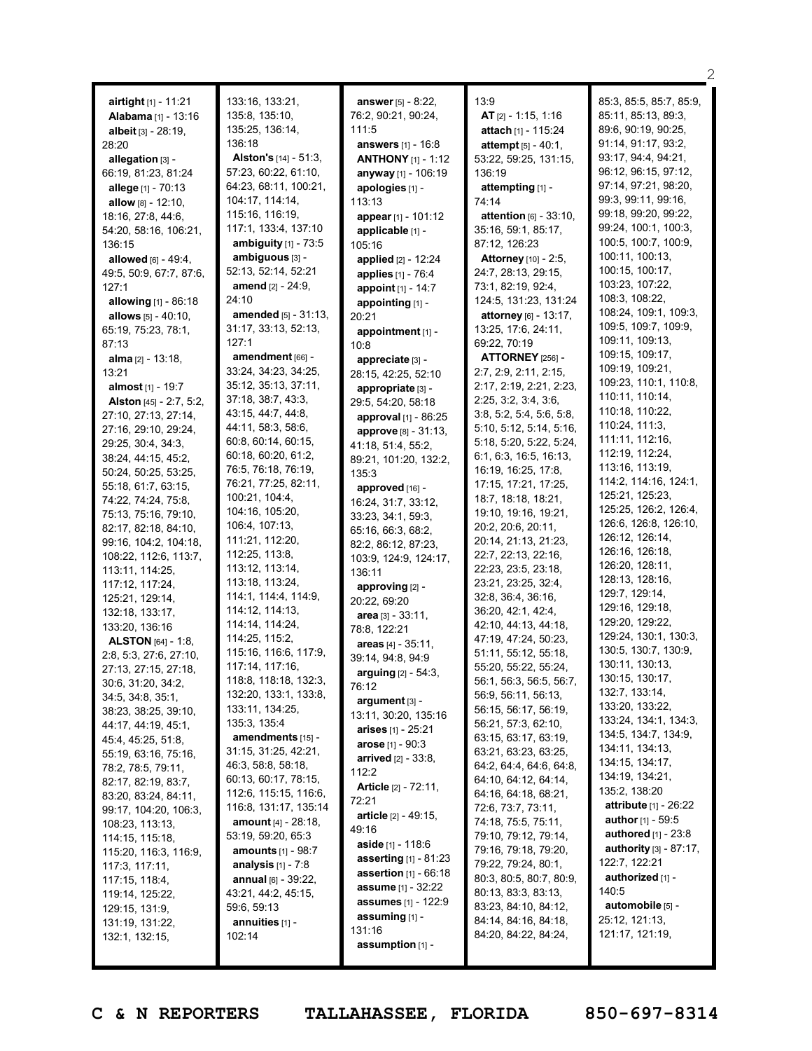**airtight** [1] - 11:21
**Alabama** [1] - 13:16
**albeit** [3] - 28:19, 28:20
**allegation** [3] - 66:19, 81:23, 81:24
**allege** [1] - 70:13
**allow** [8] - 12:10, 18:16, 27:8, 44:6, 54:20, 58:16, 106:21, 136:15
**allowed** [6] - 49:4, 49:5, 50:9, 67:7, 87:6, 127:1
**allowing** [1] - 86:18
**allows** [5] - 40:10, 65:19, 75:23, 78:1, 87:13
**alma** [2] - 13:18, 13:21
**almost** [1] - 19:7
**Alston** [45] - 2:7, 5:2, 27:10, 27:13, 27:14, 27:16, 29:10, 29:24, 29:25, 30:4, 34:3, 38:24, 44:15, 45:2, 50:24, 50:25, 53:25, 55:18, 61:7, 63:15, 74:22, 74:24, 75:8, 75:13, 75:16, 79:10, 82:17, 82:18, 84:10, 99:16, 104:2, 104:18, 108:22, 112:6, 113:7, 113:11, 114:25, 117:12, 117:24, 125:21, 129:14, 132:18, 133:17, 133:20, 136:16
**ALSTON** [64] - 1:8, 2:8, 5:3, 27:6, 27:10, 27:13, 27:15, 27:18, 30:6, 31:20, 34:2, 34:5, 34:8, 35:1, 38:23, 38:25, 39:10, 44:17, 44:19, 45:1, 45:4, 45:25, 51:8, 55:19, 63:16, 75:16, 78:2, 78:5, 79:11, 82:17, 82:19, 83:7, 83:20, 83:24, 84:11, 99:17, 104:20, 106:3, 108:23, 113:13, 114:15, 115:18, 115:20, 116:3, 116:9, 117:3, 117:11, 117:15, 118:4, 119:14, 125:22, 129:15, 131:9, 131:19, 131:22, 132:1, 132:15, 133:16, 133:21, 135:8, 135:10, 135:25, 136:14, 136:18
**Alston's** [14] - 51:3, 57:23, 60:22, 61:10, 64:23, 68:11, 100:21, 104:17, 114:14, 115:16, 116:19, 117:1, 133:4, 137:10
**ambiguity** [1] - 73:5
**ambiguous** [3] - 52:13, 52:14, 52:21
**amend** [2] - 24:9, 24:10
**amended** [5] - 31:13, 31:17, 33:13, 52:13, 127:1
**amendment** [66] - 33:24, 34:23, 34:25, 35:12, 35:13, 37:11, 37:18, 38:7, 43:3, 43:15, 44:7, 44:8, 44:11, 58:3, 58:6, 60:8, 60:14, 60:15, 60:18, 60:20, 61:2, 76:5, 76:18, 76:19, 76:21, 77:25, 82:11, 100:21, 104:4, 104:16, 105:20, 106:4, 107:13, 111:21, 112:20, 112:25, 113:8, 113:12, 113:14, 113:18, 113:24, 114:1, 114:4, 114:9, 114:12, 114:13, 114:14, 114:24, 114:25, 115:2, 115:16, 116:6, 117:9, 117:14, 117:16, 118:8, 118:18, 132:3, 132:20, 133:1, 133:8, 133:11, 134:25, 135:3, 135:4
**amendments** [15] - 31:15, 31:25, 42:21, 46:3, 58:8, 58:18, 60:13, 60:17, 78:15, 112:6, 115:15, 116:6, 116:8, 131:17, 135:14
**amount** [4] - 28:18, 53:19, 59:20, 65:3
**amounts** [1] - 98:7
**analysis** [1] - 7:8
**annual** [6] - 39:22, 43:21, 44:2, 45:15, 59:6, 59:13
**annuities** [1] - 102:14
**answer** [5] - 8:22, 76:2, 90:21, 90:24, 111:5
**answers** [1] - 16:8
**ANTHONY** [1] - 1:12
**anyway** [1] - 106:19
**apologies** [1] - 113:13
**appear** [1] - 101:12
**applicable** [1] - 105:16
**applied** [2] - 12:24
**applies** [1] - 76:4
**appoint** [1] - 14:7
**appointing** [1] - 20:21
**appointment** [1] - 10:8
**appreciate** [3] - 28:15, 42:25, 52:10
**appropriate** [3] - 29:5, 54:20, 58:18
**approval** [1] - 86:25
**approve** [8] - 31:13, 41:18, 51:4, 55:2, 89:21, 101:20, 132:2, 135:3
**approved** [16] - 16:24, 31:7, 33:12, 33:23, 34:1, 59:3, 65:16, 66:3, 68:2, 82:2, 86:12, 87:23, 103:9, 124:9, 124:17, 136:11
**approving** [2] - 20:22, 69:20
**area** [3] - 33:11, 78:8, 122:21
**areas** [4] - 35:11, 39:14, 94:8, 94:9
**arguing** [2] - 54:3, 76:12
**argument** [3] - 13:11, 30:20, 135:16
**arises** [1] - 25:21
**arose** [1] - 90:3
**arrived** [2] - 33:8, 112:2
**Article** [2] - 72:11, 72:21
**article** [2] - 49:15, 49:16
**aside** [1] - 118:6
**asserting** [1] - 81:23
**assertion** [1] - 66:18
**assume** [1] - 32:22
**assumes** [1] - 122:9
**assuming** [1] - 131:16
**assumption** [1] - 13:9
**AT** [2] - 1:15, 1:16
**attach** [1] - 115:24
**attempt** [5] - 40:1, 53:22, 59:25, 131:15, 136:19
**attempting** [1] - 74:14
**attention** [6] - 33:10, 35:16, 59:1, 85:17, 87:12, 126:23
**Attorney** [10] - 2:5, 24:7, 28:13, 29:15, 73:1, 82:19, 92:4, 124:5, 131:23, 131:24
**attorney** [6] - 13:17, 13:25, 17:6, 24:11, 69:22, 70:19
**ATTORNEY** [256] - 2:7, 2:9, 2:11, 2:15, 2:17, 2:19, 2:21, 2:23, 2:25, 3:2, 3:4, 3:6, 3:8, 5:2, 5:4, 5:6, 5:8, 5:10, 5:12, 5:14, 5:16, 5:18, 5:20, 5:22, 5:24, 6:1, 6:3, 16:5, 16:13, 16:19, 16:25, 17:8, 17:15, 17:21, 17:25, 18:7, 18:18, 18:21, 19:10, 19:16, 19:21, 20:2, 20:6, 20:11, 20:14, 21:13, 21:23, 22:7, 22:13, 22:16, 22:23, 23:5, 23:18, 23:21, 23:25, 32:4, 32:8, 36:4, 36:16, 36:20, 42:1, 42:4, 42:10, 44:13, 44:18, 47:19, 47:24, 50:23, 51:11, 55:12, 55:18, 55:20, 55:22, 55:24, 56:1, 56:3, 56:5, 56:7, 56:9, 56:11, 56:13, 56:15, 56:17, 56:19, 56:21, 57:3, 62:10, 63:15, 63:17, 63:19, 63:21, 63:23, 63:25, 64:2, 64:4, 64:6, 64:8, 64:10, 64:12, 64:14, 64:16, 64:18, 68:21, 72:6, 73:7, 73:11, 74:18, 75:5, 75:11, 79:10, 79:12, 79:14, 79:16, 79:18, 79:20, 79:22, 79:24, 80:1, 80:3, 80:5, 80:7, 80:9, 80:13, 83:3, 83:13, 83:23, 84:10, 84:12, 84:14, 84:16, 84:18, 84:20, 84:22, 84:24, 85:3, 85:5, 85:7, 85:9, 85:11, 85:13, 89:3, 89:6, 90:19, 90:25, 91:14, 91:17, 93:2, 93:17, 94:4, 94:21, 96:12, 96:15, 97:12, 97:14, 97:21, 98:20, 99:3, 99:11, 99:16, 99:18, 99:20, 99:22, 99:24, 100:1, 100:3, 100:5, 100:7, 100:9, 100:11, 100:13, 100:15, 100:17, 103:23, 107:22, 108:3, 108:22, 108:24, 109:1, 109:3, 109:5, 109:7, 109:9, 109:11, 109:13, 109:15, 109:17, 109:19, 109:21, 109:23, 110:1, 110:8, 110:11, 110:14, 110:18, 110:22, 110:24, 111:3, 111:11, 112:16, 112:19, 112:24, 113:16, 113:19, 114:2, 114:16, 124:1, 125:21, 125:23, 125:25, 126:2, 126:4, 126:6, 126:8, 126:10, 126:12, 126:14, 126:16, 126:18, 126:20, 128:11, 128:13, 128:16, 129:7, 129:14, 129:16, 129:18, 129:20, 129:22, 129:24, 130:1, 130:3, 130:5, 130:7, 130:9, 130:11, 130:13, 130:15, 130:17, 132:7, 133:14, 133:20, 133:22, 133:24, 134:1, 134:3, 134:5, 134:7, 134:9, 134:11, 134:13, 134:15, 134:17, 134:19, 134:21, 135:2, 138:20
**attribute** [1] - 26:22
**author** [1] - 59:5
**authored** [1] - 23:8
**authority** [3] - 87:17, 122:7, 122:21
**authorized** [1] - 140:5
**automobile** [5] - 25:12, 121:13, 121:17, 121:19,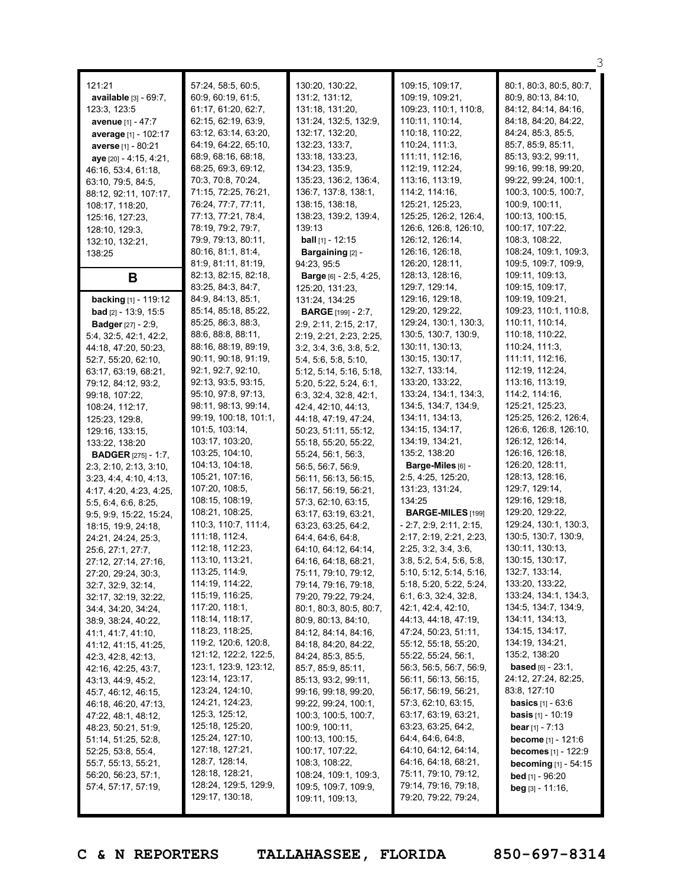121:21
**available** [3] - 69:7, 123:3, 123:5
**avenue** [1] - 47:7
**average** [1] - 102:17
**averse** [1] - 80:21
**aye** [20] - 4:15, 4:21, 46:16, 53:4, 61:18, 63:10, 79:5, 84:5, 88:12, 92:11, 107:17, 108:17, 118:20, 125:16, 127:23, 128:10, 129:3, 132:10, 132:21, 138:25

## B

**backing** [1] - 119:12
**bad** [2] - 13:9, 15:5
**Badger** [27] - 2:9, 5:4, 32:5, 42:1, 42:2, 44:18, 47:20, 50:23, 52:7, 55:20, 62:10, 63:17, 63:19, 68:21, 79:12, 84:12, 93:2, 99:18, 107:22, 108:24, 112:17, 125:23, 129:8, 129:16, 133:15, 133:22, 138:20
**BADGER** [275] - 1:7, 2:3, 2:10, 2:13, 3:10, 3:23, 4:4, 4:10, 4:13, 4:17, 4:20, 4:23, 4:25, 5:5, 6:4, 6:6, 8:25, 9:5, 9:9, 15:22, 15:24, 18:15, 19:9, 24:18, 24:21, 24:24, 25:3, 25:6, 27:1, 27:7, 27:12, 27:14, 27:16, 27:20, 29:24, 30:3, 32:7, 32:9, 32:14, 32:17, 32:19, 32:22, 34:4, 34:20, 34:24, 38:9, 38:24, 40:22, 41:1, 41:7, 41:10, 41:12, 41:15, 41:25, 42:3, 42:8, 42:13, 42:16, 42:25, 43:7, 43:13, 44:9, 45:2, 45:7, 46:12, 46:15, 46:18, 46:20, 47:13, 47:22, 48:1, 48:12, 48:23, 50:21, 51:9, 51:14, 51:25, 52:8, 52:25, 53:8, 55:4, 55:7, 55:13, 55:21, 56:20, 56:23, 57:1, 57:4, 57:17, 57:19, 57:24, 58:5, 60:5, 60:9, 60:19, 61:5, 61:17, 61:20, 62:7, 62:15, 62:19, 63:9, 63:12, 63:14, 63:20, 64:19, 64:22, 65:10, 68:9, 68:16, 68:18, 68:25, 69:3, 69:12, 70:3, 70:8, 70:24, 71:15, 72:25, 76:21, 76:24, 77:7, 77:11, 77:13, 77:21, 78:4, 78:19, 79:2, 79:7, 79:9, 79:13, 80:11, 80:16, 81:1, 81:4, 81:9, 81:11, 81:19, 82:13, 82:15, 82:18, 83:25, 84:3, 84:7, 84:9, 84:13, 85:1, 85:14, 85:18, 85:22, 85:25, 86:3, 88:3, 88:6, 88:8, 88:11, 88:16, 88:19, 89:19, 90:11, 90:18, 91:19, 92:1, 92:7, 92:10, 92:13, 93:5, 93:15, 95:10, 97:8, 97:13, 98:11, 98:13, 99:14, 99:19, 100:18, 101:1, 101:5, 103:14, 103:17, 103:20, 103:25, 104:10, 104:13, 104:18, 105:21, 107:16, 107:20, 108:5, 108:15, 108:19, 108:21, 108:25, 110:3, 110:7, 111:4, 111:18, 112:4, 112:18, 112:23, 113:10, 113:21, 113:25, 114:9, 114:19, 114:22, 115:19, 116:25, 117:20, 118:1, 118:14, 118:17, 118:23, 118:25, 119:2, 120:6, 120:8, 121:12, 122:2, 122:5, 123:1, 123:9, 123:12, 123:14, 123:17, 123:24, 124:10, 124:21, 124:23, 125:3, 125:12, 125:18, 125:20, 125:24, 127:10, 127:18, 127:21, 128:7, 128:14, 128:18, 128:21, 128:24, 129:5, 129:9, 129:17, 130:18, 130:20, 130:22, 131:2, 131:12, 131:18, 131:20, 131:24, 132:5, 132:9, 132:17, 132:20, 132:23, 133:7, 133:18, 133:23, 134:23, 135:9, 135:23, 136:2, 136:4, 136:7, 137:8, 138:1, 138:15, 138:18, 138:23, 139:2, 139:4, 139:13
**ball** [1] - 12:15
**Bargaining** [2] - 94:23, 95:5
**Barge** [6] - 2:5, 4:25, 125:20, 131:23, 131:24, 134:25
**BARGE** [199] - 2:7, 2:9, 2:11, 2:15, 2:17, 2:19, 2:21, 2:23, 2:25, 3:2, 3:4, 3:6, 3:8, 5:2, 5:4, 5:6, 5:8, 5:10, 5:12, 5:14, 5:16, 5:18, 5:20, 5:22, 5:24, 6:1, 6:3, 32:4, 32:8, 42:1, 42:4, 42:10, 44:13, 44:18, 47:19, 47:24, 50:23, 51:11, 55:12, 55:18, 55:20, 55:22, 55:24, 56:1, 56:3, 56:5, 56:7, 56:9, 56:11, 56:13, 56:15, 56:17, 56:19, 56:21, 57:3, 62:10, 63:15, 63:17, 63:19, 63:21, 63:23, 63:25, 64:2, 64:4, 64:6, 64:8, 64:10, 64:12, 64:14, 64:16, 64:18, 68:21, 75:11, 79:10, 79:12, 79:14, 79:16, 79:18, 79:20, 79:22, 79:24, 80:1, 80:3, 80:5, 80:7, 80:9, 80:13, 84:10, 84:12, 84:14, 84:16, 84:18, 84:20, 84:22, 84:24, 85:3, 85:5, 85:7, 85:9, 85:11, 85:13, 93:2, 99:11, 99:16, 99:18, 99:20, 99:22, 99:24, 100:1, 100:3, 100:5, 100:7, 100:9, 100:11, 100:13, 100:15, 100:17, 107:22, 108:3, 108:22, 108:24, 109:1, 109:3, 109:5, 109:7, 109:9, 109:11, 109:13, 109:15, 109:17, 109:19, 109:21, 109:23, 110:1, 110:8, 110:11, 110:14, 110:18, 110:22, 110:24, 111:3, 111:11, 112:16, 112:19, 112:24, 113:16, 113:19, 114:2, 114:16, 125:21, 125:23, 125:25, 126:2, 126:4, 126:6, 126:8, 126:10, 126:12, 126:14, 126:16, 126:18, 126:20, 128:11, 128:13, 128:16, 129:7, 129:14, 129:16, 129:18, 129:20, 129:22, 129:24, 130:1, 130:3, 130:5, 130:7, 130:9, 130:11, 130:13, 130:15, 130:17, 132:7, 133:14, 133:20, 133:22, 133:24, 134:1, 134:3, 134:5, 134:7, 134:9, 134:11, 134:13, 134:15, 134:17, 134:19, 134:21, 135:2, 138:20
**Barge-Miles** [6] - 2:5, 4:25, 125:20, 131:23, 131:24, 134:25
**BARGE-MILES** [199] - 2:7, 2:9, 2:11, 2:15, 2:17, 2:19, 2:21, 2:23, 2:25, 3:2, 3:4, 3:6, 3:8, 5:2, 5:4, 5:6, 5:8, 5:10, 5:12, 5:14, 5:16, 5:18, 5:20, 5:22, 5:24, 6:1, 6:3, 32:4, 32:8, 42:1, 42:4, 42:10, 44:13, 44:18, 47:19, 47:24, 50:23, 51:11, 55:12, 55:18, 55:20, 55:22, 55:24, 56:1, 56:3, 56:5, 56:7, 56:9, 56:11, 56:13, 56:15, 56:17, 56:19, 56:21, 57:3, 62:10, 63:15, 63:17, 63:19, 63:21, 63:23, 63:25, 64:2, 64:4, 64:6, 64:8, 64:10, 64:12, 64:14, 64:16, 64:18, 68:21, 75:11, 79:10, 79:12, 79:14, 79:16, 79:18, 79:20, 79:22, 79:24, 80:1, 80:3, 80:5, 80:7, 80:9, 80:13, 84:10, 84:12, 84:14, 84:16, 84:18, 84:20, 84:22, 84:24, 85:3, 85:5, 85:7, 85:9, 85:11, 85:13, 93:2, 99:11, 99:16, 99:18, 99:20, 99:22, 99:24, 100:1, 100:3, 100:5, 100:7, 100:9, 100:11, 100:13, 100:15, 100:17, 107:22, 108:3, 108:22, 108:24, 109:1, 109:3, 109:5, 109:7, 109:9, 109:11, 109:13, 109:15, 109:17, 109:19, 109:21, 109:23, 110:1, 110:8, 110:11, 110:14, 110:18, 110:22, 110:24, 111:3, 111:11, 112:16, 112:19, 112:24, 113:16, 113:19, 114:2, 114:16, 125:21, 125:23, 125:25, 126:2, 126:4, 126:6, 126:8, 126:10, 126:12, 126:14, 126:16, 126:18, 126:20, 128:11, 128:13, 128:16, 129:7, 129:14, 129:16, 129:18, 129:20, 129:22, 129:24, 130:1, 130:3, 130:5, 130:7, 130:9, 130:11, 130:13, 130:15, 130:17, 132:7, 133:14, 133:20, 133:22, 133:24, 134:1, 134:3, 134:5, 134:7, 134:9, 134:11, 134:13, 134:15, 134:17, 134:19, 134:21, 135:2, 138:20
**based** [6] - 23:1, 24:12, 27:24, 82:25, 83:8, 127:10
**basics** [1] - 63:6
**basis** [1] - 10:19
**bear** [1] - 7:13
**become** [1] - 121:6
**becomes** [1] - 122:9
**becoming** [1] - 54:15
**bed** [1] - 96:20
**beg** [3] - 11:16,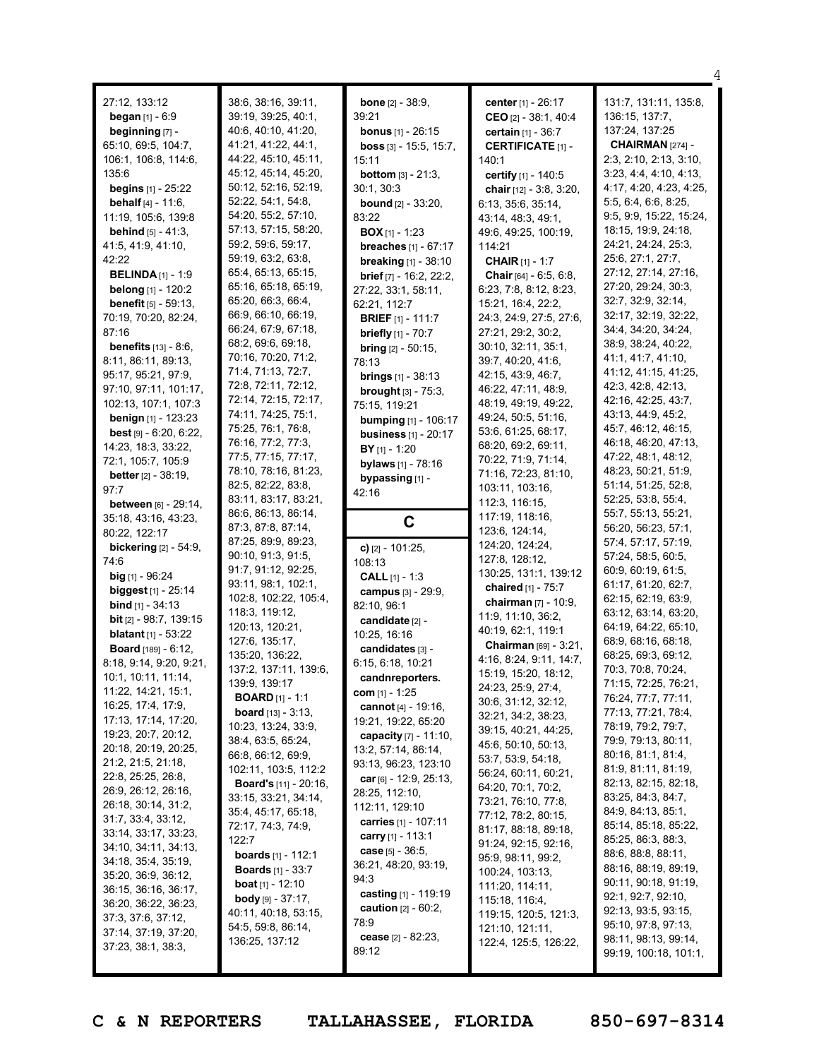27:12, 133:12
**began** [1] - 6:9
**beginning** [7] - 65:10, 69:5, 104:7, 106:1, 106:8, 114:6, 135:6
**begins** [1] - 25:22
**behalf** [4] - 11:6, 11:19, 105:6, 139:8
**behind** [5] - 41:3, 41:5, 41:9, 41:10, 42:22
**BELINDA** [1] - 1:9
**belong** [1] - 120:2
**benefit** [5] - 59:13, 70:19, 70:20, 82:24, 87:16
**benefits** [13] - 8:6, 8:11, 86:11, 89:13, 95:17, 95:21, 97:9, 97:10, 97:11, 101:17, 102:13, 107:1, 107:3
**benign** [1] - 123:23
**best** [9] - 6:20, 6:22, 14:23, 18:3, 33:22, 72:1, 105:7, 105:9
**better** [2] - 38:19, 97:7
**between** [6] - 29:14, 35:18, 43:16, 43:23, 80:22, 122:17
**bickering** [2] - 54:9, 74:6
**big** [1] - 96:24
**biggest** [1] - 25:14
**bind** [1] - 34:13
**bit** [2] - 98:7, 139:15
**blatant** [1] - 53:22
**Board** [189] - 6:12, 8:18, 9:14, 9:20, 9:21, 10:1, 10:11, 11:14, 11:22, 14:21, 15:1, 16:25, 17:4, 17:9, 17:13, 17:14, 17:20, 19:23, 20:7, 20:12, 20:18, 20:19, 20:25, 21:2, 21:5, 21:18, 22:8, 25:25, 26:8, 26:9, 26:12, 26:16, 26:18, 30:14, 31:2, 31:7, 33:4, 33:12, 33:14, 33:17, 33:23, 34:10, 34:11, 34:13, 34:18, 35:4, 35:19, 35:20, 36:9, 36:12, 36:15, 36:16, 36:17, 36:20, 36:22, 36:23, 37:3, 37:6, 37:12, 37:14, 37:19, 37:20, 37:23, 38:1, 38:3, 38:6, 38:16, 39:11, 39:19, 39:25, 40:1, 40:6, 40:10, 41:20, 41:21, 41:22, 44:1, 44:22, 45:10, 45:11, 45:12, 45:14, 45:20, 50:12, 52:16, 52:19, 52:22, 54:1, 54:8, 54:20, 55:2, 57:10, 57:13, 57:15, 58:20, 59:2, 59:6, 59:17, 59:19, 63:2, 63:8, 65:4, 65:13, 65:15, 65:16, 65:18, 65:19, 65:20, 66:3, 66:4, 66:9, 66:10, 66:19, 66:24, 67:9, 67:18, 68:2, 69:6, 69:18, 70:16, 70:20, 71:2, 71:4, 71:13, 72:7, 72:8, 72:11, 72:12, 72:14, 72:15, 72:17, 74:11, 74:25, 75:1, 75:25, 76:1, 76:8, 76:16, 77:2, 77:3, 77:5, 77:15, 77:17, 78:10, 78:16, 81:23, 82:5, 82:22, 83:8, 83:11, 83:17, 83:21, 86:6, 86:13, 86:14, 87:3, 87:8, 87:14, 87:25, 89:9, 89:23, 90:10, 91:3, 91:5, 91:7, 91:12, 92:25, 93:11, 98:1, 102:1, 102:8, 102:22, 105:4, 118:3, 119:12, 120:13, 120:21, 127:6, 135:17, 135:20, 136:22, 137:2, 137:11, 139:6, 139:9, 139:17
**BOARD** [1] - 1:1
**board** [13] - 3:13, 10:23, 13:24, 33:9, 38:4, 63:5, 65:24, 66:8, 66:12, 69:9, 102:11, 103:5, 112:2
**Board's** [11] - 20:16, 33:15, 33:21, 34:14, 35:4, 45:17, 65:18, 72:17, 74:3, 74:9, 122:7
**boards** [1] - 112:1
**Boards** [1] - 33:7
**boat** [1] - 12:10
**body** [9] - 37:17, 40:11, 40:18, 53:15, 54:5, 59:8, 86:14, 136:25, 137:12
**bone** [2] - 38:9, 39:21
**bonus** [1] - 26:15
**boss** [3] - 15:5, 15:7, 15:11
**bottom** [3] - 21:3, 30:1, 30:3
**bound** [2] - 33:20, 83:22
**BOX** [1] - 1:23
**breaches** [1] - 67:17
**breaking** [1] - 38:10
**brief** [7] - 16:2, 22:2, 27:22, 33:1, 58:11, 62:21, 112:7
**BRIEF** [1] - 111:7
**briefly** [1] - 70:7
**bring** [2] - 50:15, 78:13
**brings** [1] - 38:13
**brought** [3] - 75:3, 75:15, 119:21
**bumping** [1] - 106:17
**business** [1] - 20:17
**BY** [1] - 1:20
**bylaws** [1] - 78:16
**bypassing** [1] - 42:16

## C

**c)** [2] - 101:25, 108:13
**CALL** [1] - 1:3
**campus** [3] - 29:9, 82:10, 96:1
**candidate** [2] - 10:25, 16:16
**candidates** [3] - 6:15, 6:18, 10:21
**candnreporters.com** [1] - 1:25
**cannot** [4] - 19:16, 19:21, 19:22, 65:20
**capacity** [7] - 11:10, 13:2, 57:14, 86:14, 93:13, 96:23, 123:10
**car** [6] - 12:9, 25:13, 28:25, 112:10, 112:11, 129:10
**carries** [1] - 107:11
**carry** [1] - 113:1
**case** [5] - 36:5, 36:21, 48:20, 93:19, 94:3
**casting** [1] - 119:19
**caution** [2] - 60:2, 78:9
**cease** [2] - 82:23, 89:12
**center** [1] - 26:17
**CEO** [2] - 38:1, 40:4
**certain** [1] - 36:7
**CERTIFICATE** [1] - 140:1
**certify** [1] - 140:5
**chair** [12] - 3:8, 3:20, 6:13, 35:6, 35:14, 43:14, 48:3, 49:1, 49:6, 49:25, 100:19, 114:21
**CHAIR** [1] - 1:7
**Chair** [64] - 6:5, 6:8, 6:23, 7:8, 8:12, 8:23, 15:21, 16:4, 22:2, 24:3, 24:9, 27:5, 27:6, 27:21, 29:2, 30:2, 30:10, 32:11, 35:1, 39:7, 40:20, 41:6, 42:15, 43:9, 46:7, 46:22, 47:11, 48:9, 48:19, 49:19, 49:22, 49:24, 50:5, 51:16, 53:6, 61:25, 68:17, 68:20, 69:2, 69:11, 70:22, 71:9, 71:14, 71:16, 72:23, 81:10, 103:11, 103:16, 112:3, 116:15, 117:19, 118:16, 123:6, 124:14, 124:20, 124:24, 127:8, 128:12, 130:25, 131:1, 139:12
**chaired** [1] - 75:7
**chairman** [7] - 10:9, 11:9, 11:10, 36:2, 40:19, 62:1, 119:1
**Chairman** [69] - 3:21, 4:16, 8:24, 9:11, 14:7, 15:19, 15:20, 18:12, 24:23, 25:9, 27:4, 30:6, 31:12, 32:12, 32:21, 34:2, 38:23, 39:15, 40:21, 44:25, 45:6, 50:10, 50:13, 53:7, 53:9, 54:18, 56:24, 60:11, 60:21, 64:20, 70:1, 70:2, 73:21, 76:10, 77:8, 77:12, 78:2, 80:15, 81:17, 88:18, 89:18, 91:24, 92:15, 92:16, 95:9, 98:11, 99:2, 100:24, 103:13, 111:20, 114:11, 115:18, 116:4, 119:15, 120:5, 121:3, 121:10, 121:11, 122:4, 125:5, 126:22, 131:7, 131:11, 135:8, 136:15, 137:7, 137:24, 137:25
**CHAIRMAN** [274] - 2:3, 2:10, 2:13, 3:10, 3:23, 4:4, 4:10, 4:13, 4:17, 4:20, 4:23, 4:25, 5:5, 6:4, 6:6, 8:25, 9:5, 9:9, 15:22, 15:24, 18:15, 19:9, 24:18, 24:21, 24:24, 25:3, 25:6, 27:1, 27:7, 27:12, 27:14, 27:16, 27:20, 29:24, 30:3, 32:7, 32:9, 32:14, 32:17, 32:19, 32:22, 34:4, 34:20, 34:24, 38:9, 38:24, 40:22, 41:1, 41:7, 41:10, 41:12, 41:15, 41:25, 42:3, 42:8, 42:13, 42:16, 42:25, 43:7, 43:13, 44:9, 45:2, 45:7, 46:12, 46:15, 46:18, 46:20, 47:13, 47:22, 48:1, 48:12, 48:23, 50:21, 51:9, 51:14, 51:25, 52:8, 52:25, 53:8, 55:4, 55:7, 55:13, 55:21, 56:20, 56:23, 57:1, 57:4, 57:17, 57:19, 57:24, 58:5, 60:5, 60:9, 60:19, 61:5, 61:17, 61:20, 62:7, 62:15, 62:19, 63:9, 63:12, 63:14, 63:20, 64:19, 64:22, 65:10, 68:9, 68:16, 68:18, 68:25, 69:3, 69:12, 70:3, 70:8, 70:24, 71:15, 72:25, 76:21, 76:24, 77:7, 77:11, 77:13, 77:21, 78:4, 78:19, 79:2, 79:7, 79:9, 79:13, 80:11, 80:16, 81:1, 81:4, 81:9, 81:11, 81:19, 82:13, 82:15, 82:18, 83:25, 84:3, 84:7, 84:9, 84:13, 85:1, 85:14, 85:18, 85:22, 85:25, 86:3, 88:3, 88:6, 88:8, 88:11, 88:16, 88:19, 89:19, 90:11, 90:18, 91:19, 92:1, 92:7, 92:10, 92:13, 93:5, 93:15, 95:10, 97:8, 97:13, 98:11, 98:13, 99:14, 99:19, 100:18, 101:1,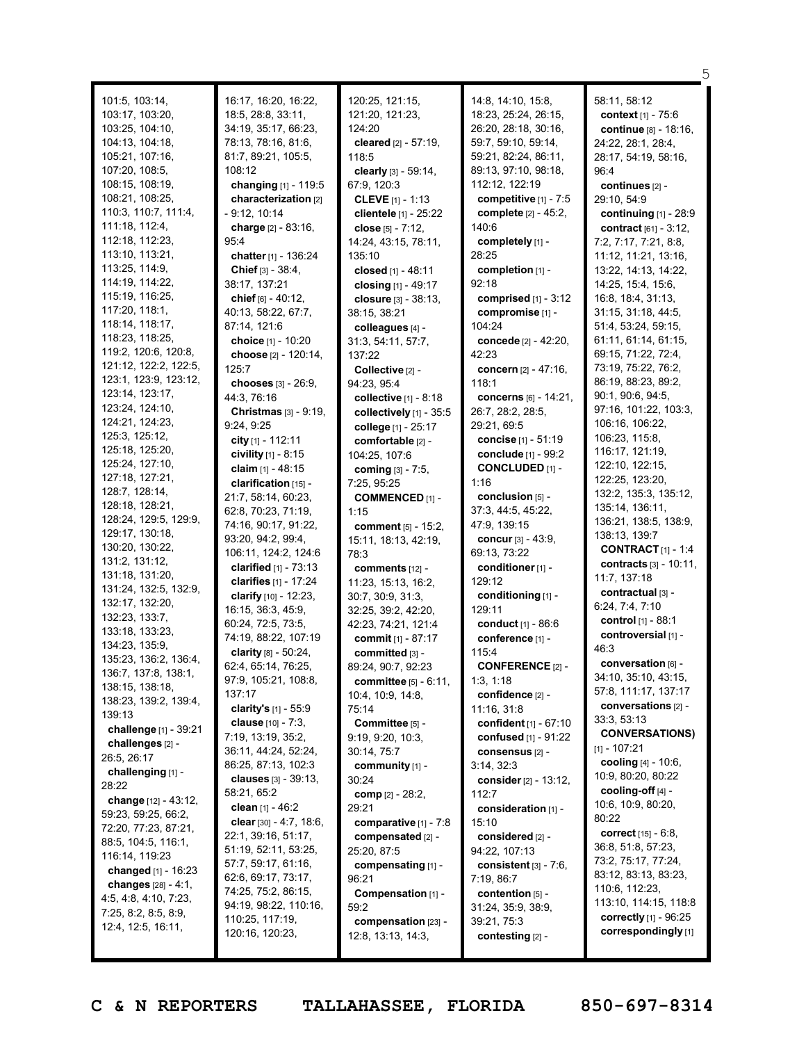101:5, 103:14, 103:17, 103:20, 103:25, 104:10, 104:13, 104:18, 105:21, 107:16, 107:20, 108:5, 108:15, 108:19, 108:21, 108:25, 110:3, 110:7, 111:4, 111:18, 112:4, 112:18, 112:23, 113:10, 113:21, 113:25, 114:9, 114:19, 114:22, 115:19, 116:25, 117:20, 118:1, 118:14, 118:17, 118:23, 118:25, 119:2, 120:6, 120:8, 121:12, 122:2, 122:5, 123:1, 123:9, 123:12, 123:14, 123:17, 123:24, 124:10, 124:21, 124:23, 125:3, 125:12, 125:18, 125:20, 125:24, 127:10, 127:18, 127:21, 128:7, 128:14, 128:18, 128:21, 128:24, 129:5, 129:9, 129:17, 130:18, 130:20, 130:22, 131:2, 131:12, 131:18, 131:20, 131:24, 132:5, 132:9, 132:17, 132:20, 132:23, 133:7, 133:18, 133:23, 134:23, 135:9, 135:23, 136:2, 136:4, 136:7, 137:8, 138:1, 138:15, 138:18, 138:23, 139:2, 139:4, 139:13

**challenge** [1] - 39:21
**challenges** [2] - 26:5, 26:17
**challenging** [1] - 28:22
**change** [12] - 43:12, 59:23, 59:25, 66:2, 72:20, 77:23, 87:21, 88:5, 104:5, 116:1, 116:14, 119:23
**changed** [1] - 16:23
**changes** [28] - 4:1, 4:5, 4:8, 4:10, 7:23, 7:25, 8:2, 8:5, 8:9, 12:4, 12:5, 16:11, 16:17, 16:20, 16:22, 18:5, 28:8, 33:11, 34:19, 35:17, 66:23, 78:13, 78:16, 81:6, 81:7, 89:21, 105:5, 108:12
**changing** [1] - 119:5
**characterization** [2] - 9:12, 10:14
**charge** [2] - 83:16, 95:4
**chatter** [1] - 136:24
**Chief** [3] - 38:4, 38:17, 137:21
**chief** [6] - 40:12, 40:13, 58:22, 67:7, 87:14, 121:6
**choice** [1] - 10:20
**choose** [2] - 120:14, 125:7
**chooses** [3] - 26:9, 44:3, 76:16
**Christmas** [3] - 9:19, 9:24, 9:25
**city** [1] - 112:11
**civility** [1] - 8:15
**claim** [1] - 48:15
**clarification** [15] - 21:7, 58:14, 60:23, 62:8, 70:23, 71:19, 74:16, 90:17, 91:22, 93:20, 94:2, 99:4, 106:11, 124:2, 124:6
**clarified** [1] - 73:13
**clarifies** [1] - 17:24
**clarify** [10] - 12:23, 16:15, 36:3, 45:9, 60:24, 72:5, 73:5, 74:19, 88:22, 107:19
**clarity** [8] - 50:24, 62:4, 65:14, 76:25, 97:9, 105:21, 108:8, 137:17
**clarity's** [1] - 55:9
**clause** [10] - 7:3, 7:19, 13:19, 35:2, 36:11, 44:24, 52:24, 86:25, 87:13, 102:3
**clauses** [3] - 39:13, 58:21, 65:2
**clean** [1] - 46:2
**clear** [30] - 4:7, 18:6, 22:1, 39:16, 51:17, 51:19, 52:11, 53:25, 57:7, 59:17, 61:16, 62:6, 69:17, 73:17, 74:25, 75:2, 86:15, 94:19, 98:22, 110:16, 110:25, 117:19, 120:16, 120:23, 120:25, 121:15, 121:20, 121:23, 124:20
**cleared** [2] - 57:19, 118:5
**clearly** [3] - 59:14, 67:9, 120:3
**CLEVE** [1] - 1:13
**clientele** [1] - 25:22
**close** [5] - 7:12, 14:24, 43:15, 78:11, 135:10
**closed** [1] - 48:11
**closing** [1] - 49:17
**closure** [3] - 38:13, 38:15, 38:21
**colleagues** [4] - 31:3, 54:11, 57:7, 137:22
**Collective** [2] - 94:23, 95:4
**collective** [1] - 8:18
**collectively** [1] - 35:5
**college** [1] - 25:17
**comfortable** [2] - 104:25, 107:6
**coming** [3] - 7:5, 7:25, 95:25
**COMMENCED** [1] - 1:15
**comment** [5] - 15:2, 15:11, 18:13, 42:19, 78:3
**comments** [12] - 11:23, 15:13, 16:2, 30:7, 30:9, 31:3, 32:25, 39:2, 42:20, 42:23, 74:21, 121:4
**commit** [1] - 87:17
**committed** [3] - 89:24, 90:7, 92:23
**committee** [5] - 6:11, 10:4, 10:9, 14:8, 75:14
**Committee** [5] - 9:19, 9:20, 10:3, 30:14, 75:7
**community** [1] - 30:24
**comp** [2] - 28:2, 29:21
**comparative** [1] - 7:8
**compensated** [2] - 25:20, 87:5
**compensating** [1] - 96:21
**Compensation** [1] - 59:2
**compensation** [23] - 12:8, 13:13, 14:3, 14:8, 14:10, 15:8, 18:23, 25:24, 26:15, 26:20, 28:18, 30:16, 59:7, 59:10, 59:14, 59:21, 82:24, 86:11, 89:13, 97:10, 98:18, 112:12, 122:19
**competitive** [1] - 7:5
**complete** [2] - 45:2, 140:6
**completely** [1] - 28:25
**completion** [1] - 92:18
**comprised** [1] - 3:12
**compromise** [1] - 104:24
**concede** [2] - 42:20, 42:23
**concern** [2] - 47:16, 118:1
**concerns** [6] - 14:21, 26:7, 28:2, 28:5, 29:21, 69:5
**concise** [1] - 51:19
**conclude** [1] - 99:2
**CONCLUDED** [1] - 1:16
**conclusion** [5] - 37:3, 44:5, 45:22, 47:9, 139:15
**concur** [3] - 43:9, 69:13, 73:22
**conditioner** [1] - 129:12
**conditioning** [1] - 129:11
**conduct** [1] - 86:6
**conference** [1] - 115:4
**CONFERENCE** [2] - 1:3, 1:18
**confidence** [2] - 11:16, 31:8
**confident** [1] - 67:10
**confused** [1] - 91:22
**consensus** [2] - 3:14, 32:3
**consider** [2] - 13:12, 112:7
**consideration** [1] - 15:10
**considered** [2] - 94:22, 107:13
**consistent** [3] - 7:6, 7:19, 86:7
**contention** [5] - 31:24, 35:9, 38:9, 39:21, 75:3
**contesting** [2] - 58:11, 58:12
**context** [1] - 75:6
**continue** [8] - 18:16, 24:22, 28:1, 28:4, 28:17, 54:19, 58:16, 96:4
**continues** [2] - 29:10, 54:9
**continuing** [1] - 28:9
**contract** [61] - 3:12, 7:2, 7:17, 7:21, 8:8, 11:12, 11:21, 13:16, 13:22, 14:13, 14:22, 14:25, 15:4, 15:6, 16:8, 18:4, 31:13, 31:15, 31:18, 44:5, 51:4, 53:24, 59:15, 61:11, 61:14, 61:15, 69:15, 71:22, 72:4, 73:19, 75:22, 76:2, 86:19, 88:23, 89:2, 90:1, 90:6, 94:5, 97:16, 101:22, 103:3, 106:16, 106:22, 106:23, 115:8, 116:17, 121:19, 122:10, 122:15, 122:25, 123:20, 132:2, 135:3, 135:12, 135:14, 136:11, 136:21, 138:5, 138:9, 138:13, 139:7
**CONTRACT** [1] - 1:4
**contracts** [3] - 10:11, 11:7, 137:18
**contractual** [3] - 6:24, 7:4, 7:10
**control** [1] - 88:1
**controversial** [1] - 46:3
**conversation** [6] - 34:10, 35:10, 43:15, 57:8, 111:17, 137:17
**conversations** [2] - 33:3, 53:13
**CONVERSATIONS)** [1] - 107:21
**cooling** [4] - 10:6, 10:9, 80:20, 80:22
**cooling-off** [4] - 10:6, 10:9, 80:20, 80:22
**correct** [15] - 6:8, 36:8, 51:8, 57:23, 73:2, 75:17, 77:24, 83:12, 83:13, 83:23, 110:6, 112:23, 113:10, 114:15, 118:8
**correctly** [1] - 96:25
**correspondingly** [1]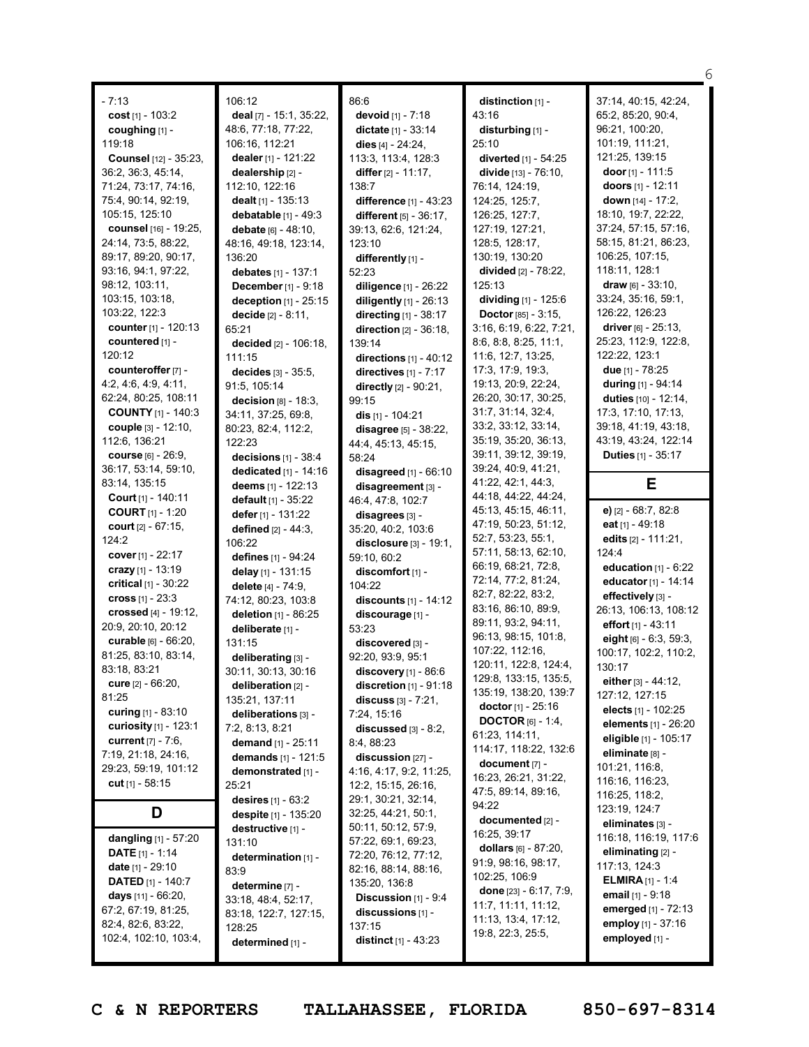- 7:13
**cost** [1] - 103:2
**coughing** [1] - 119:18
**Counsel** [12] - 35:23, 36:2, 36:3, 45:14, 71:24, 73:17, 74:16, 75:4, 90:14, 92:19, 105:15, 125:10
**counsel** [16] - 19:25, 24:14, 73:5, 88:22, 89:17, 89:20, 90:17, 93:16, 94:1, 97:22, 98:12, 103:11, 103:15, 103:18, 103:22, 122:3
**counter** [1] - 120:13
**countered** [1] - 120:12
**counteroffer** [7] - 4:2, 4:6, 4:9, 4:11, 62:24, 80:25, 108:11
**COUNTY** [1] - 140:3
**couple** [3] - 12:10, 112:6, 136:21
**course** [6] - 26:9, 36:17, 53:14, 59:10, 83:14, 135:15
**Court** [1] - 140:11
**COURT** [1] - 1:20
**court** [2] - 67:15, 124:2
**cover** [1] - 22:17
**crazy** [1] - 13:19
**critical** [1] - 30:22
**cross** [1] - 23:3
**crossed** [4] - 19:12, 20:9, 20:10, 20:12
**curable** [6] - 66:20, 81:25, 83:10, 83:14, 83:18, 83:21
**cure** [2] - 66:20, 81:25
**curing** [1] - 83:10
**curiosity** [1] - 123:1
**current** [7] - 7:6, 7:19, 21:18, 24:16, 29:23, 59:19, 101:12
**cut** [1] - 58:15

## D

**dangling** [1] - 57:20
**DATE** [1] - 1:14
**date** [1] - 29:10
**DATED** [1] - 140:7
**days** [11] - 66:20, 67:2, 67:19, 81:25, 82:4, 82:6, 83:22, 102:4, 102:10, 103:4, 106:12
**deal** [7] - 15:1, 35:22, 48:6, 77:18, 77:22, 106:16, 112:21
**dealer** [1] - 121:22
**dealership** [2] - 112:10, 122:16
**dealt** [1] - 135:13
**debatable** [1] - 49:3
**debate** [6] - 48:10, 48:16, 49:18, 123:14, 136:20
**debates** [1] - 137:1
**December** [1] - 9:18
**deception** [1] - 25:15
**decide** [2] - 8:11, 65:21
**decided** [2] - 106:18, 111:15
**decides** [3] - 35:5, 91:5, 105:14
**decision** [8] - 18:3, 34:11, 37:25, 69:8, 80:23, 82:4, 112:2, 122:23
**decisions** [1] - 38:4
**dedicated** [1] - 14:16
**deems** [1] - 122:13
**default** [1] - 35:22
**defer** [1] - 131:22
**defined** [2] - 44:3, 106:22
**defines** [1] - 94:24
**delay** [1] - 131:15
**delete** [4] - 74:9, 74:12, 80:23, 103:8
**deletion** [1] - 86:25
**deliberate** [1] - 131:15
**deliberating** [3] - 30:11, 30:13, 30:16
**deliberation** [2] - 135:21, 137:11
**deliberations** [3] - 7:2, 8:13, 8:21
**demand** [1] - 25:11
**demands** [1] - 121:5
**demonstrated** [1] - 25:21
**desires** [1] - 63:2
**despite** [1] - 135:20
**destructive** [1] - 131:10
**determination** [1] - 83:9
**determine** [7] - 33:18, 48:4, 52:17, 83:18, 122:7, 127:15, 128:25
**determined** [1] - 86:6
**devoid** [1] - 7:18
**dictate** [1] - 33:14
**dies** [4] - 24:24, 113:3, 113:4, 128:3
**differ** [2] - 11:17, 138:7
**difference** [1] - 43:23
**different** [5] - 36:17, 39:13, 62:6, 121:24, 123:10
**differently** [1] - 52:23
**diligence** [1] - 26:22
**diligently** [1] - 26:13
**directing** [1] - 38:17
**direction** [2] - 36:18, 139:14
**directions** [1] - 40:12
**directives** [1] - 7:17
**directly** [2] - 90:21, 99:15
**dis** [1] - 104:21
**disagree** [5] - 38:22, 44:4, 45:13, 45:15, 58:24
**disagreed** [1] - 66:10
**disagreement** [3] - 46:4, 47:8, 102:7
**disagrees** [3] - 35:20, 40:2, 103:6
**disclosure** [3] - 19:1, 59:10, 60:2
**discomfort** [1] - 104:22
**discounts** [1] - 14:12
**discourage** [1] - 53:23
**discovered** [3] - 92:20, 93:9, 95:1
**discovery** [1] - 86:6
**discretion** [1] - 91:18
**discuss** [3] - 7:21, 7:24, 15:16
**discussed** [3] - 8:2, 8:4, 88:23
**discussion** [27] - 4:16, 4:17, 9:2, 11:25, 12:2, 15:15, 26:16, 29:1, 30:21, 32:14, 32:25, 44:21, 50:1, 50:11, 50:12, 57:9, 57:22, 69:1, 69:23, 72:20, 76:12, 77:12, 82:16, 88:14, 88:16, 135:20, 136:8
**Discussion** [1] - 9:4
**discussions** [1] - 137:15
**distinct** [1] - 43:23
**distinction** [1] - 43:16
**disturbing** [1] - 25:10
**diverted** [1] - 54:25
**divide** [13] - 76:10, 76:14, 124:19, 124:25, 125:7, 126:25, 127:7, 127:19, 127:21, 128:5, 128:17, 130:19, 130:20
**divided** [2] - 78:22, 125:13
**dividing** [1] - 125:6
**Doctor** [85] - 3:15, 3:16, 6:19, 6:22, 7:21, 8:6, 8:8, 8:25, 11:1, 11:6, 12:7, 13:25, 17:3, 17:9, 19:3, 19:13, 20:9, 22:24, 26:20, 30:17, 30:25, 31:7, 31:14, 32:4, 33:2, 33:12, 33:14, 35:19, 35:20, 36:13, 39:11, 39:12, 39:19, 39:24, 40:9, 41:21, 41:22, 42:1, 44:3, 44:18, 44:22, 44:24, 45:13, 45:15, 46:11, 47:19, 50:23, 51:12, 52:7, 53:23, 55:1, 57:11, 58:13, 62:10, 66:19, 68:21, 72:8, 72:14, 77:2, 81:24, 82:7, 82:22, 83:2, 83:16, 86:10, 89:9, 89:11, 93:2, 94:11, 96:13, 98:15, 101:8, 107:22, 112:16, 120:11, 122:8, 124:4, 129:8, 133:15, 135:5, 135:19, 138:20, 139:7
**doctor** [1] - 25:16
**DOCTOR** [6] - 1:4, 61:23, 114:11, 114:17, 118:22, 132:6
**document** [7] - 16:23, 26:21, 31:22, 47:5, 89:14, 89:16, 94:22
**documented** [2] - 16:25, 39:17
**dollars** [6] - 87:20, 91:9, 98:16, 98:17, 102:25, 106:9
**done** [23] - 6:17, 7:9, 11:7, 11:11, 11:12, 11:13, 13:4, 17:12, 19:8, 22:3, 25:5, 37:14, 40:15, 42:24, 65:2, 85:20, 90:4, 96:21, 100:20, 101:19, 111:21, 121:25, 139:15
**door** [1] - 111:5
**doors** [1] - 12:11
**down** [14] - 17:2, 18:10, 19:7, 22:22, 37:24, 57:15, 57:16, 58:15, 81:21, 86:23, 106:25, 107:15, 118:11, 128:1
**draw** [6] - 33:10, 33:24, 35:16, 59:1, 126:22, 126:23
**driver** [6] - 25:13, 25:23, 112:9, 122:8, 122:22, 123:1
**due** [1] - 78:25
**during** [1] - 94:14
**duties** [10] - 12:14, 17:3, 17:10, 17:13, 39:18, 41:19, 43:18, 43:19, 43:24, 122:14
**Duties** [1] - 35:17

## E

**e)** [2] - 68:7, 82:8
**eat** [1] - 49:18
**edits** [2] - 111:21, 124:4
**education** [1] - 6:22
**educator** [1] - 14:14
**effectively** [3] - 26:13, 106:13, 108:12
**effort** [1] - 43:11
**eight** [6] - 6:3, 59:3, 100:17, 102:2, 110:2, 130:17
**either** [3] - 44:12, 127:12, 127:15
**elects** [1] - 102:25
**elements** [1] - 26:20
**eligible** [1] - 105:17
**eliminate** [8] - 101:21, 116:8, 116:16, 116:23, 116:25, 118:2, 123:19, 124:7
**eliminates** [3] - 116:18, 116:19, 117:6
**eliminating** [2] - 117:13, 124:3
**ELMIRA** [1] - 1:4
**email** [1] - 9:18
**emerged** [1] - 72:13
**employ** [1] - 37:16
**employed** [1] -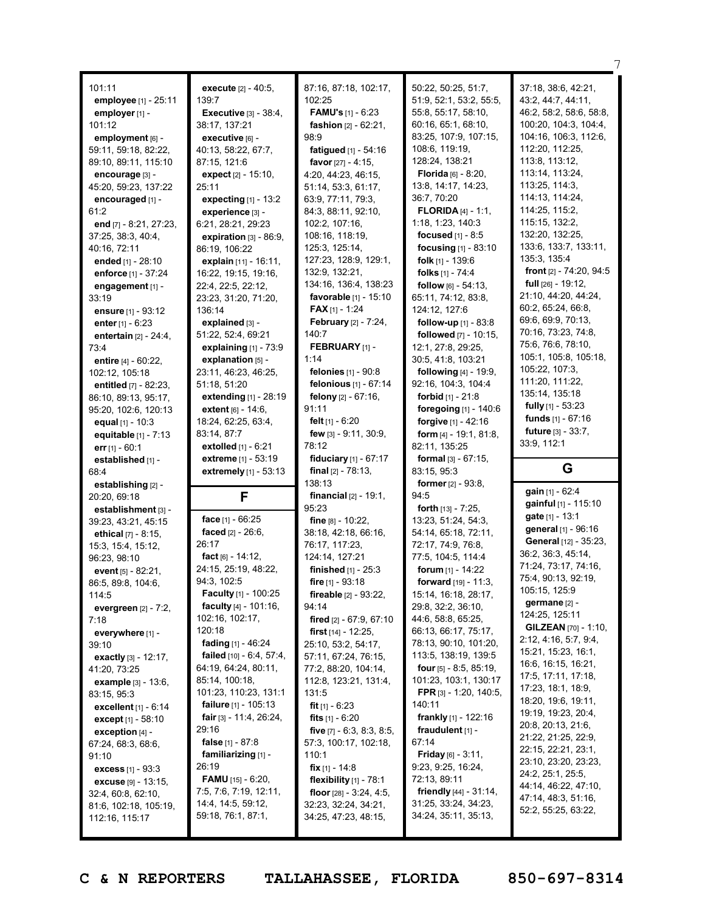101:11
**employee** [1] - 25:11
**employer** [1] - 101:12
**employment** [6] - 59:11, 59:18, 82:22, 89:10, 89:11, 115:10
**encourage** [3] - 45:20, 59:23, 137:22
**encouraged** [1] - 61:2
**end** [7] - 8:21, 27:23, 37:25, 38:3, 40:4, 40:16, 72:11
**ended** [1] - 28:10
**enforce** [1] - 37:24
**engagement** [1] - 33:19
**ensure** [1] - 93:12
**enter** [1] - 6:23
**entertain** [2] - 24:4, 73:4
**entire** [4] - 60:22, 102:12, 105:18
**entitled** [7] - 82:23, 86:10, 89:13, 95:17, 95:20, 102:6, 120:13
**equal** [1] - 10:3
**equitable** [1] - 7:13
**err** [1] - 60:1
**established** [1] - 68:4
**establishing** [2] - 20:20, 69:18
**establishment** [3] - 39:23, 43:21, 45:15
**ethical** [7] - 8:15, 15:3, 15:4, 15:12, 96:23, 98:10
**event** [5] - 82:21, 86:5, 89:8, 104:6, 114:5
**evergreen** [2] - 7:2, 7:18
**everywhere** [1] - 39:10
**exactly** [3] - 12:17, 41:20, 73:25
**example** [3] - 13:6, 83:15, 95:3
**excellent** [1] - 6:14
**except** [1] - 58:10
**exception** [4] - 67:24, 68:3, 68:6, 91:10
**excess** [1] - 93:3
**excuse** [9] - 13:15, 32:4, 60:8, 62:10, 81:6, 102:18, 105:19, 112:16, 115:17
**execute** [2] - 40:5, 139:7
**Executive** [3] - 38:4, 38:17, 137:21
**executive** [6] - 40:13, 58:22, 67:7, 87:15, 121:6
**expect** [2] - 15:10, 25:11
**expecting** [1] - 13:2
**experience** [3] - 6:21, 28:21, 29:23
**expiration** [3] - 86:9, 86:19, 106:22
**explain** [11] - 16:11, 16:22, 19:15, 19:16, 22:4, 22:5, 22:12, 23:23, 31:20, 71:20, 136:14
**explained** [3] - 51:22, 52:4, 69:21
**explaining** [1] - 73:9
**explanation** [5] - 23:11, 46:23, 46:25, 51:18, 51:20
**extending** [1] - 28:19
**extent** [6] - 14:6, 18:24, 62:25, 63:4, 83:14, 87:7
**extolled** [1] - 6:21
**extreme** [1] - 53:19
**extremely** [1] - 53:13

## F

**face** [1] - 66:25
**faced** [2] - 26:6, 26:17
**fact** [6] - 14:12, 24:15, 25:19, 48:22, 94:3, 102:5
**Faculty** [1] - 100:25
**faculty** [4] - 101:16, 102:16, 102:17, 120:18
**fading** [1] - 46:24
**failed** [10] - 6:4, 57:4, 64:19, 64:24, 80:11, 85:14, 100:18, 101:23, 110:23, 131:1
**failure** [1] - 105:13
**fair** [3] - 11:4, 26:24, 29:16
**false** [1] - 87:8
**familiarizing** [1] - 26:19
**FAMU** [15] - 6:20, 7:5, 7:6, 7:19, 12:11, 14:4, 14:5, 59:12, 59:18, 76:1, 87:1, 87:16, 87:18, 102:17, 102:25
**FAMU's** [1] - 6:23
**fashion** [2] - 62:21, 98:9
**fatigued** [1] - 54:16
**favor** [27] - 4:15, 4:20, 44:23, 46:15, 51:14, 53:3, 61:17, 63:9, 77:11, 79:3, 84:3, 88:11, 92:10, 102:2, 107:16, 108:16, 118:19, 125:3, 125:14, 127:23, 128:9, 129:1, 132:9, 132:21, 134:16, 136:4, 138:23
**favorable** [1] - 15:10
**FAX** [1] - 1:24
**February** [2] - 7:24, 140:7
**FEBRUARY** [1] - 1:14
**felonies** [1] - 90:8
**felonious** [1] - 67:14
**felony** [2] - 67:16, 91:11
**felt** [1] - 6:20
**few** [3] - 9:11, 30:9, 78:12
**fiduciary** [1] - 67:17
**final** [2] - 78:13, 138:13
**financial** [2] - 19:1, 95:23
**fine** [8] - 10:22, 38:18, 42:18, 66:16, 76:17, 117:23, 124:14, 127:21
**finished** [1] - 25:3
**fire** [1] - 93:18
**fireable** [2] - 93:22, 94:14
**fired** [2] - 67:9, 67:10
**first** [14] - 12:25, 25:10, 53:2, 54:17, 57:11, 67:24, 76:15, 77:2, 88:20, 104:14, 112:8, 123:21, 131:4, 131:5
**fit** [1] - 6:23
**fits** [1] - 6:20
**five** [7] - 6:3, 8:3, 8:5, 57:3, 100:17, 102:18, 110:1
**fix** [1] - 14:8
**flexibility** [1] - 78:1
**floor** [28] - 3:24, 4:5, 32:23, 32:24, 34:21, 34:25, 47:23, 48:15, 50:22, 50:25, 51:7, 51:9, 52:1, 53:2, 55:5, 55:8, 55:17, 58:10, 60:16, 65:1, 68:10, 83:25, 107:9, 107:15, 108:6, 119:19, 128:24, 138:21
**Florida** [6] - 8:20, 13:8, 14:17, 14:23, 36:7, 70:20
**FLORIDA** [4] - 1:1, 1:18, 1:23, 140:3
**focused** [1] - 8:5
**focusing** [1] - 83:10
**folk** [1] - 139:6
**folks** [1] - 74:4
**follow** [6] - 54:13, 65:11, 74:12, 83:8, 124:12, 127:6
**follow-up** [1] - 83:8
**followed** [7] - 10:15, 12:1, 27:8, 29:25, 30:5, 41:8, 103:21
**following** [4] - 19:9, 92:16, 104:3, 104:4
**forbid** [1] - 21:8
**foregoing** [1] - 140:6
**forgive** [1] - 42:16
**form** [4] - 19:1, 81:8, 82:11, 135:25
**formal** [3] - 67:15, 83:15, 95:3
**former** [2] - 93:8, 94:5
**forth** [13] - 7:25, 13:23, 51:24, 54:3, 54:14, 65:18, 72:11, 72:17, 74:9, 76:8, 77:5, 104:5, 114:4
**forum** [1] - 14:22
**forward** [19] - 11:3, 15:14, 16:18, 28:17, 29:8, 32:2, 36:10, 44:6, 58:8, 65:25, 66:13, 66:17, 75:17, 78:13, 90:10, 101:20, 113:5, 138:19, 139:5
**four** [5] - 8:5, 85:19, 101:23, 103:1, 130:17
**FPR** [3] - 1:20, 140:5, 140:11
**frankly** [1] - 122:16
**fraudulent** [1] - 67:14
**Friday** [6] - 3:11, 9:23, 9:25, 16:24, 72:13, 89:11
**friendly** [44] - 31:14, 31:25, 33:24, 34:23, 34:24, 35:11, 35:13, 37:18, 38:6, 42:21, 43:2, 44:7, 44:11, 46:2, 58:2, 58:6, 58:8, 100:20, 104:3, 104:4, 104:16, 106:3, 112:6, 112:20, 112:25, 113:8, 113:12, 113:14, 113:24, 113:25, 114:3, 114:13, 114:24, 114:25, 115:2, 115:15, 132:2, 132:20, 132:25, 133:6, 133:7, 133:11, 135:3, 135:4
**front** [2] - 74:20, 94:5
**full** [26] - 19:12, 21:10, 44:20, 44:24, 60:2, 65:24, 66:8, 69:6, 69:9, 70:13, 70:16, 73:23, 74:8, 75:6, 76:6, 78:10, 105:1, 105:8, 105:18, 105:22, 107:3, 111:20, 111:22, 135:14, 135:18
**fully** [1] - 53:23
**funds** [1] - 67:16
**future** [3] - 33:7, 33:9, 112:1

## G

**gain** [1] - 62:4
**gainful** [1] - 115:10
**gate** [1] - 13:1
**general** [1] - 96:16
**General** [12] - 35:23, 36:2, 36:3, 45:14, 71:24, 73:17, 74:16, 75:4, 90:13, 92:19, 105:15, 125:9
**germane** [2] - 124:25, 125:11
**GILZEAN** [70] - 1:10, 2:12, 4:16, 5:7, 9:4, 15:21, 15:23, 16:1, 16:6, 16:15, 16:21, 17:5, 17:11, 17:18, 17:23, 18:1, 18:9, 18:20, 19:6, 19:11, 19:19, 19:23, 20:4, 20:8, 20:13, 21:6, 21:22, 21:25, 22:9, 22:15, 22:21, 23:1, 23:10, 23:20, 23:23, 24:2, 25:1, 25:5, 44:14, 46:22, 47:10, 47:14, 48:3, 51:16, 52:2, 55:25, 63:22,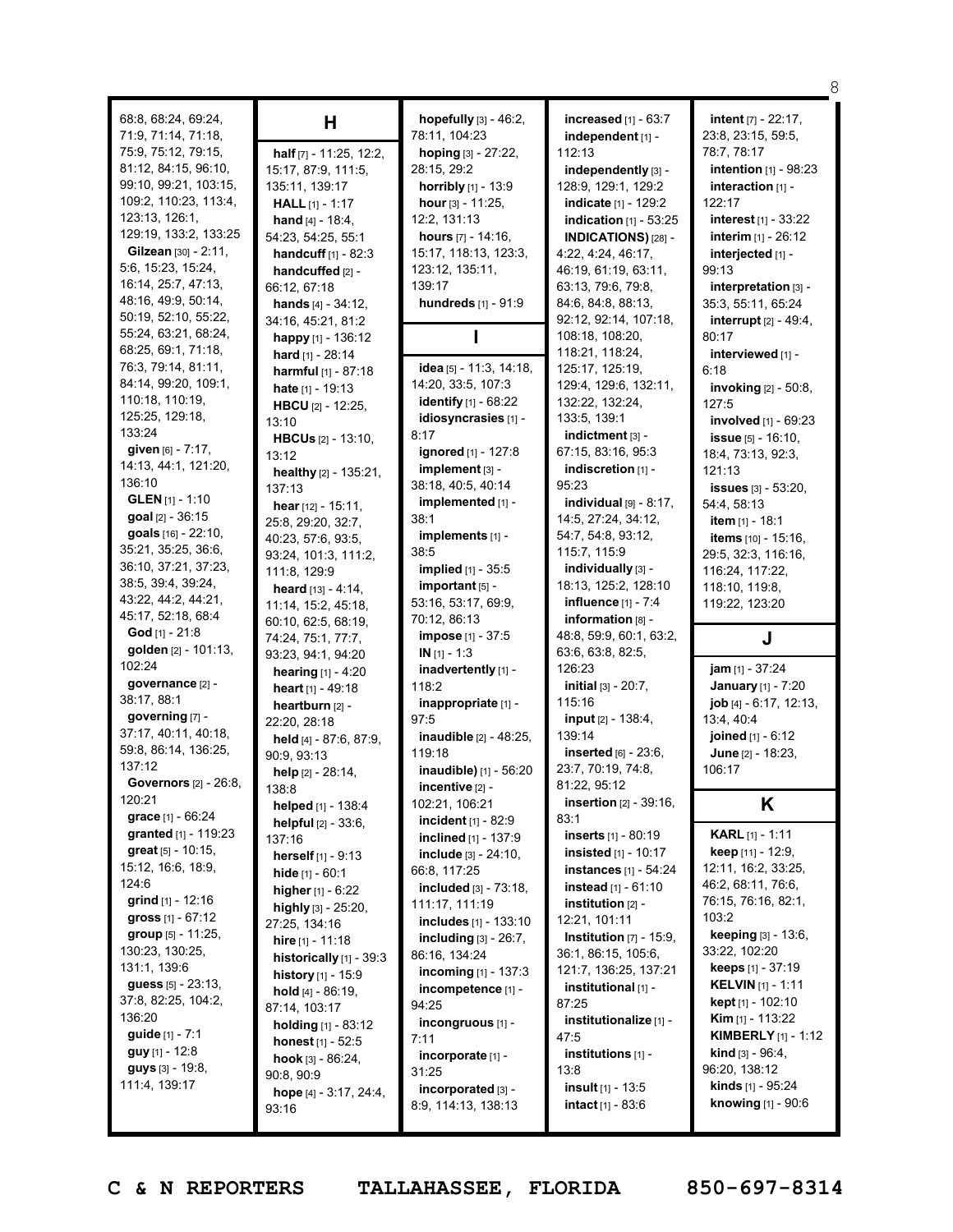68:8, 68:24, 69:24, 71:9, 71:14, 71:18, 75:9, 75:12, 79:15, 81:12, 84:15, 96:10, 99:10, 99:21, 103:15, 109:2, 110:23, 113:4, 123:13, 126:1, 129:19, 133:2, 133:25

**Gilzean** [30] - 2:11, 5:6, 15:23, 15:24, 16:14, 25:7, 47:13, 48:16, 49:9, 50:14, 50:19, 52:10, 55:22, 55:24, 63:21, 68:24, 68:25, 69:1, 71:18, 76:3, 79:14, 81:11, 84:14, 99:20, 109:1, 110:18, 110:19, 125:25, 129:18, 133:24

**given** [6] - 7:17, 14:13, 44:1, 121:20, 136:10

**GLEN** [1] - 1:10

**goal** [2] - 36:15

**goals** [16] - 22:10, 35:21, 35:25, 36:6, 36:10, 37:21, 37:23, 38:5, 39:4, 39:24, 43:22, 44:2, 44:21, 45:17, 52:18, 68:4

**God** [1] - 21:8

**golden** [2] - 101:13, 102:24

**governance** [2] - 38:17, 88:1

**governing** [7] - 37:17, 40:11, 40:18, 59:8, 86:14, 136:25, 137:12

**Governors** [2] - 26:8, 120:21

**grace** [1] - 66:24

**granted** [1] - 119:23

**great** [5] - 10:15, 15:12, 16:6, 18:9, 124:6

**grind** [1] - 12:16

**gross** [1] - 67:12

**group** [5] - 11:25, 130:23, 130:25, 131:1, 139:6

**guess** [5] - 23:13, 37:8, 82:25, 104:2, 136:20

**guide** [1] - 7:1

**guy** [1] - 12:8

**guys** [3] - 19:8, 111:4, 139:17

## H

**half** [7] - 11:25, 12:2, 15:17, 87:9, 111:5, 135:11, 139:17

**HALL** [1] - 1:17

**hand** [4] - 18:4, 54:23, 54:25, 55:1

**handcuff** [1] - 82:3

**handcuffed** [2] - 66:12, 67:18

**hands** [4] - 34:12, 34:16, 45:21, 81:2

**happy** [1] - 136:12

**hard** [1] - 28:14

**harmful** [1] - 87:18

**hate** [1] - 19:13

**HBCU** [2] - 12:25, 13:10

**HBCUs** [2] - 13:10, 13:12

**healthy** [2] - 135:21, 137:13

**hear** [12] - 15:11, 25:8, 29:20, 32:7, 40:23, 57:6, 93:5, 93:24, 101:3, 111:2, 111:8, 129:9

**heard** [13] - 4:14, 11:14, 15:2, 45:18, 60:10, 62:5, 68:19, 74:24, 75:1, 77:7, 93:23, 94:1, 94:20

**hearing** [1] - 4:20

**heart** [1] - 49:18

**heartburn** [2] - 22:20, 28:18

**held** [4] - 87:6, 87:9, 90:9, 93:13

**help** [2] - 28:14, 138:8

**helped** [1] - 138:4

**helpful** [2] - 33:6, 137:16

**herself** [1] - 9:13

**hide** [1] - 60:1

**higher** [1] - 6:22

**highly** [3] - 25:20, 27:25, 134:16

**hire** [1] - 11:18

**historically** [1] - 39:3

**history** [1] - 15:9

**hold** [4] - 86:19, 87:14, 103:17

**holding** [1] - 83:12

**honest** [1] - 52:5

**hook** [3] - 86:24, 90:8, 90:9

**hope** [4] - 3:17, 24:4, 93:16

**hopefully** [3] - 46:2, 78:11, 104:23

**hoping** [3] - 27:22, 28:15, 29:2

**horribly** [1] - 13:9

**hour** [3] - 11:25, 12:2, 131:13

**hours** [7] - 14:16, 15:17, 118:13, 123:3, 123:12, 135:11, 139:17

**hundreds** [1] - 91:9

## I

**idea** [5] - 11:3, 14:18, 14:20, 33:5, 107:3

**identify** [1] - 68:22

**idiosyncrasies** [1] - 8:17

**ignored** [1] - 127:8

**implement** [3] - 38:18, 40:5, 40:14

**implemented** [1] - 38:1

**implements** [1] - 38:5

**implied** [1] - 35:5

**important** [5] - 53:16, 53:17, 69:9, 70:12, 86:13

**impose** [1] - 37:5

**IN** [1] - 1:3

**inadvertently** [1] - 118:2

**inappropriate** [1] - 97:5

**inaudible** [2] - 48:25, 119:18

**inaudible)** [1] - 56:20

**incentive** [2] - 102:21, 106:21

**incident** [1] - 82:9

**inclined** [1] - 137:9

**include** [3] - 24:10, 66:8, 117:25

**included** [3] - 73:18, 111:17, 111:19

**includes** [1] - 133:10

**including** [3] - 26:7, 86:16, 134:24

**incoming** [1] - 137:3

**incompetence** [1] - 94:25

**incongruous** [1] - 7:11

**incorporate** [1] - 31:25

**incorporated** [3] - 8:9, 114:13, 138:13

**increased** [1] - 63:7

**independent** [1] - 112:13

**independently** [3] - 128:9, 129:1, 129:2

**indicate** [1] - 129:2

**indication** [1] - 53:25

**INDICATIONS)** [28] - 4:22, 4:24, 46:17, 46:19, 61:19, 63:11, 63:13, 79:6, 79:8, 84:6, 84:8, 88:13, 92:12, 92:14, 107:18, 108:18, 108:20, 118:21, 118:24, 125:17, 125:19, 129:4, 129:6, 132:11, 132:22, 132:24, 133:5, 139:1

**indictment** [3] - 67:15, 83:16, 95:3

**indiscretion** [1] - 95:23

**individual** [9] - 8:17, 14:5, 27:24, 34:12, 54:7, 54:8, 93:12, 115:7, 115:9

**individually** [3] - 18:13, 125:2, 128:10

**influence** [1] - 7:4

**information** [8] - 48:8, 59:9, 60:1, 63:2, 63:6, 63:8, 82:5, 126:23

**initial** [3] - 20:7, 115:16

**input** [2] - 138:4, 139:14

**inserted** [6] - 23:6, 23:7, 70:19, 74:8, 81:22, 95:12

**insertion** [2] - 39:16, 83:1

**inserts** [1] - 80:19

**insisted** [1] - 10:17

**instances** [1] - 54:24

**instead** [1] - 61:10

**institution** [2] - 12:21, 101:11

**Institution** [7] - 15:9, 36:1, 86:15, 105:6, 121:7, 136:25, 137:21

**institutional** [1] - 87:25

**institutionalize** [1] - 47:5

**institutions** [1] - 13:8

**insult** [1] - 13:5

**intact** [1] - 83:6

**intent** [7] - 22:17, 23:8, 23:15, 59:5, 78:7, 78:17

**intention** [1] - 98:23

**interaction** [1] - 122:17

**interest** [1] - 33:22

**interim** [1] - 26:12

**interjected** [1] - 99:13

**interpretation** [3] - 35:3, 55:11, 65:24

**interrupt** [2] - 49:4, 80:17

**interviewed** [1] - 6:18

**invoking** [2] - 50:8, 127:5

**involved** [1] - 69:23

**issue** [5] - 16:10, 18:4, 73:13, 92:3, 121:13

**issues** [3] - 53:20, 54:4, 58:13

**item** [1] - 18:1

**items** [10] - 15:16, 29:5, 32:3, 116:16, 116:24, 117:22, 118:10, 119:8, 119:22, 123:20

## J

**jam** [1] - 37:24

**January** [1] - 7:20

**job** [4] - 6:17, 12:13, 13:4, 40:4

**joined** [1] - 6:12

**June** [2] - 18:23, 106:17

## K

**KARL** [1] - 1:11

**keep** [11] - 12:9, 12:11, 16:2, 33:25, 46:2, 68:11, 76:6, 76:15, 76:16, 82:1, 103:2

**keeping** [3] - 13:6, 33:22, 102:20

**keeps** [1] - 37:19

**KELVIN** [1] - 1:11

**kept** [1] - 102:10

**Kim** [1] - 113:22

**KIMBERLY** [1] - 1:12

**kind** [3] - 96:4, 96:20, 138:12

**kinds** [1] - 95:24

**knowing** [1] - 90:6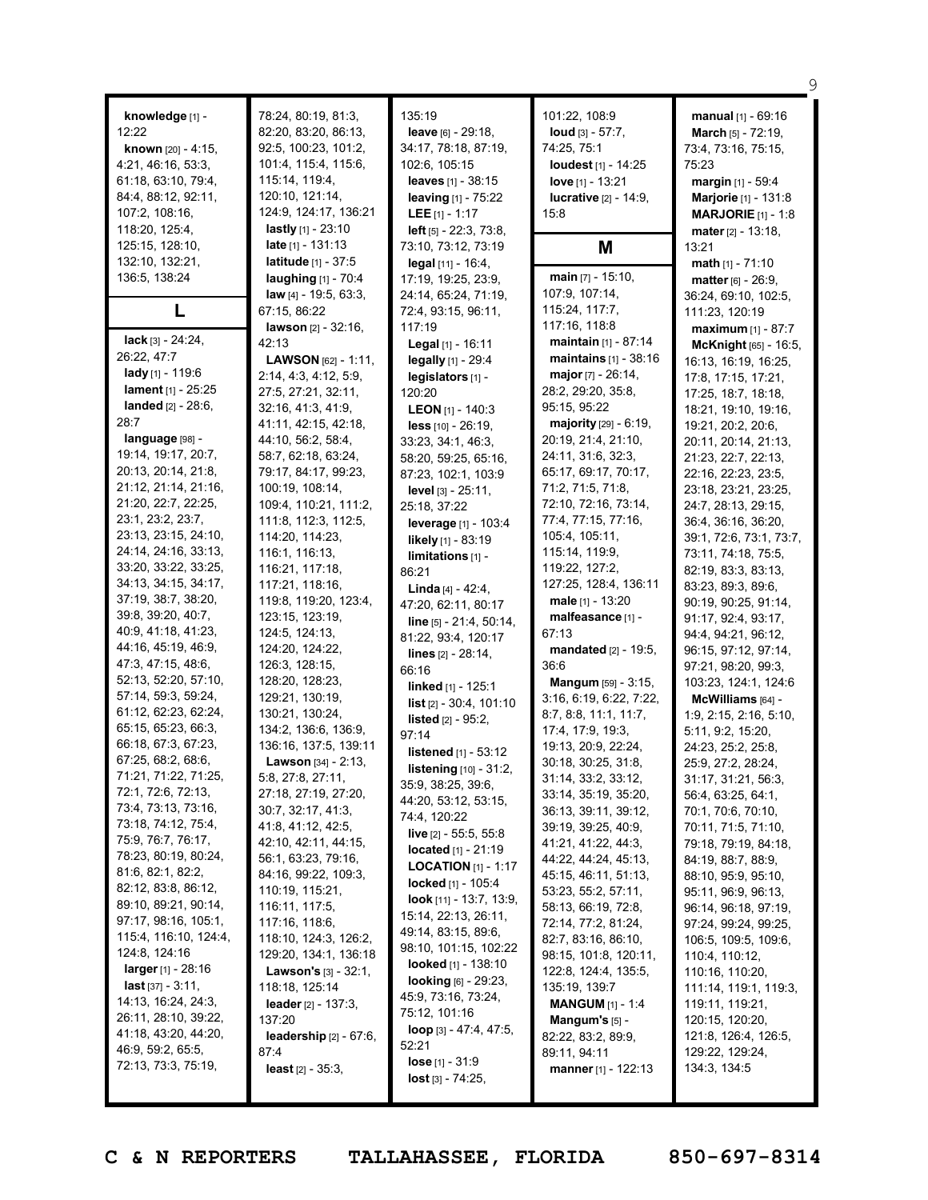**knowledge** [1] - 12:22
**known** [20] - 4:15, 4:21, 46:16, 53:3, 61:18, 63:10, 79:4, 84:4, 88:12, 92:11, 107:2, 108:16, 118:20, 125:4, 125:15, 128:10, 132:10, 132:21, 136:5, 138:24

## L

**lack** [3] - 24:24, 26:22, 47:7
**lady** [1] - 119:6
**lament** [1] - 25:25
**landed** [2] - 28:6, 28:7
**language** [98] - 19:14, 19:17, 20:7, 20:13, 20:14, 21:8, 21:12, 21:14, 21:16, 21:20, 22:7, 22:25, 23:1, 23:2, 23:7, 23:13, 23:15, 24:10, 24:14, 24:16, 33:13, 33:20, 33:22, 33:25, 34:13, 34:15, 34:17, 37:19, 38:7, 38:20, 39:8, 39:20, 40:7, 40:9, 41:18, 41:23, 44:16, 45:19, 46:9, 47:3, 47:15, 48:6, 52:13, 52:20, 57:10, 57:14, 59:3, 59:24, 61:12, 62:23, 62:24, 65:15, 65:23, 66:3, 66:18, 67:3, 67:23, 67:25, 68:2, 68:6, 71:21, 71:22, 71:25, 72:1, 72:6, 72:13, 73:4, 73:13, 73:16, 73:18, 74:12, 75:4, 75:9, 76:7, 76:17, 78:23, 80:19, 80:24, 81:6, 82:1, 82:2, 82:12, 83:8, 86:12, 89:10, 89:21, 90:14, 97:17, 98:16, 105:1, 115:4, 116:10, 124:4, 124:8, 124:16
**larger** [1] - 28:16
**last** [37] - 3:11, 14:13, 16:24, 24:3, 26:11, 28:10, 39:22, 41:18, 43:20, 44:20, 46:9, 59:2, 65:2, 72:13, 73:3, 75:19, 78:24, 80:19, 81:3, 82:20, 83:20, 86:13, 92:5, 100:23, 101:2, 101:4, 115:4, 115:6, 115:14, 119:4, 120:10, 121:14, 124:9, 124:17, 136:21
**lastly** [1] - 23:10
**late** [1] - 131:13
**latitude** [1] - 37:5
**laughing** [1] - 70:4
**law** [4] - 19:5, 63:3, 67:15, 86:22
**lawson** [2] - 32:16, 42:13
**LAWSON** [62] - 1:11, 2:14, 4:3, 4:12, 5:9, 27:5, 27:21, 32:11, 32:16, 41:3, 41:9, 41:11, 42:15, 42:18, 44:10, 56:2, 58:4, 58:7, 62:18, 63:24, 79:17, 84:17, 99:23, 100:19, 108:14, 109:4, 110:21, 111:2, 111:8, 112:3, 112:5, 114:20, 114:23, 116:1, 116:13, 116:21, 117:18, 117:21, 118:16, 119:8, 119:20, 123:4, 123:15, 123:19, 124:5, 124:13, 124:20, 124:22, 126:3, 128:15, 128:20, 128:23, 129:21, 130:19, 130:21, 130:24, 134:2, 136:6, 136:9, 136:16, 137:5, 139:11
**Lawson** [34] - 2:13, 5:8, 27:8, 27:11, 27:18, 27:19, 27:20, 30:7, 32:17, 41:3, 41:8, 41:12, 42:5, 42:10, 42:11, 44:15, 56:1, 63:23, 79:16, 84:16, 99:22, 109:3, 110:19, 115:21, 116:11, 117:5, 117:16, 118:6, 118:10, 124:3, 126:2, 129:20, 134:1, 136:18
**Lawson's** [3] - 32:1, 118:18, 125:14
**leader** [2] - 137:3, 137:20
**leadership** [2] - 67:6, 87:4
**least** [2] - 35:3, 135:19
**leave** [6] - 29:18, 34:17, 78:18, 87:19, 102:6, 105:15
**leaves** [1] - 38:15
**leaving** [1] - 75:22
**LEE** [1] - 1:17
**left** [5] - 22:3, 73:8, 73:10, 73:12, 73:19
**legal** [11] - 16:4, 17:19, 19:25, 23:9, 24:14, 65:24, 71:19, 72:4, 93:15, 96:11, 117:19
**Legal** [1] - 16:11
**legally** [1] - 29:4
**legislators** [1] - 120:20
**LEON** [1] - 140:3
**less** [10] - 26:19, 33:23, 34:1, 46:3, 58:20, 59:25, 65:16, 87:23, 102:1, 103:9
**level** [3] - 25:11, 25:18, 37:22
**leverage** [1] - 103:4
**likely** [1] - 83:19
**limitations** [1] - 86:21
**Linda** [4] - 42:4, 47:20, 62:11, 80:17
**line** [5] - 21:4, 50:14, 81:22, 93:4, 120:17
**lines** [2] - 28:14, 66:16
**linked** [1] - 125:1
**list** [2] - 30:4, 101:10
**listed** [2] - 95:2, 97:14
**listened** [1] - 53:12
**listening** [10] - 31:2, 35:9, 38:25, 39:6, 44:20, 53:12, 53:15, 74:4, 120:22
**live** [2] - 55:5, 55:8
**located** [1] - 21:19
**LOCATION** [1] - 1:17
**locked** [1] - 105:4
**look** [11] - 13:7, 13:9, 15:14, 22:13, 26:11, 49:14, 83:15, 89:6, 98:10, 101:15, 102:22
**looked** [1] - 138:10
**looking** [6] - 29:23, 45:9, 73:16, 73:24, 75:12, 101:16
**loop** [3] - 47:4, 47:5, 52:21
**lose** [1] - 31:9
**lost** [3] - 74:25, 101:22, 108:9
**loud** [3] - 57:7, 74:25, 75:1
**loudest** [1] - 14:25
**love** [1] - 13:21
**lucrative** [2] - 14:9, 15:8

## M

**main** [7] - 15:10, 107:9, 107:14, 115:24, 117:7, 117:16, 118:8
**maintain** [1] - 87:14
**maintains** [1] - 38:16
**major** [7] - 26:14, 28:2, 29:20, 35:8, 95:15, 95:22
**majority** [29] - 6:19, 20:19, 21:4, 21:10, 24:11, 31:6, 32:3, 65:17, 69:17, 70:17, 71:2, 71:5, 71:8, 72:10, 72:16, 73:14, 77:4, 77:15, 77:16, 105:4, 105:11, 115:14, 119:9, 119:22, 127:2, 127:25, 128:4, 136:11
**male** [1] - 13:20
**malfeasance** [1] - 67:13
**mandated** [2] - 19:5, 36:6
**Mangum** [59] - 3:15, 3:16, 6:19, 6:22, 7:22, 8:7, 8:8, 11:1, 11:7, 17:4, 17:9, 19:3, 19:13, 20:9, 22:24, 30:18, 30:25, 31:8, 31:14, 33:2, 33:12, 33:14, 35:19, 35:20, 36:13, 39:11, 39:12, 39:19, 39:25, 40:9, 41:21, 41:22, 44:3, 44:22, 44:24, 45:13, 45:15, 46:11, 51:13, 53:23, 55:2, 57:11, 58:13, 66:19, 72:8, 72:14, 77:2, 81:24, 82:7, 83:16, 86:10, 98:15, 101:8, 120:11, 122:8, 124:4, 135:5, 135:19, 139:7
**MANGUM** [1] - 1:4
**Mangum's** [5] - 82:22, 83:2, 89:9, 89:11, 94:11
**manner** [1] - 122:13
**manual** [1] - 69:16
**March** [5] - 72:19, 73:4, 73:16, 75:15, 75:23
**margin** [1] - 59:4
**Marjorie** [1] - 131:8
**MARJORIE** [1] - 1:8
**mater** [2] - 13:18, 13:21
**math** [1] - 71:10
**matter** [6] - 26:9, 36:24, 69:10, 102:5, 111:23, 120:19
**maximum** [1] - 87:7
**McKnight** [65] - 16:5, 16:13, 16:19, 16:25, 17:8, 17:15, 17:21, 17:25, 18:7, 18:18, 18:21, 19:10, 19:16, 19:21, 20:2, 20:6, 20:11, 20:14, 21:13, 21:23, 22:7, 22:13, 22:16, 22:23, 23:5, 23:18, 23:21, 23:25, 24:7, 28:13, 29:15, 36:4, 36:16, 36:20, 39:1, 72:6, 73:1, 73:7, 73:11, 74:18, 75:5, 82:19, 83:3, 83:13, 83:23, 89:3, 89:6, 90:19, 90:25, 91:14, 91:17, 92:4, 93:17, 94:4, 94:21, 96:12, 96:15, 97:12, 97:14, 97:21, 98:20, 99:3, 103:23, 124:1, 124:6
**McWilliams** [64] - 1:9, 2:15, 2:16, 5:10, 5:11, 9:2, 15:20, 24:23, 25:2, 25:8, 25:9, 27:2, 28:24, 31:17, 31:21, 56:3, 56:4, 63:25, 64:1, 70:1, 70:6, 70:10, 70:11, 71:5, 71:10, 79:18, 79:19, 84:18, 84:19, 88:7, 88:9, 88:10, 95:9, 95:10, 95:11, 96:9, 96:13, 96:14, 96:18, 97:19, 97:24, 99:24, 99:25, 106:5, 109:5, 109:6, 110:4, 110:12, 110:16, 110:20, 111:14, 119:1, 119:3, 119:11, 119:21, 120:15, 120:20, 121:8, 126:4, 126:5, 129:22, 129:24, 134:3, 134:5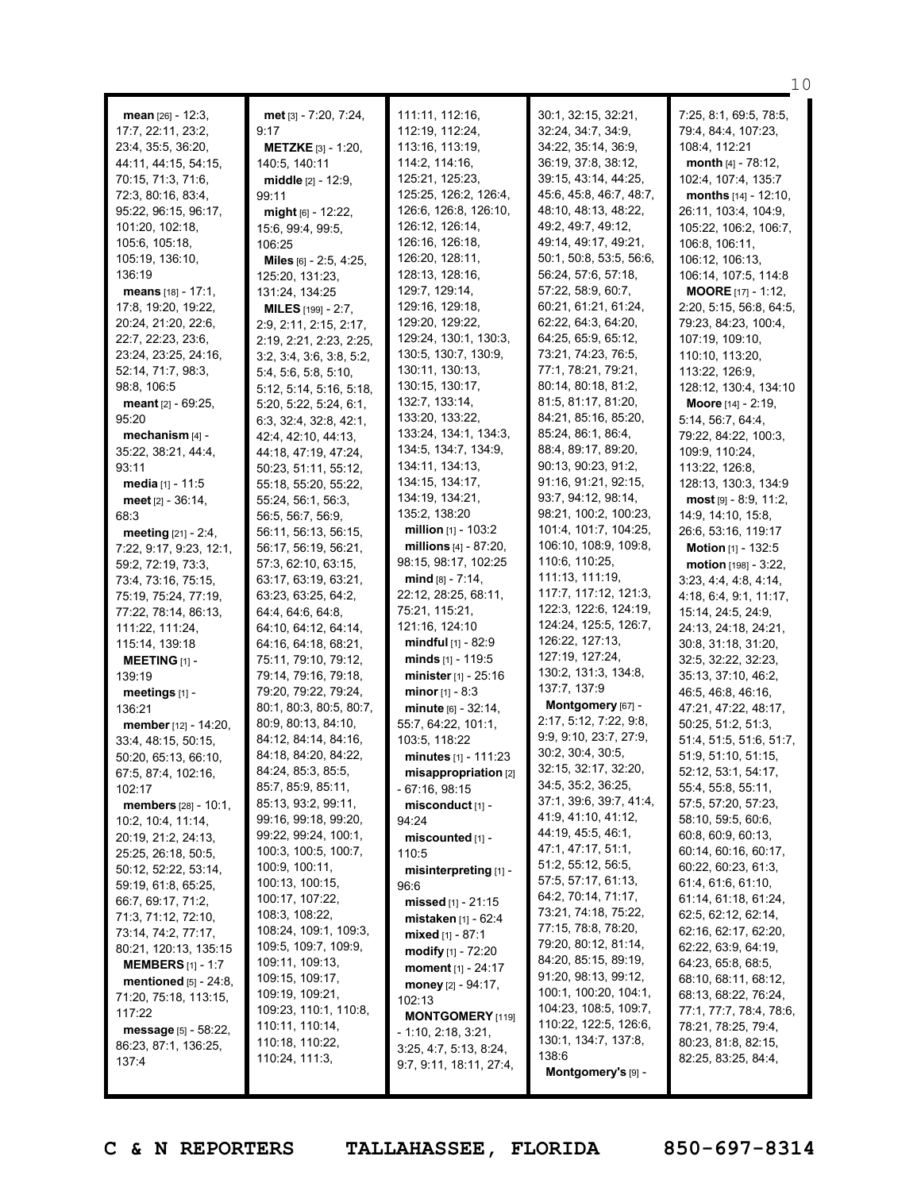**mean** [26] - 12:3, 17:7, 22:11, 23:2, 23:4, 35:5, 36:20, 44:11, 44:15, 54:15, 70:15, 71:3, 71:6, 72:3, 80:16, 83:4, 95:22, 96:15, 96:17, 101:20, 102:18, 105:6, 105:18, 105:19, 136:10, 136:19

**means** [18] - 17:1, 17:8, 19:20, 19:22, 20:24, 21:20, 22:6, 22:7, 22:23, 23:6, 23:24, 23:25, 24:16, 52:14, 71:7, 98:3, 98:8, 106:5

**meant** [2] - 69:25, 95:20

**mechanism** [4] - 35:22, 38:21, 44:4, 93:11

**media** [1] - 11:5

**meet** [2] - 36:14, 68:3

**meeting** [21] - 2:4, 7:22, 9:17, 9:23, 12:1, 59:2, 72:19, 73:3, 73:4, 73:16, 75:15, 75:19, 75:24, 77:19, 77:22, 78:14, 86:13, 111:22, 111:24, 115:14, 139:18

**MEETING** [1] - 139:19

**meetings** [1] - 136:21

**member** [12] - 14:20, 33:4, 48:15, 50:15, 50:20, 65:13, 66:10, 67:5, 87:4, 102:16, 102:17

**members** [28] - 10:1, 10:2, 10:4, 11:14, 20:19, 21:2, 24:13, 25:25, 26:18, 50:5, 50:12, 52:22, 53:14, 59:19, 61:8, 65:25, 66:7, 69:17, 71:2, 71:3, 71:12, 72:10, 73:14, 74:2, 77:17, 80:21, 120:13, 135:15

**MEMBERS** [1] - 1:7

**mentioned** [5] - 24:8, 71:20, 75:18, 113:15, 117:22

**message** [5] - 58:22, 86:23, 87:1, 136:25, 137:4

**met** [3] - 7:20, 7:24, 9:17

**METZKE** [3] - 1:20, 140:5, 140:11

**middle** [2] - 12:9, 99:11

**might** [6] - 12:22, 15:6, 99:4, 99:5, 106:25

**Miles** [6] - 2:5, 4:25, 125:20, 131:23, 131:24, 134:25

**MILES** [199] - 2:7, 2:9, 2:11, 2:15, 2:17, 2:19, 2:21, 2:23, 2:25, 3:2, 3:4, 3:6, 3:8, 5:2, 5:4, 5:6, 5:8, 5:10, 5:12, 5:14, 5:16, 5:18, 5:20, 5:22, 5:24, 6:1, 6:3, 32:4, 32:8, 42:1, 42:4, 42:10, 44:13, 44:18, 47:19, 47:24, 50:23, 51:11, 55:12, 55:18, 55:20, 55:22, 55:24, 56:1, 56:3, 56:5, 56:7, 56:9, 56:11, 56:13, 56:15, 56:17, 56:19, 56:21, 57:3, 62:10, 63:15, 63:17, 63:19, 63:21, 63:23, 63:25, 64:2, 64:4, 64:6, 64:8, 64:10, 64:12, 64:14, 64:16, 64:18, 68:21, 75:11, 79:10, 79:12, 79:14, 79:16, 79:18, 79:20, 79:22, 79:24, 80:1, 80:3, 80:5, 80:7, 80:9, 80:13, 84:10, 84:12, 84:14, 84:16, 84:18, 84:20, 84:22, 84:24, 85:3, 85:5, 85:7, 85:9, 85:11, 85:13, 93:2, 99:11, 99:16, 99:18, 99:20, 99:22, 99:24, 100:1, 100:3, 100:5, 100:7, 100:9, 100:11, 100:13, 100:15, 100:17, 107:22, 108:3, 108:22, 108:24, 109:1, 109:3, 109:5, 109:7, 109:9, 109:11, 109:13, 109:15, 109:17, 109:19, 109:21, 109:23, 110:1, 110:8, 110:11, 110:14, 110:18, 110:22, 110:24, 111:3, 111:11, 112:16, 112:19, 112:24, 113:16, 113:19, 114:2, 114:16, 125:21, 125:23, 125:25, 126:2, 126:4, 126:6, 126:8, 126:10, 126:12, 126:14, 126:16, 126:18, 126:20, 128:11, 128:13, 128:16, 129:7, 129:14, 129:16, 129:18, 129:20, 129:22, 129:24, 130:1, 130:3, 130:5, 130:7, 130:9, 130:11, 130:13, 130:15, 130:17, 132:7, 133:14, 133:20, 133:22, 133:24, 134:1, 134:3, 134:5, 134:7, 134:9, 134:11, 134:13, 134:15, 134:17, 134:19, 134:21, 135:2, 138:20

**million** [1] - 103:2

**millions** [4] - 87:20, 98:15, 98:17, 102:25

**mind** [8] - 7:14, 22:12, 28:25, 68:11, 75:21, 115:21, 121:16, 124:10

**mindful** [1] - 82:9

**minds** [1] - 119:5

**minister** [1] - 25:16

**minor** [1] - 8:3

**minute** [6] - 32:14, 55:7, 64:22, 101:1, 103:5, 118:22

**minutes** [1] - 111:23

**misappropriation** [2] - 67:16, 98:15

**misconduct** [1] - 94:24

**miscounted** [1] - 110:5

**misinterpreting** [1] - 96:6

**missed** [1] - 21:15

**mistaken** [1] - 62:4

**mixed** [1] - 87:1

**modify** [1] - 72:20

**moment** [1] - 24:17

**money** [2] - 94:17, 102:13

**MONTGOMERY** [119] - 1:10, 2:18, 3:21, 3:25, 4:7, 5:13, 8:24, 9:7, 9:11, 18:11, 27:4, 30:1, 32:15, 32:21, 32:24, 34:7, 34:9, 34:22, 35:14, 36:9, 36:19, 37:8, 38:12, 39:15, 43:14, 44:25, 45:6, 45:8, 46:7, 48:7, 48:10, 48:13, 48:22, 49:2, 49:7, 49:12, 49:14, 49:17, 49:21, 50:1, 50:8, 53:5, 56:6, 56:24, 57:6, 57:18, 57:22, 58:9, 60:7, 60:21, 61:21, 61:24, 62:22, 64:3, 64:20, 64:25, 65:9, 65:12, 73:21, 74:23, 76:5, 77:1, 78:21, 79:21, 80:14, 80:18, 81:2, 81:5, 81:17, 81:20, 84:21, 85:16, 85:20, 85:24, 86:1, 86:4, 88:4, 89:17, 89:20, 90:13, 90:23, 91:2, 91:16, 91:21, 92:15, 93:7, 94:12, 98:14, 98:21, 100:2, 100:23, 101:4, 101:7, 104:25, 106:10, 108:9, 109:8, 110:6, 110:25, 111:13, 111:19, 117:7, 117:12, 121:3, 122:3, 122:6, 124:19, 124:24, 125:4, 126:7, 126:22, 127:13, 127:19, 127:24, 130:2, 131:3, 134:8, 137:7, 137:9

**Montgomery** [67] - 2:17, 5:12, 7:22, 9:8, 9:9, 9:10, 23:7, 27:9, 30:2, 30:4, 30:5, 32:15, 32:17, 32:20, 34:5, 35:2, 36:25, 37:1, 39:6, 39:7, 41:4, 41:9, 41:10, 41:12, 44:19, 45:5, 46:1, 47:1, 47:17, 51:1, 51:2, 55:12, 56:5, 57:5, 57:17, 61:13, 64:2, 70:14, 71:17, 73:21, 74:18, 75:22, 77:15, 78:8, 78:20, 79:20, 80:12, 81:14, 84:20, 85:15, 89:19, 91:20, 98:13, 99:12, 100:1, 100:20, 104:1, 104:23, 108:5, 109:7, 110:22, 122:5, 126:6, 130:1, 134:7, 137:8, 138:6

**Montgomery's** [9] - 7:25, 8:1, 69:5, 78:5, 79:4, 84:4, 107:23, 108:4, 112:21

**month** [4] - 78:12, 102:4, 107:4, 135:7

**months** [14] - 12:10, 26:11, 103:4, 104:9, 105:22, 106:2, 106:7, 106:8, 106:11, 106:12, 106:13, 106:14, 107:5, 114:8

**MOORE** [17] - 1:12, 2:20, 5:15, 56:8, 64:5, 79:23, 84:23, 100:4, 107:19, 109:10, 110:10, 113:20, 113:22, 126:9, 128:12, 130:4, 134:10

**Moore** [14] - 2:19, 5:14, 56:7, 64:4, 79:22, 84:22, 100:3, 109:9, 110:24, 113:22, 126:8, 128:13, 130:3, 134:9

**most** [9] - 8:9, 11:2, 14:9, 14:10, 15:8, 26:6, 53:16, 119:17

**Motion** [1] - 132:5

**motion** [198] - 3:22, 3:23, 4:4, 4:8, 4:14, 4:18, 6:4, 9:1, 11:17, 15:14, 24:5, 24:9, 24:13, 24:18, 24:21, 30:8, 31:18, 31:20, 32:5, 32:22, 32:23, 35:13, 37:10, 46:2, 46:5, 46:8, 46:16, 47:21, 47:22, 48:17, 50:25, 51:2, 51:3, 51:4, 51:5, 51:6, 51:7, 51:9, 51:10, 51:15, 52:12, 53:1, 54:17, 55:4, 55:8, 55:11, 57:5, 57:20, 57:23, 58:10, 59:5, 60:6, 60:8, 60:9, 60:13, 60:14, 60:16, 60:17, 60:22, 60:23, 61:3, 61:4, 61:6, 61:10, 61:14, 61:18, 61:24, 62:5, 62:12, 62:14, 62:16, 62:17, 62:20, 62:22, 63:9, 64:19, 64:23, 65:8, 68:5, 68:10, 68:11, 68:12, 68:13, 68:22, 76:24, 77:1, 77:7, 78:4, 78:6, 78:21, 78:25, 79:4, 80:23, 81:8, 82:15, 82:25, 83:25, 84:4,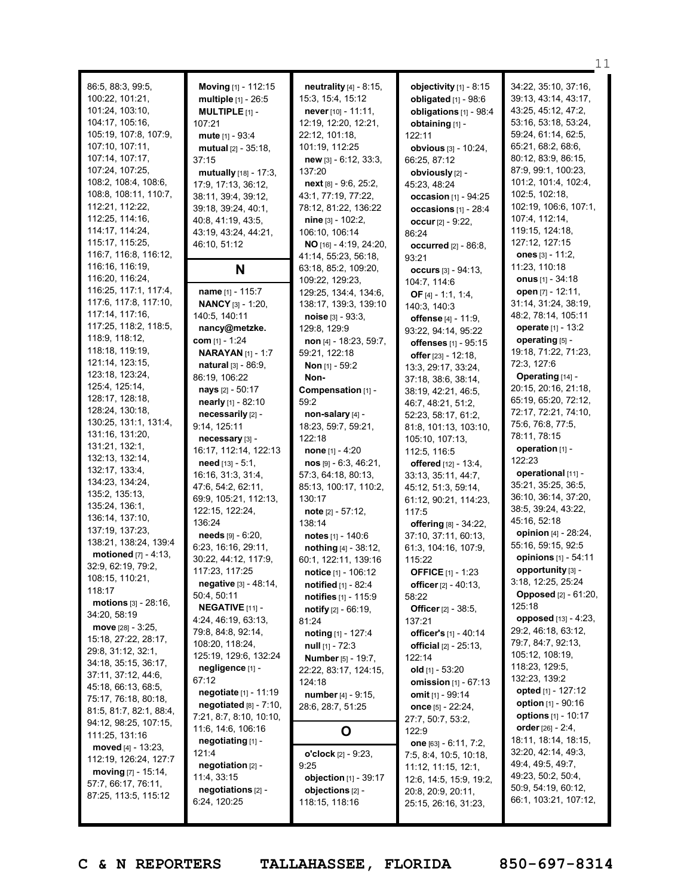86:5, 88:3, 99:5, 100:22, 101:21, 101:24, 103:10, 104:17, 105:16, 105:19, 107:8, 107:9, 107:10, 107:11, 107:14, 107:17, 107:24, 107:25, 108:2, 108:4, 108:6, 108:8, 108:11, 110:7, 112:21, 112:22, 112:25, 114:16, 114:17, 114:24, 115:17, 115:25, 116:7, 116:8, 116:12, 116:16, 116:19, 116:20, 116:24, 116:25, 117:1, 117:4, 117:6, 117:8, 117:10, 117:14, 117:16, 117:25, 118:2, 118:5, 118:9, 118:12, 118:18, 119:19, 121:14, 123:15, 123:18, 123:24, 125:4, 125:14, 128:17, 128:18, 128:24, 130:18, 130:25, 131:1, 131:4, 131:16, 131:20, 131:21, 132:1, 132:13, 132:14, 132:17, 133:4, 134:23, 134:24, 135:2, 135:13, 135:24, 136:1, 136:14, 137:10, 137:19, 137:23, 138:21, 138:24, 139:4

**motioned** [7] - 4:13, 32:9, 62:19, 79:2, 108:15, 110:21, 118:17

**motions** [3] - 28:16, 34:20, 58:19

**move** [28] - 3:25, 15:18, 27:22, 28:17, 29:8, 31:12, 32:1, 34:18, 35:15, 36:17, 37:11, 37:12, 44:6, 45:18, 66:13, 68:5, 75:17, 76:18, 80:18, 81:5, 81:7, 82:1, 88:4, 94:12, 98:25, 107:15, 111:25, 131:16

**moved** [4] - 13:23, 112:19, 126:24, 127:7

**moving** [7] - 15:14, 57:7, 66:17, 76:11, 87:25, 113:5, 115:12

**Moving** [1] - 112:15

**multiple** [1] - 26:5

**MULTIPLE** [1] - 107:21

**mute** [1] - 93:4

**mutual** [2] - 35:18, 37:15

**mutually** [18] - 17:3, 17:9, 17:13, 36:12, 38:11, 39:4, 39:12, 39:18, 39:24, 40:1, 40:8, 41:19, 43:5, 43:19, 43:24, 44:21, 46:10, 51:12

## N

**name** [1] - 115:7

**NANCY** [3] - 1:20, 140:5, 140:11

**nancy@metzke.com** [1] - 1:24

**NARAYAN** [1] - 1:7

**natural** [3] - 86:9, 86:19, 106:22

**nays** [2] - 50:17

**nearly** [1] - 82:10

**necessarily** [2] - 9:14, 125:11

**necessary** [3] - 16:17, 112:14, 122:13

**need** [13] - 5:1, 16:16, 31:3, 31:4, 47:6, 54:2, 62:11, 69:9, 105:21, 112:13, 122:15, 122:24, 136:24

**needs** [9] - 6:20, 6:23, 16:16, 29:11, 30:22, 44:12, 117:9, 117:23, 117:25

**negative** [3] - 48:14, 50:4, 50:11

**NEGATIVE** [11] - 4:24, 46:19, 63:13, 79:8, 84:8, 92:14, 108:20, 118:24, 125:19, 129:6, 132:24

**negligence** [1] - 67:12

**negotiate** [1] - 11:19

**negotiated** [8] - 7:10, 7:21, 8:7, 8:10, 10:10, 11:6, 14:6, 106:16

**negotiating** [1] - 121:4

**negotiation** [2] - 11:4, 33:15

**negotiations** [2] - 6:24, 120:25

**neutrality** [4] - 8:15, 15:3, 15:4, 15:12

**never** [10] - 11:11, 12:19, 12:20, 12:21, 22:12, 101:18, 101:19, 112:25

**new** [3] - 6:12, 33:3, 137:20

**next** [8] - 9:6, 25:2, 43:1, 77:19, 77:22, 78:12, 81:22, 136:22

**nine** [3] - 102:2, 106:10, 106:14

**NO** [16] - 4:19, 24:20, 41:14, 55:23, 56:18, 63:18, 85:2, 109:20, 109:22, 129:23, 129:25, 134:4, 134:6, 138:17, 139:3, 139:10

**noise** [3] - 93:3, 129:8, 129:9

**non** [4] - 18:23, 59:7, 59:21, 122:18

**Non** [1] - 59:2

**Non-Compensation** [1] - 59:2

**non-salary** [4] - 18:23, 59:7, 59:21, 122:18

**none** [1] - 4:20

**nos** [9] - 6:3, 46:21, 57:3, 64:18, 80:13, 85:13, 100:17, 110:2, 130:17

**note** [2] - 57:12, 138:14

**notes** [1] - 140:6

**nothing** [4] - 38:12, 60:1, 122:11, 139:16

**notice** [1] - 106:12

**notified** [1] - 82:4

**notifies** [1] - 115:9

**notify** [2] - 66:19, 81:24

**noting** [1] - 127:4

**null** [1] - 72:3

**Number** [5] - 19:7, 22:22, 83:17, 124:15, 124:18

**number** [4] - 9:15, 28:6, 28:7, 51:25

## O

**o'clock** [2] - 9:23, 9:25

**objection** [1] - 39:17

**objections** [2] - 118:15, 118:16

**objectivity** [1] - 8:15

**obligated** [1] - 98:6

**obligations** [1] - 98:4

**obtaining** [1] - 122:11

**obvious** [3] - 10:24, 66:25, 87:12

**obviously** [2] - 45:23, 48:24

**occasion** [1] - 94:25

**occasions** [1] - 28:4

**occur** [2] - 9:22, 86:24

**occurred** [2] - 86:8, 93:21

**occurs** [3] - 94:13, 104:7, 114:6

**OF** [4] - 1:1, 1:4, 140:3, 140:3

**offense** [4] - 11:9, 93:22, 94:14, 95:22

**offenses** [1] - 95:15

**offer** [23] - 12:18, 13:3, 29:17, 33:24, 37:18, 38:6, 38:14, 38:19, 42:21, 46:5, 46:7, 48:21, 51:2, 52:23, 58:17, 61:2, 81:8, 101:13, 103:10, 105:10, 107:13, 112:5, 116:5

**offered** [12] - 13:4, 33:13, 35:11, 44:7, 45:12, 51:3, 59:14, 61:12, 90:21, 114:23, 117:5

**offering** [8] - 34:22, 37:10, 37:11, 60:13, 61:3, 104:16, 107:9, 115:22

**OFFICE** [1] - 1:23

**officer** [2] - 40:13, 58:22

**Officer** [2] - 38:5, 137:21

**officer's** [1] - 40:14

**official** [2] - 25:13, 122:14

**old** [1] - 53:20

**omission** [1] - 67:13

**omit** [1] - 99:14

**once** [5] - 22:24, 27:7, 50:7, 53:2, 122:9

**one** [63] - 6:11, 7:2, 7:5, 8:4, 10:5, 10:18, 11:12, 11:15, 12:1, 12:6, 14:5, 15:9, 19:2, 20:8, 20:9, 20:11, 25:15, 26:16, 31:23, 34:22, 35:10, 37:16, 39:13, 43:14, 43:17, 43:25, 45:12, 47:2, 53:16, 53:18, 53:24, 59:24, 61:14, 62:5, 65:21, 68:2, 68:6, 80:12, 83:9, 86:15, 87:9, 99:1, 100:23, 101:2, 101:4, 102:4, 102:5, 102:18, 102:19, 106:6, 107:1, 107:4, 112:14, 119:15, 124:18, 127:12, 127:15

**ones** [3] - 11:2, 11:23, 110:18

**onus** [1] - 34:18

**open** [7] - 12:11, 31:14, 31:24, 38:19, 48:2, 78:14, 105:11

**operate** [1] - 13:2

**operating** [5] - 19:18, 71:22, 71:23, 72:3, 127:6

**Operating** [14] - 20:15, 20:16, 21:18, 65:19, 65:20, 72:12, 72:17, 72:21, 74:10, 75:6, 76:8, 77:5, 78:11, 78:15

**operation** [1] - 122:23

**operational** [11] - 35:21, 35:25, 36:5, 36:10, 36:14, 37:20, 38:5, 39:24, 43:22, 45:16, 52:18

**opinion** [4] - 28:24, 55:16, 59:15, 92:5

**opinions** [1] - 54:11

**opportunity** [3] - 3:18, 12:25, 25:24

**Opposed** [2] - 61:20, 125:18

**opposed** [13] - 4:23, 29:2, 46:18, 63:12, 79:7, 84:7, 92:13, 105:12, 108:19, 118:23, 129:5, 132:23, 139:2

**opted** [1] - 127:12

**option** [1] - 90:16

**options** [1] - 10:17

**order** [26] - 2:4, 18:11, 18:14, 18:15, 32:20, 42:14, 49:3, 49:4, 49:5, 49:7, 49:23, 50:2, 50:4, 50:9, 54:19, 60:12, 66:1, 103:21, 107:12,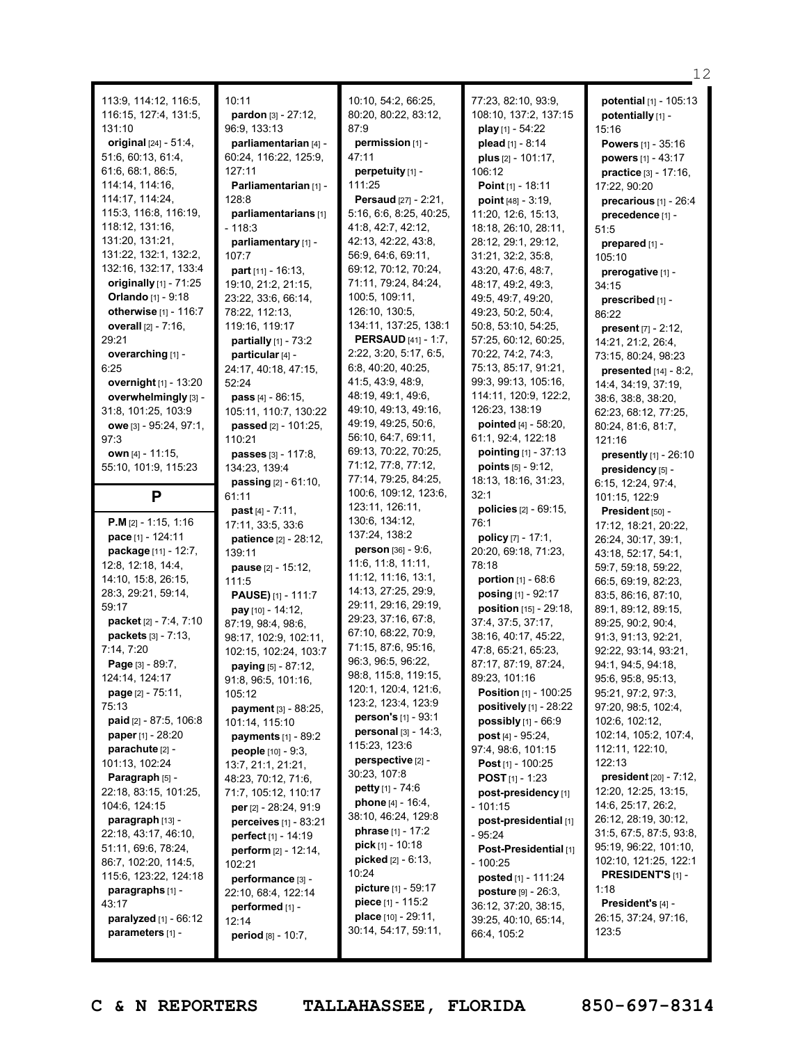113:9, 114:12, 116:5, 116:15, 127:4, 131:5, 131:10
**original** [24] - 51:4, 51:6, 60:13, 61:4, 61:6, 68:1, 86:5, 114:14, 114:16, 114:17, 114:24, 115:3, 116:8, 116:19, 118:12, 131:16, 131:20, 131:21, 131:22, 132:1, 132:2, 132:16, 132:17, 133:4
**originally** [1] - 71:25
**Orlando** [1] - 9:18
**otherwise** [1] - 116:7
**overall** [2] - 7:16, 29:21
**overarching** [1] - 6:25
**overnight** [1] - 13:20
**overwhelmingly** [3] - 31:8, 101:25, 103:9
**owe** [3] - 95:24, 97:1, 97:3
**own** [4] - 11:15, 55:10, 101:9, 115:23

## P

**P.M** [2] - 1:15, 1:16
**pace** [1] - 124:11
**package** [11] - 12:7, 12:8, 12:18, 14:4, 14:10, 15:8, 26:15, 28:3, 29:21, 59:14, 59:17
**packet** [2] - 7:4, 7:10
**packets** [3] - 7:13, 7:14, 7:20
**Page** [3] - 89:7, 124:14, 124:17
**page** [2] - 75:11, 75:13
**paid** [2] - 87:5, 106:8
**paper** [1] - 28:20
**parachute** [2] - 101:13, 102:24
**Paragraph** [5] - 22:18, 83:15, 101:25, 104:6, 124:15
**paragraph** [13] - 22:18, 43:17, 46:10, 51:11, 69:6, 78:24, 86:7, 102:20, 114:5, 115:6, 123:22, 124:18
**paragraphs** [1] - 43:17
**paralyzed** [1] - 66:12
**parameters** [1] - 10:11
**pardon** [3] - 27:12, 96:9, 133:13
**parliamentarian** [4] - 60:24, 116:22, 125:9, 127:11
**Parliamentarian** [1] - 128:8
**parliamentarians** [1] - 118:3
**parliamentary** [1] - 107:7
**part** [11] - 16:13, 19:10, 21:2, 21:15, 23:22, 33:6, 66:14, 78:22, 112:13, 119:16, 119:17
**partially** [1] - 73:2
**particular** [4] - 24:17, 40:18, 47:15, 52:24
**pass** [4] - 86:15, 105:11, 110:7, 130:22
**passed** [2] - 101:25, 110:21
**passes** [3] - 117:8, 134:23, 139:4
**passing** [2] - 61:10, 61:11
**past** [4] - 7:11, 17:11, 33:5, 33:6
**patience** [2] - 28:12, 139:11
**pause** [2] - 15:12, 111:5
**PAUSE)** [1] - 111:7
**pay** [10] - 14:12, 87:19, 98:4, 98:6, 98:17, 102:9, 102:11, 102:15, 102:24, 103:7
**paying** [5] - 87:12, 91:8, 96:5, 101:16, 105:12
**payment** [3] - 88:25, 101:14, 115:10
**payments** [1] - 89:2
**people** [10] - 9:3, 13:7, 21:1, 21:21, 48:23, 70:12, 71:6, 71:7, 105:12, 110:17
**per** [2] - 28:24, 91:9
**perceives** [1] - 83:21
**perfect** [1] - 14:19
**perform** [2] - 12:14, 102:21
**performance** [3] - 22:10, 68:4, 122:14
**performed** [1] - 12:14
**period** [8] - 10:7, 10:10, 54:2, 66:25, 80:20, 80:22, 83:12, 87:9
**permission** [1] - 47:11
**perpetuity** [1] - 111:25
**Persaud** [27] - 2:21, 5:16, 6:6, 8:25, 40:25, 41:8, 42:7, 42:12, 42:13, 42:22, 43:8, 56:9, 64:6, 69:11, 69:12, 70:12, 70:24, 71:11, 79:24, 84:24, 100:5, 109:11, 126:10, 130:5, 134:11, 137:25, 138:1
**PERSAUD** [41] - 1:7, 2:22, 3:20, 5:17, 6:5, 6:8, 40:20, 40:25, 41:5, 43:9, 48:9, 48:19, 49:1, 49:6, 49:10, 49:13, 49:16, 49:19, 49:25, 50:6, 56:10, 64:7, 69:11, 69:13, 70:22, 70:25, 71:12, 77:8, 77:12, 77:14, 79:25, 84:25, 100:6, 109:12, 123:6, 123:11, 126:11, 130:6, 134:12, 137:24, 138:2
**person** [36] - 9:6, 11:6, 11:8, 11:11, 11:12, 11:16, 13:1, 14:13, 27:25, 29:9, 29:11, 29:16, 29:19, 29:23, 37:16, 67:8, 67:10, 68:22, 70:9, 71:15, 87:6, 95:16, 96:3, 96:5, 96:22, 98:8, 115:8, 119:15, 120:1, 120:4, 121:6, 123:2, 123:4, 123:9
**person's** [1] - 93:1
**personal** [3] - 14:3, 115:23, 123:6
**perspective** [2] - 30:23, 107:8
**petty** [1] - 74:6
**phone** [4] - 16:4, 38:10, 46:24, 129:8
**phrase** [1] - 17:2
**pick** [1] - 10:18
**picked** [2] - 6:13, 10:24
**picture** [1] - 59:17
**piece** [1] - 115:2
**place** [10] - 29:11, 30:14, 54:17, 59:11, 77:23, 82:10, 93:9, 108:10, 137:2, 137:15
**play** [1] - 54:22
**plead** [1] - 8:14
**plus** [2] - 101:17, 106:12
**Point** [1] - 18:11
**point** [48] - 3:19, 11:20, 12:6, 15:13, 18:18, 26:10, 28:11, 28:12, 29:1, 29:12, 31:21, 32:2, 35:8, 43:20, 47:6, 48:7, 48:17, 49:2, 49:3, 49:5, 49:7, 49:20, 49:23, 50:2, 50:4, 50:8, 53:10, 54:25, 57:25, 60:12, 60:25, 70:22, 74:2, 74:3, 75:13, 85:17, 91:21, 99:3, 99:13, 105:16, 114:11, 120:9, 122:2, 126:23, 138:19
**pointed** [4] - 58:20, 61:1, 92:4, 122:18
**pointing** [1] - 37:13
**points** [5] - 9:12, 18:13, 18:16, 31:23, 32:1
**policies** [2] - 69:15, 76:1
**policy** [7] - 17:1, 20:20, 69:18, 71:23, 78:18
**portion** [1] - 68:6
**posing** [1] - 92:17
**position** [15] - 29:18, 37:4, 37:5, 37:17, 38:16, 40:17, 45:22, 47:8, 65:21, 65:23, 87:17, 87:19, 87:24, 89:23, 101:16
**Position** [1] - 100:25
**positively** [1] - 28:22
**possibly** [1] - 66:9
**post** [4] - 95:24, 97:4, 98:6, 101:15
**Post** [1] - 100:25
**POST** [1] - 1:23
**post-presidency** [1] - 101:15
**post-presidential** [1] - 95:24
**Post-Presidential** [1] - 100:25
**posted** [1] - 111:24
**posture** [9] - 26:3, 36:12, 37:20, 38:15, 39:25, 40:10, 65:14, 66:4, 105:2
**potential** [1] - 105:13
**potentially** [1] - 15:16
**Powers** [1] - 35:16
**powers** [1] - 43:17
**practice** [3] - 17:16, 17:22, 90:20
**precarious** [1] - 26:4
**precedence** [1] - 51:5
**prepared** [1] - 105:10
**prerogative** [1] - 34:15
**prescribed** [1] - 86:22
**present** [7] - 2:12, 14:21, 21:2, 26:4, 73:15, 80:24, 98:23
**presented** [14] - 8:2, 14:4, 34:19, 37:19, 38:6, 38:8, 38:20, 62:23, 68:12, 77:25, 80:24, 81:6, 81:7, 121:16
**presently** [1] - 26:10
**presidency** [5] - 6:15, 12:24, 97:4, 101:15, 122:9
**President** [50] - 17:12, 18:21, 20:22, 26:24, 30:17, 39:1, 43:18, 52:17, 54:1, 59:7, 59:18, 59:22, 66:5, 69:19, 82:23, 83:5, 86:16, 87:10, 89:1, 89:12, 89:15, 89:25, 90:2, 90:4, 91:3, 91:13, 92:21, 92:22, 93:14, 93:21, 94:1, 94:5, 94:18, 95:6, 95:8, 95:13, 95:21, 97:2, 97:3, 97:20, 98:5, 102:4, 102:6, 102:12, 102:14, 105:2, 107:4, 112:11, 122:10, 122:13
**president** [20] - 7:12, 12:20, 12:25, 13:15, 14:6, 25:17, 26:2, 26:12, 28:19, 30:12, 31:5, 67:5, 87:5, 93:8, 95:19, 96:22, 101:10, 102:10, 121:25, 122:1
**PRESIDENT'S** [1] - 1:18
**President's** [4] - 26:15, 37:24, 97:16, 123:5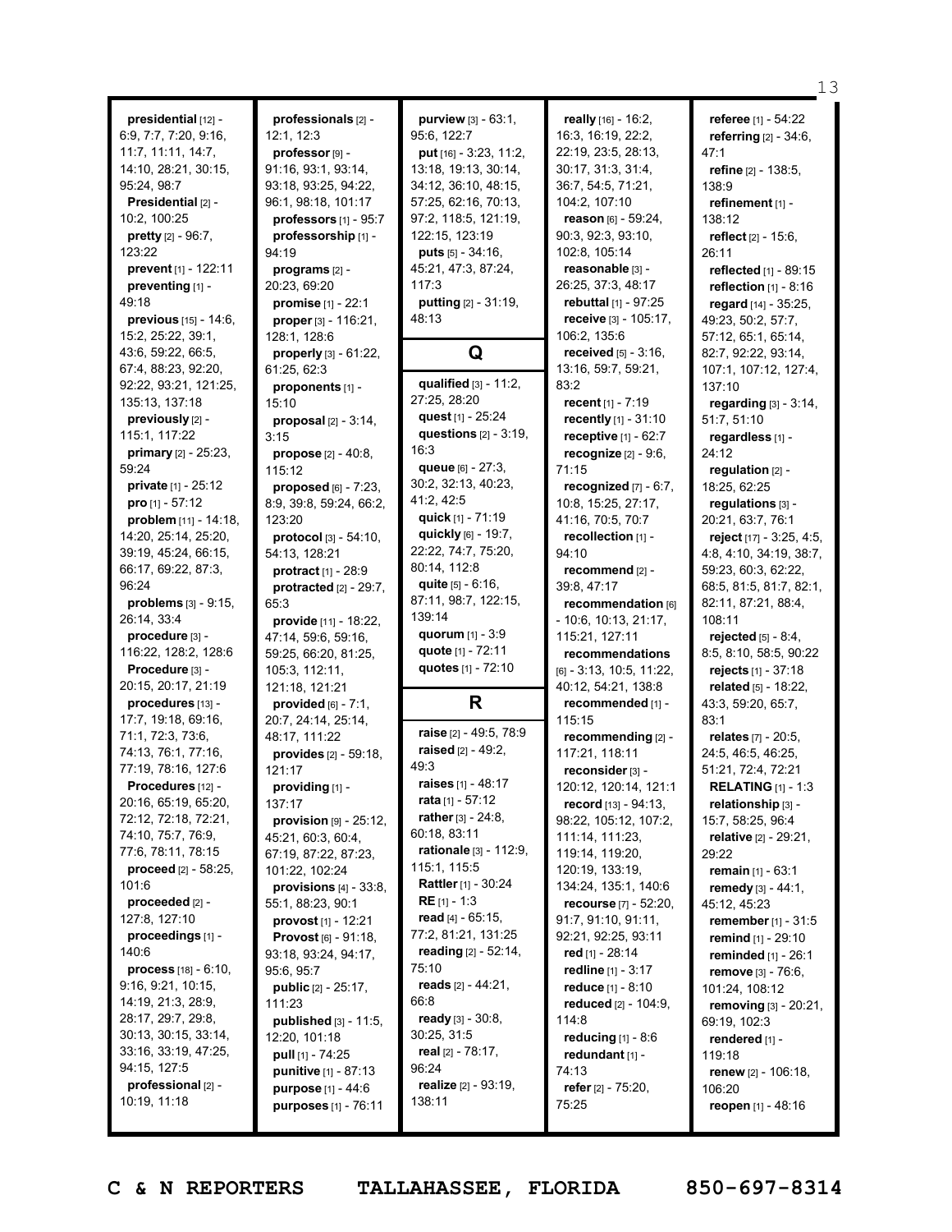**presidential** [12] - 6:9, 7:7, 7:20, 9:16, 11:7, 11:11, 14:7, 14:10, 28:21, 30:15, 95:24, 98:7
**Presidential** [2] - 10:2, 100:25
**pretty** [2] - 96:7, 123:22
**prevent** [1] - 122:11
**preventing** [1] - 49:18
**previous** [15] - 14:6, 15:2, 25:22, 39:1, 43:6, 59:22, 66:5, 67:4, 88:23, 92:20, 92:22, 93:21, 121:25, 135:13, 137:18
**previously** [2] - 115:1, 117:22
**primary** [2] - 25:23, 59:24
**private** [1] - 25:12
**pro** [1] - 57:12
**problem** [11] - 14:18, 14:20, 25:14, 25:20, 39:19, 45:24, 66:15, 66:17, 69:22, 87:3, 96:24
**problems** [3] - 9:15, 26:14, 33:4
**procedure** [3] - 116:22, 128:2, 128:6
**Procedure** [3] - 20:15, 20:17, 21:19
**procedures** [13] - 17:7, 19:18, 69:16, 71:1, 72:3, 73:6, 74:13, 76:1, 77:16, 77:19, 78:16, 127:6
**Procedures** [12] - 20:16, 65:19, 65:20, 72:12, 72:18, 72:21, 74:10, 75:7, 76:9, 77:6, 78:11, 78:15
**proceed** [2] - 58:25, 101:6
**proceeded** [2] - 127:8, 127:10
**proceedings** [1] - 140:6
**process** [18] - 6:10, 9:16, 9:21, 10:15, 14:19, 21:3, 28:9, 28:17, 29:7, 29:8, 30:13, 30:15, 33:14, 33:16, 33:19, 47:25, 94:15, 127:5
**professional** [2] - 10:19, 11:18
**professionals** [2] - 12:1, 12:3
**professor** [9] - 91:16, 93:1, 93:14, 93:18, 93:25, 94:22, 96:1, 98:18, 101:17
**professors** [1] - 95:7
**professorship** [1] - 94:19
**programs** [2] - 20:23, 69:20
**promise** [1] - 22:1
**proper** [3] - 116:21, 128:1, 128:6
**properly** [3] - 61:22, 61:25, 62:3
**proponents** [1] - 15:10
**proposal** [2] - 3:14, 3:15
**propose** [2] - 40:8, 115:12
**proposed** [6] - 7:23, 8:9, 39:8, 59:24, 66:2, 123:20
**protocol** [3] - 54:10, 54:13, 128:21
**protract** [1] - 28:9
**protracted** [2] - 29:7, 65:3
**provide** [11] - 18:22, 47:14, 59:6, 59:16, 59:25, 66:20, 81:25, 105:3, 112:11, 121:18, 121:21
**provided** [6] - 7:1, 20:7, 24:14, 25:14, 48:17, 111:22
**provides** [2] - 59:18, 121:17
**providing** [1] - 137:17
**provision** [9] - 25:12, 45:21, 60:3, 60:4, 67:19, 87:22, 87:23, 101:22, 102:24
**provisions** [4] - 33:8, 55:1, 88:23, 90:1
**provost** [1] - 12:21
**Provost** [6] - 91:18, 93:18, 93:24, 94:17, 95:6, 95:7
**public** [2] - 25:17, 111:23
**published** [3] - 11:5, 12:20, 101:18
**pull** [1] - 74:25
**punitive** [1] - 87:13
**purpose** [1] - 44:6
**purposes** [1] - 76:11
**purview** [3] - 63:1, 95:6, 122:7
**put** [16] - 3:23, 11:2, 13:18, 19:13, 30:14, 34:12, 36:10, 48:15, 57:25, 62:16, 70:13, 97:2, 118:5, 121:19, 122:15, 123:19
**puts** [5] - 34:16, 45:21, 47:3, 87:24, 117:3
**putting** [2] - 31:19, 48:13

## Q

**qualified** [3] - 11:2, 27:25, 28:20
**quest** [1] - 25:24
**questions** [2] - 3:19, 16:3
**queue** [6] - 27:3, 30:2, 32:13, 40:23, 41:2, 42:5
**quick** [1] - 71:19
**quickly** [6] - 19:7, 22:22, 74:7, 75:20, 80:14, 112:8
**quite** [5] - 6:16, 87:11, 98:7, 122:15, 139:14
**quorum** [1] - 3:9
**quote** [1] - 72:11
**quotes** [1] - 72:10

## R

**raise** [2] - 49:5, 78:9
**raised** [2] - 49:2, 49:3
**raises** [1] - 48:17
**rata** [1] - 57:12
**rather** [3] - 24:8, 60:18, 83:11
**rationale** [3] - 112:9, 115:1, 115:5
**Rattler** [1] - 30:24
**RE** [1] - 1:3
**read** [4] - 65:15, 77:2, 81:21, 131:25
**reading** [2] - 52:14, 75:10
**reads** [2] - 44:21, 66:8
**ready** [3] - 30:8, 30:25, 31:5
**real** [2] - 78:17, 96:24
**realize** [2] - 93:19, 138:11
**really** [16] - 16:2, 16:3, 16:19, 22:2, 22:19, 23:5, 28:13, 30:17, 31:3, 31:4, 36:7, 54:5, 71:21, 104:2, 107:10
**reason** [6] - 59:24, 90:3, 92:3, 93:10, 102:8, 105:14
**reasonable** [3] - 26:25, 37:3, 48:17
**rebuttal** [1] - 97:25
**receive** [3] - 105:17, 106:2, 135:6
**received** [5] - 3:16, 13:16, 59:7, 59:21, 83:2
**recent** [1] - 7:19
**recently** [1] - 31:10
**receptive** [1] - 62:7
**recognize** [2] - 9:6, 71:15
**recognized** [7] - 6:7, 10:8, 15:25, 27:17, 41:16, 70:5, 70:7
**recollection** [1] - 94:10
**recommend** [2] - 39:8, 47:17
**recommendation** [6] - 10:6, 10:13, 21:17, 115:21, 127:11
**recommendations** [6] - 3:13, 10:5, 11:22, 40:12, 54:21, 138:8
**recommended** [1] - 115:15
**recommending** [2] - 117:21, 118:11
**reconsider** [3] - 120:12, 120:14, 121:1
**record** [13] - 94:13, 98:22, 105:12, 107:2, 111:14, 111:23, 119:14, 119:20, 120:19, 133:19, 134:24, 135:1, 140:6
**recourse** [7] - 52:20, 91:7, 91:10, 91:11, 92:21, 92:25, 93:11
**red** [1] - 28:14
**redline** [1] - 3:17
**reduce** [1] - 8:10
**reduced** [2] - 104:9, 114:8
**reducing** [1] - 8:6
**redundant** [1] - 74:13
**refer** [2] - 75:20, 75:25
**referee** [1] - 54:22
**referring** [2] - 34:6, 47:1
**refine** [2] - 138:5, 138:9
**refinement** [1] - 138:12
**reflect** [2] - 15:6, 26:11
**reflected** [1] - 89:15
**reflection** [1] - 8:16
**regard** [14] - 35:25, 49:23, 50:2, 57:7, 57:12, 65:1, 65:14, 82:7, 92:22, 93:14, 107:1, 107:12, 127:4, 137:10
**regarding** [3] - 3:14, 51:7, 51:10
**regardless** [1] - 24:12
**regulation** [2] - 18:25, 62:25
**regulations** [3] - 20:21, 63:7, 76:1
**reject** [17] - 3:25, 4:5, 4:8, 4:10, 34:19, 38:7, 59:23, 60:3, 62:22, 68:5, 81:5, 81:7, 82:1, 82:11, 87:21, 88:4, 108:11
**rejected** [5] - 8:4, 8:5, 8:10, 58:5, 90:22
**rejects** [1] - 37:18
**related** [5] - 18:22, 43:3, 59:20, 65:7, 83:1
**relates** [7] - 20:5, 24:5, 46:5, 46:25, 51:21, 72:4, 72:21
**RELATING** [1] - 1:3
**relationship** [3] - 15:7, 58:25, 96:4
**relative** [2] - 29:21, 29:22
**remain** [1] - 63:1
**remedy** [3] - 44:1, 45:12, 45:23
**remember** [1] - 31:5
**remind** [1] - 29:10
**reminded** [1] - 26:1
**remove** [3] - 76:6, 101:24, 108:12
**removing** [3] - 20:21, 69:19, 102:3
**rendered** [1] - 119:18
**renew** [2] - 106:18, 106:20
**reopen** [1] - 48:16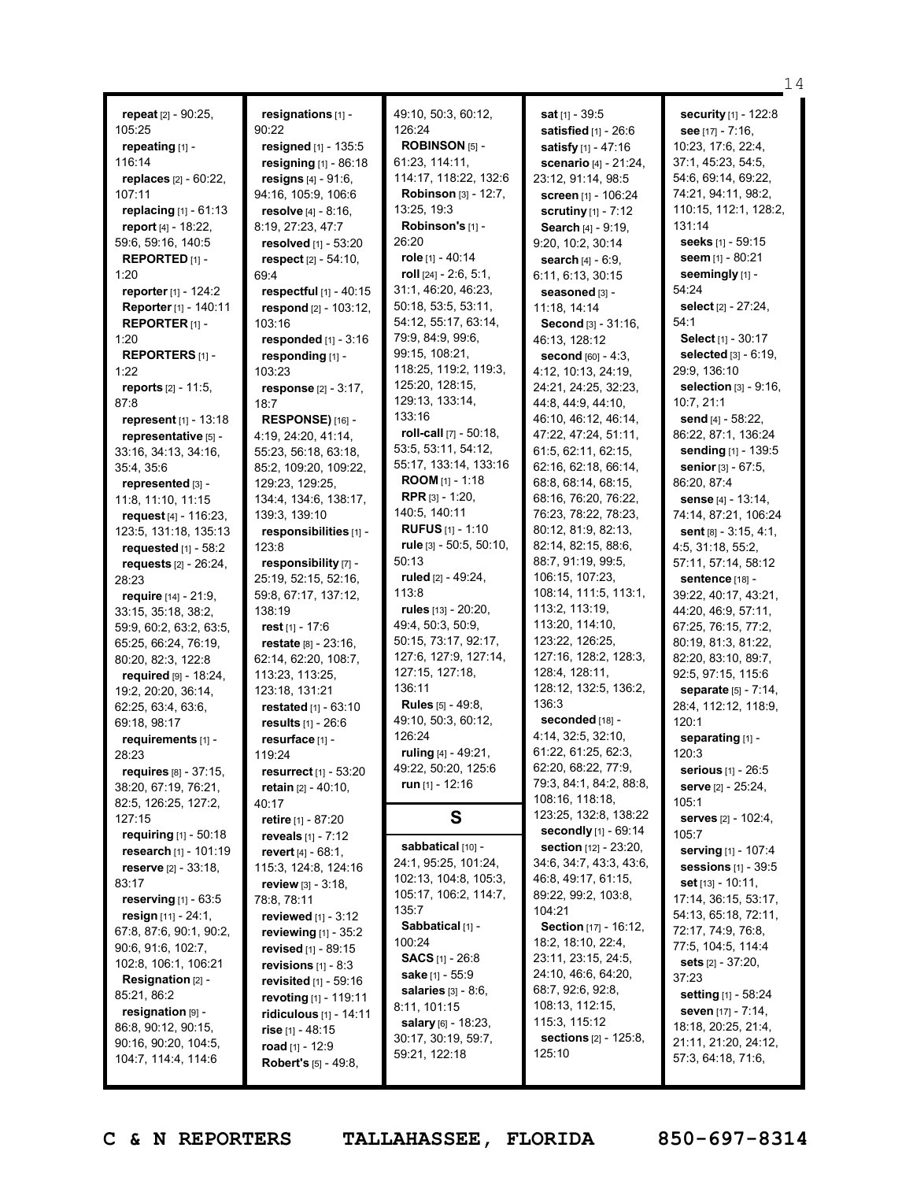**repeat** [2] - 90:25, 105:25
**repeating** [1] - 116:14
**replaces** [2] - 60:22, 107:11
**replacing** [1] - 61:13
**report** [4] - 18:22, 59:6, 59:16, 140:5
**REPORTED** [1] - 1:20
**reporter** [1] - 124:2
**Reporter** [1] - 140:11
**REPORTER** [1] - 1:20
**REPORTERS** [1] - 1:22
**reports** [2] - 11:5, 87:8
**represent** [1] - 13:18
**representative** [5] - 33:16, 34:13, 34:16, 35:4, 35:6
**represented** [3] - 11:8, 11:10, 11:15
**request** [4] - 116:23, 123:5, 131:18, 135:13
**requested** [1] - 58:2
**requests** [2] - 26:24, 28:23
**require** [14] - 21:9, 33:15, 35:18, 38:2, 59:9, 60:2, 63:2, 63:5, 65:25, 66:24, 76:19, 80:20, 82:3, 122:8
**required** [9] - 18:24, 19:2, 20:20, 36:14, 62:25, 63:4, 63:6, 69:18, 98:17
**requirements** [1] - 28:23
**requires** [8] - 37:15, 38:20, 67:19, 76:21, 82:5, 126:25, 127:2, 127:15
**requiring** [1] - 50:18
**research** [1] - 101:19
**reserve** [2] - 33:18, 83:17
**reserving** [1] - 63:5
**resign** [11] - 24:1, 67:8, 87:6, 90:1, 90:2, 90:6, 91:6, 102:7, 102:8, 106:1, 106:21
**Resignation** [2] - 85:21, 86:2
**resignation** [9] - 86:8, 90:12, 90:15, 90:16, 90:20, 104:5, 104:7, 114:4, 114:6
**resignations** [1] - 90:22
**resigned** [1] - 135:5
**resigning** [1] - 86:18
**resigns** [4] - 91:6, 94:16, 105:9, 106:6
**resolve** [4] - 8:16, 8:19, 27:23, 47:7
**resolved** [1] - 53:20
**respect** [2] - 54:10, 69:4
**respectful** [1] - 40:15
**respond** [2] - 103:12, 103:16
**responded** [1] - 3:16
**responding** [1] - 103:23
**response** [2] - 3:17, 18:7
**RESPONSE)** [16] - 4:19, 24:20, 41:14, 55:23, 56:18, 63:18, 85:2, 109:20, 109:22, 129:23, 129:25, 134:4, 134:6, 138:17, 139:3, 139:10
**responsibilities** [1] - 123:8
**responsibility** [7] - 25:19, 52:15, 52:16, 59:8, 67:17, 137:12, 138:19
**rest** [1] - 17:6
**restate** [8] - 23:16, 62:14, 62:20, 108:7, 113:23, 113:25, 123:18, 131:21
**restated** [1] - 63:10
**results** [1] - 26:6
**resurface** [1] - 119:24
**resurrect** [1] - 53:20
**retain** [2] - 40:10, 40:17
**retire** [1] - 87:20
**reveals** [1] - 7:12
**revert** [4] - 68:1, 115:3, 124:8, 124:16
**review** [3] - 3:18, 78:8, 78:11
**reviewed** [1] - 3:12
**reviewing** [1] - 35:2
**revised** [1] - 89:15
**revisions** [1] - 8:3
**revisited** [1] - 59:16
**revoting** [1] - 119:11
**ridiculous** [1] - 14:11
**rise** [1] - 48:15
**road** [1] - 12:9
**Robert's** [5] - 49:8, 49:10, 50:3, 60:12, 126:24
**ROBINSON** [5] - 61:23, 114:11, 114:17, 118:22, 132:6
**Robinson** [3] - 12:7, 13:25, 19:3
**Robinson's** [1] - 26:20
**role** [1] - 40:14
**roll** [24] - 2:6, 5:1, 31:1, 46:20, 46:23, 50:18, 53:5, 53:11, 54:12, 55:17, 63:14, 79:9, 84:9, 99:6, 99:15, 108:21, 118:25, 119:2, 119:3, 125:20, 128:15, 129:13, 133:14, 133:16
**roll-call** [7] - 50:18, 53:5, 53:11, 54:12, 55:17, 133:14, 133:16
**ROOM** [1] - 1:18
**RPR** [3] - 1:20, 140:5, 140:11
**RUFUS** [1] - 1:10
**rule** [3] - 50:5, 50:10, 50:13
**ruled** [2] - 49:24, 113:8
**rules** [13] - 20:20, 49:4, 50:3, 50:9, 50:15, 73:17, 92:17, 127:6, 127:9, 127:14, 127:15, 127:18, 136:11
**Rules** [5] - 49:8, 49:10, 50:3, 60:12, 126:24
**ruling** [4] - 49:21, 49:22, 50:20, 125:6
**run** [1] - 12:16

## S

**sabbatical** [10] - 24:1, 95:25, 101:24, 102:13, 104:8, 105:3, 105:17, 106:2, 114:7, 135:7
**Sabbatical** [1] - 100:24
**SACS** [1] - 26:8
**sake** [1] - 55:9
**salaries** [3] - 8:6, 8:11, 101:15
**salary** [6] - 18:23, 30:17, 30:19, 59:7, 59:21, 122:18
**sat** [1] - 39:5
**satisfied** [1] - 26:6
**satisfy** [1] - 47:16
**scenario** [4] - 21:24, 23:12, 91:14, 98:5
**screen** [1] - 106:24
**scrutiny** [1] - 7:12
**Search** [4] - 9:19, 9:20, 10:2, 30:14
**search** [4] - 6:9, 6:11, 6:13, 30:15
**seasoned** [3] - 11:18, 14:14
**Second** [3] - 31:16, 46:13, 128:12
**second** [60] - 4:3, 4:12, 10:13, 24:19, 24:21, 24:25, 32:23, 44:8, 44:9, 44:10, 46:10, 46:12, 46:14, 47:22, 47:24, 51:11, 61:5, 62:11, 62:15, 62:16, 62:18, 66:14, 68:8, 68:14, 68:15, 68:16, 76:20, 76:22, 76:23, 78:22, 78:23, 80:12, 81:9, 82:13, 82:14, 82:15, 88:6, 88:7, 91:19, 99:5, 106:15, 107:23, 108:14, 111:5, 113:1, 113:2, 113:19, 113:20, 114:10, 123:22, 126:25, 127:16, 128:2, 128:3, 128:4, 128:11, 128:12, 132:5, 136:2, 136:3
**seconded** [18] - 4:14, 32:5, 32:10, 61:22, 61:25, 62:3, 62:20, 68:22, 77:9, 79:3, 84:1, 84:2, 88:8, 108:16, 118:18, 123:25, 132:8, 138:22
**secondly** [1] - 69:14
**section** [12] - 23:20, 34:6, 34:7, 43:3, 43:6, 46:8, 49:17, 61:15, 89:22, 99:2, 103:8, 104:21
**Section** [17] - 16:12, 18:2, 18:10, 22:4, 23:11, 23:15, 24:5, 24:10, 46:6, 64:20, 68:7, 92:6, 92:8, 108:13, 112:15, 115:3, 115:12
**sections** [2] - 125:8, 125:10
**security** [1] - 122:8
**see** [17] - 7:16, 10:23, 17:6, 22:4, 37:1, 45:23, 54:5, 54:6, 69:14, 69:22, 74:21, 94:11, 98:2, 110:15, 112:1, 128:2, 131:14
**seeks** [1] - 59:15
**seem** [1] - 80:21
**seemingly** [1] - 54:24
**select** [2] - 27:24, 54:1
**Select** [1] - 30:17
**selected** [3] - 6:19, 29:9, 136:10
**selection** [3] - 9:16, 10:7, 21:1
**send** [4] - 58:22, 86:22, 87:1, 136:24
**sending** [1] - 139:5
**senior** [3] - 67:5, 86:20, 87:4
**sense** [4] - 13:14, 74:14, 87:21, 106:24
**sent** [8] - 3:15, 4:1, 4:5, 31:18, 55:2, 57:11, 57:14, 58:12
**sentence** [18] - 39:22, 40:17, 43:21, 44:20, 46:9, 57:11, 67:25, 76:15, 77:2, 80:19, 81:3, 81:22, 82:20, 83:10, 89:7, 92:5, 97:15, 115:6
**separate** [5] - 7:14, 28:4, 112:12, 118:9, 120:1
**separating** [1] - 120:3
**serious** [1] - 26:5
**serve** [2] - 25:24, 105:1
**serves** [2] - 102:4, 105:7
**serving** [1] - 107:4
**sessions** [1] - 39:5
**set** [13] - 10:11, 17:14, 36:15, 53:17, 54:13, 65:18, 72:11, 72:17, 74:9, 76:8, 77:5, 104:5, 114:4
**sets** [2] - 37:20, 37:23
**setting** [1] - 58:24
**seven** [17] - 7:14, 18:18, 20:25, 21:4, 21:11, 21:20, 24:12, 57:3, 64:18, 71:6,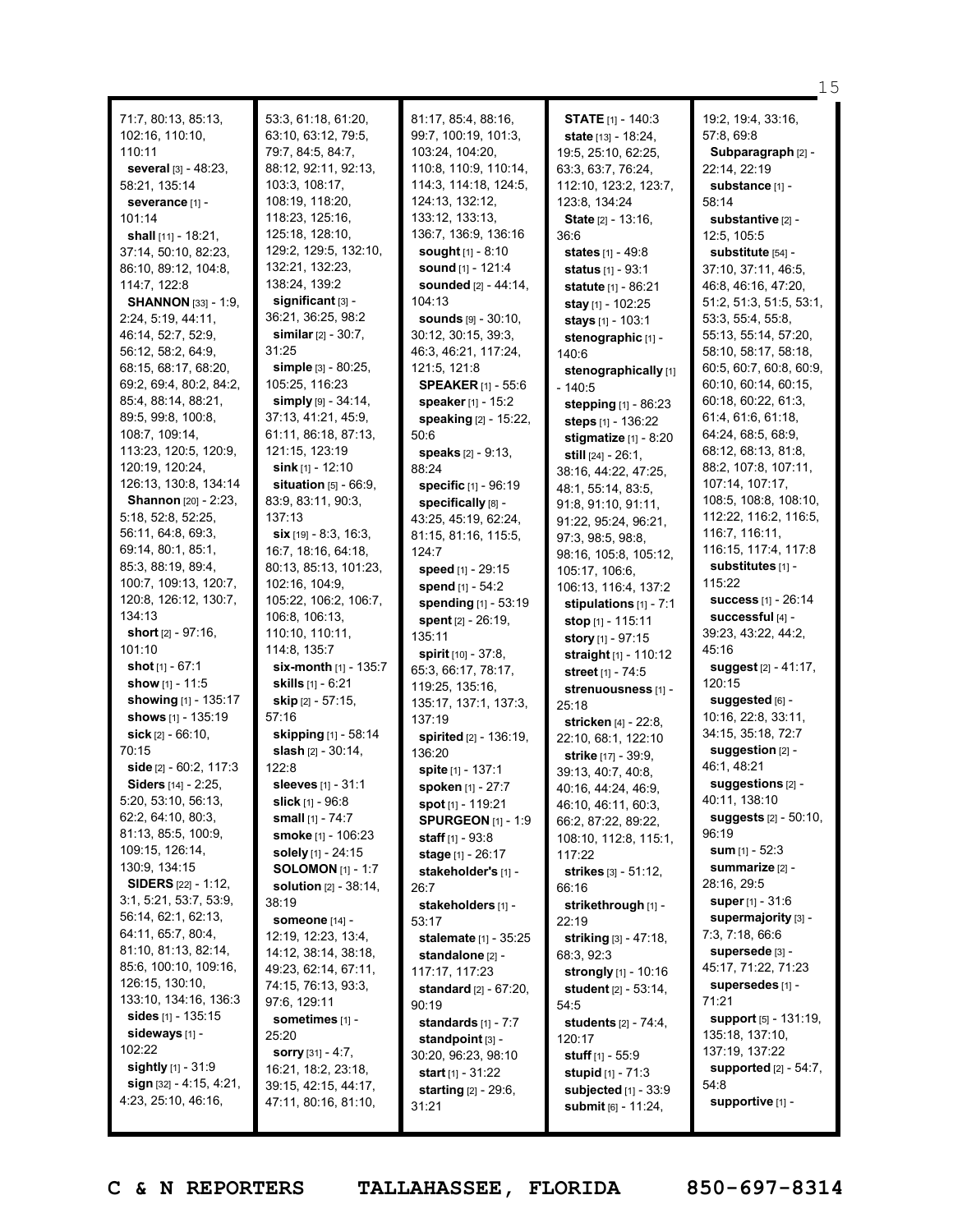71:7, 80:13, 85:13, 102:16, 110:10, 110:11
**several** [3] - 48:23, 58:21, 135:14
**severance** [1] - 101:14
**shall** [11] - 18:21, 37:14, 50:10, 82:23, 86:10, 89:12, 104:8, 114:7, 122:8
**SHANNON** [33] - 1:9, 2:24, 5:19, 44:11, 46:14, 52:7, 52:9, 56:12, 58:2, 64:9, 68:15, 68:17, 68:20, 69:2, 69:4, 80:2, 84:2, 85:4, 88:14, 88:21, 89:5, 99:8, 100:8, 108:7, 109:14, 113:23, 120:5, 120:9, 120:19, 120:24, 126:13, 130:8, 134:14
**Shannon** [20] - 2:23, 5:18, 52:8, 52:25, 56:11, 64:8, 69:3, 69:14, 80:1, 85:1, 85:3, 88:19, 89:4, 100:7, 109:13, 120:7, 120:8, 126:12, 130:7, 134:13
**short** [2] - 97:16, 101:10
**shot** [1] - 67:1
**show** [1] - 11:5
**showing** [1] - 135:17
**shows** [1] - 135:19
**sick** [2] - 66:10, 70:15
**side** [2] - 60:2, 117:3
**Siders** [14] - 2:25, 5:20, 53:10, 56:13, 62:2, 64:10, 80:3, 81:13, 85:5, 100:9, 109:15, 126:14, 130:9, 134:15
**SIDERS** [22] - 1:12, 3:1, 5:21, 53:7, 53:9, 56:14, 62:1, 62:13, 64:11, 65:7, 80:4, 81:10, 81:13, 82:14, 85:6, 100:10, 109:16, 126:15, 130:10, 133:10, 134:16, 136:3
**sides** [1] - 135:15
**sideways** [1] - 102:22
**sightly** [1] - 31:9
**sign** [32] - 4:15, 4:21, 4:23, 25:10, 46:16, 53:3, 61:18, 61:20, 63:10, 63:12, 79:5, 79:7, 84:5, 84:7, 88:12, 92:11, 92:13, 103:3, 108:17, 108:19, 118:20, 118:23, 125:16, 125:18, 128:10, 129:2, 129:5, 132:10, 132:21, 132:23, 138:24, 139:2
**significant** [3] - 36:21, 36:25, 98:2
**similar** [2] - 30:7, 31:25
**simple** [3] - 80:25, 105:25, 116:23
**simply** [9] - 34:14, 37:13, 41:21, 45:9, 61:11, 86:18, 87:13, 121:15, 123:19
**sink** [1] - 12:10
**situation** [5] - 66:9, 83:9, 83:11, 90:3, 137:13
**six** [19] - 8:3, 16:3, 16:7, 18:16, 64:18, 80:13, 85:13, 101:23, 102:16, 104:9, 105:22, 106:2, 106:7, 106:8, 106:13, 110:10, 110:11, 114:8, 135:7
**six-month** [1] - 135:7
**skills** [1] - 6:21
**skip** [2] - 57:15, 57:16
**skipping** [1] - 58:14
**slash** [2] - 30:14, 122:8
**sleeves** [1] - 31:1
**slick** [1] - 96:8
**small** [1] - 74:7
**smoke** [1] - 106:23
**solely** [1] - 24:15
**SOLOMON** [1] - 1:7
**solution** [2] - 38:14, 38:19
**someone** [14] - 12:19, 12:23, 13:4, 14:12, 38:14, 38:18, 49:23, 62:14, 67:11, 74:15, 76:13, 93:3, 97:6, 129:11
**sometimes** [1] - 25:20
**sorry** [31] - 4:7, 16:21, 18:2, 23:18, 39:15, 42:15, 44:17, 47:11, 80:16, 81:10, 81:17, 85:4, 88:16, 99:7, 100:19, 101:3, 103:24, 104:20, 110:8, 110:9, 110:14, 114:3, 114:18, 124:5, 124:13, 132:12, 133:12, 133:13, 136:7, 136:9, 136:16
**sought** [1] - 8:10
**sound** [1] - 121:4
**sounded** [2] - 44:14, 104:13
**sounds** [9] - 30:10, 30:12, 30:15, 39:3, 46:3, 46:21, 117:24, 121:5, 121:8
**SPEAKER** [1] - 55:6
**speaker** [1] - 15:2
**speaking** [2] - 15:22, 50:6
**speaks** [2] - 9:13, 88:24
**specific** [1] - 96:19
**specifically** [8] - 43:25, 45:19, 62:24, 81:15, 81:16, 115:5, 124:7
**speed** [1] - 29:15
**spend** [1] - 54:2
**spending** [1] - 53:19
**spent** [2] - 26:19, 135:11
**spirit** [10] - 37:8, 65:3, 66:17, 78:17, 119:25, 135:16, 135:17, 137:1, 137:3, 137:19
**spirited** [2] - 136:19, 136:20
**spite** [1] - 137:1
**spoken** [1] - 27:7
**spot** [1] - 119:21
**SPURGEON** [1] - 1:9
**staff** [1] - 93:8
**stage** [1] - 26:17
**stakeholder's** [1] - 26:7
**stakeholders** [1] - 53:17
**stalemate** [1] - 35:25
**standalone** [2] - 117:17, 117:23
**standard** [2] - 67:20, 90:19
**standards** [1] - 7:7
**standpoint** [3] - 30:20, 96:23, 98:10
**start** [1] - 31:22
**starting** [2] - 29:6, 31:21
**STATE** [1] - 140:3
**state** [13] - 18:24, 19:5, 25:10, 62:25, 63:3, 63:7, 76:24, 112:10, 123:2, 123:7, 123:8, 134:24
**State** [2] - 13:16, 36:6
**states** [1] - 49:8
**status** [1] - 93:1
**statute** [1] - 86:21
**stay** [1] - 102:25
**stays** [1] - 103:1
**stenographic** [1] - 140:6
**stenographically** [1] - 140:5
**stepping** [1] - 86:23
**steps** [1] - 136:22
**stigmatize** [1] - 8:20
**still** [24] - 26:1, 38:16, 44:22, 47:25, 48:1, 55:14, 83:5, 91:8, 91:10, 91:11, 91:22, 95:24, 96:21, 97:3, 98:5, 98:8, 98:16, 105:8, 105:12, 105:17, 106:6, 106:13, 116:4, 137:2
**stipulations** [1] - 7:1
**stop** [1] - 115:11
**story** [1] - 97:15
**straight** [1] - 110:12
**street** [1] - 74:5
**strenuousness** [1] - 25:18
**stricken** [4] - 22:8, 22:10, 68:1, 122:10
**strike** [17] - 39:9, 39:13, 40:7, 40:8, 40:16, 44:24, 46:9, 46:10, 46:11, 60:3, 66:2, 87:22, 89:22, 108:10, 112:8, 115:1, 117:22
**strikes** [3] - 51:12, 66:16
**strikethrough** [1] - 22:19
**striking** [3] - 47:18, 68:3, 92:3
**strongly** [1] - 10:16
**student** [2] - 53:14, 54:5
**students** [2] - 74:4, 120:17
**stuff** [1] - 55:9
**stupid** [1] - 71:3
**subjected** [1] - 33:9
**submit** [6] - 11:24, 19:2, 19:4, 33:16, 57:8, 69:8
**Subparagraph** [2] - 22:14, 22:19
**substance** [1] - 58:14
**substantive** [2] - 12:5, 105:5
**substitute** [54] - 37:10, 37:11, 46:5, 46:8, 46:16, 47:20, 51:2, 51:3, 51:5, 53:1, 53:3, 55:4, 55:8, 55:13, 55:14, 57:20, 58:10, 58:17, 58:18, 60:5, 60:7, 60:8, 60:9, 60:10, 60:14, 60:15, 60:18, 60:22, 61:3, 61:4, 61:6, 61:18, 64:24, 68:5, 68:9, 68:12, 68:13, 81:8, 88:2, 107:8, 107:11, 107:14, 107:17, 108:5, 108:8, 108:10, 112:22, 116:2, 116:5, 116:7, 116:11, 116:15, 117:4, 117:8
**substitutes** [1] - 115:22
**success** [1] - 26:14
**successful** [4] - 39:23, 43:22, 44:2, 45:16
**suggest** [2] - 41:17, 120:15
**suggested** [6] - 10:16, 22:8, 33:11, 34:15, 35:18, 72:7
**suggestion** [2] - 46:1, 48:21
**suggestions** [2] - 40:11, 138:10
**suggests** [2] - 50:10, 96:19
**sum** [1] - 52:3
**summarize** [2] - 28:16, 29:5
**super** [1] - 31:6
**supermajority** [3] - 7:3, 7:18, 66:6
**supersede** [3] - 45:17, 71:22, 71:23
**supersedes** [1] - 71:21
**support** [5] - 131:19, 135:18, 137:10, 137:19, 137:22
**supported** [2] - 54:7, 54:8
**supportive** [1] -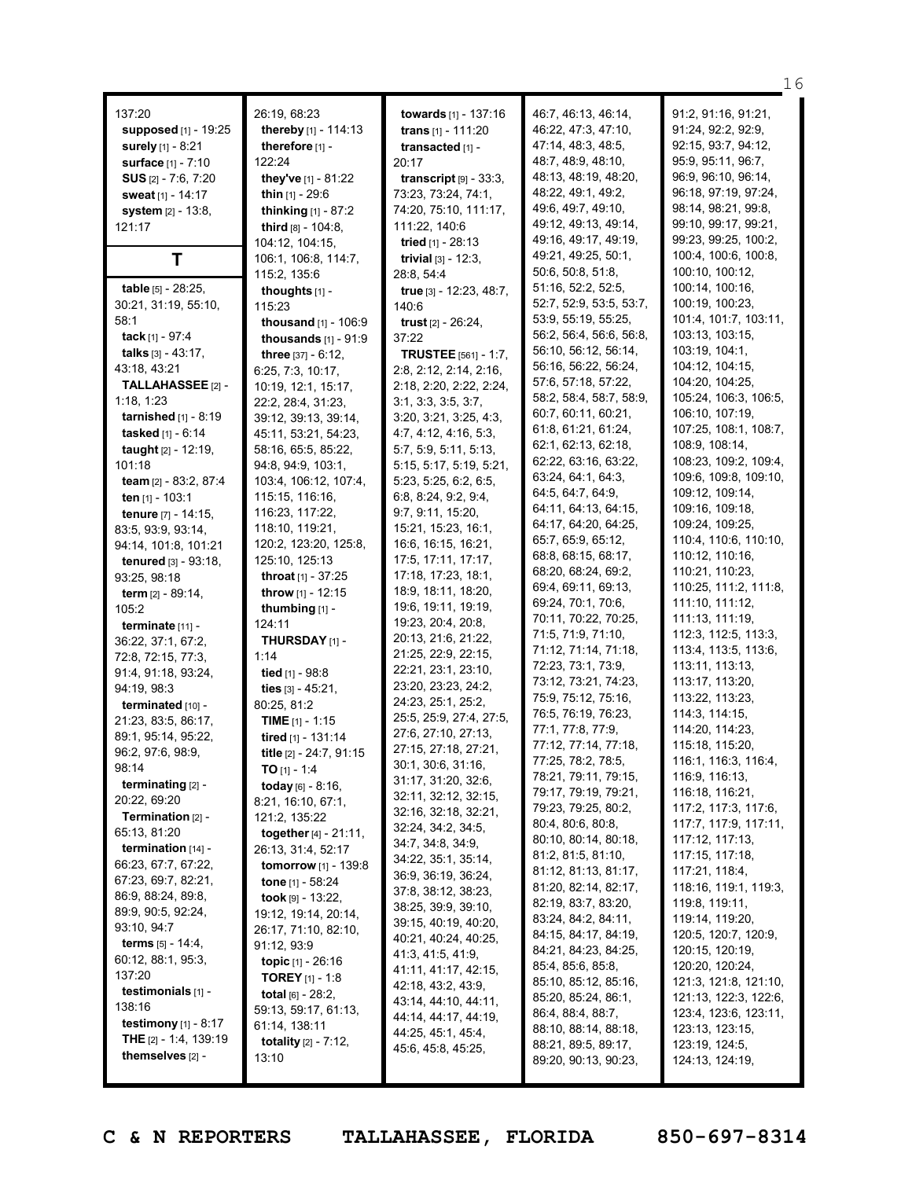137:20
**supposed** [1] - 19:25
**surely** [1] - 8:21
**surface** [1] - 7:10
**SUS** [2] - 7:6, 7:20
**sweat** [1] - 14:17
**system** [2] - 13:8, 121:17

## T

**table** [5] - 28:25, 30:21, 31:19, 55:10, 58:1
**tack** [1] - 97:4
**talks** [3] - 43:17, 43:18, 43:21
**TALLAHASSEE** [2] - 1:18, 1:23
**tarnished** [1] - 8:19
**tasked** [1] - 6:14
**taught** [2] - 12:19, 101:18
**team** [2] - 83:2, 87:4
**ten** [1] - 103:1
**tenure** [7] - 14:15, 83:5, 93:9, 93:14, 94:14, 101:8, 101:21
**tenured** [3] - 93:18, 93:25, 98:18
**term** [2] - 89:14, 105:2
**terminate** [11] - 36:22, 37:1, 67:2, 72:8, 72:15, 77:3, 91:4, 91:18, 93:24, 94:19, 98:3
**terminated** [10] - 21:23, 83:5, 86:17, 89:1, 95:14, 95:22, 96:2, 97:6, 98:9, 98:14
**terminating** [2] - 20:22, 69:20
**Termination** [2] - 65:13, 81:20
**termination** [14] - 66:23, 67:7, 67:22, 67:23, 69:7, 82:21, 86:9, 88:24, 89:8, 89:9, 90:5, 92:24, 93:10, 94:7
**terms** [5] - 14:4, 60:12, 88:1, 95:3, 137:20
**testimonials** [1] - 138:16
**testimony** [1] - 8:17
**THE** [2] - 1:4, 139:19
**themselves** [2] - 26:19, 68:23
**thereby** [1] - 114:13
**therefore** [1] - 122:24
**they've** [1] - 81:22
**thin** [1] - 29:6
**thinking** [1] - 87:2
**third** [8] - 104:8, 104:12, 104:15, 106:1, 106:8, 114:7, 115:2, 135:6
**thoughts** [1] - 115:23
**thousand** [1] - 106:9
**thousands** [1] - 91:9
**three** [37] - 6:12, 6:25, 7:3, 10:17, 10:19, 12:1, 15:17, 22:2, 28:4, 31:23, 39:12, 39:13, 39:14, 45:11, 53:21, 54:23, 58:16, 65:5, 85:22, 94:8, 94:9, 103:1, 103:4, 106:12, 107:4, 115:15, 116:16, 116:23, 117:22, 118:10, 119:21, 120:2, 123:20, 125:8, 125:10, 125:13
**throat** [1] - 37:25
**throw** [1] - 12:15
**thumbing** [1] - 124:11
**THURSDAY** [1] - 1:14
**tied** [1] - 98:8
**ties** [3] - 45:21, 80:25, 81:2
**TIME** [1] - 1:15
**tired** [1] - 131:14
**title** [2] - 24:7, 91:15
**TO** [1] - 1:4
**today** [6] - 8:16, 8:21, 16:10, 67:1, 121:2, 135:22
**together** [4] - 21:11, 26:13, 31:4, 52:17
**tomorrow** [1] - 139:8
**tone** [1] - 58:24
**took** [9] - 13:22, 19:12, 19:14, 20:14, 26:17, 71:10, 82:10, 91:12, 93:9
**topic** [1] - 26:16
**TOREY** [1] - 1:8
**total** [6] - 28:2, 59:13, 59:17, 61:13, 61:14, 138:11
**totality** [2] - 7:12, 13:10
**towards** [1] - 137:16
**trans** [1] - 111:20
**transacted** [1] - 20:17
**transcript** [9] - 33:3, 73:23, 73:24, 74:1, 74:20, 75:10, 111:17, 111:22, 140:6
**tried** [1] - 28:13
**trivial** [3] - 12:3, 28:8, 54:4
**true** [3] - 12:23, 48:7, 140:6
**trust** [2] - 26:24, 37:22
**TRUSTEE** [561] - 1:7, 2:8, 2:12, 2:14, 2:16, 2:18, 2:20, 2:22, 2:24, 3:1, 3:3, 3:5, 3:7, 3:20, 3:21, 3:25, 4:3, 4:7, 4:12, 4:16, 5:3, 5:7, 5:9, 5:11, 5:13, 5:15, 5:17, 5:19, 5:21, 5:23, 5:25, 6:2, 6:5, 6:8, 8:24, 9:2, 9:4, 9:7, 9:11, 15:20, 15:21, 15:23, 16:1, 16:6, 16:15, 16:21, 17:5, 17:11, 17:17, 17:18, 17:23, 18:1, 18:9, 18:11, 18:20, 19:6, 19:11, 19:19, 19:23, 20:4, 20:8, 20:13, 21:6, 21:22, 21:25, 22:9, 22:15, 22:21, 23:1, 23:10, 23:20, 23:23, 24:2, 24:23, 25:1, 25:2, 25:5, 25:9, 27:4, 27:5, 27:6, 27:10, 27:13, 27:15, 27:18, 27:21, 30:1, 30:6, 31:16, 31:17, 31:20, 32:6, 32:11, 32:12, 32:15, 32:16, 32:18, 32:21, 32:24, 34:2, 34:5, 34:7, 34:8, 34:9, 34:22, 35:1, 35:14, 36:9, 36:19, 36:24, 37:8, 38:12, 38:23, 38:25, 39:9, 39:10, 39:15, 40:19, 40:20, 40:21, 40:24, 40:25, 41:3, 41:5, 41:9, 41:11, 41:17, 42:15, 42:18, 43:2, 43:9, 43:14, 44:10, 44:11, 44:14, 44:17, 44:19, 44:25, 45:1, 45:4, 45:6, 45:8, 45:25, 46:7, 46:13, 46:14, 46:22, 47:3, 47:10, 47:14, 48:3, 48:5, 48:7, 48:9, 48:10, 48:13, 48:19, 48:20, 48:22, 49:1, 49:2, 49:6, 49:7, 49:10, 49:12, 49:13, 49:14, 49:16, 49:17, 49:19, 49:21, 49:25, 50:1, 50:6, 50:8, 51:8, 51:16, 52:2, 52:5, 52:7, 52:9, 53:5, 53:7, 53:9, 55:19, 55:25, 56:2, 56:4, 56:6, 56:8, 56:10, 56:12, 56:14, 56:16, 56:22, 56:24, 57:6, 57:18, 57:22, 58:2, 58:4, 58:7, 58:9, 60:7, 60:11, 60:21, 61:8, 61:21, 61:24, 62:1, 62:13, 62:18, 62:22, 63:16, 63:22, 63:24, 64:1, 64:3, 64:5, 64:7, 64:9, 64:11, 64:13, 64:15, 64:17, 64:20, 64:25, 65:7, 65:9, 65:12, 68:8, 68:15, 68:17, 68:20, 68:24, 69:2, 69:4, 69:11, 69:13, 69:24, 70:1, 70:6, 70:11, 70:22, 70:25, 71:5, 71:9, 71:10, 71:12, 71:14, 71:18, 72:23, 73:1, 73:9, 73:12, 73:21, 74:23, 75:9, 75:12, 75:16, 76:5, 76:19, 76:23, 77:1, 77:8, 77:9, 77:12, 77:14, 77:18, 77:25, 78:2, 78:5, 78:21, 79:11, 79:15, 79:17, 79:19, 79:21, 79:23, 79:25, 80:2, 80:4, 80:6, 80:8, 80:10, 80:14, 80:18, 81:2, 81:5, 81:10, 81:12, 81:13, 81:17, 81:20, 82:14, 82:17, 82:19, 83:7, 83:20, 83:24, 84:2, 84:11, 84:15, 84:17, 84:19, 84:21, 84:23, 84:25, 85:4, 85:6, 85:8, 85:10, 85:12, 85:16, 85:20, 85:24, 86:1, 86:4, 88:4, 88:7, 88:10, 88:14, 88:18, 88:21, 89:5, 89:17, 89:20, 90:13, 90:23, 91:2, 91:16, 91:21, 91:24, 92:2, 92:9, 92:15, 93:7, 94:12, 95:9, 95:11, 96:7, 96:9, 96:10, 96:14, 96:18, 97:19, 97:24, 98:14, 98:21, 99:8, 99:10, 99:17, 99:21, 99:23, 99:25, 100:2, 100:4, 100:6, 100:8, 100:10, 100:12, 100:14, 100:16, 100:19, 100:23, 101:4, 101:7, 103:11, 103:13, 103:15, 103:19, 104:1, 104:12, 104:15, 104:20, 104:25, 105:24, 106:3, 106:5, 106:10, 107:19, 107:25, 108:1, 108:7, 108:9, 108:14, 108:23, 109:2, 109:4, 109:6, 109:8, 109:10, 109:12, 109:14, 109:16, 109:18, 109:24, 109:25, 110:4, 110:6, 110:10, 110:12, 110:16, 110:21, 110:23, 110:25, 111:2, 111:8, 111:10, 111:12, 111:13, 111:19, 112:3, 112:5, 113:3, 113:4, 113:5, 113:6, 113:11, 113:13, 113:17, 113:20, 113:22, 113:23, 114:3, 114:15, 114:20, 114:23, 115:18, 115:20, 116:1, 116:3, 116:4, 116:9, 116:13, 116:18, 116:21, 117:2, 117:3, 117:6, 117:7, 117:9, 117:11, 117:12, 117:13, 117:15, 117:18, 117:21, 118:4, 118:16, 119:1, 119:3, 119:8, 119:11, 119:14, 119:20, 120:5, 120:7, 120:9, 120:15, 120:19, 120:20, 120:24, 121:3, 121:8, 121:10, 121:13, 122:3, 122:6, 123:4, 123:6, 123:11, 123:13, 123:15, 123:19, 124:5, 124:13, 124:19,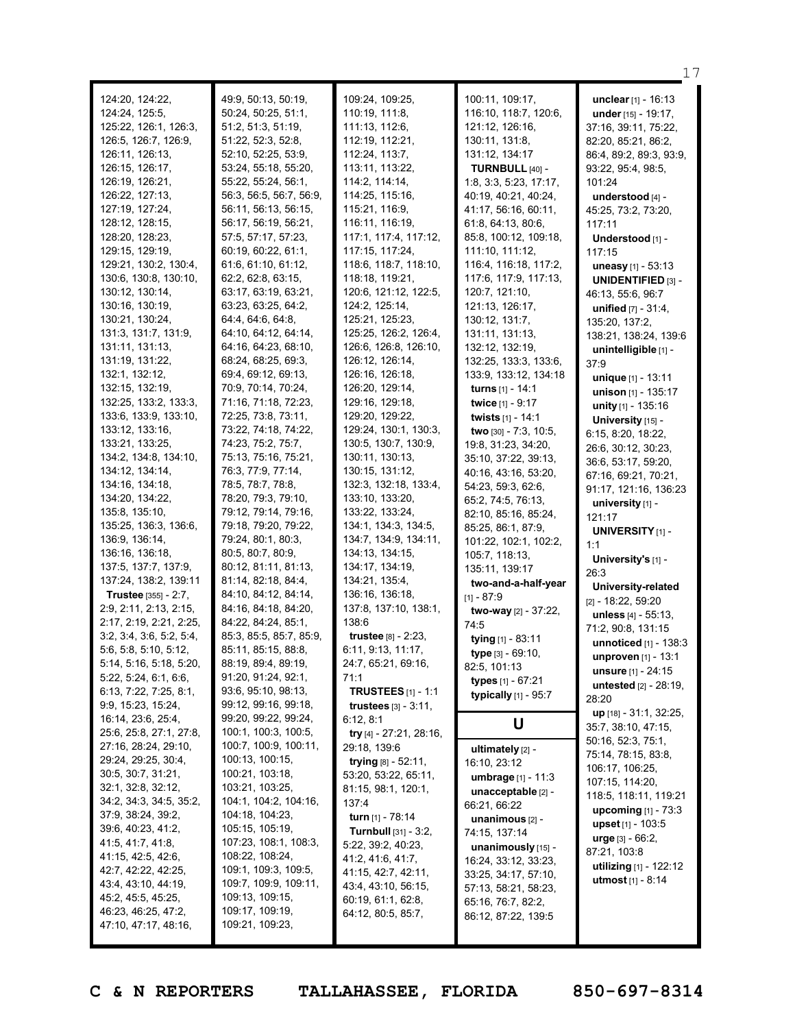124:20, 124:22, 124:24, 125:5, 125:22, 126:1, 126:3, 126:5, 126:7, 126:9, 126:11, 126:13, 126:15, 126:17, 126:19, 126:21, 126:22, 127:13, 127:19, 127:24, 128:12, 128:15, 128:20, 128:23, 129:15, 129:19, 129:21, 130:2, 130:4, 130:6, 130:8, 130:10, 130:12, 130:14, 130:16, 130:19, 130:21, 130:24, 131:3, 131:7, 131:9, 131:11, 131:13, 131:19, 131:22, 132:1, 132:12, 132:15, 132:19, 132:25, 133:2, 133:3, 133:6, 133:9, 133:10, 133:12, 133:16, 133:21, 133:25, 134:2, 134:8, 134:10, 134:12, 134:14, 134:16, 134:18, 134:20, 134:22, 135:8, 135:10, 135:25, 136:3, 136:6, 136:9, 136:14, 136:16, 136:18, 137:5, 137:7, 137:9, 137:24, 138:2, 139:11

**Trustee** [355] - 2:7, 2:9, 2:11, 2:13, 2:15, 2:17, 2:19, 2:21, 2:25, 3:2, 3:4, 3:6, 5:2, 5:4, 5:6, 5:8, 5:10, 5:12, 5:14, 5:16, 5:18, 5:20, 5:22, 5:24, 6:1, 6:6, 6:13, 7:22, 7:25, 8:1, 9:9, 15:23, 15:24, 16:14, 23:6, 25:4, 25:6, 25:8, 27:1, 27:8, 27:16, 28:24, 29:10, 29:24, 29:25, 30:4, 30:5, 30:7, 31:21, 32:1, 32:8, 32:12, 34:2, 34:3, 34:5, 35:2, 37:9, 38:24, 39:2, 39:6, 40:23, 41:2, 41:5, 41:7, 41:8, 41:15, 42:5, 42:6, 42:7, 42:22, 42:25, 43:4, 43:10, 44:19, 45:2, 45:5, 45:25, 46:23, 46:25, 47:2, 47:10, 47:17, 48:16, 49:9, 50:13, 50:19, 50:24, 50:25, 51:1, 51:2, 51:3, 51:19, 51:22, 52:3, 52:8, 52:10, 52:25, 53:9, 53:24, 55:18, 55:20, 55:22, 55:24, 56:1, 56:3, 56:5, 56:7, 56:9, 56:11, 56:13, 56:15, 56:17, 56:19, 56:21, 57:5, 57:17, 57:23, 60:19, 60:22, 61:1, 61:6, 61:10, 61:12, 62:2, 62:8, 63:15, 63:17, 63:19, 63:21, 63:23, 63:25, 64:2, 64:4, 64:6, 64:8, 64:10, 64:12, 64:14, 64:16, 64:23, 68:10, 68:24, 68:25, 69:3, 69:4, 69:12, 69:13, 70:9, 70:14, 70:24, 71:16, 71:18, 72:23, 72:25, 73:8, 73:11, 73:22, 74:18, 74:22, 74:23, 75:2, 75:7, 75:13, 75:16, 75:21, 76:3, 77:9, 77:14, 78:5, 78:7, 78:8, 78:20, 79:3, 79:10, 79:12, 79:14, 79:16, 79:18, 79:20, 79:22, 79:24, 80:1, 80:3, 80:5, 80:7, 80:9, 80:12, 81:11, 81:13, 81:14, 82:18, 84:4, 84:10, 84:12, 84:14, 84:16, 84:18, 84:20, 84:22, 84:24, 85:1, 85:3, 85:5, 85:7, 85:9, 85:11, 85:15, 88:8, 88:19, 89:4, 89:19, 91:20, 91:24, 92:1, 93:6, 95:10, 98:13, 99:12, 99:16, 99:18, 99:20, 99:22, 99:24, 100:1, 100:3, 100:5, 100:7, 100:9, 100:11, 100:13, 100:15, 100:21, 103:18, 103:21, 103:25, 104:1, 104:2, 104:16, 104:18, 104:23, 105:15, 105:19, 107:23, 108:1, 108:3, 108:22, 108:24, 109:1, 109:3, 109:5, 109:7, 109:9, 109:11, 109:13, 109:15, 109:17, 109:19, 109:21, 109:23, 109:24, 109:25, 110:19, 111:8, 111:13, 112:6, 112:19, 112:21, 112:24, 113:7, 113:11, 113:22, 114:2, 114:14, 114:25, 115:16, 115:21, 116:9, 116:11, 116:19, 117:1, 117:4, 117:12, 117:15, 117:24, 118:6, 118:7, 118:10, 118:18, 119:21, 120:6, 121:12, 122:5, 124:2, 125:14, 125:21, 125:23, 125:25, 126:2, 126:4, 126:6, 126:8, 126:10, 126:12, 126:14, 126:16, 126:18, 126:20, 129:14, 129:16, 129:18, 129:20, 129:22, 129:24, 130:1, 130:3, 130:5, 130:7, 130:9, 130:11, 130:13, 130:15, 131:12, 132:3, 132:18, 133:4, 133:10, 133:20, 133:22, 133:24, 134:1, 134:3, 134:5, 134:7, 134:9, 134:11, 134:13, 134:15, 134:17, 134:19, 134:21, 135:4, 136:16, 136:18, 137:8, 137:10, 138:1, 138:6

**trustee** [8] - 2:23, 6:11, 9:13, 11:17, 24:7, 65:21, 69:16, 71:1

**TRUSTEES** [1] - 1:1

**trustees** [3] - 3:11, 6:12, 8:1

**try** [4] - 27:21, 28:16, 29:18, 139:6

**trying** [8] - 52:11, 53:20, 53:22, 65:11, 81:15, 98:1, 120:1, 137:4

**turn** [1] - 78:14

**Turnbull** [31] - 3:2, 5:22, 39:2, 40:23, 41:2, 41:6, 41:7, 41:15, 42:7, 42:11, 43:4, 43:10, 56:15, 60:19, 61:1, 62:8, 64:12, 80:5, 85:7, 100:11, 109:17, 116:10, 118:7, 120:6, 121:12, 126:16, 130:11, 131:8, 131:12, 134:17

**TURNBULL** [40] - 1:8, 3:3, 5:23, 17:17, 40:19, 40:21, 40:24, 41:17, 56:16, 60:11, 61:8, 64:13, 80:6, 85:8, 100:12, 109:18, 111:10, 111:12, 116:4, 116:18, 117:2, 117:6, 117:9, 117:13, 120:7, 121:10, 121:13, 126:17, 130:12, 131:7, 131:11, 131:13, 132:12, 132:19, 132:25, 133:3, 133:6, 133:9, 133:12, 134:18

**turns** [1] - 14:1

**twice** [1] - 9:17

**twists** [1] - 14:1

**two** [30] - 7:3, 10:5, 19:8, 31:23, 34:20, 35:10, 37:22, 39:13, 40:16, 43:16, 53:20, 54:23, 59:3, 62:6, 65:2, 74:5, 76:13, 82:10, 85:16, 85:24, 85:25, 86:1, 87:9, 101:22, 102:1, 102:2, 105:7, 118:13, 135:11, 139:17

**two-and-a-half-year** [1] - 87:9

**two-way** [2] - 37:22, 74:5

**tying** [1] - 83:11

**type** [3] - 69:10, 82:5, 101:13

**types** [1] - 67:21

**typically** [1] - 95:7

## U

**ultimately** [2] - 16:10, 23:12

**umbrage** [1] - 11:3

**unacceptable** [2] - 66:21, 66:22

**unanimous** [2] - 74:15, 137:14

**unanimously** [15] - 16:24, 33:12, 33:23, 33:25, 34:17, 57:10, 57:13, 58:21, 58:23, 65:16, 76:7, 82:2, 86:12, 87:22, 139:5

**unclear** [1] - 16:13

**under** [15] - 19:17, 37:16, 39:11, 75:22, 82:20, 85:21, 86:2, 86:4, 89:2, 89:3, 93:9, 93:22, 95:4, 98:5, 101:24

**understood** [4] - 45:25, 73:2, 73:20, 117:11

**Understood** [1] - 117:15

**uneasy** [1] - 53:13

**UNIDENTIFIED** [3] - 46:13, 55:6, 96:7

**unified** [7] - 31:4, 135:20, 137:2, 138:21, 138:24, 139:6

**unintelligible** [1] - 37:9

**unique** [1] - 13:11

**unison** [1] - 135:17

**unity** [1] - 135:16

**University** [15] - 6:15, 8:20, 18:22, 26:6, 30:12, 30:23, 36:6, 53:17, 59:20, 67:16, 69:21, 70:21, 91:17, 121:16, 136:23

**university** [1] - 121:17

**UNIVERSITY** [1] - 1:1

**University's** [1] - 26:3

**University-related** [2] - 18:22, 59:20

**unless** [4] - 55:13, 71:2, 90:8, 131:15

**unnoticed** [1] - 138:3

**unproven** [1] - 13:1

**unsure** [1] - 24:15

**untested** [2] - 28:19, 28:20

**up** [18] - 31:1, 32:25, 35:7, 38:10, 47:15, 50:16, 52:3, 75:1, 75:14, 78:15, 83:8, 106:17, 106:25, 107:15, 114:20, 118:5, 118:11, 119:21

**upcoming** [1] - 73:3

**upset** [1] - 103:5

**urge** [3] - 66:2, 87:21, 103:8

**utilizing** [1] - 122:12

**utmost** [1] - 8:14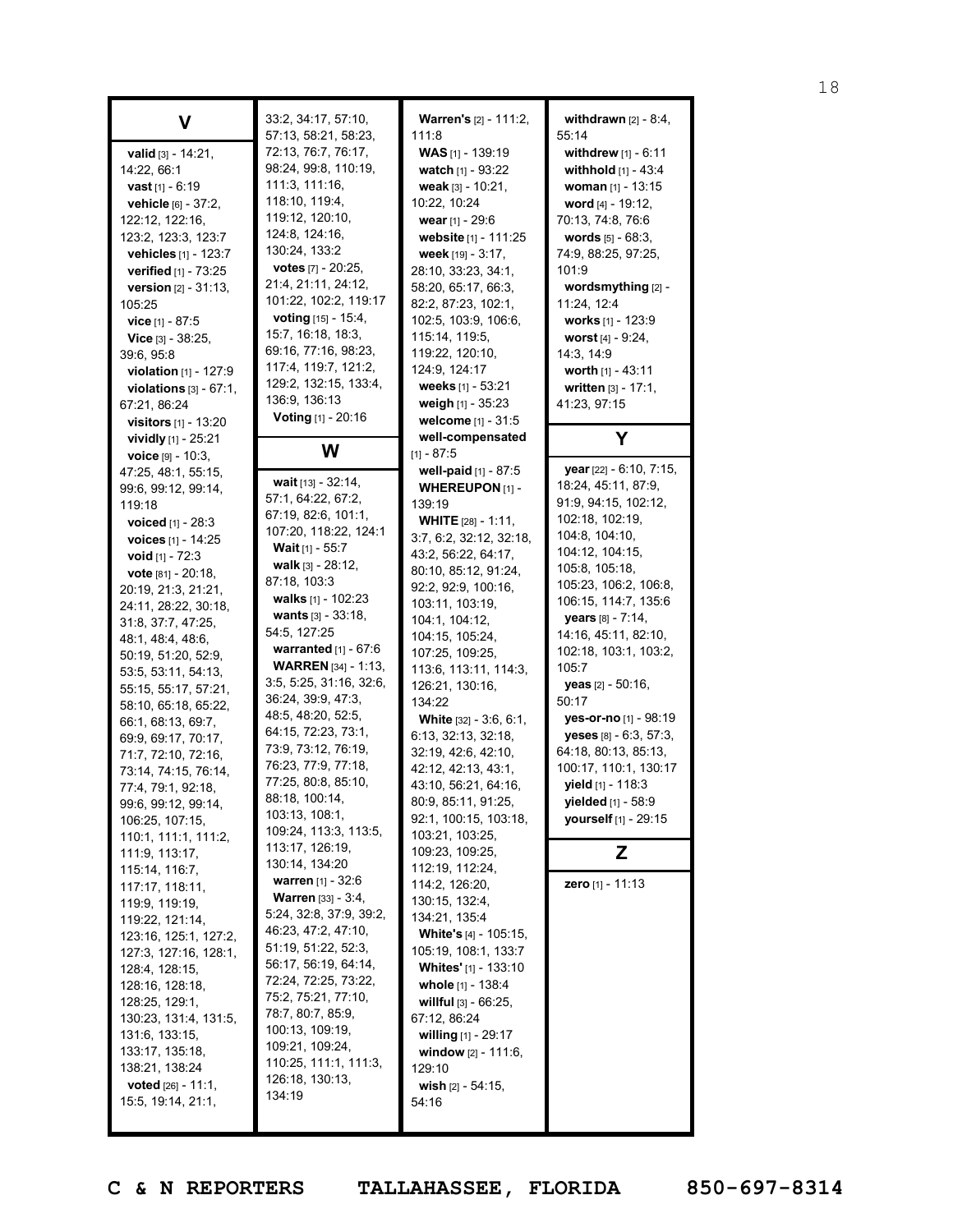## V

**valid** [3] - 14:21, 14:22, 66:1
**vast** [1] - 6:19
**vehicle** [6] - 37:2, 122:12, 122:16, 123:2, 123:3, 123:7
**vehicles** [1] - 123:7
**verified** [1] - 73:25
**version** [2] - 31:13, 105:25
**vice** [1] - 87:5
**Vice** [3] - 38:25, 39:6, 95:8
**violation** [1] - 127:9
**violations** [3] - 67:1, 67:21, 86:24
**visitors** [1] - 13:20
**vividly** [1] - 25:21
**voice** [9] - 10:3, 47:25, 48:1, 55:15, 99:6, 99:12, 99:14, 119:18
**voiced** [1] - 28:3
**voices** [1] - 14:25
**void** [1] - 72:3
**vote** [81] - 20:18, 20:19, 21:3, 21:21, 24:11, 28:22, 30:18, 31:8, 37:7, 47:25, 48:1, 48:4, 48:6, 50:19, 51:20, 52:9, 53:5, 53:11, 54:13, 55:15, 55:17, 57:21, 58:10, 65:18, 65:22, 66:1, 68:13, 69:7, 69:9, 69:17, 70:17, 71:7, 72:10, 72:16, 73:14, 74:15, 76:14, 77:4, 79:1, 92:18, 99:6, 99:12, 99:14, 106:25, 107:15, 110:1, 111:1, 111:2, 111:9, 113:17, 115:14, 116:7, 117:17, 118:11, 119:9, 119:19, 119:22, 121:14, 123:16, 125:1, 127:2, 127:3, 127:16, 128:1, 128:4, 128:15, 128:16, 128:18, 128:25, 129:1, 130:23, 131:4, 131:5, 131:6, 133:15, 133:17, 135:18, 138:21, 138:24
**voted** [26] - 11:1, 15:5, 19:14, 21:1, 33:2, 34:17, 57:10, 57:13, 58:21, 58:23, 72:13, 76:7, 76:17, 98:24, 99:8, 110:19, 111:3, 111:16, 118:10, 119:4, 119:12, 120:10, 124:8, 124:16, 130:24, 133:2
**votes** [7] - 20:25, 21:4, 21:11, 24:12, 101:22, 102:2, 119:17
**voting** [15] - 15:4, 15:7, 16:18, 18:3, 69:16, 77:16, 98:23, 117:4, 119:7, 121:2, 129:2, 132:15, 133:4, 136:9, 136:13
**Voting** [1] - 20:16

## W

**wait** [13] - 32:14, 57:1, 64:22, 67:2, 67:19, 82:6, 101:1, 107:20, 118:22, 124:1
**Wait** [1] - 55:7
**walk** [3] - 28:12, 87:18, 103:3
**walks** [1] - 102:23
**wants** [3] - 33:18, 54:5, 127:25
**warranted** [1] - 67:6
**WARREN** [34] - 1:13, 3:5, 5:25, 31:16, 32:6, 36:24, 39:9, 47:3, 48:5, 48:20, 52:5, 64:15, 72:23, 73:1, 73:9, 73:12, 76:19, 76:23, 77:9, 77:18, 77:25, 80:8, 85:10, 88:18, 100:14, 103:13, 108:1, 109:24, 113:3, 113:5, 113:17, 126:19, 130:14, 134:20
**warren** [1] - 32:6
**Warren** [33] - 3:4, 5:24, 32:8, 37:9, 39:2, 46:23, 47:2, 47:10, 51:19, 51:22, 52:3, 56:17, 56:19, 64:14, 72:24, 72:25, 73:22, 75:2, 75:21, 77:10, 78:7, 80:7, 85:9, 100:13, 109:19, 109:21, 109:24, 110:25, 111:1, 111:3, 126:18, 130:13, 134:19
**Warren's** [2] - 111:2, 111:8
**WAS** [1] - 139:19
**watch** [1] - 93:22
**weak** [3] - 10:21, 10:22, 10:24
**wear** [1] - 29:6
**website** [1] - 111:25
**week** [19] - 3:17, 28:10, 33:23, 34:1, 58:20, 65:17, 66:3, 82:2, 87:23, 102:1, 102:5, 103:9, 106:6, 115:14, 119:5, 119:22, 120:10, 124:9, 124:17
**weeks** [1] - 53:21
**weigh** [1] - 35:23
**welcome** [1] - 31:5
**well-compensated** [1] - 87:5
**well-paid** [1] - 87:5
**WHEREUPON** [1] - 139:19
**WHITE** [28] - 1:11, 3:7, 6:2, 32:12, 32:18, 43:2, 56:22, 64:17, 80:10, 85:12, 91:24, 92:2, 92:9, 100:16, 103:11, 103:19, 104:1, 104:12, 104:15, 105:24, 107:25, 109:25, 113:6, 113:11, 114:3, 126:21, 130:16, 134:22
**White** [32] - 3:6, 6:1, 6:13, 32:13, 32:18, 32:19, 42:6, 42:10, 42:12, 42:13, 43:1, 43:10, 56:21, 64:16, 80:9, 85:11, 91:25, 92:1, 100:15, 103:18, 103:21, 103:25, 109:23, 109:25, 112:19, 112:24, 114:2, 126:20, 130:15, 132:4, 134:21, 135:4
**White's** [4] - 105:15, 105:19, 108:1, 133:7
**Whites'** [1] - 133:10
**whole** [1] - 138:4
**willful** [3] - 66:25, 67:12, 86:24
**willing** [1] - 29:17
**window** [2] - 111:6, 129:10
**wish** [2] - 54:15, 54:16
**withdrawn** [2] - 8:4, 55:14
**withdrew** [1] - 6:11
**withhold** [1] - 43:4
**woman** [1] - 13:15
**word** [4] - 19:12, 70:13, 74:8, 76:6
**words** [5] - 68:3, 74:9, 88:25, 97:25, 101:9
**wordsmything** [2] - 11:24, 12:4
**works** [1] - 123:9
**worst** [4] - 9:24, 14:3, 14:9
**worth** [1] - 43:11
**written** [3] - 17:1, 41:23, 97:15

## Y

**year** [22] - 6:10, 7:15, 18:24, 45:11, 87:9, 91:9, 94:15, 102:12, 102:18, 102:19, 104:8, 104:10, 104:12, 104:15, 105:8, 105:18, 105:23, 106:2, 106:8, 106:15, 114:7, 135:6
**years** [8] - 7:14, 14:16, 45:11, 82:10, 102:18, 103:1, 103:2, 105:7
**yeas** [2] - 50:16, 50:17
**yes-or-no** [1] - 98:19
**yeses** [8] - 6:3, 57:3, 64:18, 80:13, 85:13, 100:17, 110:1, 130:17
**yield** [1] - 118:3
**yielded** [1] - 58:9
**yourself** [1] - 29:15

## Z

**zero** [1] - 11:13